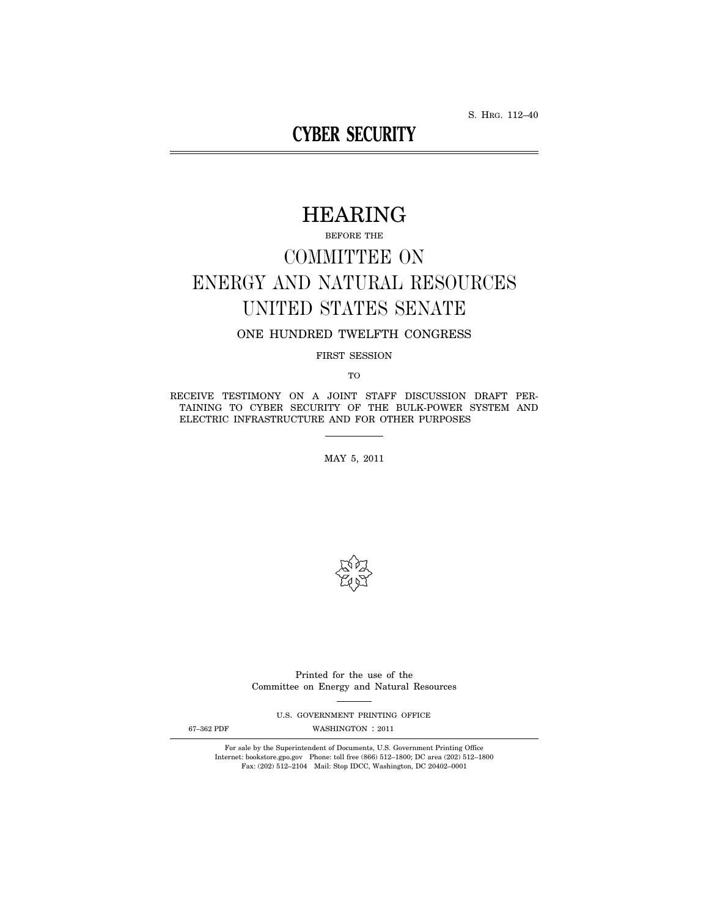S. HRG. 112–40

# CYBER SECURITY

# HEARING

BEFORE THE

## COMMITTEE ON ENERGY AND NATURAL RESOURCES UNITED STATES SENATE

ONE HUNDRED TWELFTH CONGRESS

FIRST SESSION

TO

RECEIVE TESTIMONY ON A JOINT STAFF DISCUSSION DRAFT PERTAINING TO CYBER SECURITY OF THE BULK-POWER SYSTEM AND ELECTRIC INFRASTRUCTURE AND FOR OTHER PURPOSES

MAY 5, 2011

Printed for the use of the Committee on Energy and Natural Resources

U.S. GOVERNMENT PRINTING OFFICE

67–362 PDF WASHINGTON : 2011

For sale by the Superintendent of Documents, U.S. Government Printing Office
Internet: bookstore.gpo.gov Phone: toll free (866) 512–1800; DC area (202) 512–1800
Fax: (202) 512–2104 Mail: Stop IDCC, Washington, DC 20402–0001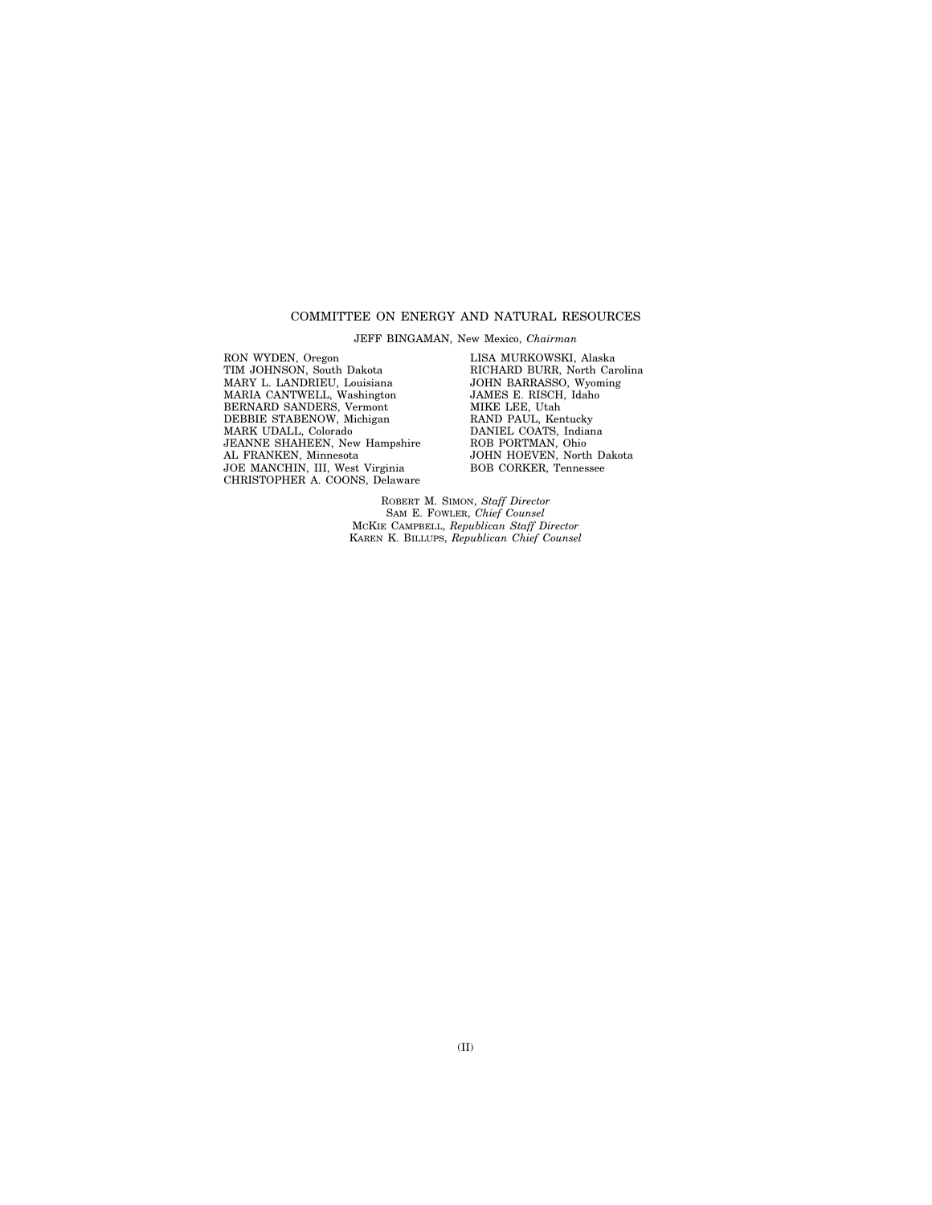COMMITTEE ON ENERGY AND NATURAL RESOURCES

JEFF BINGAMAN, New Mexico, *Chairman*

RON WYDEN, Oregon
TIM JOHNSON, South Dakota
MARY L. LANDRIEU, Louisiana
MARIA CANTWELL, Washington
BERNARD SANDERS, Vermont
DEBBIE STABENOW, Michigan
MARK UDALL, Colorado
JEANNE SHAHEEN, New Hampshire
AL FRANKEN, Minnesota
JOE MANCHIN, III, West Virginia
CHRISTOPHER A. COONS, Delaware

LISA MURKOWSKI, Alaska
RICHARD BURR, North Carolina
JOHN BARRASSO, Wyoming
JAMES E. RISCH, Idaho
MIKE LEE, Utah
RAND PAUL, Kentucky
DANIEL COATS, Indiana
ROB PORTMAN, Ohio
JOHN HOEVEN, North Dakota
BOB CORKER, Tennessee

ROBERT M. SIMON, *Staff Director*
SAM E. FOWLER, *Chief Counsel*
MCKIE CAMPBELL, *Republican Staff Director*
KAREN K. BILLUPS, *Republican Chief Counsel*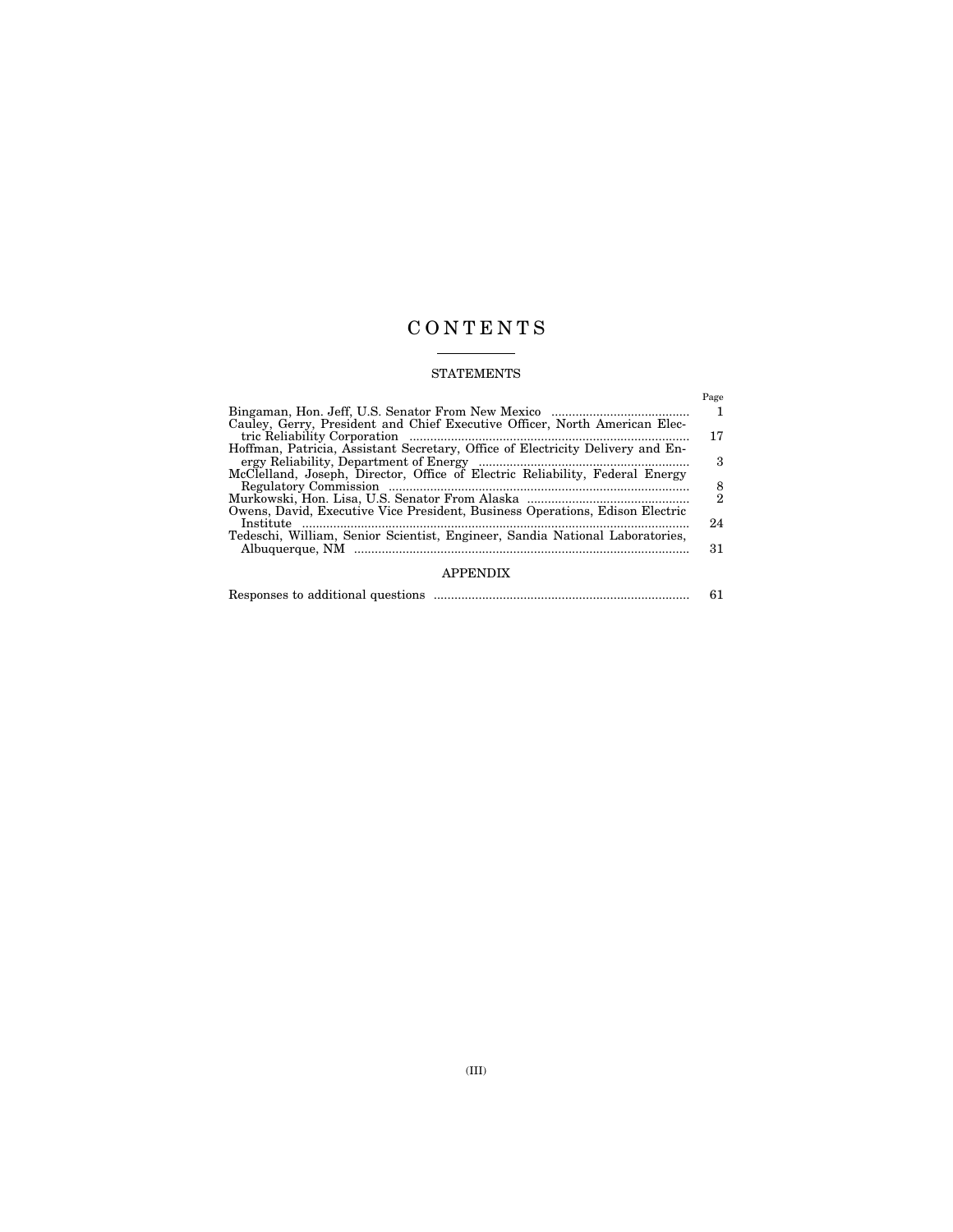# CONTENTS

## STATEMENTS

| | Page |
|---|---|
| Bingaman, Hon. Jeff, U.S. Senator From New Mexico | 1 |
| Cauley, Gerry, President and Chief Executive Officer, North American Electric Reliability Corporation | 17 |
| Hoffman, Patricia, Assistant Secretary, Office of Electricity Delivery and Energy Reliability, Department of Energy | 3 |
| McClelland, Joseph, Director, Office of Electric Reliability, Federal Energy Regulatory Commission | 8 |
| Murkowski, Hon. Lisa, U.S. Senator From Alaska | 2 |
| Owens, David, Executive Vice President, Business Operations, Edison Electric Institute | 24 |
| Tedeschi, William, Senior Scientist, Engineer, Sandia National Laboratories, Albuquerque, NM | 31 |

## APPENDIX

| | |
|---|---|
| Responses to additional questions | 61 |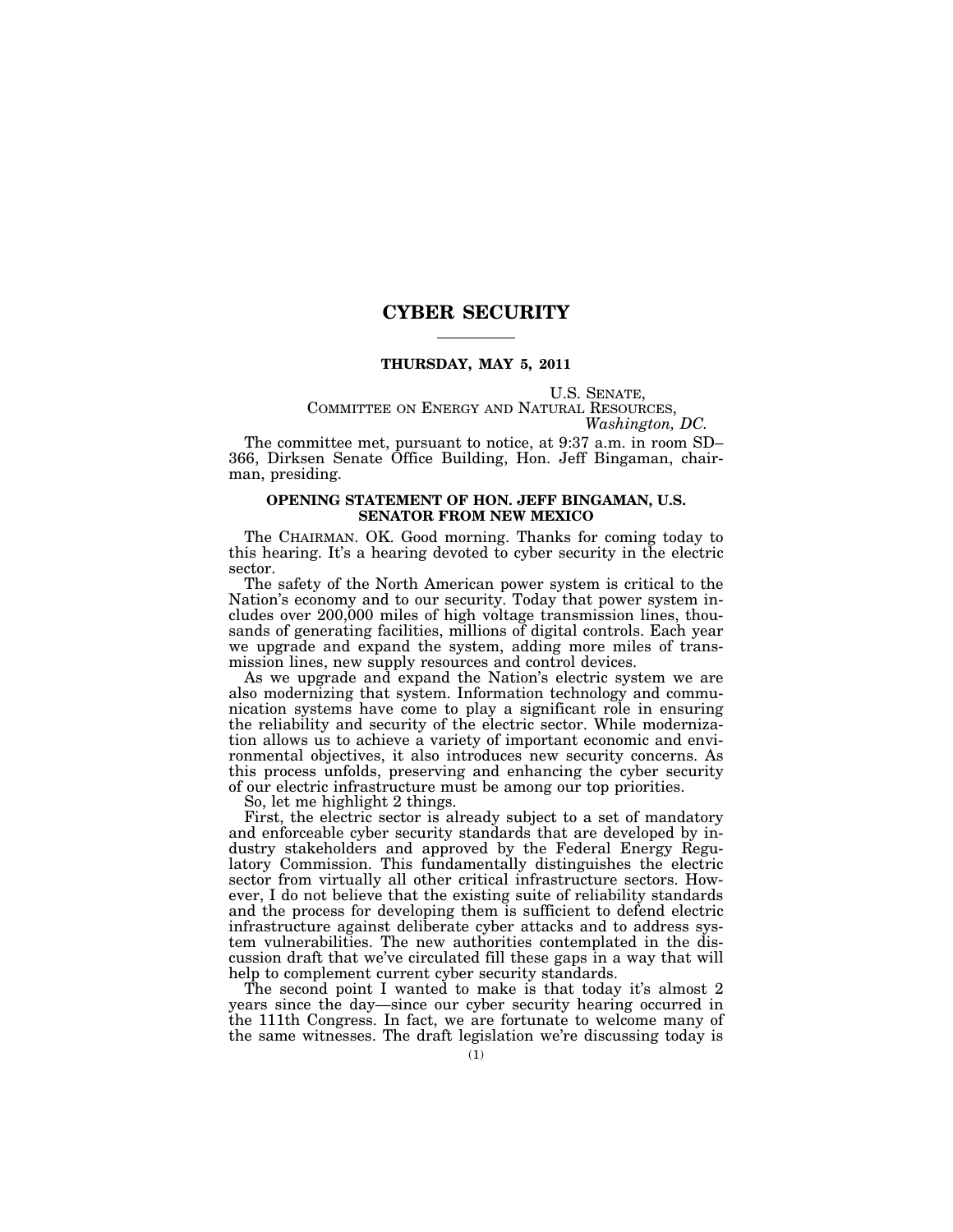# CYBER SECURITY

**THURSDAY, MAY 5, 2011**

U.S. SENATE,
COMMITTEE ON ENERGY AND NATURAL RESOURCES,
*Washington, DC.*

The committee met, pursuant to notice, at 9:37 a.m. in room SD–366, Dirksen Senate Office Building, Hon. Jeff Bingaman, chairman, presiding.

## OPENING STATEMENT OF HON. JEFF BINGAMAN, U.S. SENATOR FROM NEW MEXICO

The CHAIRMAN. OK. Good morning. Thanks for coming today to this hearing. It's a hearing devoted to cyber security in the electric sector.

The safety of the North American power system is critical to the Nation's economy and to our security. Today that power system includes over 200,000 miles of high voltage transmission lines, thousands of generating facilities, millions of digital controls. Each year we upgrade and expand the system, adding more miles of transmission lines, new supply resources and control devices.

As we upgrade and expand the Nation's electric system we are also modernizing that system. Information technology and communication systems have come to play a significant role in ensuring the reliability and security of the electric sector. While modernization allows us to achieve a variety of important economic and environmental objectives, it also introduces new security concerns. As this process unfolds, preserving and enhancing the cyber security of our electric infrastructure must be among our top priorities.

So, let me highlight 2 things.

First, the electric sector is already subject to a set of mandatory and enforceable cyber security standards that are developed by industry stakeholders and approved by the Federal Energy Regulatory Commission. This fundamentally distinguishes the electric sector from virtually all other critical infrastructure sectors. However, I do not believe that the existing suite of reliability standards and the process for developing them is sufficient to defend electric infrastructure against deliberate cyber attacks and to address system vulnerabilities. The new authorities contemplated in the discussion draft that we've circulated fill these gaps in a way that will help to complement current cyber security standards.

The second point I wanted to make is that today it's almost 2 years since the day—since our cyber security hearing occurred in the 111th Congress. In fact, we are fortunate to welcome many of the same witnesses. The draft legislation we're discussing today is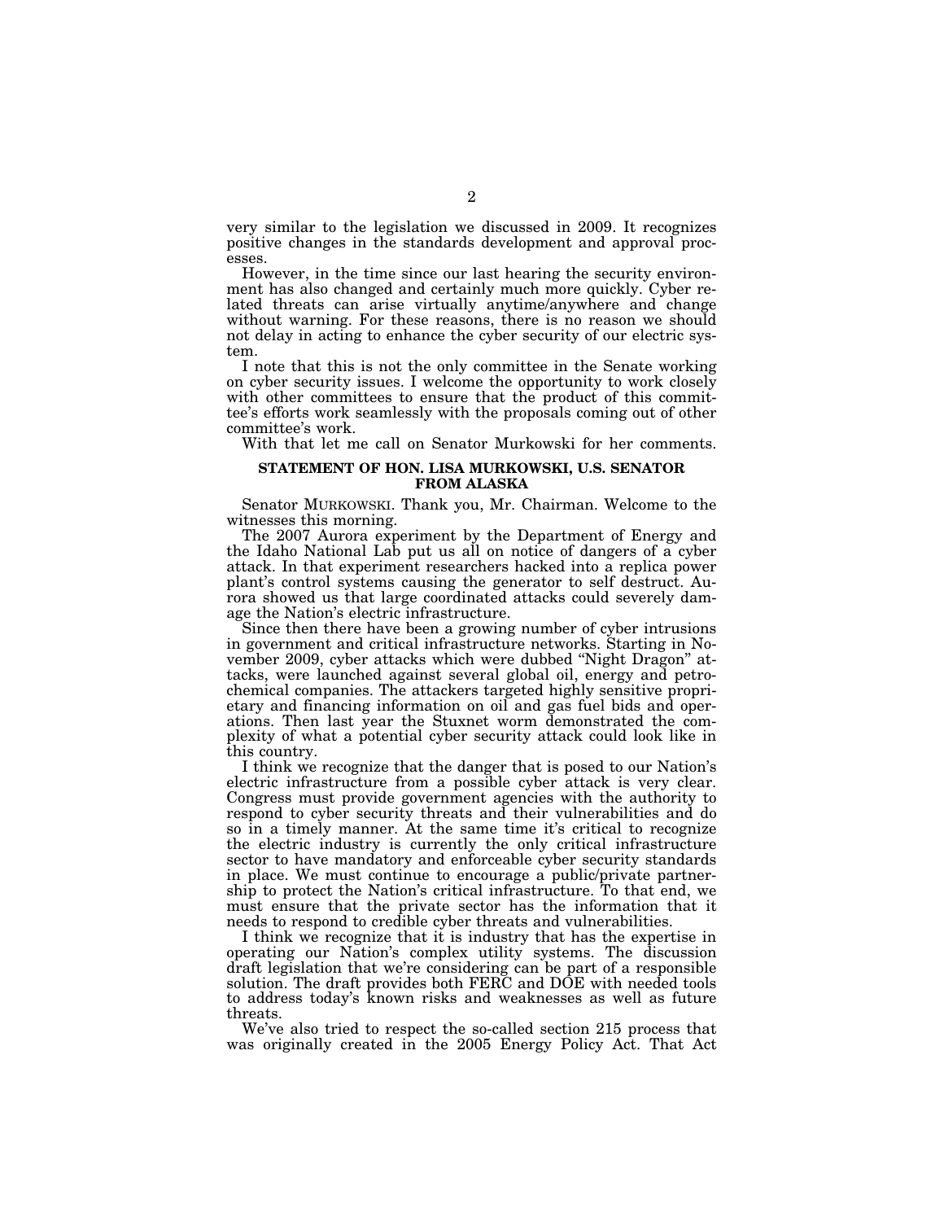very similar to the legislation we discussed in 2009. It recognizes positive changes in the standards development and approval processes.

However, in the time since our last hearing the security environment has also changed and certainly much more quickly. Cyber related threats can arise virtually anytime/anywhere and change without warning. For these reasons, there is no reason we should not delay in acting to enhance the cyber security of our electric system.

I note that this is not the only committee in the Senate working on cyber security issues. I welcome the opportunity to work closely with other committees to ensure that the product of this committee's efforts work seamlessly with the proposals coming out of other committee's work.

With that let me call on Senator Murkowski for her comments.

## STATEMENT OF HON. LISA MURKOWSKI, U.S. SENATOR FROM ALASKA

Senator MURKOWSKI. Thank you, Mr. Chairman. Welcome to the witnesses this morning.

The 2007 Aurora experiment by the Department of Energy and the Idaho National Lab put us all on notice of dangers of a cyber attack. In that experiment researchers hacked into a replica power plant's control systems causing the generator to self destruct. Aurora showed us that large coordinated attacks could severely damage the Nation's electric infrastructure.

Since then there have been a growing number of cyber intrusions in government and critical infrastructure networks. Starting in November 2009, cyber attacks which were dubbed "Night Dragon" attacks, were launched against several global oil, energy and petrochemical companies. The attackers targeted highly sensitive proprietary and financing information on oil and gas fuel bids and operations. Then last year the Stuxnet worm demonstrated the complexity of what a potential cyber security attack could look like in this country.

I think we recognize that the danger that is posed to our Nation's electric infrastructure from a possible cyber attack is very clear. Congress must provide government agencies with the authority to respond to cyber security threats and their vulnerabilities and do so in a timely manner. At the same time it's critical to recognize the electric industry is currently the only critical infrastructure sector to have mandatory and enforceable cyber security standards in place. We must continue to encourage a public/private partnership to protect the Nation's critical infrastructure. To that end, we must ensure that the private sector has the information that it needs to respond to credible cyber threats and vulnerabilities.

I think we recognize that it is industry that has the expertise in operating our Nation's complex utility systems. The discussion draft legislation that we're considering can be part of a responsible solution. The draft provides both FERC and DOE with needed tools to address today's known risks and weaknesses as well as future threats.

We've also tried to respect the so-called section 215 process that was originally created in the 2005 Energy Policy Act. That Act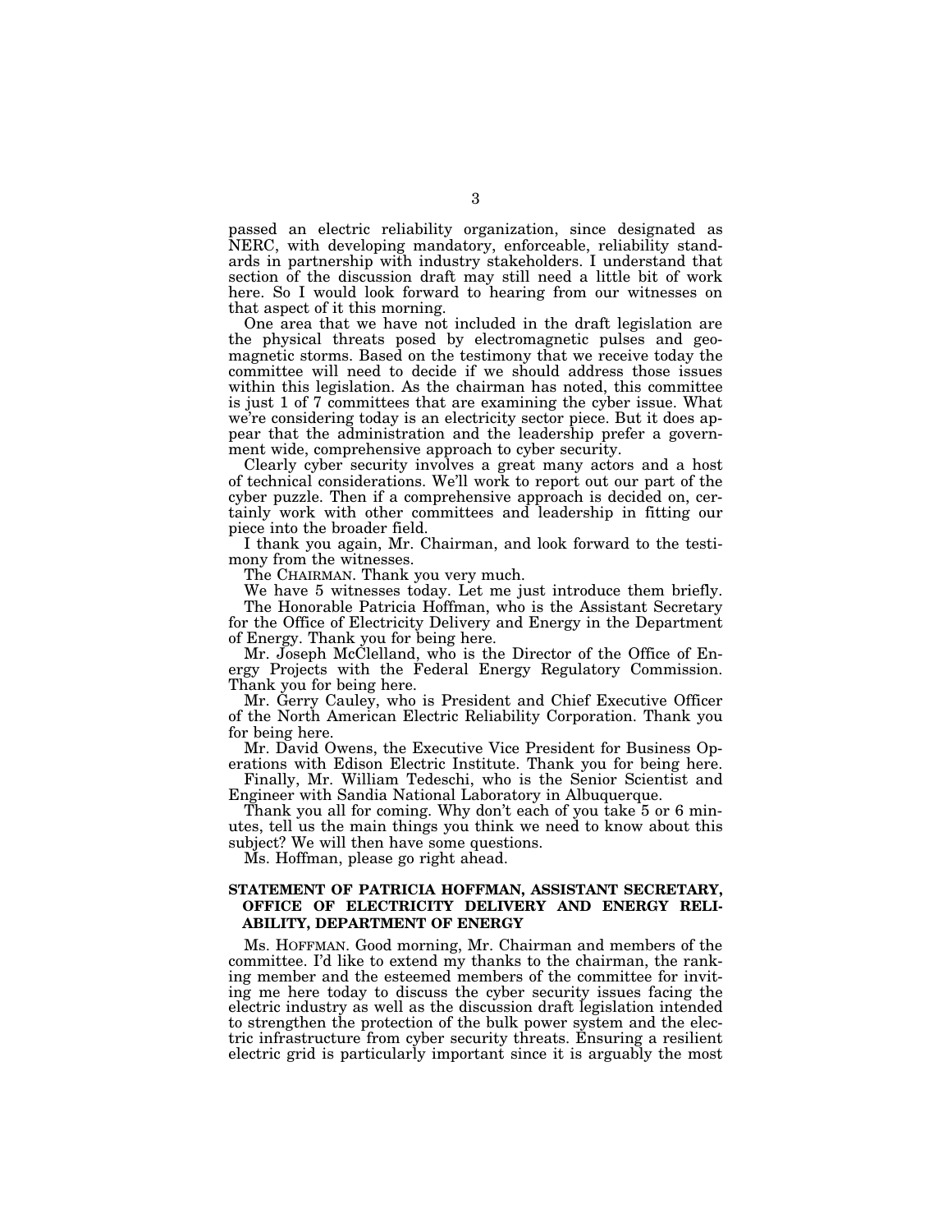passed an electric reliability organization, since designated as NERC, with developing mandatory, enforceable, reliability standards in partnership with industry stakeholders. I understand that section of the discussion draft may still need a little bit of work here. So I would look forward to hearing from our witnesses on that aspect of it this morning.

One area that we have not included in the draft legislation are the physical threats posed by electromagnetic pulses and geomagnetic storms. Based on the testimony that we receive today the committee will need to decide if we should address those issues within this legislation. As the chairman has noted, this committee is just 1 of 7 committees that are examining the cyber issue. What we're considering today is an electricity sector piece. But it does appear that the administration and the leadership prefer a government wide, comprehensive approach to cyber security.

Clearly cyber security involves a great many actors and a host of technical considerations. We'll work to report out our part of the cyber puzzle. Then if a comprehensive approach is decided on, certainly work with other committees and leadership in fitting our piece into the broader field.

I thank you again, Mr. Chairman, and look forward to the testimony from the witnesses.

The CHAIRMAN. Thank you very much.

We have 5 witnesses today. Let me just introduce them briefly.

The Honorable Patricia Hoffman, who is the Assistant Secretary for the Office of Electricity Delivery and Energy in the Department of Energy. Thank you for being here.

Mr. Joseph McClelland, who is the Director of the Office of Energy Projects with the Federal Energy Regulatory Commission. Thank you for being here.

Mr. Gerry Cauley, who is President and Chief Executive Officer of the North American Electric Reliability Corporation. Thank you for being here.

Mr. David Owens, the Executive Vice President for Business Operations with Edison Electric Institute. Thank you for being here.

Finally, Mr. William Tedeschi, who is the Senior Scientist and Engineer with Sandia National Laboratory in Albuquerque.

Thank you all for coming. Why don't each of you take 5 or 6 minutes, tell us the main things you think we need to know about this subject? We will then have some questions.

Ms. Hoffman, please go right ahead.

## STATEMENT OF PATRICIA HOFFMAN, ASSISTANT SECRETARY, OFFICE OF ELECTRICITY DELIVERY AND ENERGY RELIABILITY, DEPARTMENT OF ENERGY

Ms. HOFFMAN. Good morning, Mr. Chairman and members of the committee. I'd like to extend my thanks to the chairman, the ranking member and the esteemed members of the committee for inviting me here today to discuss the cyber security issues facing the electric industry as well as the discussion draft legislation intended to strengthen the protection of the bulk power system and the electric infrastructure from cyber security threats. Ensuring a resilient electric grid is particularly important since it is arguably the most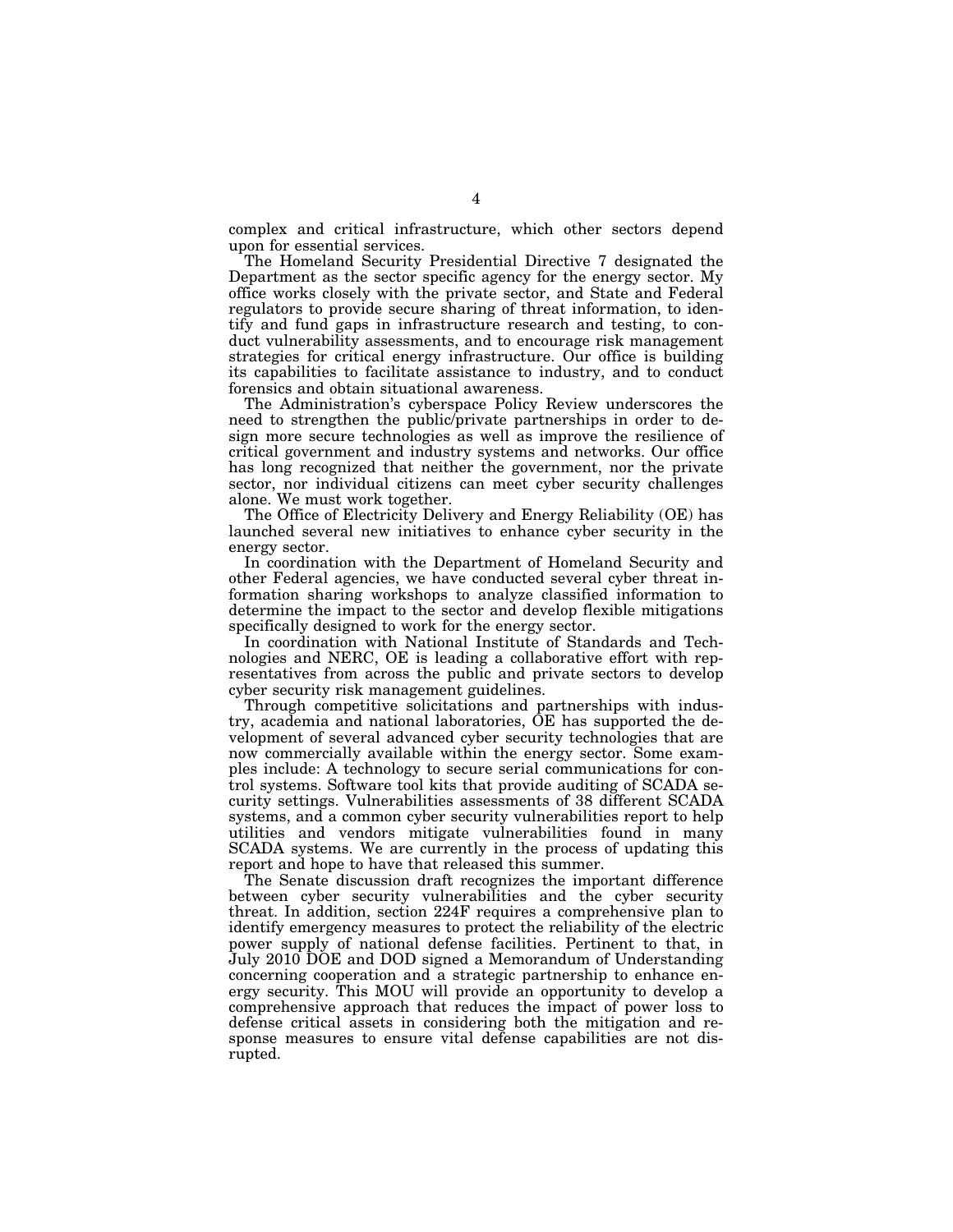complex and critical infrastructure, which other sectors depend upon for essential services.

The Homeland Security Presidential Directive 7 designated the Department as the sector specific agency for the energy sector. My office works closely with the private sector, and State and Federal regulators to provide secure sharing of threat information, to identify and fund gaps in infrastructure research and testing, to conduct vulnerability assessments, and to encourage risk management strategies for critical energy infrastructure. Our office is building its capabilities to facilitate assistance to industry, and to conduct forensics and obtain situational awareness.

The Administration's cyberspace Policy Review underscores the need to strengthen the public/private partnerships in order to design more secure technologies as well as improve the resilience of critical government and industry systems and networks. Our office has long recognized that neither the government, nor the private sector, nor individual citizens can meet cyber security challenges alone. We must work together.

The Office of Electricity Delivery and Energy Reliability (OE) has launched several new initiatives to enhance cyber security in the energy sector.

In coordination with the Department of Homeland Security and other Federal agencies, we have conducted several cyber threat information sharing workshops to analyze classified information to determine the impact to the sector and develop flexible mitigations specifically designed to work for the energy sector.

In coordination with National Institute of Standards and Technologies and NERC, OE is leading a collaborative effort with representatives from across the public and private sectors to develop cyber security risk management guidelines.

Through competitive solicitations and partnerships with industry, academia and national laboratories, OE has supported the development of several advanced cyber security technologies that are now commercially available within the energy sector. Some examples include: A technology to secure serial communications for control systems. Software tool kits that provide auditing of SCADA security settings. Vulnerabilities assessments of 38 different SCADA systems, and a common cyber security vulnerabilities report to help utilities and vendors mitigate vulnerabilities found in many SCADA systems. We are currently in the process of updating this report and hope to have that released this summer.

The Senate discussion draft recognizes the important difference between cyber security vulnerabilities and the cyber security threat. In addition, section 224F requires a comprehensive plan to identify emergency measures to protect the reliability of the electric power supply of national defense facilities. Pertinent to that, in July 2010 DOE and DOD signed a Memorandum of Understanding concerning cooperation and a strategic partnership to enhance energy security. This MOU will provide an opportunity to develop a comprehensive approach that reduces the impact of power loss to defense critical assets in considering both the mitigation and response measures to ensure vital defense capabilities are not disrupted.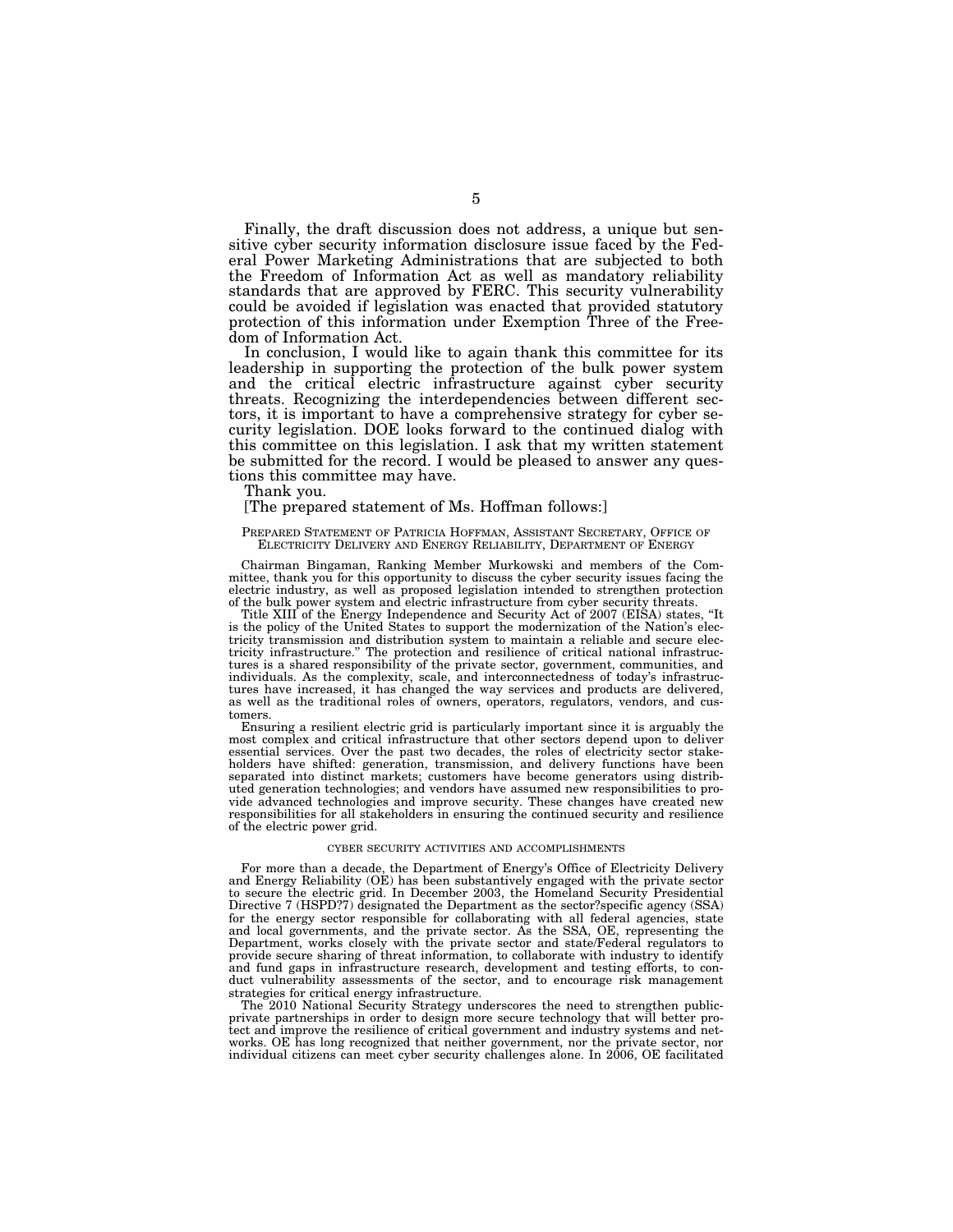Finally, the draft discussion does not address, a unique but sensitive cyber security information disclosure issue faced by the Federal Power Marketing Administrations that are subjected to both the Freedom of Information Act as well as mandatory reliability standards that are approved by FERC. This security vulnerability could be avoided if legislation was enacted that provided statutory protection of this information under Exemption Three of the Freedom of Information Act.

In conclusion, I would like to again thank this committee for its leadership in supporting the protection of the bulk power system and the critical electric infrastructure against cyber security threats. Recognizing the interdependencies between different sectors, it is important to have a comprehensive strategy for cyber security legislation. DOE looks forward to the continued dialog with this committee on this legislation. I ask that my written statement be submitted for the record. I would be pleased to answer any questions this committee may have.

Thank you.

[The prepared statement of Ms. Hoffman follows:]

PREPARED STATEMENT OF PATRICIA HOFFMAN, ASSISTANT SECRETARY, OFFICE OF ELECTRICITY DELIVERY AND ENERGY RELIABILITY, DEPARTMENT OF ENERGY

Chairman Bingaman, Ranking Member Murkowski and members of the Committee, thank you for this opportunity to discuss the cyber security issues facing the electric industry, as well as proposed legislation intended to strengthen protection of the bulk power system and electric infrastructure from cyber security threats.

Title XIII of the Energy Independence and Security Act of 2007 (EISA) states, "It is the policy of the United States to support the modernization of the Nation's electricity transmission and distribution system to maintain a reliable and secure electricity infrastructure." The protection and resilience of critical national infrastructures is a shared responsibility of the private sector, government, communities, and individuals. As the complexity, scale, and interconnectedness of today's infrastructures have increased, it has changed the way services and products are delivered, as well as the traditional roles of owners, operators, regulators, vendors, and customers.

Ensuring a resilient electric grid is particularly important since it is arguably the most complex and critical infrastructure that other sectors depend upon to deliver essential services. Over the past two decades, the roles of electricity sector stakeholders have shifted: generation, transmission, and delivery functions have been separated into distinct markets; customers have become generators using distributed generation technologies; and vendors have assumed new responsibilities to provide advanced technologies and improve security. These changes have created new responsibilities for all stakeholders in ensuring the continued security and resilience of the electric power grid.

CYBER SECURITY ACTIVITIES AND ACCOMPLISHMENTS

For more than a decade, the Department of Energy's Office of Electricity Delivery and Energy Reliability (OE) has been substantively engaged with the private sector to secure the electric grid. In December 2003, the Homeland Security Presidential Directive 7 (HSPD?7) designated the Department as the sector?specific agency (SSA) for the energy sector responsible for collaborating with all federal agencies, state and local governments, and the private sector. As the SSA, OE, representing the Department, works closely with the private sector and state/Federal regulators to provide secure sharing of threat information, to collaborate with industry to identify and fund gaps in infrastructure research, development and testing efforts, to conduct vulnerability assessments of the sector, and to encourage risk management strategies for critical energy infrastructure.

The 2010 National Security Strategy underscores the need to strengthen public-private partnerships in order to design more secure technology that will better protect and improve the resilience of critical government and industry systems and networks. OE has long recognized that neither government, nor the private sector, nor individual citizens can meet cyber security challenges alone. In 2006, OE facilitated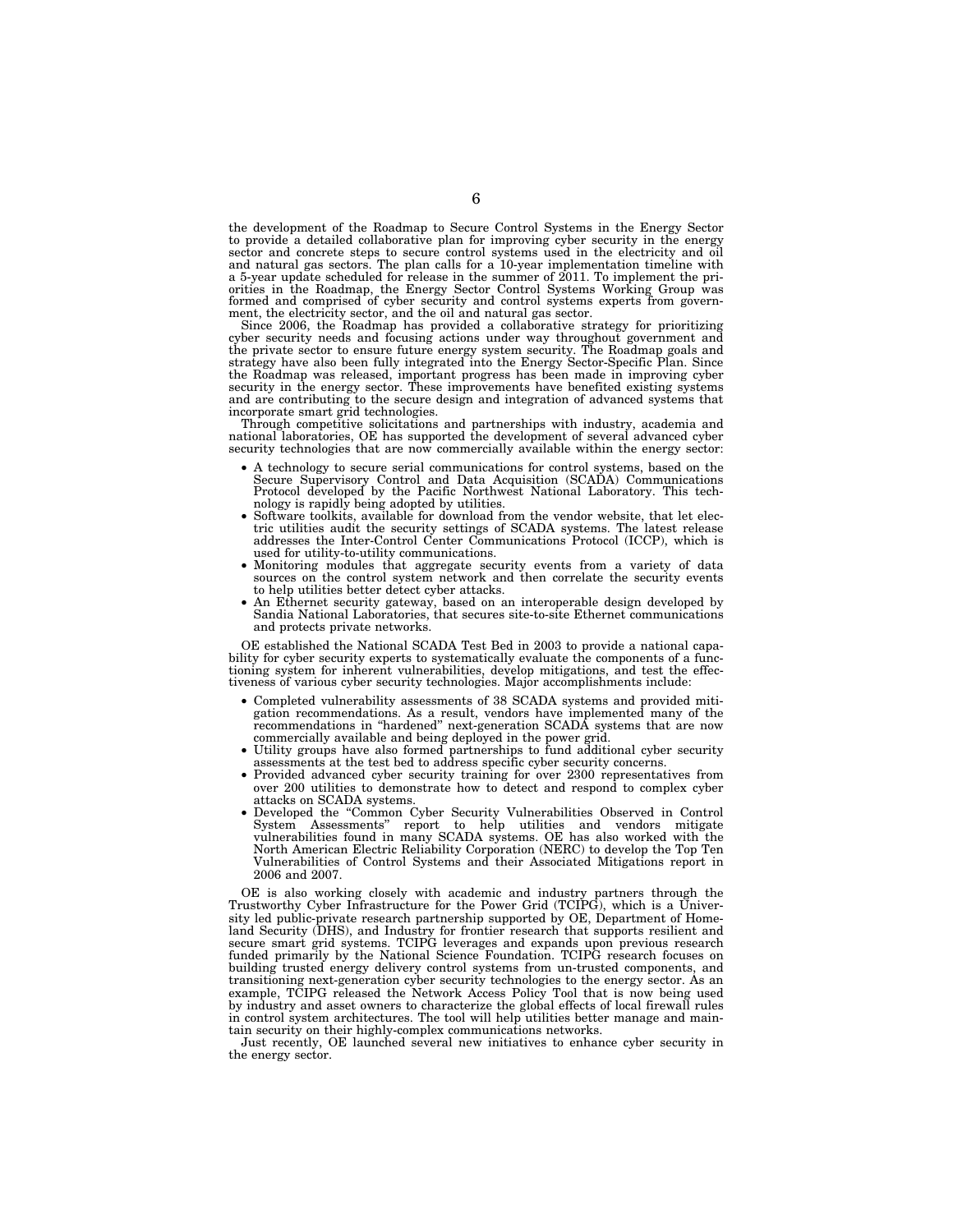the development of the Roadmap to Secure Control Systems in the Energy Sector to provide a detailed collaborative plan for improving cyber security in the energy sector and concrete steps to secure control systems used in the electricity and oil and natural gas sectors. The plan calls for a 10-year implementation timeline with a 5-year update scheduled for release in the summer of 2011. To implement the priorities in the Roadmap, the Energy Sector Control Systems Working Group was formed and comprised of cyber security and control systems experts from government, the electricity sector, and the oil and natural gas sector.

Since 2006, the Roadmap has provided a collaborative strategy for prioritizing cyber security needs and focusing actions under way throughout government and the private sector to ensure future energy system security. The Roadmap goals and strategy have also been fully integrated into the Energy Sector-Specific Plan. Since the Roadmap was released, important progress has been made in improving cyber security in the energy sector. These improvements have benefited existing systems and are contributing to the secure design and integration of advanced systems that incorporate smart grid technologies.

Through competitive solicitations and partnerships with industry, academia and national laboratories, OE has supported the development of several advanced cyber security technologies that are now commercially available within the energy sector:

- A technology to secure serial communications for control systems, based on the Secure Supervisory Control and Data Acquisition (SCADA) Communications Protocol developed by the Pacific Northwest National Laboratory. This technology is rapidly being adopted by utilities.
- Software toolkits, available for download from the vendor website, that let electric utilities audit the security settings of SCADA systems. The latest release addresses the Inter-Control Center Communications Protocol (ICCP), which is used for utility-to-utility communications.
- Monitoring modules that aggregate security events from a variety of data sources on the control system network and then correlate the security events to help utilities better detect cyber attacks.
- An Ethernet security gateway, based on an interoperable design developed by Sandia National Laboratories, that secures site-to-site Ethernet communications and protects private networks.

OE established the National SCADA Test Bed in 2003 to provide a national capability for cyber security experts to systematically evaluate the components of a functioning system for inherent vulnerabilities, develop mitigations, and test the effectiveness of various cyber security technologies. Major accomplishments include:

- Completed vulnerability assessments of 38 SCADA systems and provided mitigation recommendations. As a result, vendors have implemented many of the recommendations in "hardened" next-generation SCADA systems that are now commercially available and being deployed in the power grid.
- Utility groups have also formed partnerships to fund additional cyber security assessments at the test bed to address specific cyber security concerns.
- Provided advanced cyber security training for over 2300 representatives from over 200 utilities to demonstrate how to detect and respond to complex cyber attacks on SCADA systems.
- Developed the "Common Cyber Security Vulnerabilities Observed in Control System Assessments" report to help utilities and vendors mitigate vulnerabilities found in many SCADA systems. OE has also worked with the North American Electric Reliability Corporation (NERC) to develop the Top Ten Vulnerabilities of Control Systems and their Associated Mitigations report in 2006 and 2007.

OE is also working closely with academic and industry partners through the Trustworthy Cyber Infrastructure for the Power Grid (TCIPG), which is a University led public-private research partnership supported by OE, Department of Homeland Security (DHS), and Industry for frontier research that supports resilient and secure smart grid systems. TCIPG leverages and expands upon previous research funded primarily by the National Science Foundation. TCIPG research focuses on building trusted energy delivery control systems from un-trusted components, and transitioning next-generation cyber security technologies to the energy sector. As an example, TCIPG released the Network Access Policy Tool that is now being used by industry and asset owners to characterize the global effects of local firewall rules in control system architectures. The tool will help utilities better manage and maintain security on their highly-complex communications networks.

Just recently, OE launched several new initiatives to enhance cyber security in the energy sector.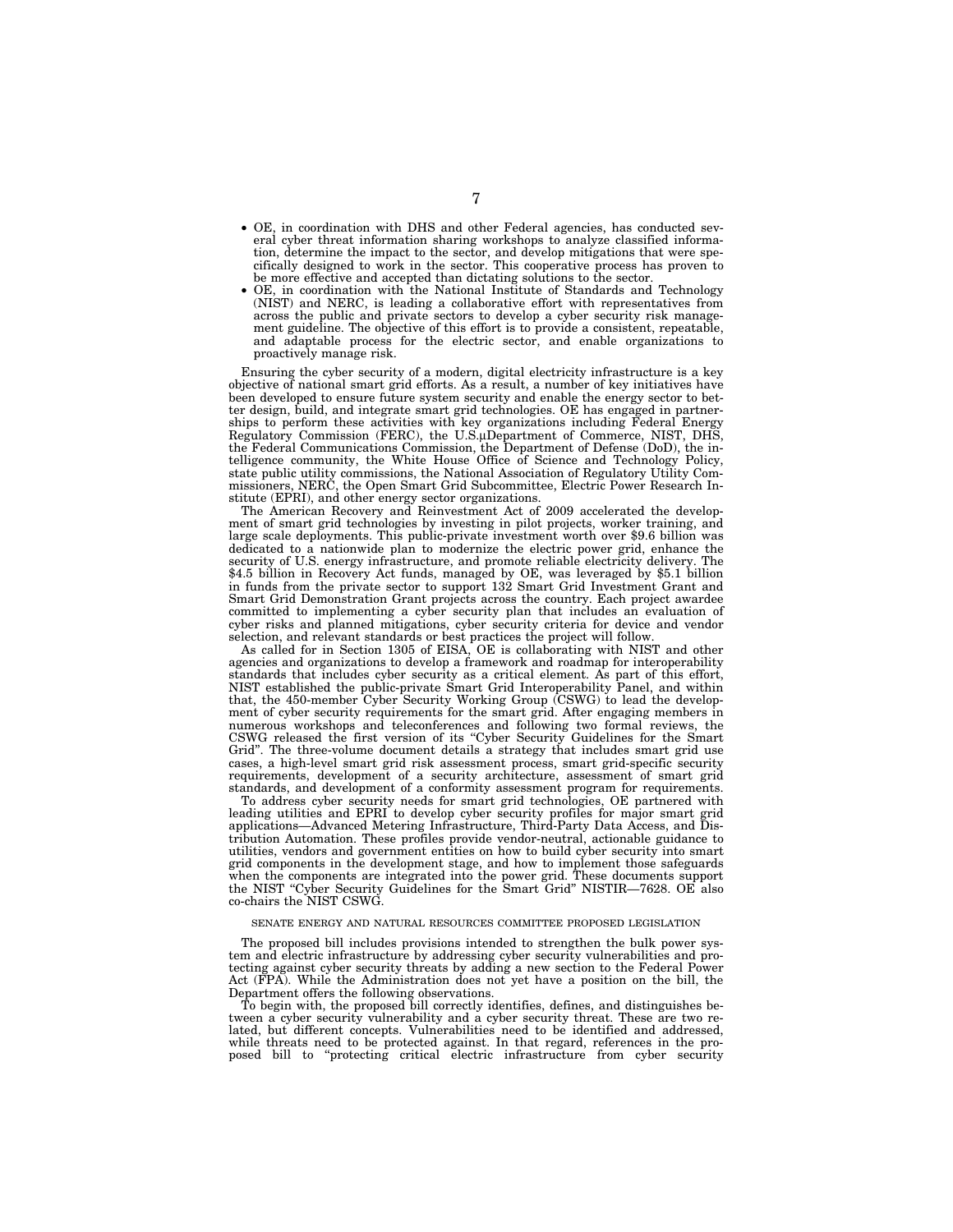- OE, in coordination with DHS and other Federal agencies, has conducted several cyber threat information sharing workshops to analyze classified information, determine the impact to the sector, and develop mitigations that were specifically designed to work in the sector. This cooperative process has proven to be more effective and accepted than dictating solutions to the sector.
- OE, in coordination with the National Institute of Standards and Technology (NIST) and NERC, is leading a collaborative effort with representatives from across the public and private sectors to develop a cyber security risk management guideline. The objective of this effort is to provide a consistent, repeatable, and adaptable process for the electric sector, and enable organizations to proactively manage risk.

Ensuring the cyber security of a modern, digital electricity infrastructure is a key objective of national smart grid efforts. As a result, a number of key initiatives have been developed to ensure future system security and enable the energy sector to better design, build, and integrate smart grid technologies. OE has engaged in partnerships to perform these activities with key organizations including Federal Energy Regulatory Commission (FERC), the U.S.µDepartment of Commerce, NIST, DHS, the Federal Communications Commission, the Department of Defense (DoD), the intelligence community, the White House Office of Science and Technology Policy, state public utility commissions, the National Association of Regulatory Utility Commissioners, NERC, the Open Smart Grid Subcommittee, Electric Power Research Institute (EPRI), and other energy sector organizations.

The American Recovery and Reinvestment Act of 2009 accelerated the development of smart grid technologies by investing in pilot projects, worker training, and large scale deployments. This public-private investment worth over $9.6 billion was dedicated to a nationwide plan to modernize the electric power grid, enhance the security of U.S. energy infrastructure, and promote reliable electricity delivery. The $4.5 billion in Recovery Act funds, managed by OE, was leveraged by $5.1 billion in funds from the private sector to support 132 Smart Grid Investment Grant and Smart Grid Demonstration Grant projects across the country. Each project awardee committed to implementing a cyber security plan that includes an evaluation of cyber risks and planned mitigations, cyber security criteria for device and vendor selection, and relevant standards or best practices the project will follow.

As called for in Section 1305 of EISA, OE is collaborating with NIST and other agencies and organizations to develop a framework and roadmap for interoperability standards that includes cyber security as a critical element. As part of this effort, NIST established the public-private Smart Grid Interoperability Panel, and within that, the 450-member Cyber Security Working Group (CSWG) to lead the development of cyber security requirements for the smart grid. After engaging members in numerous workshops and teleconferences and following two formal reviews, the CSWG released the first version of its "Cyber Security Guidelines for the Smart Grid". The three-volume document details a strategy that includes smart grid use cases, a high-level smart grid risk assessment process, smart grid-specific security requirements, development of a security architecture, assessment of smart grid standards, and development of a conformity assessment program for requirements.

To address cyber security needs for smart grid technologies, OE partnered with leading utilities and EPRI to develop cyber security profiles for major smart grid applications—Advanced Metering Infrastructure, Third-Party Data Access, and Distribution Automation. These profiles provide vendor-neutral, actionable guidance to utilities, vendors and government entities on how to build cyber security into smart grid components in the development stage, and how to implement those safeguards when the components are integrated into the power grid. These documents support the NIST "Cyber Security Guidelines for the Smart Grid" NISTIR—7628. OE also co-chairs the NIST CSWG.

## SENATE ENERGY AND NATURAL RESOURCES COMMITTEE PROPOSED LEGISLATION

The proposed bill includes provisions intended to strengthen the bulk power system and electric infrastructure by addressing cyber security vulnerabilities and protecting against cyber security threats by adding a new section to the Federal Power Act (FPA). While the Administration does not yet have a position on the bill, the Department offers the following observations.

To begin with, the proposed bill correctly identifies, defines, and distinguishes between a cyber security vulnerability and a cyber security threat. These are two related, but different concepts. Vulnerabilities need to be identified and addressed, while threats need to be protected against. In that regard, references in the proposed bill to "protecting critical electric infrastructure from cyber security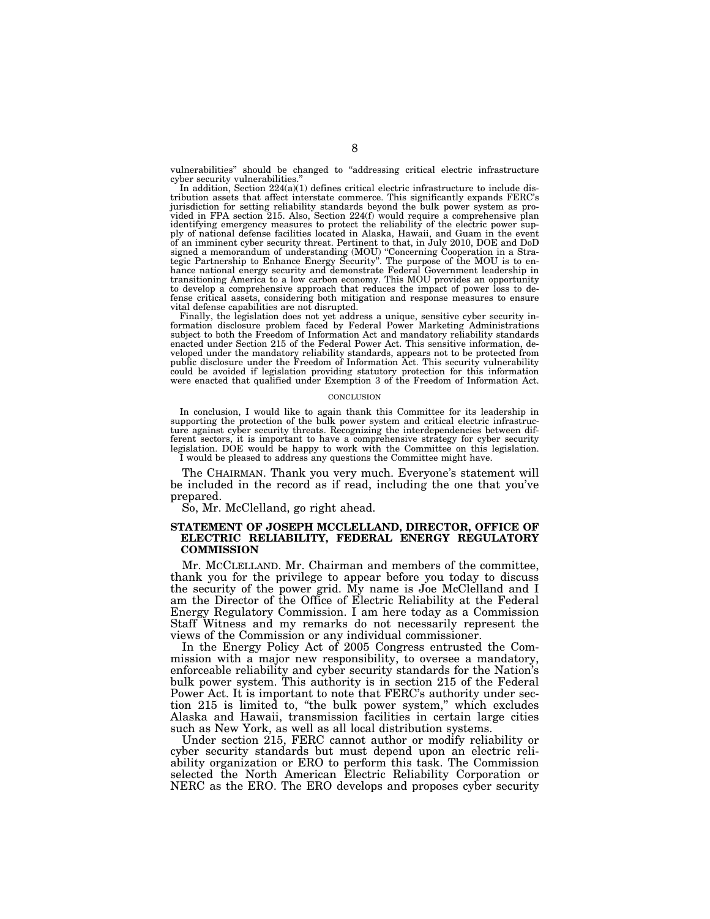vulnerabilities" should be changed to "addressing critical electric infrastructure cyber security vulnerabilities."

In addition, Section 224(a)(1) defines critical electric infrastructure to include distribution assets that affect interstate commerce. This significantly expands FERC's jurisdiction for setting reliability standards beyond the bulk power system as provided in FPA section 215. Also, Section 224(f) would require a comprehensive plan identifying emergency measures to protect the reliability of the electric power supply of national defense facilities located in Alaska, Hawaii, and Guam in the event of an imminent cyber security threat. Pertinent to that, in July 2010, DOE and DoD signed a memorandum of understanding (MOU) "Concerning Cooperation in a Strategic Partnership to Enhance Energy Security". The purpose of the MOU is to enhance national energy security and demonstrate Federal Government leadership in transitioning America to a low carbon economy. This MOU provides an opportunity to develop a comprehensive approach that reduces the impact of power loss to defense critical assets, considering both mitigation and response measures to ensure vital defense capabilities are not disrupted.

Finally, the legislation does not yet address a unique, sensitive cyber security information disclosure problem faced by Federal Power Marketing Administrations subject to both the Freedom of Information Act and mandatory reliability standards enacted under Section 215 of the Federal Power Act. This sensitive information, developed under the mandatory reliability standards, appears not to be protected from public disclosure under the Freedom of Information Act. This security vulnerability could be avoided if legislation providing statutory protection for this information were enacted that qualified under Exemption 3 of the Freedom of Information Act.

CONCLUSION

In conclusion, I would like to again thank this Committee for its leadership in supporting the protection of the bulk power system and critical electric infrastructure against cyber security threats. Recognizing the interdependencies between different sectors, it is important to have a comprehensive strategy for cyber security legislation. DOE would be happy to work with the Committee on this legislation.

I would be pleased to address any questions the Committee might have.

The CHAIRMAN. Thank you very much. Everyone's statement will be included in the record as if read, including the one that you've prepared.

So, Mr. McClelland, go right ahead.

## STATEMENT OF JOSEPH MCCLELLAND, DIRECTOR, OFFICE OF ELECTRIC RELIABILITY, FEDERAL ENERGY REGULATORY COMMISSION

Mr. MCCLELLAND. Mr. Chairman and members of the committee, thank you for the privilege to appear before you today to discuss the security of the power grid. My name is Joe McClelland and I am the Director of the Office of Electric Reliability at the Federal Energy Regulatory Commission. I am here today as a Commission Staff Witness and my remarks do not necessarily represent the views of the Commission or any individual commissioner.

In the Energy Policy Act of 2005 Congress entrusted the Commission with a major new responsibility, to oversee a mandatory, enforceable reliability and cyber security standards for the Nation's bulk power system. This authority is in section 215 of the Federal Power Act. It is important to note that FERC's authority under section 215 is limited to, "the bulk power system," which excludes Alaska and Hawaii, transmission facilities in certain large cities such as New York, as well as all local distribution systems.

Under section 215, FERC cannot author or modify reliability or cyber security standards but must depend upon an electric reliability organization or ERO to perform this task. The Commission selected the North American Electric Reliability Corporation or NERC as the ERO. The ERO develops and proposes cyber security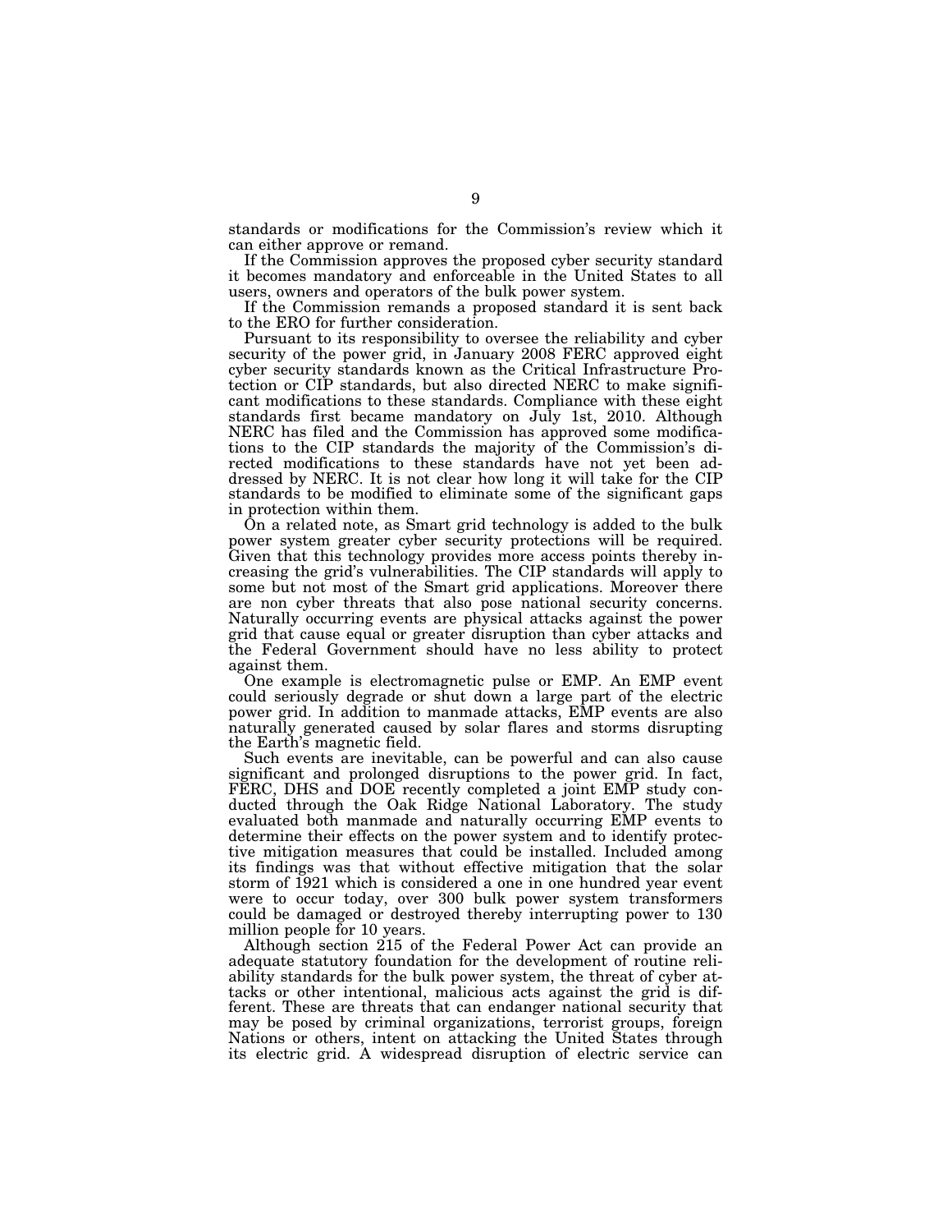standards or modifications for the Commission's review which it can either approve or remand.

If the Commission approves the proposed cyber security standard it becomes mandatory and enforceable in the United States to all users, owners and operators of the bulk power system.

If the Commission remands a proposed standard it is sent back to the ERO for further consideration.

Pursuant to its responsibility to oversee the reliability and cyber security of the power grid, in January 2008 FERC approved eight cyber security standards known as the Critical Infrastructure Protection or CIP standards, but also directed NERC to make significant modifications to these standards. Compliance with these eight standards first became mandatory on July 1st, 2010. Although NERC has filed and the Commission has approved some modifications to the CIP standards the majority of the Commission's directed modifications to these standards have not yet been addressed by NERC. It is not clear how long it will take for the CIP standards to be modified to eliminate some of the significant gaps in protection within them.

On a related note, as Smart grid technology is added to the bulk power system greater cyber security protections will be required. Given that this technology provides more access points thereby increasing the grid's vulnerabilities. The CIP standards will apply to some but not most of the Smart grid applications. Moreover there are non cyber threats that also pose national security concerns. Naturally occurring events are physical attacks against the power grid that cause equal or greater disruption than cyber attacks and the Federal Government should have no less ability to protect against them.

One example is electromagnetic pulse or EMP. An EMP event could seriously degrade or shut down a large part of the electric power grid. In addition to manmade attacks, EMP events are also naturally generated caused by solar flares and storms disrupting the Earth's magnetic field.

Such events are inevitable, can be powerful and can also cause significant and prolonged disruptions to the power grid. In fact, FERC, DHS and DOE recently completed a joint EMP study conducted through the Oak Ridge National Laboratory. The study evaluated both manmade and naturally occurring EMP events to determine their effects on the power system and to identify protective mitigation measures that could be installed. Included among its findings was that without effective mitigation that the solar storm of 1921 which is considered a one in one hundred year event were to occur today, over 300 bulk power system transformers could be damaged or destroyed thereby interrupting power to 130 million people for 10 years.

Although section 215 of the Federal Power Act can provide an adequate statutory foundation for the development of routine reliability standards for the bulk power system, the threat of cyber attacks or other intentional, malicious acts against the grid is different. These are threats that can endanger national security that may be posed by criminal organizations, terrorist groups, foreign Nations or others, intent on attacking the United States through its electric grid. A widespread disruption of electric service can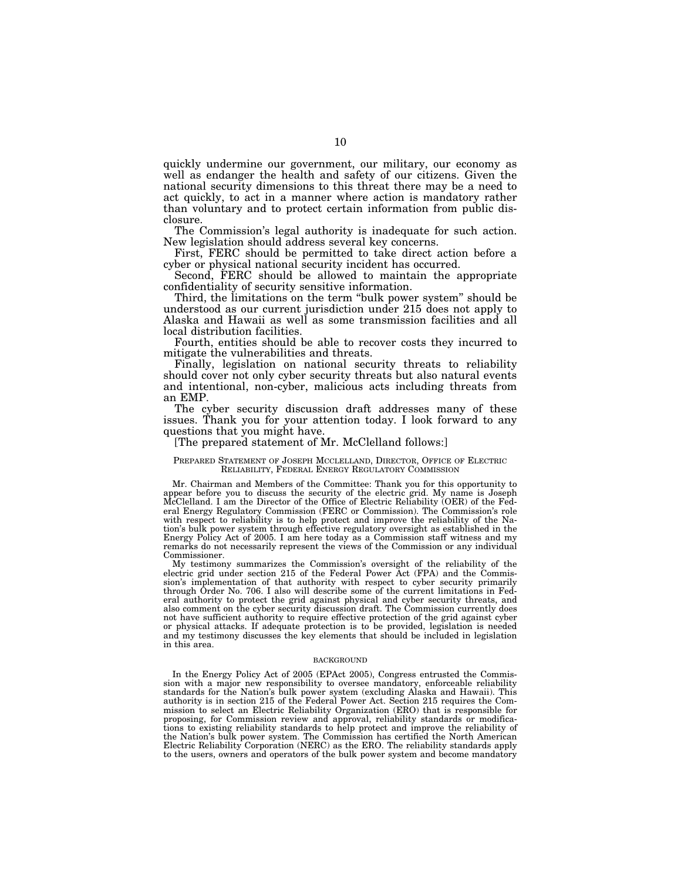quickly undermine our government, our military, our economy as well as endanger the health and safety of our citizens. Given the national security dimensions to this threat there may be a need to act quickly, to act in a manner where action is mandatory rather than voluntary and to protect certain information from public disclosure.

The Commission's legal authority is inadequate for such action. New legislation should address several key concerns.

First, FERC should be permitted to take direct action before a cyber or physical national security incident has occurred.

Second, FERC should be allowed to maintain the appropriate confidentiality of security sensitive information.

Third, the limitations on the term "bulk power system" should be understood as our current jurisdiction under 215 does not apply to Alaska and Hawaii as well as some transmission facilities and all local distribution facilities.

Fourth, entities should be able to recover costs they incurred to mitigate the vulnerabilities and threats.

Finally, legislation on national security threats to reliability should cover not only cyber security threats but also natural events and intentional, non-cyber, malicious acts including threats from an EMP.

The cyber security discussion draft addresses many of these issues. Thank you for your attention today. I look forward to any questions that you might have.

[The prepared statement of Mr. McClelland follows:]

PREPARED STATEMENT OF JOSEPH MCCLELLAND, DIRECTOR, OFFICE OF ELECTRIC RELIABILITY, FEDERAL ENERGY REGULATORY COMMISSION

Mr. Chairman and Members of the Committee: Thank you for this opportunity to appear before you to discuss the security of the electric grid. My name is Joseph McClelland. I am the Director of the Office of Electric Reliability (OER) of the Federal Energy Regulatory Commission (FERC or Commission). The Commission's role with respect to reliability is to help protect and improve the reliability of the Nation's bulk power system through effective regulatory oversight as established in the Energy Policy Act of 2005. I am here today as a Commission staff witness and my remarks do not necessarily represent the views of the Commission or any individual Commissioner.

My testimony summarizes the Commission's oversight of the reliability of the electric grid under section 215 of the Federal Power Act (FPA) and the Commission's implementation of that authority with respect to cyber security primarily through Order No. 706. I also will describe some of the current limitations in Federal authority to protect the grid against physical and cyber security threats, and also comment on the cyber security discussion draft. The Commission currently does not have sufficient authority to require effective protection of the grid against cyber or physical attacks. If adequate protection is to be provided, legislation is needed and my testimony discusses the key elements that should be included in legislation in this area.

BACKGROUND

In the Energy Policy Act of 2005 (EPAct 2005), Congress entrusted the Commission with a major new responsibility to oversee mandatory, enforceable reliability standards for the Nation's bulk power system (excluding Alaska and Hawaii). This authority is in section 215 of the Federal Power Act. Section 215 requires the Commission to select an Electric Reliability Organization (ERO) that is responsible for proposing, for Commission review and approval, reliability standards or modifications to existing reliability standards to help protect and improve the reliability of the Nation's bulk power system. The Commission has certified the North American Electric Reliability Corporation (NERC) as the ERO. The reliability standards apply to the users, owners and operators of the bulk power system and become mandatory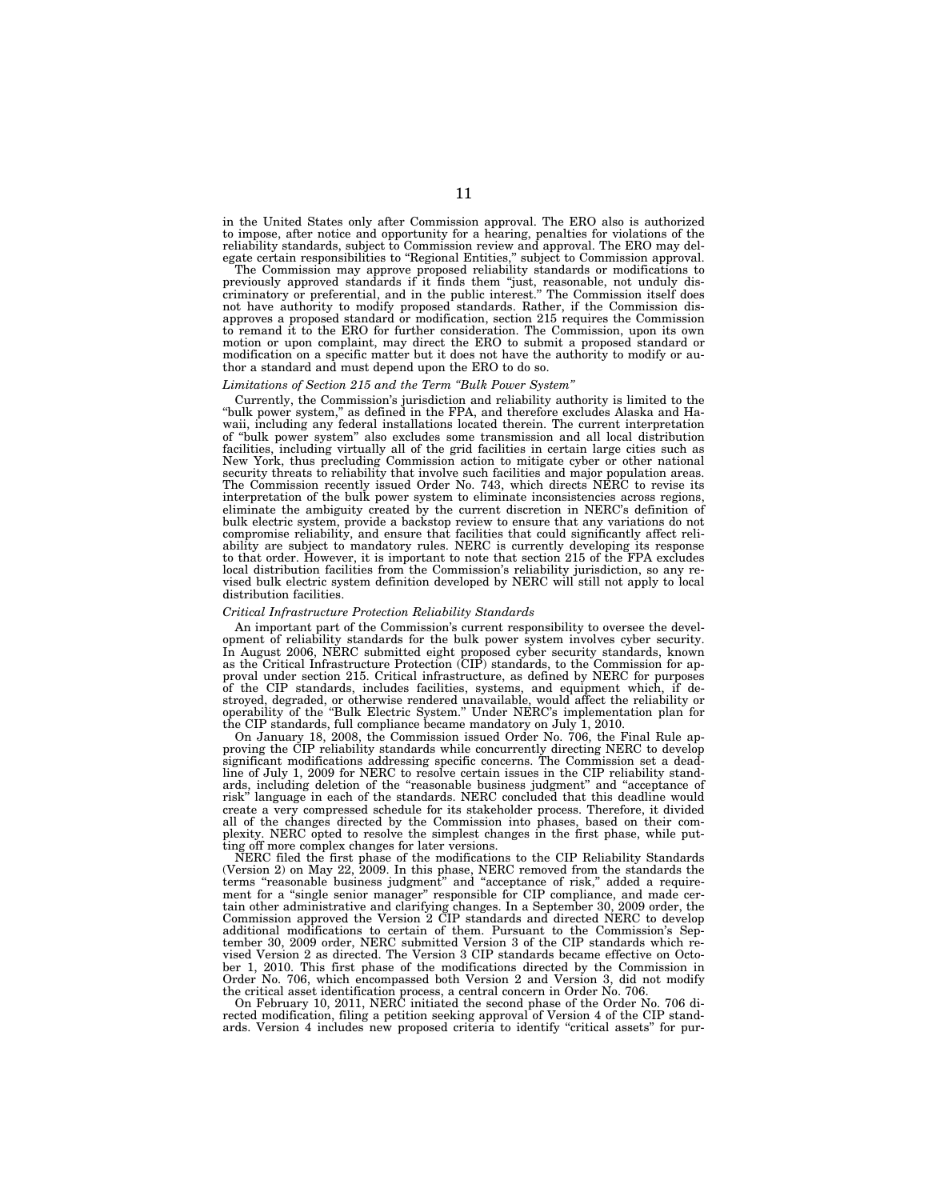in the United States only after Commission approval. The ERO also is authorized to impose, after notice and opportunity for a hearing, penalties for violations of the reliability standards, subject to Commission review and approval. The ERO may delegate certain responsibilities to "Regional Entities," subject to Commission approval.

The Commission may approve proposed reliability standards or modifications to previously approved standards if it finds them "just, reasonable, not unduly discriminatory or preferential, and in the public interest." The Commission itself does not have authority to modify proposed standards. Rather, if the Commission disapproves a proposed standard or modification, section 215 requires the Commission to remand it to the ERO for further consideration. The Commission, upon its own motion or upon complaint, may direct the ERO to submit a proposed standard or modification on a specific matter but it does not have the authority to modify or author a standard and must depend upon the ERO to do so.

*Limitations of Section 215 and the Term "Bulk Power System"*

Currently, the Commission's jurisdiction and reliability authority is limited to the "bulk power system," as defined in the FPA, and therefore excludes Alaska and Hawaii, including any federal installations located therein. The current interpretation of "bulk power system" also excludes some transmission and all local distribution facilities, including virtually all of the grid facilities in certain large cities such as New York, thus precluding Commission action to mitigate cyber or other national security threats to reliability that involve such facilities and major population areas. The Commission recently issued Order No. 743, which directs NERC to revise its interpretation of the bulk power system to eliminate inconsistencies across regions, eliminate the ambiguity created by the current discretion in NERC's definition of bulk electric system, provide a backstop review to ensure that any variations do not compromise reliability, and ensure that facilities that could significantly affect reliability are subject to mandatory rules. NERC is currently developing its response to that order. However, it is important to note that section 215 of the FPA excludes local distribution facilities from the Commission's reliability jurisdiction, so any revised bulk electric system definition developed by NERC will still not apply to local distribution facilities.

*Critical Infrastructure Protection Reliability Standards*

An important part of the Commission's current responsibility to oversee the development of reliability standards for the bulk power system involves cyber security. In August 2006, NERC submitted eight proposed cyber security standards, known as the Critical Infrastructure Protection (CIP) standards, to the Commission for approval under section 215. Critical infrastructure, as defined by NERC for purposes of the CIP standards, includes facilities, systems, and equipment which, if destroyed, degraded, or otherwise rendered unavailable, would affect the reliability or operability of the "Bulk Electric System." Under NERC's implementation plan for the CIP standards, full compliance became mandatory on July 1, 2010.

On January 18, 2008, the Commission issued Order No. 706, the Final Rule approving the CIP reliability standards while concurrently directing NERC to develop significant modifications addressing specific concerns. The Commission set a deadline of July 1, 2009 for NERC to resolve certain issues in the CIP reliability standards, including deletion of the "reasonable business judgment" and "acceptance of risk" language in each of the standards. NERC concluded that this deadline would create a very compressed schedule for its stakeholder process. Therefore, it divided all of the changes directed by the Commission into phases, based on their complexity. NERC opted to resolve the simplest changes in the first phase, while putting off more complex changes for later versions.

NERC filed the first phase of the modifications to the CIP Reliability Standards (Version 2) on May 22, 2009. In this phase, NERC removed from the standards the terms "reasonable business judgment" and "acceptance of risk," added a requirement for a "single senior manager" responsible for CIP compliance, and made certain other administrative and clarifying changes. In a September 30, 2009 order, the Commission approved the Version 2 CIP standards and directed NERC to develop additional modifications to certain of them. Pursuant to the Commission's September 30, 2009 order, NERC submitted Version 3 of the CIP standards which revised Version 2 as directed. The Version 3 CIP standards became effective on October 1, 2010. This first phase of the modifications directed by the Commission in Order No. 706, which encompassed both Version 2 and Version 3, did not modify the critical asset identification process, a central concern in Order No. 706.

On February 10, 2011, NERC initiated the second phase of the Order No. 706 directed modification, filing a petition seeking approval of Version 4 of the CIP standards. Version 4 includes new proposed criteria to identify "critical assets" for pur-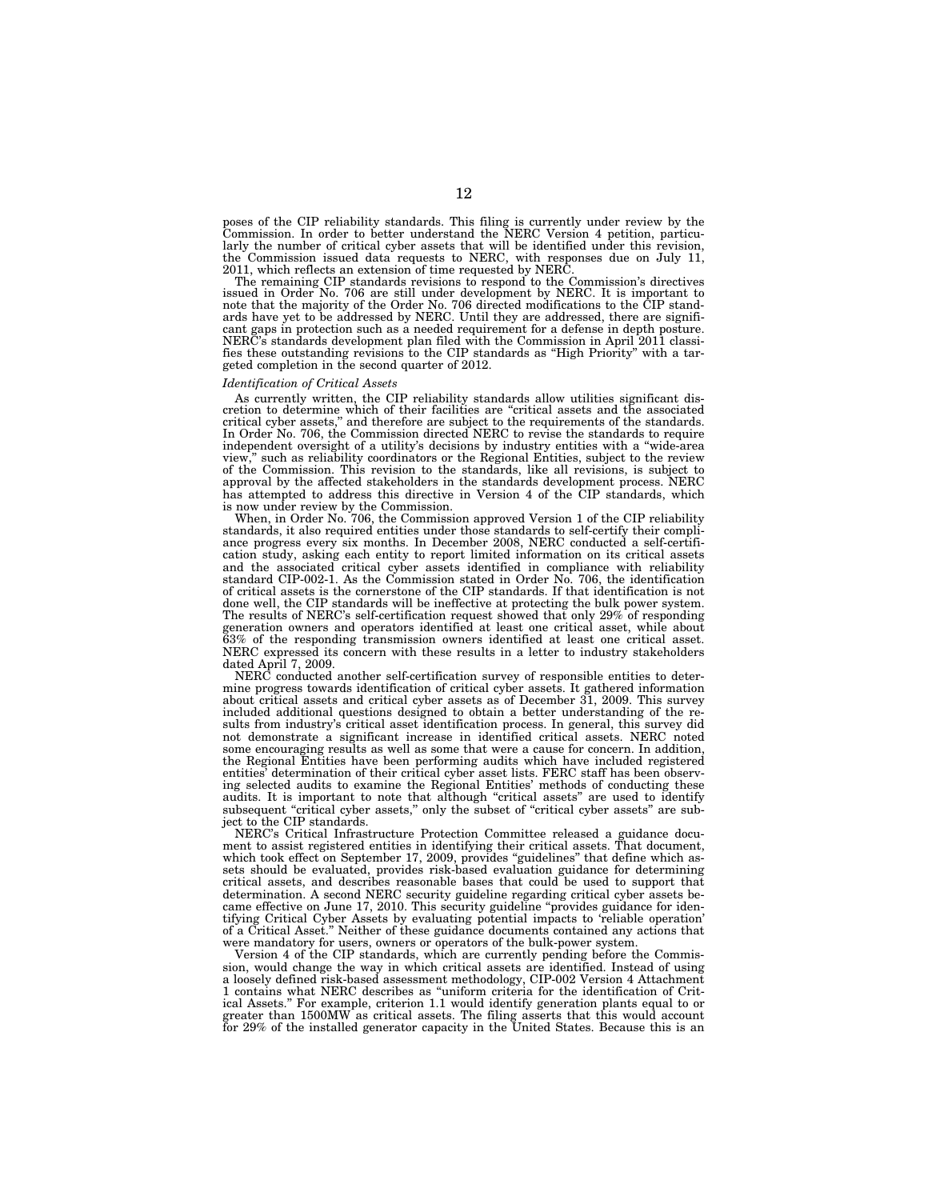poses of the CIP reliability standards. This filing is currently under review by the Commission. In order to better understand the NERC Version 4 petition, particularly the number of critical cyber assets that will be identified under this revision, the Commission issued data requests to NERC, with responses due on July 11, 2011, which reflects an extension of time requested by NERC.

The remaining CIP standards revisions to respond to the Commission's directives issued in Order No. 706 are still under development by NERC. It is important to note that the majority of the Order No. 706 directed modifications to the CIP standards have yet to be addressed by NERC. Until they are addressed, there are significant gaps in protection such as a needed requirement for a defense in depth posture. NERC's standards development plan filed with the Commission in April 2011 classifies these outstanding revisions to the CIP standards as "High Priority" with a targeted completion in the second quarter of 2012.

*Identification of Critical Assets*

As currently written, the CIP reliability standards allow utilities significant discretion to determine which of their facilities are "critical assets and the associated critical cyber assets," and therefore are subject to the requirements of the standards. In Order No. 706, the Commission directed NERC to revise the standards to require independent oversight of a utility's decisions by industry entities with a "wide-area view," such as reliability coordinators or the Regional Entities, subject to the review of the Commission. This revision to the standards, like all revisions, is subject to approval by the affected stakeholders in the standards development process. NERC has attempted to address this directive in Version 4 of the CIP standards, which is now under review by the Commission.

When, in Order No. 706, the Commission approved Version 1 of the CIP reliability standards, it also required entities under those standards to self-certify their compliance progress every six months. In December 2008, NERC conducted a self-certification study, asking each entity to report limited information on its critical assets and the associated critical cyber assets identified in compliance with reliability standard CIP-002-1. As the Commission stated in Order No. 706, the identification of critical assets is the cornerstone of the CIP standards. If that identification is not done well, the CIP standards will be ineffective at protecting the bulk power system. The results of NERC's self-certification request showed that only 29% of responding generation owners and operators identified at least one critical asset, while about 63% of the responding transmission owners identified at least one critical asset. NERC expressed its concern with these results in a letter to industry stakeholders dated April 7, 2009.

NERC conducted another self-certification survey of responsible entities to determine progress towards identification of critical cyber assets. It gathered information about critical assets and critical cyber assets as of December 31, 2009. This survey included additional questions designed to obtain a better understanding of the results from industry's critical asset identification process. In general, this survey did not demonstrate a significant increase in identified critical assets. NERC noted some encouraging results as well as some that were a cause for concern. In addition, the Regional Entities have been performing audits which have included registered entities' determination of their critical cyber asset lists. FERC staff has been observing selected audits to examine the Regional Entities' methods of conducting these audits. It is important to note that although "critical assets" are used to identify subsequent "critical cyber assets," only the subset of "critical cyber assets" are subject to the CIP standards.

NERC's Critical Infrastructure Protection Committee released a guidance document to assist registered entities in identifying their critical assets. That document, which took effect on September 17, 2009, provides "guidelines" that define which assets should be evaluated, provides risk-based evaluation guidance for determining critical assets, and describes reasonable bases that could be used to support that determination. A second NERC security guideline regarding critical cyber assets became effective on June 17, 2010. This security guideline "provides guidance for identifying Critical Cyber Assets by evaluating potential impacts to 'reliable operation' of a Critical Asset." Neither of these guidance documents contained any actions that were mandatory for users, owners or operators of the bulk-power system.

Version 4 of the CIP standards, which are currently pending before the Commission, would change the way in which critical assets are identified. Instead of using a loosely defined risk-based assessment methodology, CIP-002 Version 4 Attachment 1 contains what NERC describes as "uniform criteria for the identification of Critical Assets." For example, criterion 1.1 would identify generation plants equal to or greater than 1500MW as critical assets. The filing asserts that this would account for 29% of the installed generator capacity in the United States. Because this is an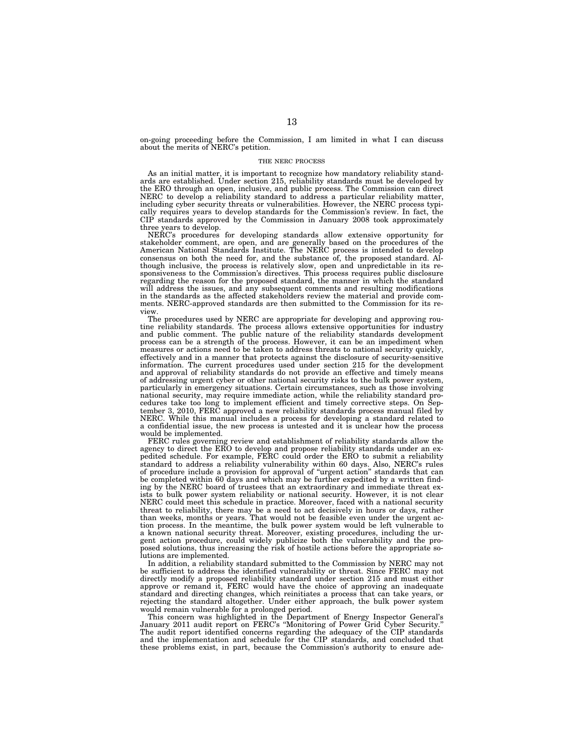on-going proceeding before the Commission, I am limited in what I can discuss about the merits of NERC's petition.

## THE NERC PROCESS

As an initial matter, it is important to recognize how mandatory reliability standards are established. Under section 215, reliability standards must be developed by the ERO through an open, inclusive, and public process. The Commission can direct NERC to develop a reliability standard to address a particular reliability matter, including cyber security threats or vulnerabilities. However, the NERC process typically requires years to develop standards for the Commission's review. In fact, the CIP standards approved by the Commission in January 2008 took approximately three years to develop.

NERC's procedures for developing standards allow extensive opportunity for stakeholder comment, are open, and are generally based on the procedures of the American National Standards Institute. The NERC process is intended to develop consensus on both the need for, and the substance of, the proposed standard. Although inclusive, the process is relatively slow, open and unpredictable in its responsiveness to the Commission's directives. This process requires public disclosure regarding the reason for the proposed standard, the manner in which the standard will address the issues, and any subsequent comments and resulting modifications in the standards as the affected stakeholders review the material and provide comments. NERC-approved standards are then submitted to the Commission for its review.

The procedures used by NERC are appropriate for developing and approving routine reliability standards. The process allows extensive opportunities for industry and public comment. The public nature of the reliability standards development process can be a strength of the process. However, it can be an impediment when measures or actions need to be taken to address threats to national security quickly, effectively and in a manner that protects against the disclosure of security-sensitive information. The current procedures used under section 215 for the development and approval of reliability standards do not provide an effective and timely means of addressing urgent cyber or other national security risks to the bulk power system, particularly in emergency situations. Certain circumstances, such as those involving national security, may require immediate action, while the reliability standard procedures take too long to implement efficient and timely corrective steps. On September 3, 2010, FERC approved a new reliability standards process manual filed by NERC. While this manual includes a process for developing a standard related to a confidential issue, the new process is untested and it is unclear how the process would be implemented.

FERC rules governing review and establishment of reliability standards allow the agency to direct the ERO to develop and propose reliability standards under an expedited schedule. For example, FERC could order the ERO to submit a reliability standard to address a reliability vulnerability within 60 days. Also, NERC's rules of procedure include a provision for approval of "urgent action" standards that can be completed within 60 days and which may be further expedited by a written finding by the NERC board of trustees that an extraordinary and immediate threat exists to bulk power system reliability or national security. However, it is not clear NERC could meet this schedule in practice. Moreover, faced with a national security threat to reliability, there may be a need to act decisively in hours or days, rather than weeks, months or years. That would not be feasible even under the urgent action process. In the meantime, the bulk power system would be left vulnerable to a known national security threat. Moreover, existing procedures, including the urgent action procedure, could widely publicize both the vulnerability and the proposed solutions, thus increasing the risk of hostile actions before the appropriate solutions are implemented.

In addition, a reliability standard submitted to the Commission by NERC may not be sufficient to address the identified vulnerability or threat. Since FERC may not directly modify a proposed reliability standard under section 215 and must either approve or remand it, FERC would have the choice of approving an inadequate standard and directing changes, which reinitiates a process that can take years, or rejecting the standard altogether. Under either approach, the bulk power system would remain vulnerable for a prolonged period.

This concern was highlighted in the Department of Energy Inspector General's January 2011 audit report on FERC's "Monitoring of Power Grid Cyber Security." The audit report identified concerns regarding the adequacy of the CIP standards and the implementation and schedule for the CIP standards, and concluded that these problems exist, in part, because the Commission's authority to ensure ade-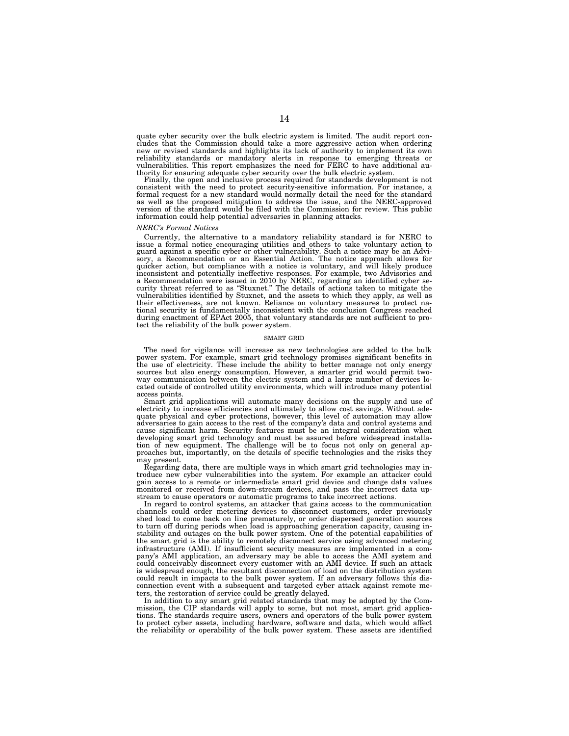quate cyber security over the bulk electric system is limited. The audit report concludes that the Commission should take a more aggressive action when ordering new or revised standards and highlights its lack of authority to implement its own reliability standards or mandatory alerts in response to emerging threats or vulnerabilities. This report emphasizes the need for FERC to have additional authority for ensuring adequate cyber security over the bulk electric system.

Finally, the open and inclusive process required for standards development is not consistent with the need to protect security-sensitive information. For instance, a formal request for a new standard would normally detail the need for the standard as well as the proposed mitigation to address the issue, and the NERC-approved version of the standard would be filed with the Commission for review. This public information could help potential adversaries in planning attacks.

*NERC's Formal Notices*

Currently, the alternative to a mandatory reliability standard is for NERC to issue a formal notice encouraging utilities and others to take voluntary action to guard against a specific cyber or other vulnerability. Such a notice may be an Advisory, a Recommendation or an Essential Action. The notice approach allows for quicker action, but compliance with a notice is voluntary, and will likely produce inconsistent and potentially ineffective responses. For example, two Advisories and a Recommendation were issued in 2010 by NERC, regarding an identified cyber security threat referred to as "Stuxnet." The details of actions taken to mitigate the vulnerabilities identified by Stuxnet, and the assets to which they apply, as well as their effectiveness, are not known. Reliance on voluntary measures to protect national security is fundamentally inconsistent with the conclusion Congress reached during enactment of EPAct 2005, that voluntary standards are not sufficient to protect the reliability of the bulk power system.

SMART GRID

The need for vigilance will increase as new technologies are added to the bulk power system. For example, smart grid technology promises significant benefits in the use of electricity. These include the ability to better manage not only energy sources but also energy consumption. However, a smarter grid would permit two-way communication between the electric system and a large number of devices located outside of controlled utility environments, which will introduce many potential access points.

Smart grid applications will automate many decisions on the supply and use of electricity to increase efficiencies and ultimately to allow cost savings. Without adequate physical and cyber protections, however, this level of automation may allow adversaries to gain access to the rest of the company's data and control systems and cause significant harm. Security features must be an integral consideration when developing smart grid technology and must be assured before widespread installation of new equipment. The challenge will be to focus not only on general approaches but, importantly, on the details of specific technologies and the risks they may present.

Regarding data, there are multiple ways in which smart grid technologies may introduce new cyber vulnerabilities into the system. For example an attacker could gain access to a remote or intermediate smart grid device and change data values monitored or received from down-stream devices, and pass the incorrect data upstream to cause operators or automatic programs to take incorrect actions.

In regard to control systems, an attacker that gains access to the communication channels could order metering devices to disconnect customers, order previously shed load to come back on line prematurely, or order dispersed generation sources to turn off during periods when load is approaching generation capacity, causing instability and outages on the bulk power system. One of the potential capabilities of the smart grid is the ability to remotely disconnect service using advanced metering infrastructure (AMI). If insufficient security measures are implemented in a company's AMI application, an adversary may be able to access the AMI system and could conceivably disconnect every customer with an AMI device. If such an attack is widespread enough, the resultant disconnection of load on the distribution system could result in impacts to the bulk power system. If an adversary follows this disconnection event with a subsequent and targeted cyber attack against remote meters, the restoration of service could be greatly delayed.

In addition to any smart grid related standards that may be adopted by the Commission, the CIP standards will apply to some, but not most, smart grid applications. The standards require users, owners and operators of the bulk power system to protect cyber assets, including hardware, software and data, which would affect the reliability or operability of the bulk power system. These assets are identified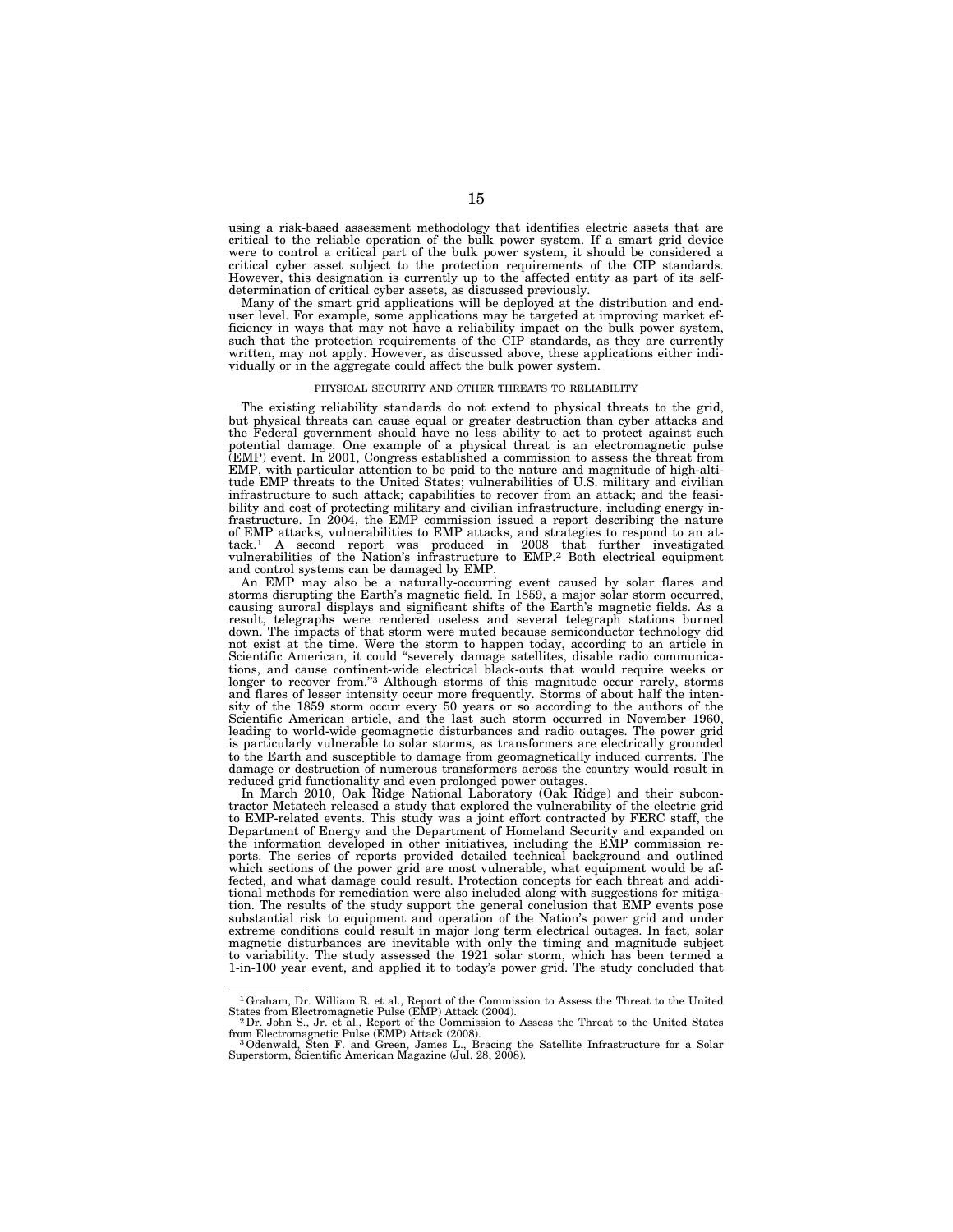using a risk-based assessment methodology that identifies electric assets that are critical to the reliable operation of the bulk power system. If a smart grid device were to control a critical part of the bulk power system, it should be considered a critical cyber asset subject to the protection requirements of the CIP standards. However, this designation is currently up to the affected entity as part of its self-determination of critical cyber assets, as discussed previously.

Many of the smart grid applications will be deployed at the distribution and end-user level. For example, some applications may be targeted at improving market efficiency in ways that may not have a reliability impact on the bulk power system, such that the protection requirements of the CIP standards, as they are currently written, may not apply. However, as discussed above, these applications either individually or in the aggregate could affect the bulk power system.

### PHYSICAL SECURITY AND OTHER THREATS TO RELIABILITY

The existing reliability standards do not extend to physical threats to the grid, but physical threats can cause equal or greater destruction than cyber attacks and the Federal government should have no less ability to act to protect against such potential damage. One example of a physical threat is an electromagnetic pulse (EMP) event. In 2001, Congress established a commission to assess the threat from EMP, with particular attention to be paid to the nature and magnitude of high-altitude EMP threats to the United States; vulnerabilities of U.S. military and civilian infrastructure to such attack; capabilities to recover from an attack; and the feasibility and cost of protecting military and civilian infrastructure, including energy infrastructure. In 2004, the EMP commission issued a report describing the nature of EMP attacks, vulnerabilities to EMP attacks, and strategies to respond to an attack.[1] A second report was produced in 2008 that further investigated vulnerabilities of the Nation's infrastructure to EMP.[2] Both electrical equipment and control systems can be damaged by EMP.

An EMP may also be a naturally-occurring event caused by solar flares and storms disrupting the Earth's magnetic field. In 1859, a major solar storm occurred, causing auroral displays and significant shifts of the Earth's magnetic fields. As a result, telegraphs were rendered useless and several telegraph stations burned down. The impacts of that storm were muted because semiconductor technology did not exist at the time. Were the storm to happen today, according to an article in Scientific American, it could "severely damage satellites, disable radio communications, and cause continent-wide electrical black-outs that would require weeks or longer to recover from."[3] Although storms of this magnitude occur rarely, storms and flares of lesser intensity occur more frequently. Storms of about half the intensity of the 1859 storm occur every 50 years or so according to the authors of the Scientific American article, and the last such storm occurred in November 1960, leading to world-wide geomagnetic disturbances and radio outages. The power grid is particularly vulnerable to solar storms, as transformers are electrically grounded to the Earth and susceptible to damage from geomagnetically induced currents. The damage or destruction of numerous transformers across the country would result in reduced grid functionality and even prolonged power outages.

In March 2010, Oak Ridge National Laboratory (Oak Ridge) and their subcontractor Metatech released a study that explored the vulnerability of the electric grid to EMP-related events. This study was a joint effort contracted by FERC staff, the Department of Energy and the Department of Homeland Security and expanded on the information developed in other initiatives, including the EMP commission reports. The series of reports provided detailed technical background and outlined which sections of the power grid are most vulnerable, what equipment would be affected, and what damage could result. Protection concepts for each threat and additional methods for remediation were also included along with suggestions for mitigation. The results of the study support the general conclusion that EMP events pose substantial risk to equipment and operation of the Nation's power grid and under extreme conditions could result in major long term electrical outages. In fact, solar magnetic disturbances are inevitable with only the timing and magnitude subject to variability. The study assessed the 1921 solar storm, which has been termed a 1-in-100 year event, and applied it to today's power grid. The study concluded that

---

[1] Graham, Dr. William R. et al., Report of the Commission to Assess the Threat to the United States from Electromagnetic Pulse (EMP) Attack (2004).

[2] Dr. John S., Jr. et al., Report of the Commission to Assess the Threat to the United States from Electromagnetic Pulse (EMP) Attack (2008).

[3] Odenwald, Sten F. and Green, James L., Bracing the Satellite Infrastructure for a Solar Superstorm, Scientific American Magazine (Jul. 28, 2008).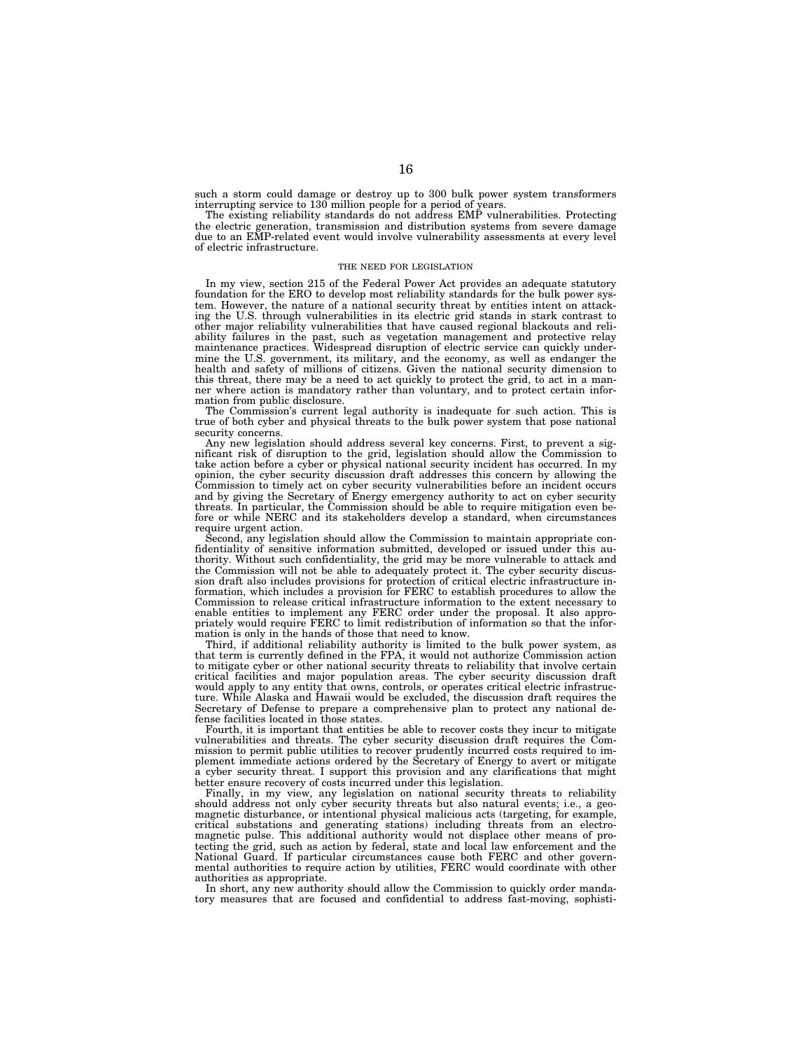such a storm could damage or destroy up to 300 bulk power system transformers interrupting service to 130 million people for a period of years.

The existing reliability standards do not address EMP vulnerabilities. Protecting the electric generation, transmission and distribution systems from severe damage due to an EMP-related event would involve vulnerability assessments at every level of electric infrastructure.

## THE NEED FOR LEGISLATION

In my view, section 215 of the Federal Power Act provides an adequate statutory foundation for the ERO to develop most reliability standards for the bulk power system. However, the nature of a national security threat by entities intent on attacking the U.S. through vulnerabilities in its electric grid stands in stark contrast to other major reliability vulnerabilities that have caused regional blackouts and reliability failures in the past, such as vegetation management and protective relay maintenance practices. Widespread disruption of electric service can quickly undermine the U.S. government, its military, and the economy, as well as endanger the health and safety of millions of citizens. Given the national security dimension to this threat, there may be a need to act quickly to protect the grid, to act in a manner where action is mandatory rather than voluntary, and to protect certain information from public disclosure.

The Commission's current legal authority is inadequate for such action. This is true of both cyber and physical threats to the bulk power system that pose national security concerns.

Any new legislation should address several key concerns. First, to prevent a significant risk of disruption to the grid, legislation should allow the Commission to take action before a cyber or physical national security incident has occurred. In my opinion, the cyber security discussion draft addresses this concern by allowing the Commission to timely act on cyber security vulnerabilities before an incident occurs and by giving the Secretary of Energy emergency authority to act on cyber security threats. In particular, the Commission should be able to require mitigation even before or while NERC and its stakeholders develop a standard, when circumstances require urgent action.

Second, any legislation should allow the Commission to maintain appropriate confidentiality of sensitive information submitted, developed or issued under this authority. Without such confidentiality, the grid may be more vulnerable to attack and the Commission will not be able to adequately protect it. The cyber security discussion draft also includes provisions for protection of critical electric infrastructure information, which includes a provision for FERC to establish procedures to allow the Commission to release critical infrastructure information to the extent necessary to enable entities to implement any FERC order under the proposal. It also appropriately would require FERC to limit redistribution of information so that the information is only in the hands of those that need to know.

Third, if additional reliability authority is limited to the bulk power system, as that term is currently defined in the FPA, it would not authorize Commission action to mitigate cyber or other national security threats to reliability that involve certain critical facilities and major population areas. The cyber security discussion draft would apply to any entity that owns, controls, or operates critical electric infrastructure. While Alaska and Hawaii would be excluded, the discussion draft requires the Secretary of Defense to prepare a comprehensive plan to protect any national defense facilities located in those states.

Fourth, it is important that entities be able to recover costs they incur to mitigate vulnerabilities and threats. The cyber security discussion draft requires the Commission to permit public utilities to recover prudently incurred costs required to implement immediate actions ordered by the Secretary of Energy to avert or mitigate a cyber security threat. I support this provision and any clarifications that might better ensure recovery of costs incurred under this legislation.

Finally, in my view, any legislation on national security threats to reliability should address not only cyber security threats but also natural events; i.e., a geomagnetic disturbance, or intentional physical malicious acts (targeting, for example, critical substations and generating stations) including threats from an electromagnetic pulse. This additional authority would not displace other means of protecting the grid, such as action by federal, state and local law enforcement and the National Guard. If particular circumstances cause both FERC and other governmental authorities to require action by utilities, FERC would coordinate with other authorities as appropriate.

In short, any new authority should allow the Commission to quickly order mandatory measures that are focused and confidential to address fast-moving, sophisti-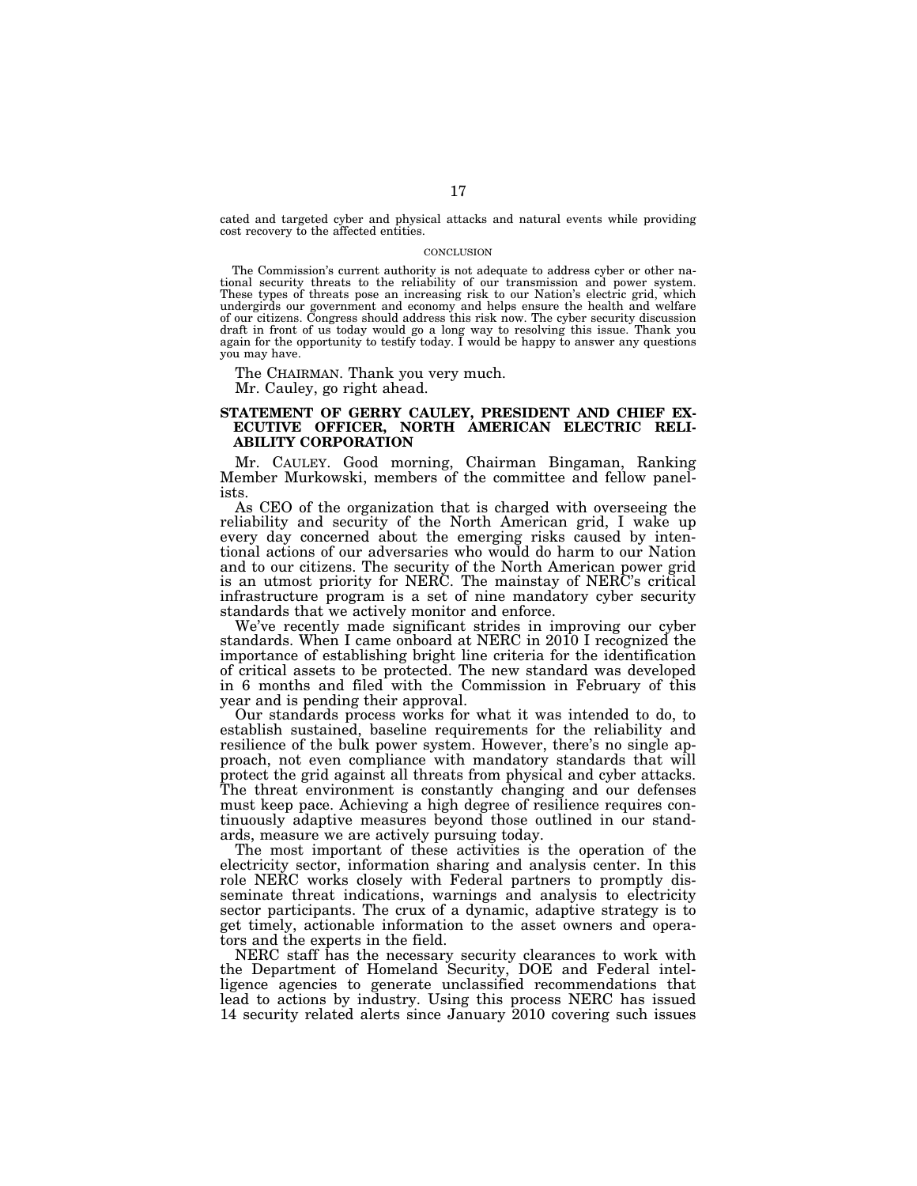cated and targeted cyber and physical attacks and natural events while providing cost recovery to the affected entities.

CONCLUSION

The Commission's current authority is not adequate to address cyber or other national security threats to the reliability of our transmission and power system. These types of threats pose an increasing risk to our Nation's electric grid, which undergirds our government and economy and helps ensure the health and welfare of our citizens. Congress should address this risk now. The cyber security discussion draft in front of us today would go a long way to resolving this issue. Thank you again for the opportunity to testify today. I would be happy to answer any questions you may have.

The CHAIRMAN. Thank you very much.

Mr. Cauley, go right ahead.

## STATEMENT OF GERRY CAULEY, PRESIDENT AND CHIEF EXECUTIVE OFFICER, NORTH AMERICAN ELECTRIC RELIABILITY CORPORATION

Mr. CAULEY. Good morning, Chairman Bingaman, Ranking Member Murkowski, members of the committee and fellow panelists.

As CEO of the organization that is charged with overseeing the reliability and security of the North American grid, I wake up every day concerned about the emerging risks caused by intentional actions of our adversaries who would do harm to our Nation and to our citizens. The security of the North American power grid is an utmost priority for NERC. The mainstay of NERC's critical infrastructure program is a set of nine mandatory cyber security standards that we actively monitor and enforce.

We've recently made significant strides in improving our cyber standards. When I came onboard at NERC in 2010 I recognized the importance of establishing bright line criteria for the identification of critical assets to be protected. The new standard was developed in 6 months and filed with the Commission in February of this year and is pending their approval.

Our standards process works for what it was intended to do, to establish sustained, baseline requirements for the reliability and resilience of the bulk power system. However, there's no single approach, not even compliance with mandatory standards that will protect the grid against all threats from physical and cyber attacks. The threat environment is constantly changing and our defenses must keep pace. Achieving a high degree of resilience requires continuously adaptive measures beyond those outlined in our standards, measure we are actively pursuing today.

The most important of these activities is the operation of the electricity sector, information sharing and analysis center. In this role NERC works closely with Federal partners to promptly disseminate threat indications, warnings and analysis to electricity sector participants. The crux of a dynamic, adaptive strategy is to get timely, actionable information to the asset owners and operators and the experts in the field.

NERC staff has the necessary security clearances to work with the Department of Homeland Security, DOE and Federal intelligence agencies to generate unclassified recommendations that lead to actions by industry. Using this process NERC has issued 14 security related alerts since January 2010 covering such issues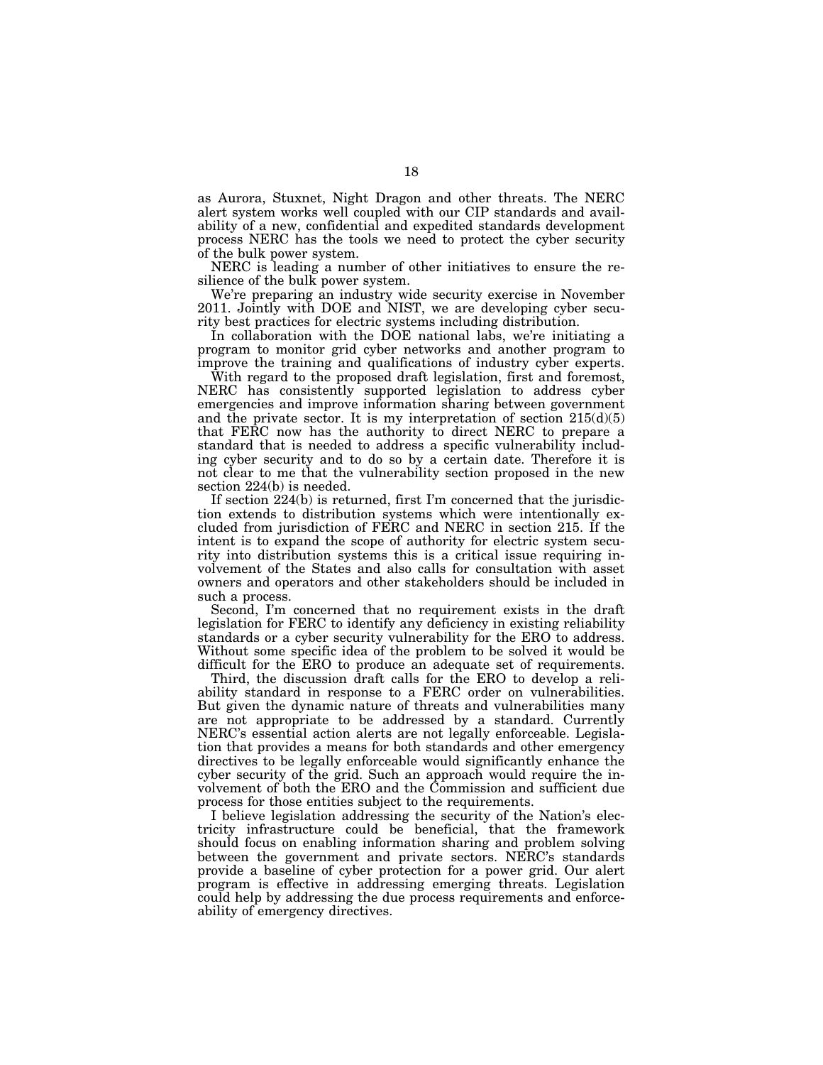as Aurora, Stuxnet, Night Dragon and other threats. The NERC alert system works well coupled with our CIP standards and availability of a new, confidential and expedited standards development process NERC has the tools we need to protect the cyber security of the bulk power system.

NERC is leading a number of other initiatives to ensure the resilience of the bulk power system.

We're preparing an industry wide security exercise in November 2011. Jointly with DOE and NIST, we are developing cyber security best practices for electric systems including distribution.

In collaboration with the DOE national labs, we're initiating a program to monitor grid cyber networks and another program to improve the training and qualifications of industry cyber experts.

With regard to the proposed draft legislation, first and foremost, NERC has consistently supported legislation to address cyber emergencies and improve information sharing between government and the private sector. It is my interpretation of section 215(d)(5) that FERC now has the authority to direct NERC to prepare a standard that is needed to address a specific vulnerability including cyber security and to do so by a certain date. Therefore it is not clear to me that the vulnerability section proposed in the new section 224(b) is needed.

If section 224(b) is returned, first I'm concerned that the jurisdiction extends to distribution systems which were intentionally excluded from jurisdiction of FERC and NERC in section 215. If the intent is to expand the scope of authority for electric system security into distribution systems this is a critical issue requiring involvement of the States and also calls for consultation with asset owners and operators and other stakeholders should be included in such a process.

Second, I'm concerned that no requirement exists in the draft legislation for FERC to identify any deficiency in existing reliability standards or a cyber security vulnerability for the ERO to address. Without some specific idea of the problem to be solved it would be difficult for the ERO to produce an adequate set of requirements.

Third, the discussion draft calls for the ERO to develop a reliability standard in response to a FERC order on vulnerabilities. But given the dynamic nature of threats and vulnerabilities many are not appropriate to be addressed by a standard. Currently NERC's essential action alerts are not legally enforceable. Legislation that provides a means for both standards and other emergency directives to be legally enforceable would significantly enhance the cyber security of the grid. Such an approach would require the involvement of both the ERO and the Commission and sufficient due process for those entities subject to the requirements.

I believe legislation addressing the security of the Nation's electricity infrastructure could be beneficial, that the framework should focus on enabling information sharing and problem solving between the government and private sectors. NERC's standards provide a baseline of cyber protection for a power grid. Our alert program is effective in addressing emerging threats. Legislation could help by addressing the due process requirements and enforceability of emergency directives.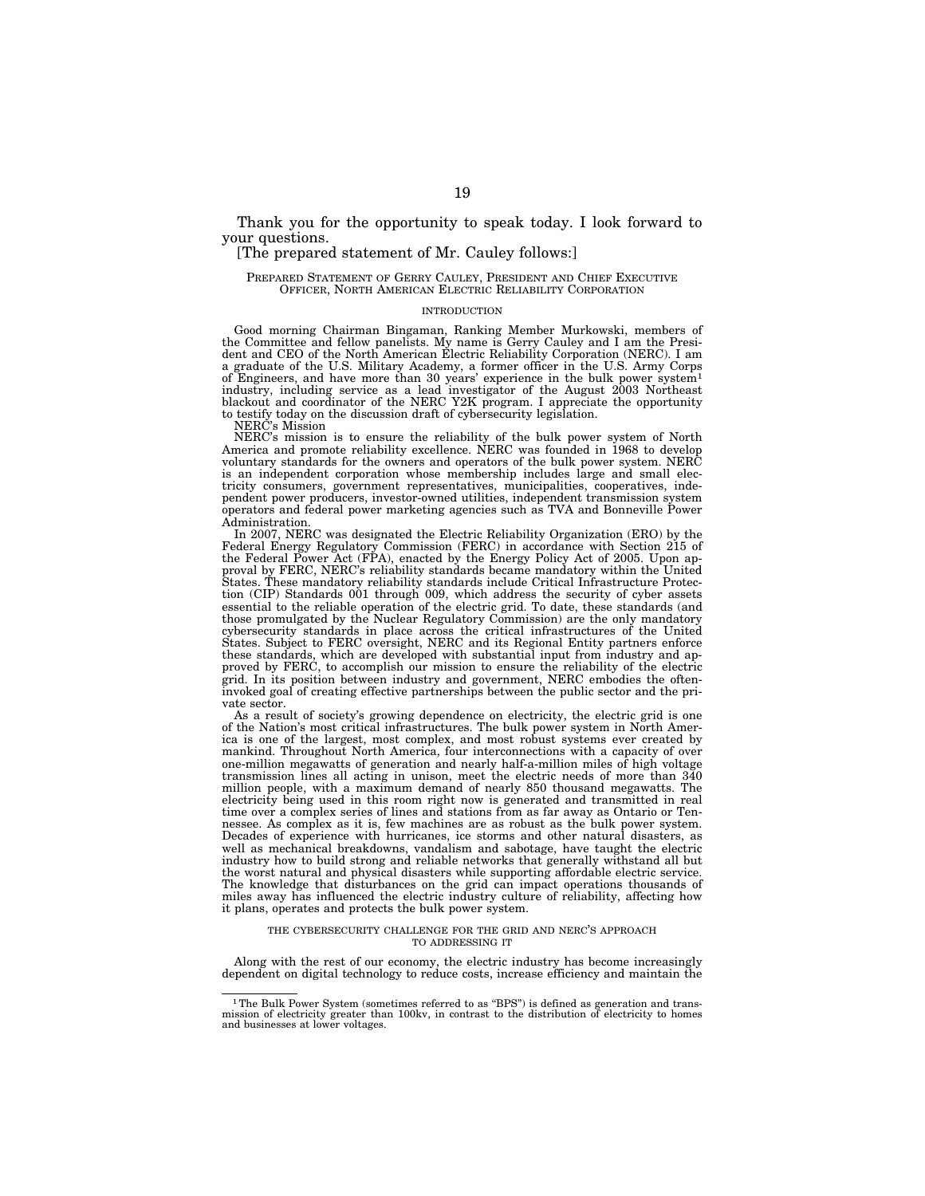Thank you for the opportunity to speak today. I look forward to your questions.

[The prepared statement of Mr. Cauley follows:]

PREPARED STATEMENT OF GERRY CAULEY, PRESIDENT AND CHIEF EXECUTIVE OFFICER, NORTH AMERICAN ELECTRIC RELIABILITY CORPORATION

## INTRODUCTION

Good morning Chairman Bingaman, Ranking Member Murkowski, members of the Committee and fellow panelists. My name is Gerry Cauley and I am the President and CEO of the North American Electric Reliability Corporation (NERC). I am a graduate of the U.S. Military Academy, a former officer in the U.S. Army Corps of Engineers, and have more than 30 years' experience in the bulk power system[1] industry, including service as a lead investigator of the August 2003 Northeast blackout and coordinator of the NERC Y2K program. I appreciate the opportunity to testify today on the discussion draft of cybersecurity legislation.

NERC's Mission

NERC's mission is to ensure the reliability of the bulk power system of North America and promote reliability excellence. NERC was founded in 1968 to develop voluntary standards for the owners and operators of the bulk power system. NERC is an independent corporation whose membership includes large and small electricity consumers, government representatives, municipalities, cooperatives, independent power producers, investor-owned utilities, independent transmission system operators and federal power marketing agencies such as TVA and Bonneville Power Administration.

In 2007, NERC was designated the Electric Reliability Organization (ERO) by the Federal Energy Regulatory Commission (FERC) in accordance with Section 215 of the Federal Power Act (FPA), enacted by the Energy Policy Act of 2005. Upon approval by FERC, NERC's reliability standards became mandatory within the United States. These mandatory reliability standards include Critical Infrastructure Protection (CIP) Standards 001 through 009, which address the security of cyber assets essential to the reliable operation of the electric grid. To date, these standards (and those promulgated by the Nuclear Regulatory Commission) are the only mandatory cybersecurity standards in place across the critical infrastructures of the United States. Subject to FERC oversight, NERC and its Regional Entity partners enforce these standards, which are developed with substantial input from industry and approved by FERC, to accomplish our mission to ensure the reliability of the electric grid. In its position between industry and government, NERC embodies the often-invoked goal of creating effective partnerships between the public sector and the private sector.

As a result of society's growing dependence on electricity, the electric grid is one of the Nation's most critical infrastructures. The bulk power system in North America is one of the largest, most complex, and most robust systems ever created by mankind. Throughout North America, four interconnections with a capacity of over one-million megawatts of generation and nearly half-a-million miles of high voltage transmission lines all acting in unison, meet the electric needs of more than 340 million people, with a maximum demand of nearly 850 thousand megawatts. The electricity being used in this room right now is generated and transmitted in real time over a complex series of lines and stations from as far away as Ontario or Tennessee. As complex as it is, few machines are as robust as the bulk power system. Decades of experience with hurricanes, ice storms and other natural disasters, as well as mechanical breakdowns, vandalism and sabotage, have taught the electric industry how to build strong and reliable networks that generally withstand all but the worst natural and physical disasters while supporting affordable electric service. The knowledge that disturbances on the grid can impact operations thousands of miles away has influenced the electric industry culture of reliability, affecting how it plans, operates and protects the bulk power system.

## THE CYBERSECURITY CHALLENGE FOR THE GRID AND NERC'S APPROACH TO ADDRESSING IT

Along with the rest of our economy, the electric industry has become increasingly dependent on digital technology to reduce costs, increase efficiency and maintain the

[1] The Bulk Power System (sometimes referred to as "BPS") is defined as generation and transmission of electricity greater than 100kv, in contrast to the distribution of electricity to homes and businesses at lower voltages.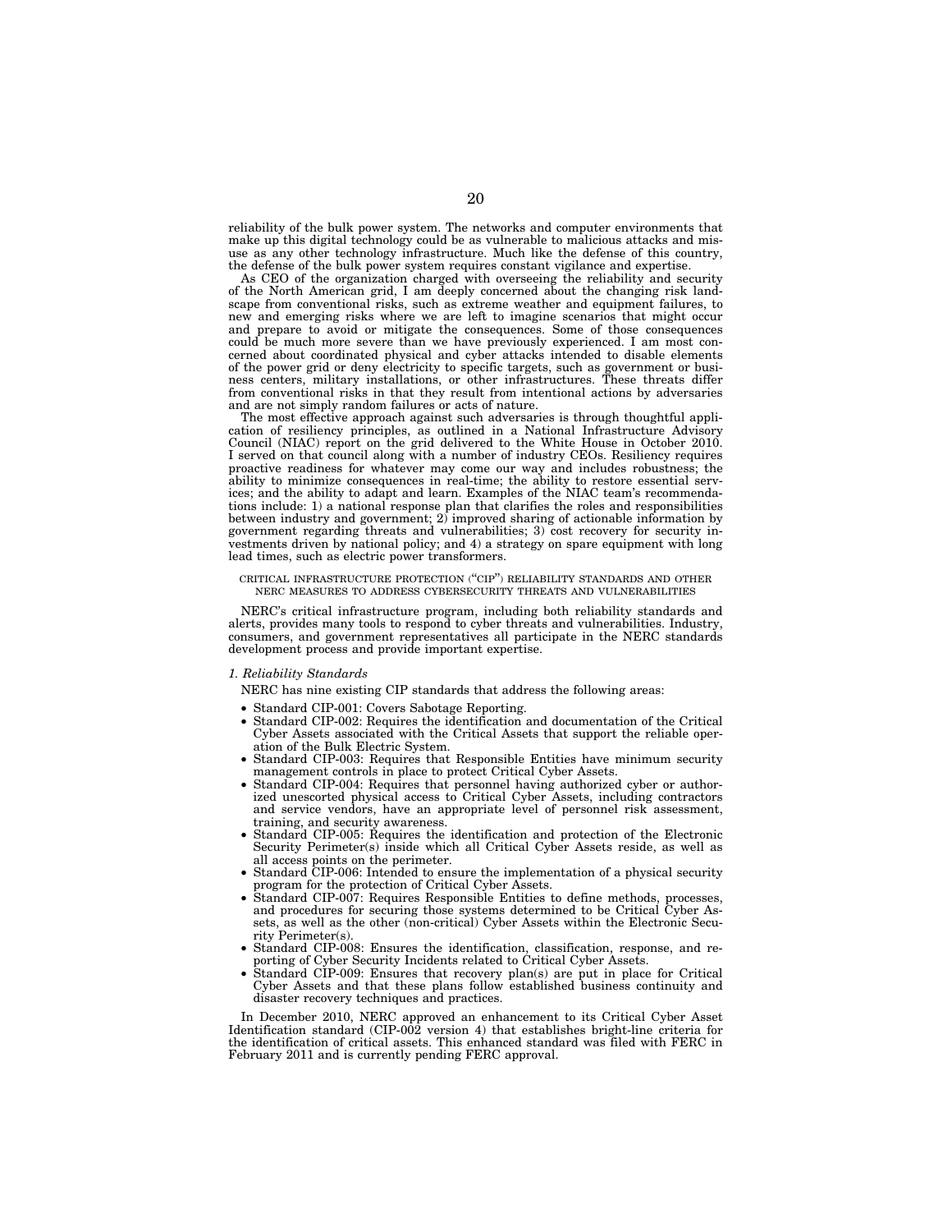reliability of the bulk power system. The networks and computer environments that make up this digital technology could be as vulnerable to malicious attacks and misuse as any other technology infrastructure. Much like the defense of this country, the defense of the bulk power system requires constant vigilance and expertise.

As CEO of the organization charged with overseeing the reliability and security of the North American grid, I am deeply concerned about the changing risk landscape from conventional risks, such as extreme weather and equipment failures, to new and emerging risks where we are left to imagine scenarios that might occur and prepare to avoid or mitigate the consequences. Some of those consequences could be much more severe than we have previously experienced. I am most concerned about coordinated physical and cyber attacks intended to disable elements of the power grid or deny electricity to specific targets, such as government or business centers, military installations, or other infrastructures. These threats differ from conventional risks in that they result from intentional actions by adversaries and are not simply random failures or acts of nature.

The most effective approach against such adversaries is through thoughtful application of resiliency principles, as outlined in a National Infrastructure Advisory Council (NIAC) report on the grid delivered to the White House in October 2010. I served on that council along with a number of industry CEOs. Resiliency requires proactive readiness for whatever may come our way and includes robustness; the ability to minimize consequences in real-time; the ability to restore essential services; and the ability to adapt and learn. Examples of the NIAC team's recommendations include: 1) a national response plan that clarifies the roles and responsibilities between industry and government; 2) improved sharing of actionable information by government regarding threats and vulnerabilities; 3) cost recovery for security investments driven by national policy; and 4) a strategy on spare equipment with long lead times, such as electric power transformers.

## CRITICAL INFRASTRUCTURE PROTECTION ("CIP") RELIABILITY STANDARDS AND OTHER NERC MEASURES TO ADDRESS CYBERSECURITY THREATS AND VULNERABILITIES

NERC's critical infrastructure program, including both reliability standards and alerts, provides many tools to respond to cyber threats and vulnerabilities. Industry, consumers, and government representatives all participate in the NERC standards development process and provide important expertise.

### *1. Reliability Standards*

NERC has nine existing CIP standards that address the following areas:

- Standard CIP-001: Covers Sabotage Reporting.
- Standard CIP-002: Requires the identification and documentation of the Critical Cyber Assets associated with the Critical Assets that support the reliable operation of the Bulk Electric System.
- Standard CIP-003: Requires that Responsible Entities have minimum security management controls in place to protect Critical Cyber Assets.
- Standard CIP-004: Requires that personnel having authorized cyber or authorized unescorted physical access to Critical Cyber Assets, including contractors and service vendors, have an appropriate level of personnel risk assessment, training, and security awareness.
- Standard CIP-005: Requires the identification and protection of the Electronic Security Perimeter(s) inside which all Critical Cyber Assets reside, as well as all access points on the perimeter.
- Standard CIP-006: Intended to ensure the implementation of a physical security program for the protection of Critical Cyber Assets.
- Standard CIP-007: Requires Responsible Entities to define methods, processes, and procedures for securing those systems determined to be Critical Cyber Assets, as well as the other (non-critical) Cyber Assets within the Electronic Security Perimeter(s).
- Standard CIP-008: Ensures the identification, classification, response, and reporting of Cyber Security Incidents related to Critical Cyber Assets.
- Standard CIP-009: Ensures that recovery plan(s) are put in place for Critical Cyber Assets and that these plans follow established business continuity and disaster recovery techniques and practices.

In December 2010, NERC approved an enhancement to its Critical Cyber Asset Identification standard (CIP-002 version 4) that establishes bright-line criteria for the identification of critical assets. This enhanced standard was filed with FERC in February 2011 and is currently pending FERC approval.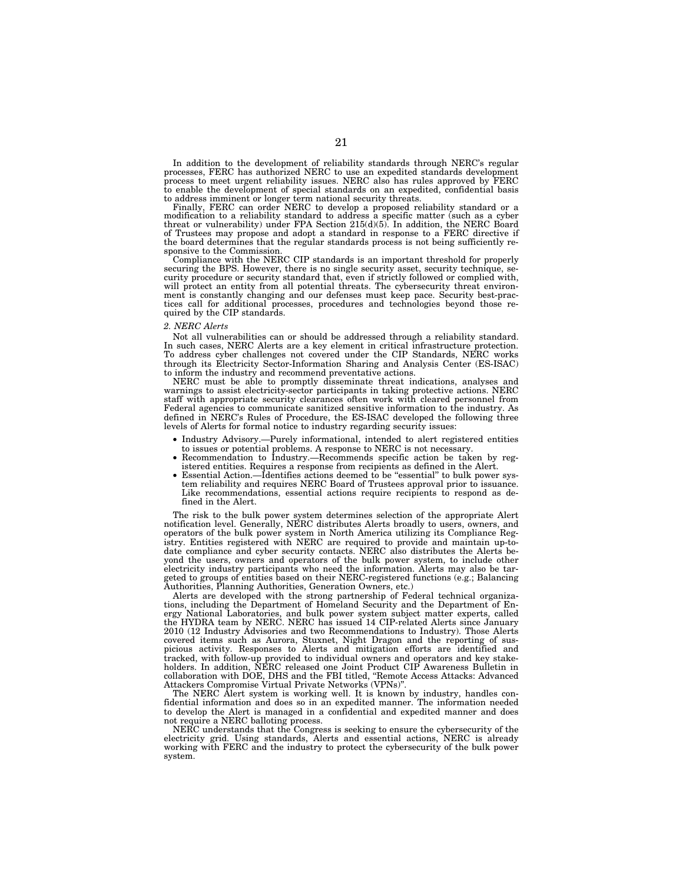In addition to the development of reliability standards through NERC's regular processes, FERC has authorized NERC to use an expedited standards development process to meet urgent reliability issues. NERC also has rules approved by FERC to enable the development of special standards on an expedited, confidential basis to address imminent or longer term national security threats.

Finally, FERC can order NERC to develop a proposed reliability standard or a modification to a reliability standard to address a specific matter (such as a cyber threat or vulnerability) under FPA Section 215(d)(5). In addition, the NERC Board of Trustees may propose and adopt a standard in response to a FERC directive if the board determines that the regular standards process is not being sufficiently responsive to the Commission.

Compliance with the NERC CIP standards is an important threshold for properly securing the BPS. However, there is no single security asset, security technique, security procedure or security standard that, even if strictly followed or complied with, will protect an entity from all potential threats. The cybersecurity threat environment is constantly changing and our defenses must keep pace. Security best-practices call for additional processes, procedures and technologies beyond those required by the CIP standards.

*2. NERC Alerts*

Not all vulnerabilities can or should be addressed through a reliability standard. In such cases, NERC Alerts are a key element in critical infrastructure protection. To address cyber challenges not covered under the CIP Standards, NERC works through its Electricity Sector-Information Sharing and Analysis Center (ES-ISAC) to inform the industry and recommend preventative actions.

NERC must be able to promptly disseminate threat indications, analyses and warnings to assist electricity-sector participants in taking protective actions. NERC staff with appropriate security clearances often work with cleared personnel from Federal agencies to communicate sanitized sensitive information to the industry. As defined in NERC's Rules of Procedure, the ES-ISAC developed the following three levels of Alerts for formal notice to industry regarding security issues:

- Industry Advisory.—Purely informational, intended to alert registered entities to issues or potential problems. A response to NERC is not necessary.
- Recommendation to Industry.—Recommends specific action be taken by registered entities. Requires a response from recipients as defined in the Alert.
- Essential Action.—Identifies actions deemed to be "essential" to bulk power system reliability and requires NERC Board of Trustees approval prior to issuance. Like recommendations, essential actions require recipients to respond as defined in the Alert.

The risk to the bulk power system determines selection of the appropriate Alert notification level. Generally, NERC distributes Alerts broadly to users, owners, and operators of the bulk power system in North America utilizing its Compliance Registry. Entities registered with NERC are required to provide and maintain up-to-date compliance and cyber security contacts. NERC also distributes the Alerts beyond the users, owners and operators of the bulk power system, to include other electricity industry participants who need the information. Alerts may also be targeted to groups of entities based on their NERC-registered functions (e.g.; Balancing Authorities, Planning Authorities, Generation Owners, etc.)

Alerts are developed with the strong partnership of Federal technical organizations, including the Department of Homeland Security and the Department of Energy National Laboratories, and bulk power system subject matter experts, called the HYDRA team by NERC. NERC has issued 14 CIP-related Alerts since January 2010 (12 Industry Advisories and two Recommendations to Industry). Those Alerts covered items such as Aurora, Stuxnet, Night Dragon and the reporting of suspicious activity. Responses to Alerts and mitigation efforts are identified and tracked, with follow-up provided to individual owners and operators and key stakeholders. In addition, NERC released one Joint Product CIP Awareness Bulletin in collaboration with DOE, DHS and the FBI titled, "Remote Access Attacks: Advanced Attackers Compromise Virtual Private Networks (VPNs)".

The NERC Alert system is working well. It is known by industry, handles confidential information and does so in an expedited manner. The information needed to develop the Alert is managed in a confidential and expedited manner and does not require a NERC balloting process.

NERC understands that the Congress is seeking to ensure the cybersecurity of the electricity grid. Using standards, Alerts and essential actions, NERC is already working with FERC and the industry to protect the cybersecurity of the bulk power system.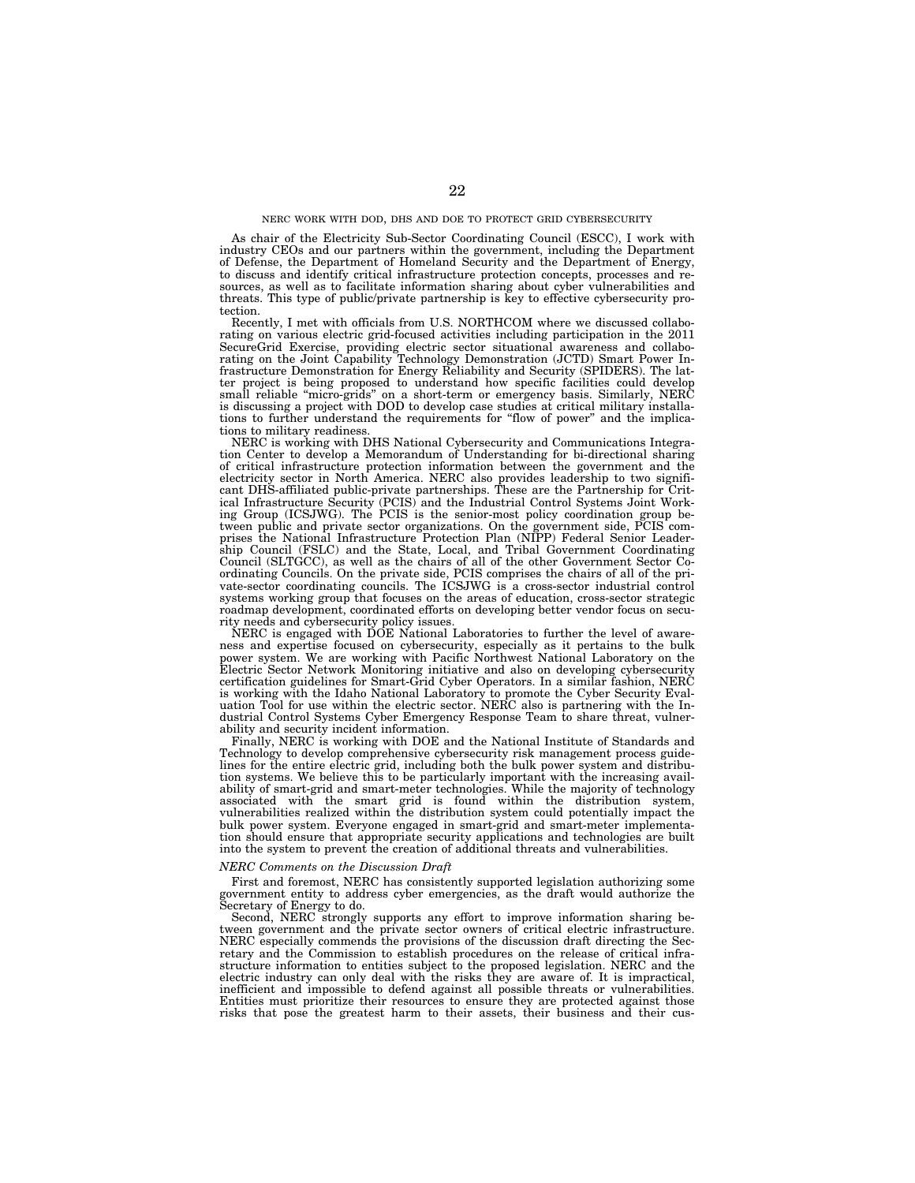## NERC WORK WITH DOD, DHS AND DOE TO PROTECT GRID CYBERSECURITY

As chair of the Electricity Sub-Sector Coordinating Council (ESCC), I work with industry CEOs and our partners within the government, including the Department of Defense, the Department of Homeland Security and the Department of Energy, to discuss and identify critical infrastructure protection concepts, processes and resources, as well as to facilitate information sharing about cyber vulnerabilities and threats. This type of public/private partnership is key to effective cybersecurity protection.

Recently, I met with officials from U.S. NORTHCOM where we discussed collaborating on various electric grid-focused activities including participation in the 2011 SecureGrid Exercise, providing electric sector situational awareness and collaborating on the Joint Capability Technology Demonstration (JCTD) Smart Power Infrastructure Demonstration for Energy Reliability and Security (SPIDERS). The latter project is being proposed to understand how specific facilities could develop small reliable "micro-grids" on a short-term or emergency basis. Similarly, NERC is discussing a project with DOD to develop case studies at critical military installations to further understand the requirements for "flow of power" and the implications to military readiness.

NERC is working with DHS National Cybersecurity and Communications Integration Center to develop a Memorandum of Understanding for bi-directional sharing of critical infrastructure protection information between the government and the electricity sector in North America. NERC also provides leadership to two significant DHS-affiliated public-private partnerships. These are the Partnership for Critical Infrastructure Security (PCIS) and the Industrial Control Systems Joint Working Group (ICSJWG). The PCIS is the senior-most policy coordination group between public and private sector organizations. On the government side, PCIS comprises the National Infrastructure Protection Plan (NIPP) Federal Senior Leadership Council (FSLC) and the State, Local, and Tribal Government Coordinating Council (SLTGCC), as well as the chairs of all of the other Government Sector Coordinating Councils. On the private side, PCIS comprises the chairs of all of the private-sector coordinating councils. The ICSJWG is a cross-sector industrial control systems working group that focuses on the areas of education, cross-sector strategic roadmap development, coordinated efforts on developing better vendor focus on security needs and cybersecurity policy issues.

NERC is engaged with DOE National Laboratories to further the level of awareness and expertise focused on cybersecurity, especially as it pertains to the bulk power system. We are working with Pacific Northwest National Laboratory on the Electric Sector Network Monitoring initiative and also on developing cybersecurity certification guidelines for Smart-Grid Cyber Operators. In a similar fashion, NERC is working with the Idaho National Laboratory to promote the Cyber Security Evaluation Tool for use within the electric sector. NERC also is partnering with the Industrial Control Systems Cyber Emergency Response Team to share threat, vulnerability and security incident information.

Finally, NERC is working with DOE and the National Institute of Standards and Technology to develop comprehensive cybersecurity risk management process guidelines for the entire electric grid, including both the bulk power system and distribution systems. We believe this to be particularly important with the increasing availability of smart-grid and smart-meter technologies. While the majority of technology associated with the smart grid is found within the distribution system, vulnerabilities realized within the distribution system could potentially impact the bulk power system. Everyone engaged in smart-grid and smart-meter implementation should ensure that appropriate security applications and technologies are built into the system to prevent the creation of additional threats and vulnerabilities.

### *NERC Comments on the Discussion Draft*

First and foremost, NERC has consistently supported legislation authorizing some government entity to address cyber emergencies, as the draft would authorize the Secretary of Energy to do.

Second, NERC strongly supports any effort to improve information sharing between government and the private sector owners of critical electric infrastructure. NERC especially commends the provisions of the discussion draft directing the Secretary and the Commission to establish procedures on the release of critical infrastructure information to entities subject to the proposed legislation. NERC and the electric industry can only deal with the risks they are aware of. It is impractical, inefficient and impossible to defend against all possible threats or vulnerabilities. Entities must prioritize their resources to ensure they are protected against those risks that pose the greatest harm to their assets, their business and their cus-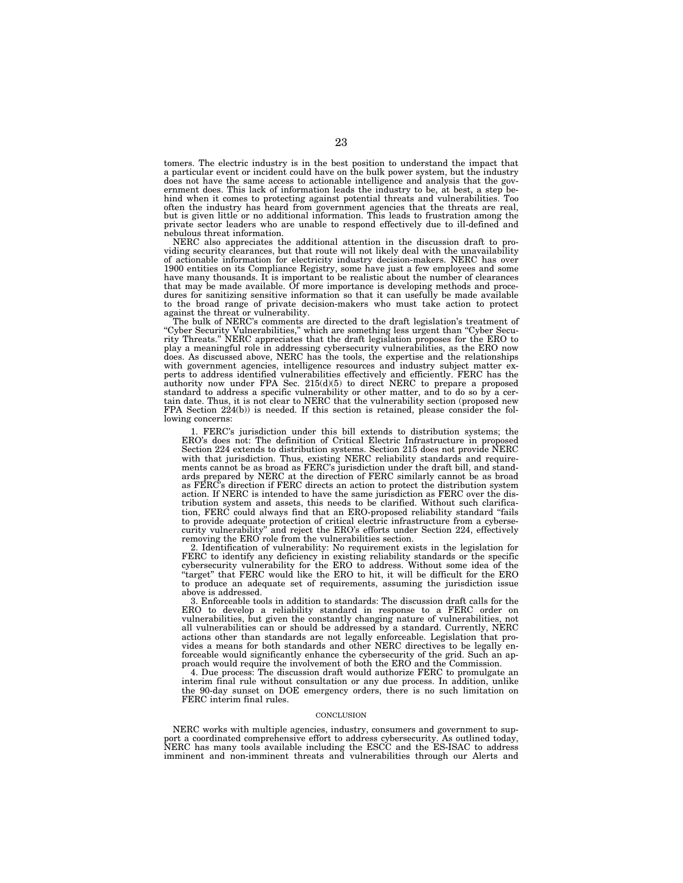tomers. The electric industry is in the best position to understand the impact that a particular event or incident could have on the bulk power system, but the industry does not have the same access to actionable intelligence and analysis that the government does. This lack of information leads the industry to be, at best, a step behind when it comes to protecting against potential threats and vulnerabilities. Too often the industry has heard from government agencies that the threats are real, but is given little or no additional information. This leads to frustration among the private sector leaders who are unable to respond effectively due to ill-defined and nebulous threat information.

NERC also appreciates the additional attention in the discussion draft to providing security clearances, but that route will not likely deal with the unavailability of actionable information for electricity industry decision-makers. NERC has over 1900 entities on its Compliance Registry, some have just a few employees and some have many thousands. It is important to be realistic about the number of clearances that may be made available. Of more importance is developing methods and procedures for sanitizing sensitive information so that it can usefully be made available to the broad range of private decision-makers who must take action to protect against the threat or vulnerability.

The bulk of NERC's comments are directed to the draft legislation's treatment of "Cyber Security Vulnerabilities," which are something less urgent than "Cyber Security Threats." NERC appreciates that the draft legislation proposes for the ERO to play a meaningful role in addressing cybersecurity vulnerabilities, as the ERO now does. As discussed above, NERC has the tools, the expertise and the relationships with government agencies, intelligence resources and industry subject matter experts to address identified vulnerabilities effectively and efficiently. FERC has the authority now under FPA Sec. 215(d)(5) to direct NERC to prepare a proposed standard to address a specific vulnerability or other matter, and to do so by a certain date. Thus, it is not clear to NERC that the vulnerability section (proposed new FPA Section 224(b)) is needed. If this section is retained, please consider the following concerns:

1. FERC's jurisdiction under this bill extends to distribution systems; the ERO's does not: The definition of Critical Electric Infrastructure in proposed Section 224 extends to distribution systems. Section 215 does not provide NERC with that jurisdiction. Thus, existing NERC reliability standards and requirements cannot be as broad as FERC's jurisdiction under the draft bill, and standards prepared by NERC at the direction of FERC similarly cannot be as broad as FERC's direction if FERC directs an action to protect the distribution system action. If NERC is intended to have the same jurisdiction as FERC over the distribution system and assets, this needs to be clarified. Without such clarification, FERC could always find that an ERO-proposed reliability standard "fails to provide adequate protection of critical electric infrastructure from a cybersecurity vulnerability" and reject the ERO's efforts under Section 224, effectively removing the ERO role from the vulnerabilities section.

2. Identification of vulnerability: No requirement exists in the legislation for FERC to identify any deficiency in existing reliability standards or the specific cybersecurity vulnerability for the ERO to address. Without some idea of the "target" that FERC would like the ERO to hit, it will be difficult for the ERO to produce an adequate set of requirements, assuming the jurisdiction issue above is addressed.

3. Enforceable tools in addition to standards: The discussion draft calls for the ERO to develop a reliability standard in response to a FERC order on vulnerabilities, but given the constantly changing nature of vulnerabilities, not all vulnerabilities can or should be addressed by a standard. Currently, NERC actions other than standards are not legally enforceable. Legislation that provides a means for both standards and other NERC directives to be legally enforceable would significantly enhance the cybersecurity of the grid. Such an approach would require the involvement of both the ERO and the Commission.

4. Due process: The discussion draft would authorize FERC to promulgate an interim final rule without consultation or any due process. In addition, unlike the 90-day sunset on DOE emergency orders, there is no such limitation on FERC interim final rules.

## CONCLUSION

NERC works with multiple agencies, industry, consumers and government to support a coordinated comprehensive effort to address cybersecurity. As outlined today, NERC has many tools available including the ESCC and the ES-ISAC to address imminent and non-imminent threats and vulnerabilities through our Alerts and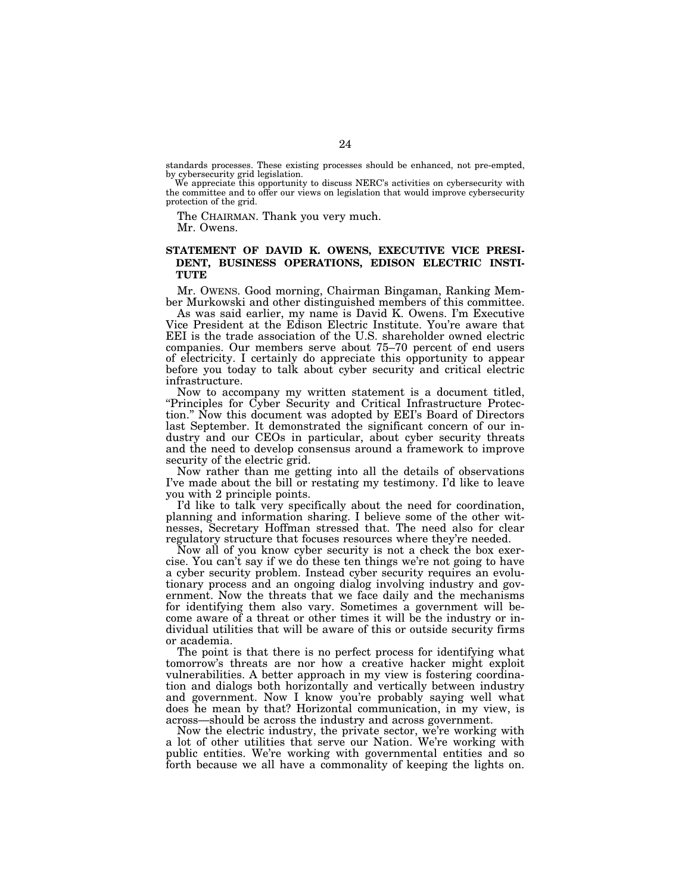standards processes. These existing processes should be enhanced, not pre-empted, by cybersecurity grid legislation.

We appreciate this opportunity to discuss NERC's activities on cybersecurity with the committee and to offer our views on legislation that would improve cybersecurity protection of the grid.

The CHAIRMAN. Thank you very much.

Mr. Owens.

## STATEMENT OF DAVID K. OWENS, EXECUTIVE VICE PRESIDENT, BUSINESS OPERATIONS, EDISON ELECTRIC INSTITUTE

Mr. OWENS. Good morning, Chairman Bingaman, Ranking Member Murkowski and other distinguished members of this committee.

As was said earlier, my name is David K. Owens. I'm Executive Vice President at the Edison Electric Institute. You're aware that EEI is the trade association of the U.S. shareholder owned electric companies. Our members serve about 75–70 percent of end users of electricity. I certainly do appreciate this opportunity to appear before you today to talk about cyber security and critical electric infrastructure.

Now to accompany my written statement is a document titled, "Principles for Cyber Security and Critical Infrastructure Protection." Now this document was adopted by EEI's Board of Directors last September. It demonstrated the significant concern of our industry and our CEOs in particular, about cyber security threats and the need to develop consensus around a framework to improve security of the electric grid.

Now rather than me getting into all the details of observations I've made about the bill or restating my testimony. I'd like to leave you with 2 principle points.

I'd like to talk very specifically about the need for coordination, planning and information sharing. I believe some of the other witnesses, Secretary Hoffman stressed that. The need also for clear regulatory structure that focuses resources where they're needed.

Now all of you know cyber security is not a check the box exercise. You can't say if we do these ten things we're not going to have a cyber security problem. Instead cyber security requires an evolutionary process and an ongoing dialog involving industry and government. Now the threats that we face daily and the mechanisms for identifying them also vary. Sometimes a government will become aware of a threat or other times it will be the industry or individual utilities that will be aware of this or outside security firms or academia.

The point is that there is no perfect process for identifying what tomorrow's threats are nor how a creative hacker might exploit vulnerabilities. A better approach in my view is fostering coordination and dialogs both horizontally and vertically between industry and government. Now I know you're probably saying well what does he mean by that? Horizontal communication, in my view, is across—should be across the industry and across government.

Now the electric industry, the private sector, we're working with a lot of other utilities that serve our Nation. We're working with public entities. We're working with governmental entities and so forth because we all have a commonality of keeping the lights on.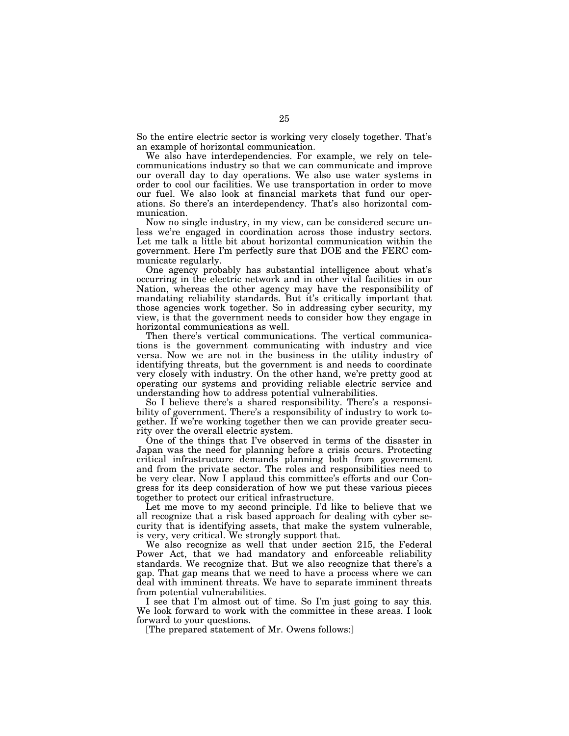So the entire electric sector is working very closely together. That's an example of horizontal communication.

We also have interdependencies. For example, we rely on telecommunications industry so that we can communicate and improve our overall day to day operations. We also use water systems in order to cool our facilities. We use transportation in order to move our fuel. We also look at financial markets that fund our operations. So there's an interdependency. That's also horizontal communication.

Now no single industry, in my view, can be considered secure unless we're engaged in coordination across those industry sectors. Let me talk a little bit about horizontal communication within the government. Here I'm perfectly sure that DOE and the FERC communicate regularly.

One agency probably has substantial intelligence about what's occurring in the electric network and in other vital facilities in our Nation, whereas the other agency may have the responsibility of mandating reliability standards. But it's critically important that those agencies work together. So in addressing cyber security, my view, is that the government needs to consider how they engage in horizontal communications as well.

Then there's vertical communications. The vertical communications is the government communicating with industry and vice versa. Now we are not in the business in the utility industry of identifying threats, but the government is and needs to coordinate very closely with industry. On the other hand, we're pretty good at operating our systems and providing reliable electric service and understanding how to address potential vulnerabilities.

So I believe there's a shared responsibility. There's a responsibility of government. There's a responsibility of industry to work together. If we're working together then we can provide greater security over the overall electric system.

One of the things that I've observed in terms of the disaster in Japan was the need for planning before a crisis occurs. Protecting critical infrastructure demands planning both from government and from the private sector. The roles and responsibilities need to be very clear. Now I applaud this committee's efforts and our Congress for its deep consideration of how we put these various pieces together to protect our critical infrastructure.

Let me move to my second principle. I'd like to believe that we all recognize that a risk based approach for dealing with cyber security that is identifying assets, that make the system vulnerable, is very, very critical. We strongly support that.

We also recognize as well that under section 215, the Federal Power Act, that we had mandatory and enforceable reliability standards. We recognize that. But we also recognize that there's a gap. That gap means that we need to have a process where we can deal with imminent threats. We have to separate imminent threats from potential vulnerabilities.

I see that I'm almost out of time. So I'm just going to say this. We look forward to work with the committee in these areas. I look forward to your questions.

[The prepared statement of Mr. Owens follows:]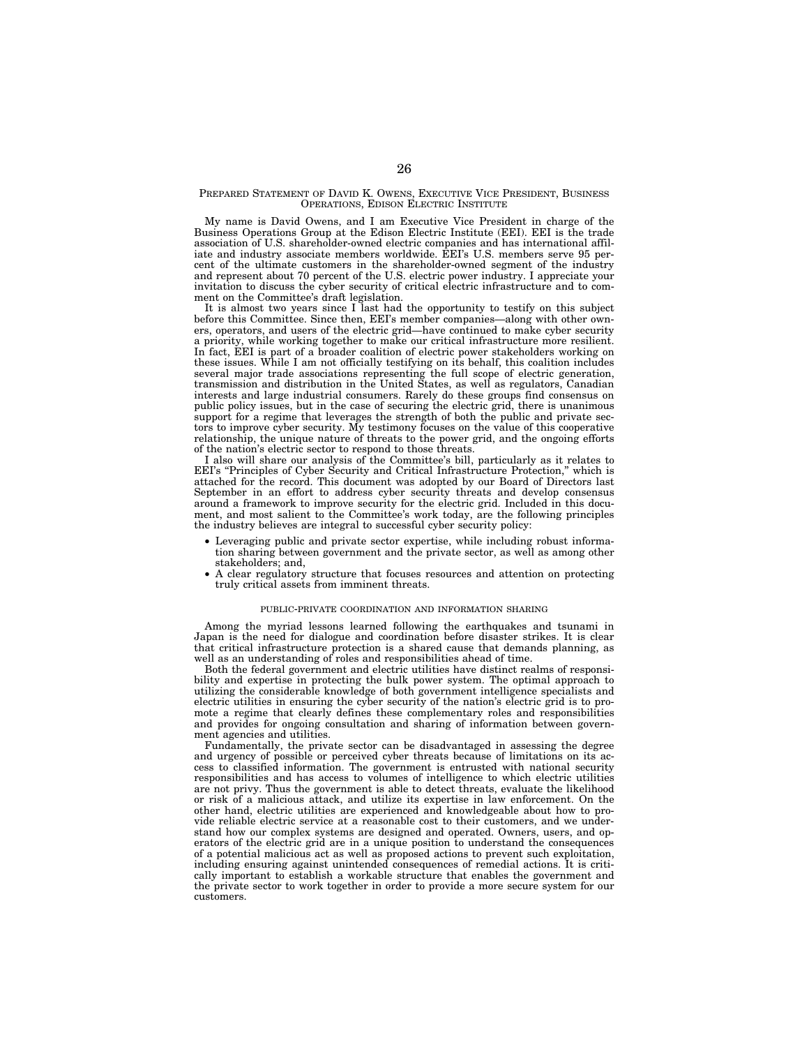## PREPARED STATEMENT OF DAVID K. OWENS, EXECUTIVE VICE PRESIDENT, BUSINESS OPERATIONS, EDISON ELECTRIC INSTITUTE

My name is David Owens, and I am Executive Vice President in charge of the Business Operations Group at the Edison Electric Institute (EEI). EEI is the trade association of U.S. shareholder-owned electric companies and has international affiliate and industry associate members worldwide. EEI's U.S. members serve 95 percent of the ultimate customers in the shareholder-owned segment of the industry and represent about 70 percent of the U.S. electric power industry. I appreciate your invitation to discuss the cyber security of critical electric infrastructure and to comment on the Committee's draft legislation.

It is almost two years since I last had the opportunity to testify on this subject before this Committee. Since then, EEI's member companies—along with other owners, operators, and users of the electric grid—have continued to make cyber security a priority, while working together to make our critical infrastructure more resilient. In fact, EEI is part of a broader coalition of electric power stakeholders working on these issues. While I am not officially testifying on its behalf, this coalition includes several major trade associations representing the full scope of electric generation, transmission and distribution in the United States, as well as regulators, Canadian interests and large industrial consumers. Rarely do these groups find consensus on public policy issues, but in the case of securing the electric grid, there is unanimous support for a regime that leverages the strength of both the public and private sectors to improve cyber security. My testimony focuses on the value of this cooperative relationship, the unique nature of threats to the power grid, and the ongoing efforts of the nation's electric sector to respond to those threats.

I also will share our analysis of the Committee's bill, particularly as it relates to EEI's "Principles of Cyber Security and Critical Infrastructure Protection," which is attached for the record. This document was adopted by our Board of Directors last September in an effort to address cyber security threats and develop consensus around a framework to improve security for the electric grid. Included in this document, and most salient to the Committee's work today, are the following principles the industry believes are integral to successful cyber security policy:

- Leveraging public and private sector expertise, while including robust information sharing between government and the private sector, as well as among other stakeholders; and,
- A clear regulatory structure that focuses resources and attention on protecting truly critical assets from imminent threats.

### PUBLIC-PRIVATE COORDINATION AND INFORMATION SHARING

Among the myriad lessons learned following the earthquakes and tsunami in Japan is the need for dialogue and coordination before disaster strikes. It is clear that critical infrastructure protection is a shared cause that demands planning, as well as an understanding of roles and responsibilities ahead of time.

Both the federal government and electric utilities have distinct realms of responsibility and expertise in protecting the bulk power system. The optimal approach to utilizing the considerable knowledge of both government intelligence specialists and electric utilities in ensuring the cyber security of the nation's electric grid is to promote a regime that clearly defines these complementary roles and responsibilities and provides for ongoing consultation and sharing of information between government agencies and utilities.

Fundamentally, the private sector can be disadvantaged in assessing the degree and urgency of possible or perceived cyber threats because of limitations on its access to classified information. The government is entrusted with national security responsibilities and has access to volumes of intelligence to which electric utilities are not privy. Thus the government is able to detect threats, evaluate the likelihood or risk of a malicious attack, and utilize its expertise in law enforcement. On the other hand, electric utilities are experienced and knowledgeable about how to provide reliable electric service at a reasonable cost to their customers, and we understand how our complex systems are designed and operated. Owners, users, and operators of the electric grid are in a unique position to understand the consequences of a potential malicious act as well as proposed actions to prevent such exploitation, including ensuring against unintended consequences of remedial actions. It is critically important to establish a workable structure that enables the government and the private sector to work together in order to provide a more secure system for our customers.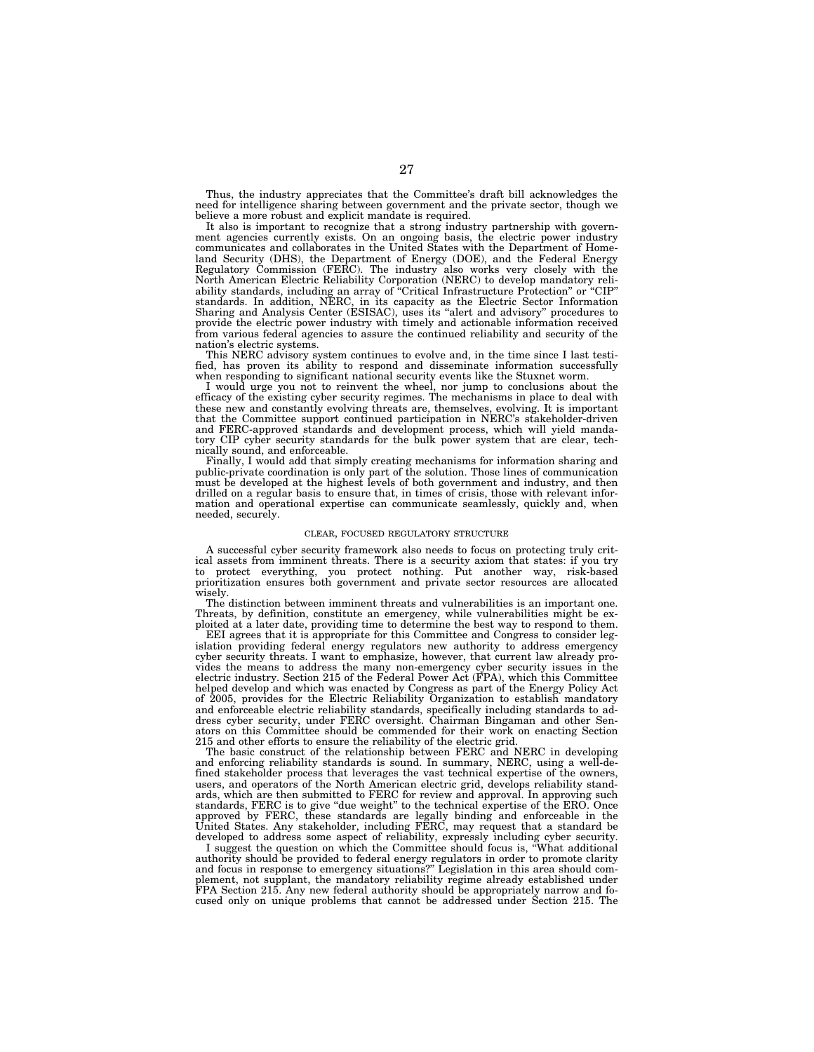Thus, the industry appreciates that the Committee's draft bill acknowledges the need for intelligence sharing between government and the private sector, though we believe a more robust and explicit mandate is required.

It also is important to recognize that a strong industry partnership with government agencies currently exists. On an ongoing basis, the electric power industry communicates and collaborates in the United States with the Department of Homeland Security (DHS), the Department of Energy (DOE), and the Federal Energy Regulatory Commission (FERC). The industry also works very closely with the North American Electric Reliability Corporation (NERC) to develop mandatory reliability standards, including an array of "Critical Infrastructure Protection" or "CIP" standards. In addition, NERC, in its capacity as the Electric Sector Information Sharing and Analysis Center (ESISAC), uses its "alert and advisory" procedures to provide the electric power industry with timely and actionable information received from various federal agencies to assure the continued reliability and security of the nation's electric systems.

This NERC advisory system continues to evolve and, in the time since I last testified, has proven its ability to respond and disseminate information successfully when responding to significant national security events like the Stuxnet worm.

I would urge you not to reinvent the wheel, nor jump to conclusions about the efficacy of the existing cyber security regimes. The mechanisms in place to deal with these new and constantly evolving threats are, themselves, evolving. It is important that the Committee support continued participation in NERC's stakeholder-driven and FERC-approved standards and development process, which will yield mandatory CIP cyber security standards for the bulk power system that are clear, technically sound, and enforceable.

Finally, I would add that simply creating mechanisms for information sharing and public-private coordination is only part of the solution. Those lines of communication must be developed at the highest levels of both government and industry, and then drilled on a regular basis to ensure that, in times of crisis, those with relevant information and operational expertise can communicate seamlessly, quickly and, when needed, securely.

## CLEAR, FOCUSED REGULATORY STRUCTURE

A successful cyber security framework also needs to focus on protecting truly critical assets from imminent threats. There is a security axiom that states: if you try to protect everything, you protect nothing. Put another way, risk-based prioritization ensures both government and private sector resources are allocated wisely.

The distinction between imminent threats and vulnerabilities is an important one. Threats, by definition, constitute an emergency, while vulnerabilities might be exploited at a later date, providing time to determine the best way to respond to them.

EEI agrees that it is appropriate for this Committee and Congress to consider legislation providing federal energy regulators new authority to address emergency cyber security threats. I want to emphasize, however, that current law already provides the means to address the many non-emergency cyber security issues in the electric industry. Section 215 of the Federal Power Act (FPA), which this Committee helped develop and which was enacted by Congress as part of the Energy Policy Act of 2005, provides for the Electric Reliability Organization to establish mandatory and enforceable electric reliability standards, specifically including standards to address cyber security, under FERC oversight. Chairman Bingaman and other Senators on this Committee should be commended for their work on enacting Section 215 and other efforts to ensure the reliability of the electric grid.

The basic construct of the relationship between FERC and NERC in developing and enforcing reliability standards is sound. In summary, NERC, using a well-defined stakeholder process that leverages the vast technical expertise of the owners, users, and operators of the North American electric grid, develops reliability standards, which are then submitted to FERC for review and approval. In approving such standards, FERC is to give "due weight" to the technical expertise of the ERO. Once approved by FERC, these standards are legally binding and enforceable in the United States. Any stakeholder, including FERC, may request that a standard be developed to address some aspect of reliability, expressly including cyber security.

I suggest the question on which the Committee should focus is, "What additional authority should be provided to federal energy regulators in order to promote clarity and focus in response to emergency situations?" Legislation in this area should complement, not supplant, the mandatory reliability regime already established under FPA Section 215. Any new federal authority should be appropriately narrow and focused only on unique problems that cannot be addressed under Section 215. The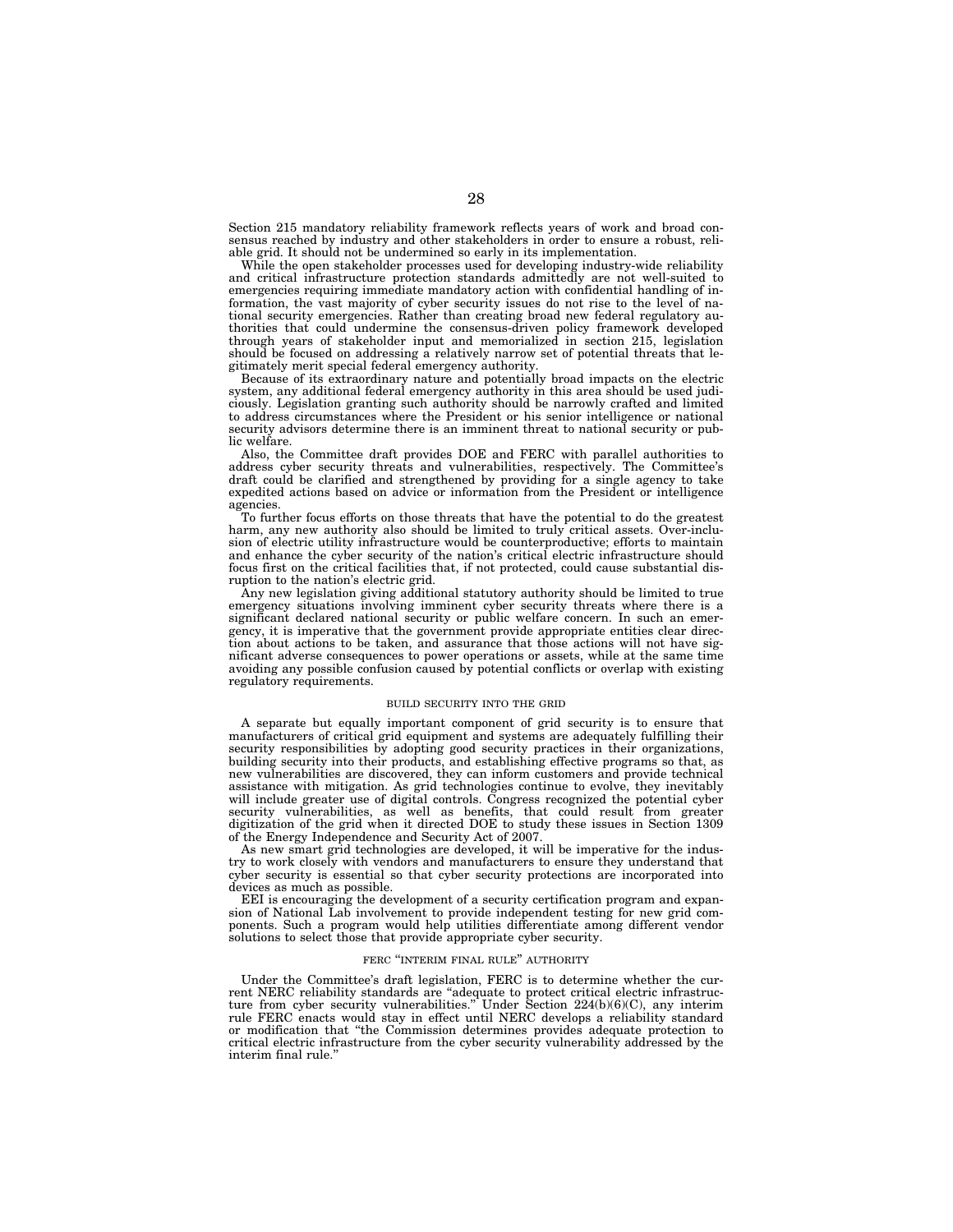Section 215 mandatory reliability framework reflects years of work and broad consensus reached by industry and other stakeholders in order to ensure a robust, reliable grid. It should not be undermined so early in its implementation.

While the open stakeholder processes used for developing industry-wide reliability and critical infrastructure protection standards admittedly are not well-suited to emergencies requiring immediate mandatory action with confidential handling of information, the vast majority of cyber security issues do not rise to the level of national security emergencies. Rather than creating broad new federal regulatory authorities that could undermine the consensus-driven policy framework developed through years of stakeholder input and memorialized in section 215, legislation should be focused on addressing a relatively narrow set of potential threats that legitimately merit special federal emergency authority.

Because of its extraordinary nature and potentially broad impacts on the electric system, any additional federal emergency authority in this area should be used judiciously. Legislation granting such authority should be narrowly crafted and limited to address circumstances where the President or his senior intelligence or national security advisors determine there is an imminent threat to national security or public welfare.

Also, the Committee draft provides DOE and FERC with parallel authorities to address cyber security threats and vulnerabilities, respectively. The Committee's draft could be clarified and strengthened by providing for a single agency to take expedited actions based on advice or information from the President or intelligence agencies.

To further focus efforts on those threats that have the potential to do the greatest harm, any new authority also should be limited to truly critical assets. Over-inclusion of electric utility infrastructure would be counterproductive; efforts to maintain and enhance the cyber security of the nation's critical electric infrastructure should focus first on the critical facilities that, if not protected, could cause substantial disruption to the nation's electric grid.

Any new legislation giving additional statutory authority should be limited to true emergency situations involving imminent cyber security threats where there is a significant declared national security or public welfare concern. In such an emergency, it is imperative that the government provide appropriate entities clear direction about actions to be taken, and assurance that those actions will not have significant adverse consequences to power operations or assets, while at the same time avoiding any possible confusion caused by potential conflicts or overlap with existing regulatory requirements.

## BUILD SECURITY INTO THE GRID

A separate but equally important component of grid security is to ensure that manufacturers of critical grid equipment and systems are adequately fulfilling their security responsibilities by adopting good security practices in their organizations, building security into their products, and establishing effective programs so that, as new vulnerabilities are discovered, they can inform customers and provide technical assistance with mitigation. As grid technologies continue to evolve, they inevitably will include greater use of digital controls. Congress recognized the potential cyber security vulnerabilities, as well as benefits, that could result from greater digitization of the grid when it directed DOE to study these issues in Section 1309 of the Energy Independence and Security Act of 2007.

As new smart grid technologies are developed, it will be imperative for the industry to work closely with vendors and manufacturers to ensure they understand that cyber security is essential so that cyber security protections are incorporated into devices as much as possible.

EEI is encouraging the development of a security certification program and expansion of National Lab involvement to provide independent testing for new grid components. Such a program would help utilities differentiate among different vendor solutions to select those that provide appropriate cyber security.

## FERC "INTERIM FINAL RULE" AUTHORITY

Under the Committee's draft legislation, FERC is to determine whether the current NERC reliability standards are "adequate to protect critical electric infrastructure from cyber security vulnerabilities." Under Section 224(b)(6)(C), any interim rule FERC enacts would stay in effect until NERC develops a reliability standard or modification that "the Commission determines provides adequate protection to critical electric infrastructure from the cyber security vulnerability addressed by the interim final rule."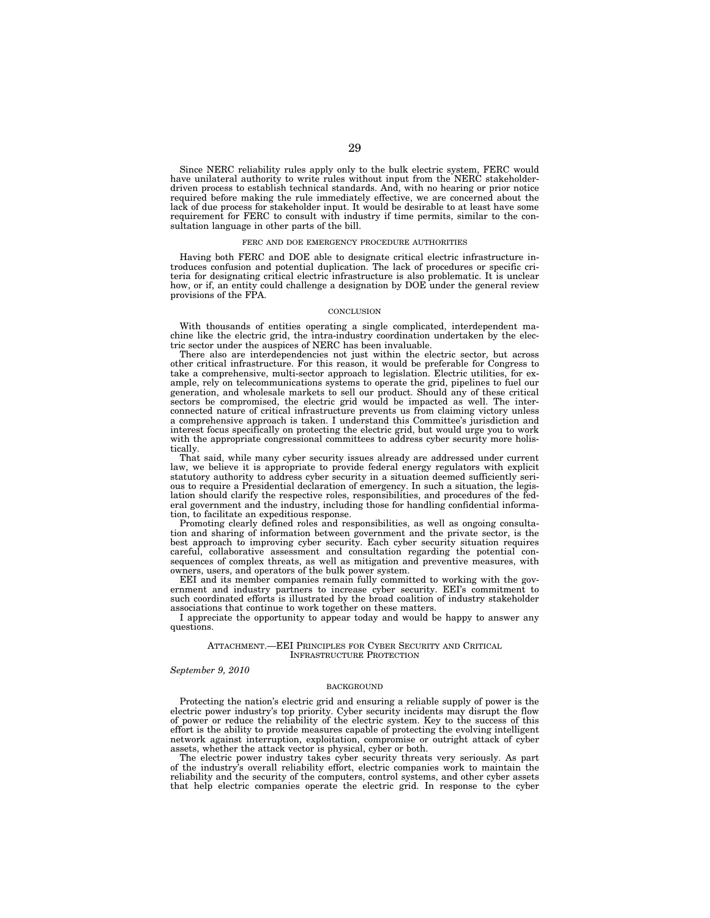Since NERC reliability rules apply only to the bulk electric system, FERC would have unilateral authority to write rules without input from the NERC stakeholder-driven process to establish technical standards. And, with no hearing or prior notice required before making the rule immediately effective, we are concerned about the lack of due process for stakeholder input. It would be desirable to at least have some requirement for FERC to consult with industry if time permits, similar to the consultation language in other parts of the bill.

### FERC AND DOE EMERGENCY PROCEDURE AUTHORITIES

Having both FERC and DOE able to designate critical electric infrastructure introduces confusion and potential duplication. The lack of procedures or specific criteria for designating critical electric infrastructure is also problematic. It is unclear how, or if, an entity could challenge a designation by DOE under the general review provisions of the FPA.

### CONCLUSION

With thousands of entities operating a single complicated, interdependent machine like the electric grid, the intra-industry coordination undertaken by the electric sector under the auspices of NERC has been invaluable.

There also are interdependencies not just within the electric sector, but across other critical infrastructure. For this reason, it would be preferable for Congress to take a comprehensive, multi-sector approach to legislation. Electric utilities, for example, rely on telecommunications systems to operate the grid, pipelines to fuel our generation, and wholesale markets to sell our product. Should any of these critical sectors be compromised, the electric grid would be impacted as well. The interconnected nature of critical infrastructure prevents us from claiming victory unless a comprehensive approach is taken. I understand this Committee's jurisdiction and interest focus specifically on protecting the electric grid, but would urge you to work with the appropriate congressional committees to address cyber security more holistically.

That said, while many cyber security issues already are addressed under current law, we believe it is appropriate to provide federal energy regulators with explicit statutory authority to address cyber security in a situation deemed sufficiently serious to require a Presidential declaration of emergency. In such a situation, the legislation should clarify the respective roles, responsibilities, and procedures of the federal government and the industry, including those for handling confidential information, to facilitate an expeditious response.

Promoting clearly defined roles and responsibilities, as well as ongoing consultation and sharing of information between government and the private sector, is the best approach to improving cyber security. Each cyber security situation requires careful, collaborative assessment and consultation regarding the potential consequences of complex threats, as well as mitigation and preventive measures, with owners, users, and operators of the bulk power system.

EEI and its member companies remain fully committed to working with the government and industry partners to increase cyber security. EEI's commitment to such coordinated efforts is illustrated by the broad coalition of industry stakeholder associations that continue to work together on these matters.

I appreciate the opportunity to appear today and would be happy to answer any questions.

## ATTACHMENT.—EEI PRINCIPLES FOR CYBER SECURITY AND CRITICAL INFRASTRUCTURE PROTECTION

*September 9, 2010*

### BACKGROUND

Protecting the nation's electric grid and ensuring a reliable supply of power is the electric power industry's top priority. Cyber security incidents may disrupt the flow of power or reduce the reliability of the electric system. Key to the success of this effort is the ability to provide measures capable of protecting the evolving intelligent network against interruption, exploitation, compromise or outright attack of cyber assets, whether the attack vector is physical, cyber or both.

The electric power industry takes cyber security threats very seriously. As part of the industry's overall reliability effort, electric companies work to maintain the reliability and the security of the computers, control systems, and other cyber assets that help electric companies operate the electric grid. In response to the cyber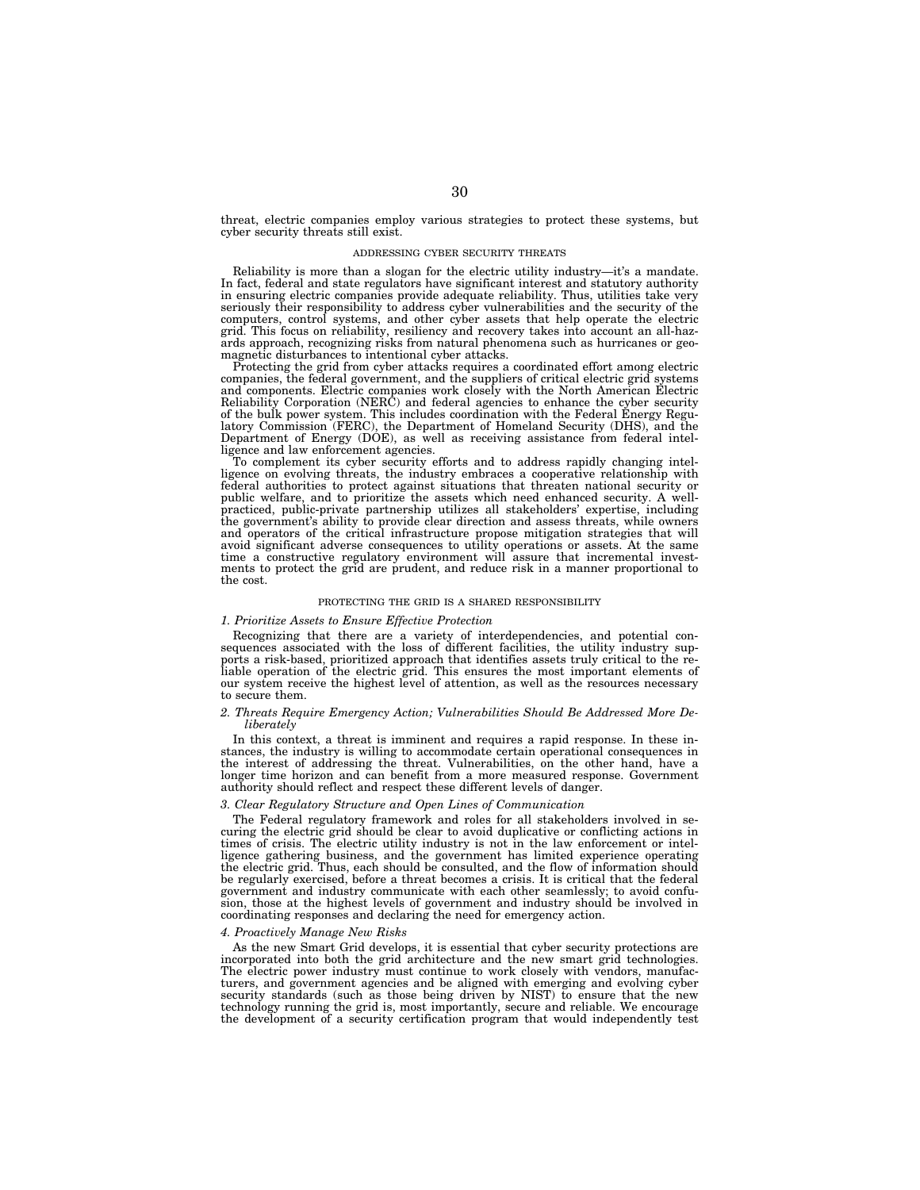threat, electric companies employ various strategies to protect these systems, but cyber security threats still exist.

## ADDRESSING CYBER SECURITY THREATS

Reliability is more than a slogan for the electric utility industry—it's a mandate. In fact, federal and state regulators have significant interest and statutory authority in ensuring electric companies provide adequate reliability. Thus, utilities take very seriously their responsibility to address cyber vulnerabilities and the security of the computers, control systems, and other cyber assets that help operate the electric grid. This focus on reliability, resiliency and recovery takes into account an all-hazards approach, recognizing risks from natural phenomena such as hurricanes or geomagnetic disturbances to intentional cyber attacks.

Protecting the grid from cyber attacks requires a coordinated effort among electric companies, the federal government, and the suppliers of critical electric grid systems and components. Electric companies work closely with the North American Electric Reliability Corporation (NERC) and federal agencies to enhance the cyber security of the bulk power system. This includes coordination with the Federal Energy Regulatory Commission (FERC), the Department of Homeland Security (DHS), and the Department of Energy (DOE), as well as receiving assistance from federal intelligence and law enforcement agencies.

To complement its cyber security efforts and to address rapidly changing intelligence on evolving threats, the industry embraces a cooperative relationship with federal authorities to protect against situations that threaten national security or public welfare, and to prioritize the assets which need enhanced security. A well-practiced, public-private partnership utilizes all stakeholders' expertise, including the government's ability to provide clear direction and assess threats, while owners and operators of the critical infrastructure propose mitigation strategies that will avoid significant adverse consequences to utility operations or assets. At the same time a constructive regulatory environment will assure that incremental investments to protect the grid are prudent, and reduce risk in a manner proportional to the cost.

## PROTECTING THE GRID IS A SHARED RESPONSIBILITY

### *1. Prioritize Assets to Ensure Effective Protection*

Recognizing that there are a variety of interdependencies, and potential consequences associated with the loss of different facilities, the utility industry supports a risk-based, prioritized approach that identifies assets truly critical to the reliable operation of the electric grid. This ensures the most important elements of our system receive the highest level of attention, as well as the resources necessary to secure them.

### *2. Threats Require Emergency Action; Vulnerabilities Should Be Addressed More Deliberately*

In this context, a threat is imminent and requires a rapid response. In these instances, the industry is willing to accommodate certain operational consequences in the interest of addressing the threat. Vulnerabilities, on the other hand, have a longer time horizon and can benefit from a more measured response. Government authority should reflect and respect these different levels of danger.

### *3. Clear Regulatory Structure and Open Lines of Communication*

The Federal regulatory framework and roles for all stakeholders involved in securing the electric grid should be clear to avoid duplicative or conflicting actions in times of crisis. The electric utility industry is not in the law enforcement or intelligence gathering business, and the government has limited experience operating the electric grid. Thus, each should be consulted, and the flow of information should be regularly exercised, before a threat becomes a crisis. It is critical that the federal government and industry communicate with each other seamlessly; to avoid confusion, those at the highest levels of government and industry should be involved in coordinating responses and declaring the need for emergency action.

### *4. Proactively Manage New Risks*

As the new Smart Grid develops, it is essential that cyber security protections are incorporated into both the grid architecture and the new smart grid technologies. The electric power industry must continue to work closely with vendors, manufacturers, and government agencies and be aligned with emerging and evolving cyber security standards (such as those being driven by NIST) to ensure that the new technology running the grid is, most importantly, secure and reliable. We encourage the development of a security certification program that would independently test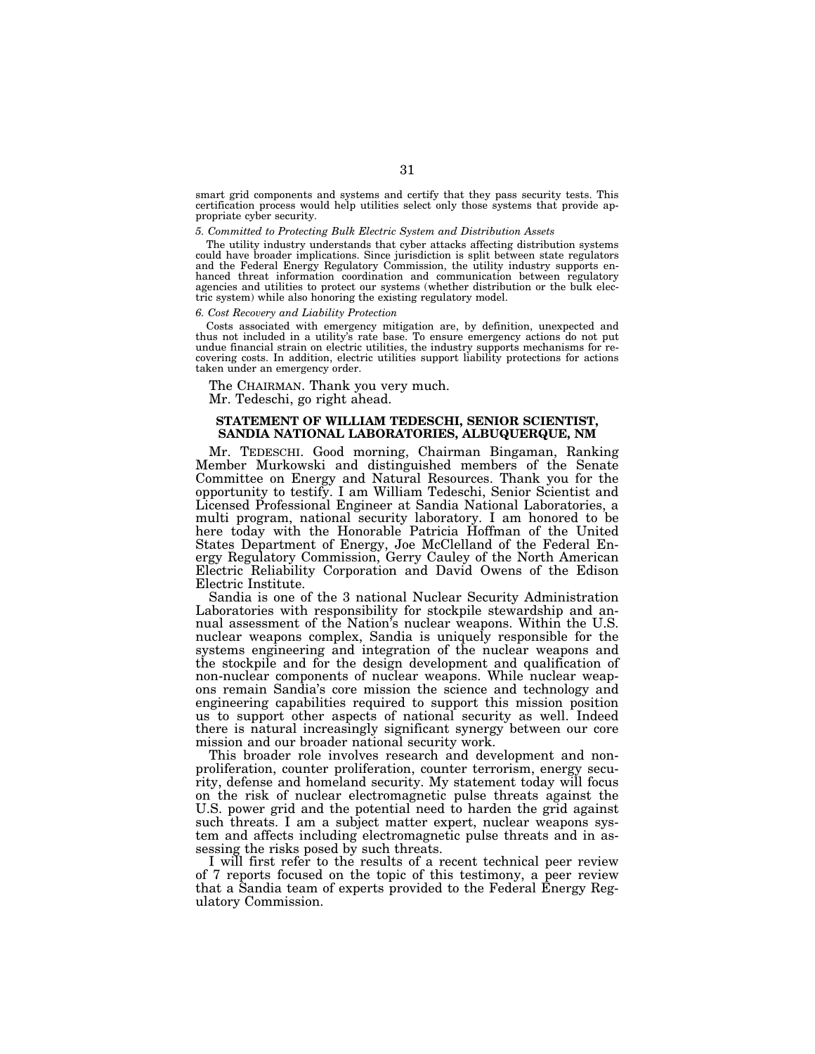smart grid components and systems and certify that they pass security tests. This certification process would help utilities select only those systems that provide appropriate cyber security.

*5. Committed to Protecting Bulk Electric System and Distribution Assets*

The utility industry understands that cyber attacks affecting distribution systems could have broader implications. Since jurisdiction is split between state regulators and the Federal Energy Regulatory Commission, the utility industry supports enhanced threat information coordination and communication between regulatory agencies and utilities to protect our systems (whether distribution or the bulk electric system) while also honoring the existing regulatory model.

*6. Cost Recovery and Liability Protection*

Costs associated with emergency mitigation are, by definition, unexpected and thus not included in a utility's rate base. To ensure emergency actions do not put undue financial strain on electric utilities, the industry supports mechanisms for recovering costs. In addition, electric utilities support liability protections for actions taken under an emergency order.

The CHAIRMAN. Thank you very much.

Mr. Tedeschi, go right ahead.

**STATEMENT OF WILLIAM TEDESCHI, SENIOR SCIENTIST, SANDIA NATIONAL LABORATORIES, ALBUQUERQUE, NM**

Mr. TEDESCHI. Good morning, Chairman Bingaman, Ranking Member Murkowski and distinguished members of the Senate Committee on Energy and Natural Resources. Thank you for the opportunity to testify. I am William Tedeschi, Senior Scientist and Licensed Professional Engineer at Sandia National Laboratories, a multi program, national security laboratory. I am honored to be here today with the Honorable Patricia Hoffman of the United States Department of Energy, Joe McClelland of the Federal Energy Regulatory Commission, Gerry Cauley of the North American Electric Reliability Corporation and David Owens of the Edison Electric Institute.

Sandia is one of the 3 national Nuclear Security Administration Laboratories with responsibility for stockpile stewardship and annual assessment of the Nation's nuclear weapons. Within the U.S. nuclear weapons complex, Sandia is uniquely responsible for the systems engineering and integration of the nuclear weapons and the stockpile and for the design development and qualification of non-nuclear components of nuclear weapons. While nuclear weapons remain Sandia's core mission the science and technology and engineering capabilities required to support this mission position us to support other aspects of national security as well. Indeed there is natural increasingly significant synergy between our core mission and our broader national security work.

This broader role involves research and development and nonproliferation, counter proliferation, counter terrorism, energy security, defense and homeland security. My statement today will focus on the risk of nuclear electromagnetic pulse threats against the U.S. power grid and the potential need to harden the grid against such threats. I am a subject matter expert, nuclear weapons system and affects including electromagnetic pulse threats and in assessing the risks posed by such threats.

I will first refer to the results of a recent technical peer review of 7 reports focused on the topic of this testimony, a peer review that a Sandia team of experts provided to the Federal Energy Regulatory Commission.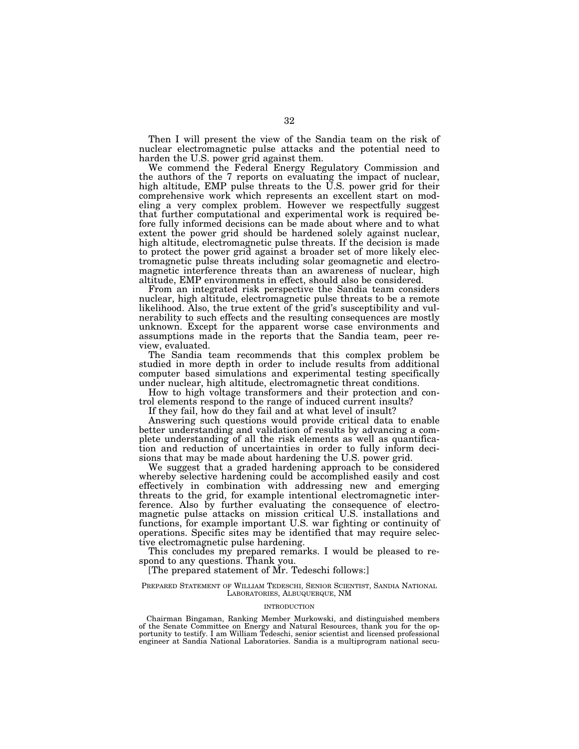Then I will present the view of the Sandia team on the risk of nuclear electromagnetic pulse attacks and the potential need to harden the U.S. power grid against them.

We commend the Federal Energy Regulatory Commission and the authors of the 7 reports on evaluating the impact of nuclear, high altitude, EMP pulse threats to the U.S. power grid for their comprehensive work which represents an excellent start on modeling a very complex problem. However we respectfully suggest that further computational and experimental work is required before fully informed decisions can be made about where and to what extent the power grid should be hardened solely against nuclear, high altitude, electromagnetic pulse threats. If the decision is made to protect the power grid against a broader set of more likely electromagnetic pulse threats including solar geomagnetic and electromagnetic interference threats than an awareness of nuclear, high altitude, EMP environments in effect, should also be considered.

From an integrated risk perspective the Sandia team considers nuclear, high altitude, electromagnetic pulse threats to be a remote likelihood. Also, the true extent of the grid's susceptibility and vulnerability to such effects and the resulting consequences are mostly unknown. Except for the apparent worse case environments and assumptions made in the reports that the Sandia team, peer review, evaluated.

The Sandia team recommends that this complex problem be studied in more depth in order to include results from additional computer based simulations and experimental testing specifically under nuclear, high altitude, electromagnetic threat conditions.

How to high voltage transformers and their protection and control elements respond to the range of induced current insults?

If they fail, how do they fail and at what level of insult?

Answering such questions would provide critical data to enable better understanding and validation of results by advancing a complete understanding of all the risk elements as well as quantification and reduction of uncertainties in order to fully inform decisions that may be made about hardening the U.S. power grid.

We suggest that a graded hardening approach to be considered whereby selective hardening could be accomplished easily and cost effectively in combination with addressing new and emerging threats to the grid, for example intentional electromagnetic interference. Also by further evaluating the consequence of electromagnetic pulse attacks on mission critical U.S. installations and functions, for example important U.S. war fighting or continuity of operations. Specific sites may be identified that may require selective electromagnetic pulse hardening.

This concludes my prepared remarks. I would be pleased to respond to any questions. Thank you.

[The prepared statement of Mr. Tedeschi follows:]

PREPARED STATEMENT OF WILLIAM TEDESCHI, SENIOR SCIENTIST, SANDIA NATIONAL LABORATORIES, ALBUQUERQUE, NM

INTRODUCTION

Chairman Bingaman, Ranking Member Murkowski, and distinguished members of the Senate Committee on Energy and Natural Resources, thank you for the opportunity to testify. I am William Tedeschi, senior scientist and licensed professional engineer at Sandia National Laboratories. Sandia is a multiprogram national secu-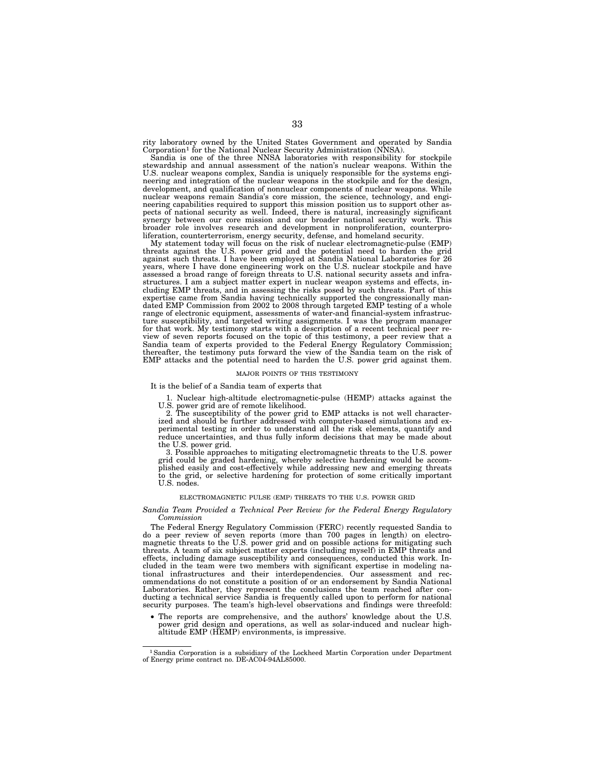rity laboratory owned by the United States Government and operated by Sandia Corporation[1] for the National Nuclear Security Administration (NNSA).

Sandia is one of the three NNSA laboratories with responsibility for stockpile stewardship and annual assessment of the nation's nuclear weapons. Within the U.S. nuclear weapons complex, Sandia is uniquely responsible for the systems engineering and integration of the nuclear weapons in the stockpile and for the design, development, and qualification of nonnuclear components of nuclear weapons. While nuclear weapons remain Sandia's core mission, the science, technology, and engineering capabilities required to support this mission position us to support other aspects of national security as well. Indeed, there is natural, increasingly significant synergy between our core mission and our broader national security work. This broader role involves research and development in nonproliferation, counterproliferation, counterterrorism, energy security, defense, and homeland security.

My statement today will focus on the risk of nuclear electromagnetic-pulse (EMP) threats against the U.S. power grid and the potential need to harden the grid against such threats. I have been employed at Sandia National Laboratories for 26 years, where I have done engineering work on the U.S. nuclear stockpile and have assessed a broad range of foreign threats to U.S. national security assets and infrastructures. I am a subject matter expert in nuclear weapon systems and effects, including EMP threats, and in assessing the risks posed by such threats. Part of this expertise came from Sandia having technically supported the congressionally mandated EMP Commission from 2002 to 2008 through targeted EMP testing of a whole range of electronic equipment, assessments of water-and financial-system infrastructure susceptibility, and targeted writing assignments. I was the program manager for that work. My testimony starts with a description of a recent technical peer review of seven reports focused on the topic of this testimony, a peer review that a Sandia team of experts provided to the Federal Energy Regulatory Commission; thereafter, the testimony puts forward the view of the Sandia team on the risk of EMP attacks and the potential need to harden the U.S. power grid against them.

## MAJOR POINTS OF THIS TESTIMONY

It is the belief of a Sandia team of experts that

1. Nuclear high-altitude electromagnetic-pulse (HEMP) attacks against the U.S. power grid are of remote likelihood.
2. The susceptibility of the power grid to EMP attacks is not well characterized and should be further addressed with computer-based simulations and experimental testing in order to understand all the risk elements, quantify and reduce uncertainties, and thus fully inform decisions that may be made about the U.S. power grid.
3. Possible approaches to mitigating electromagnetic threats to the U.S. power grid could be graded hardening, whereby selective hardening would be accomplished easily and cost-effectively while addressing new and emerging threats to the grid, or selective hardening for protection of some critically important U.S. nodes.

## ELECTROMAGNETIC PULSE (EMP) THREATS TO THE U.S. POWER GRID

### *Sandia Team Provided a Technical Peer Review for the Federal Energy Regulatory Commission*

The Federal Energy Regulatory Commission (FERC) recently requested Sandia to do a peer review of seven reports (more than 700 pages in length) on electromagnetic threats to the U.S. power grid and on possible actions for mitigating such threats. A team of six subject matter experts (including myself) in EMP threats and effects, including damage susceptibility and consequences, conducted this work. Included in the team were two members with significant expertise in modeling national infrastructures and their interdependencies. Our assessment and recommendations do not constitute a position of or an endorsement by Sandia National Laboratories. Rather, they represent the conclusions the team reached after conducting a technical service Sandia is frequently called upon to perform for national security purposes. The team's high-level observations and findings were threefold:

- The reports are comprehensive, and the authors' knowledge about the U.S. power grid design and operations, as well as solar-induced and nuclear high-altitude EMP (HEMP) environments, is impressive.

---

[1] Sandia Corporation is a subsidiary of the Lockheed Martin Corporation under Department of Energy prime contract no. DE-AC04-94AL85000.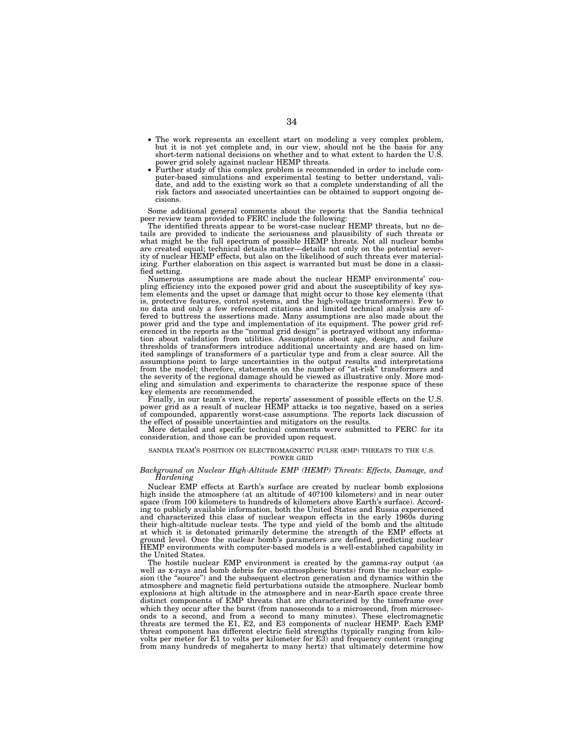- The work represents an excellent start on modeling a very complex problem, but it is not yet complete and, in our view, should not be the basis for any short-term national decisions on whether and to what extent to harden the U.S. power grid solely against nuclear HEMP threats.
- Further study of this complex problem is recommended in order to include computer-based simulations and experimental testing to better understand, validate, and add to the existing work so that a complete understanding of all the risk factors and associated uncertainties can be obtained to support ongoing decisions.

Some additional general comments about the reports that the Sandia technical peer review team provided to FERC include the following:

The identified threats appear to be worst-case nuclear HEMP threats, but no details are provided to indicate the seriousness and plausibility of such threats or what might be the full spectrum of possible HEMP threats. Not all nuclear bombs are created equal; technical details matter—details not only on the potential severity of nuclear HEMP effects, but also on the likelihood of such threats ever materializing. Further elaboration on this aspect is warranted but must be done in a classified setting.

Numerous assumptions are made about the nuclear HEMP environments' coupling efficiency into the exposed power grid and about the susceptibility of key system elements and the upset or damage that might occur to those key elements (that is, protective features, control systems, and the high-voltage transformers). Few to no data and only a few referenced citations and limited technical analysis are offered to buttress the assertions made. Many assumptions are also made about the power grid and the type and implementation of its equipment. The power grid referenced in the reports as the "normal grid design" is portrayed without any information about validation from utilities. Assumptions about age, design, and failure thresholds of transformers introduce additional uncertainty and are based on limited samplings of transformers of a particular type and from a clear source. All the assumptions point to large uncertainties in the output results and interpretations from the model; therefore, statements on the number of "at-risk" transformers and the severity of the regional damage should be viewed as illustrative only. More modeling and simulation and experiments to characterize the response space of these key elements are recommended.

Finally, in our team's view, the reports' assessment of possible effects on the U.S. power grid as a result of nuclear HEMP attacks is too negative, based on a series of compounded, apparently worst-case assumptions. The reports lack discussion of the effect of possible uncertainties and mitigators on the results.

More detailed and specific technical comments were submitted to FERC for its consideration, and those can be provided upon request.

SANDIA TEAM'S POSITION ON ELECTROMAGNETIC PULSE (EMP) THREATS TO THE U.S. POWER GRID

*Background on Nuclear High-Altitude EMP (HEMP) Threats: Effects, Damage, and Hardening*

Nuclear EMP effects at Earth's surface are created by nuclear bomb explosions high inside the atmosphere (at an altitude of 40?100 kilometers) and in near outer space (from 100 kilometers to hundreds of kilometers above Earth's surface). According to publicly available information, both the United States and Russia experienced and characterized this class of nuclear weapon effects in the early 1960s during their high-altitude nuclear tests. The type and yield of the bomb and the altitude at which it is detonated primarily determine the strength of the EMP effects at ground level. Once the nuclear bomb's parameters are defined, predicting nuclear HEMP environments with computer-based models is a well-established capability in the United States.

The hostile nuclear EMP environment is created by the gamma-ray output (as well as x-rays and bomb debris for exo-atmospheric bursts) from the nuclear explosion (the "source") and the subsequent electron generation and dynamics within the atmosphere and magnetic field perturbations outside the atmosphere. Nuclear bomb explosions at high altitude in the atmosphere and in near-Earth space create three distinct components of EMP threats that are characterized by the timeframe over which they occur after the burst (from nanoseconds to a microsecond, from microseconds to a second, and from a second to many minutes). These electromagnetic threats are termed the E1, E2, and E3 components of nuclear HEMP. Each EMP threat component has different electric field strengths (typically ranging from kilovolts per meter for E1 to volts per kilometer for E3) and frequency content (ranging from many hundreds of megahertz to many hertz) that ultimately determine how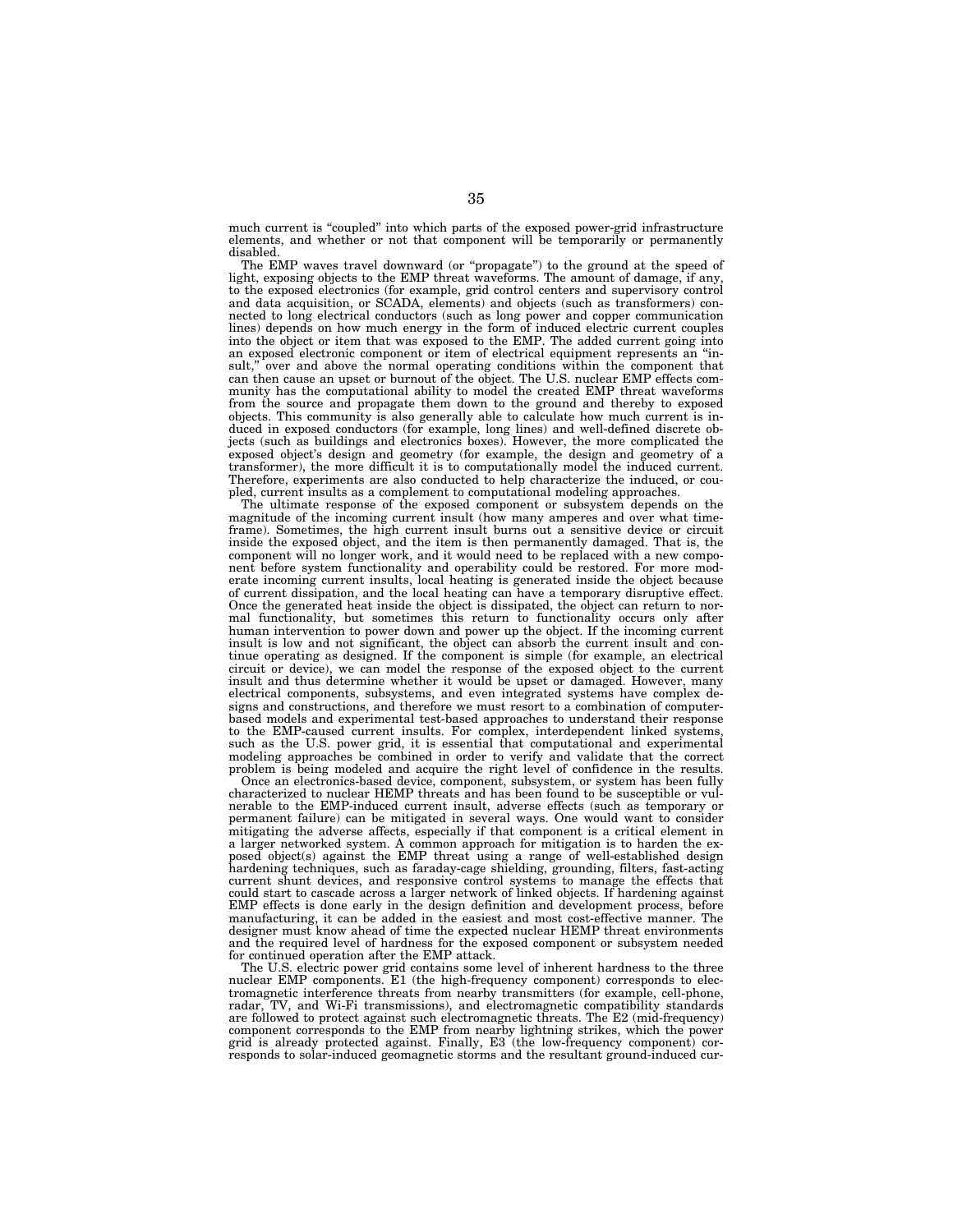much current is "coupled" into which parts of the exposed power-grid infrastructure elements, and whether or not that component will be temporarily or permanently disabled.

The EMP waves travel downward (or "propagate") to the ground at the speed of light, exposing objects to the EMP threat waveforms. The amount of damage, if any, to the exposed electronics (for example, grid control centers and supervisory control and data acquisition, or SCADA, elements) and objects (such as transformers) connected to long electrical conductors (such as long power and copper communication lines) depends on how much energy in the form of induced electric current couples into the object or item that was exposed to the EMP. The added current going into an exposed electronic component or item of electrical equipment represents an "insult," over and above the normal operating conditions within the component that can then cause an upset or burnout of the object. The U.S. nuclear EMP effects community has the computational ability to model the created EMP threat waveforms from the source and propagate them down to the ground and thereby to exposed objects. This community is also generally able to calculate how much current is induced in exposed conductors (for example, long lines) and well-defined discrete objects (such as buildings and electronics boxes). However, the more complicated the exposed object's design and geometry (for example, the design and geometry of a transformer), the more difficult it is to computationally model the induced current. Therefore, experiments are also conducted to help characterize the induced, or coupled, current insults as a complement to computational modeling approaches.

The ultimate response of the exposed component or subsystem depends on the magnitude of the incoming current insult (how many amperes and over what timeframe). Sometimes, the high current insult burns out a sensitive device or circuit inside the exposed object, and the item is then permanently damaged. That is, the component will no longer work, and it would need to be replaced with a new component before system functionality and operability could be restored. For more moderate incoming current insults, local heating is generated inside the object because of current dissipation, and the local heating can have a temporary disruptive effect. Once the generated heat inside the object is dissipated, the object can return to normal functionality, but sometimes this return to functionality occurs only after human intervention to power down and power up the object. If the incoming current insult is low and not significant, the object can absorb the current insult and continue operating as designed. If the component is simple (for example, an electrical circuit or device), we can model the response of the exposed object to the current insult and thus determine whether it would be upset or damaged. However, many electrical components, subsystems, and even integrated systems have complex designs and constructions, and therefore we must resort to a combination of computer-based models and experimental test-based approaches to understand their response to the EMP-caused current insults. For complex, interdependent linked systems, such as the U.S. power grid, it is essential that computational and experimental modeling approaches be combined in order to verify and validate that the correct problem is being modeled and acquire the right level of confidence in the results.

Once an electronics-based device, component, subsystem, or system has been fully characterized to nuclear HEMP threats and has been found to be susceptible or vulnerable to the EMP-induced current insult, adverse effects (such as temporary or permanent failure) can be mitigated in several ways. One would want to consider mitigating the adverse affects, especially if that component is a critical element in a larger networked system. A common approach for mitigation is to harden the exposed object(s) against the EMP threat using a range of well-established design hardening techniques, such as faraday-cage shielding, grounding, filters, fast-acting current shunt devices, and responsive control systems to manage the effects that could start to cascade across a larger network of linked objects. If hardening against EMP effects is done early in the design definition and development process, before manufacturing, it can be added in the easiest and most cost-effective manner. The designer must know ahead of time the expected nuclear HEMP threat environments and the required level of hardness for the exposed component or subsystem needed for continued operation after the EMP attack.

The U.S. electric power grid contains some level of inherent hardness to the three nuclear EMP components. E1 (the high-frequency component) corresponds to electromagnetic interference threats from nearby transmitters (for example, cell-phone, radar, TV, and Wi-Fi transmissions), and electromagnetic compatibility standards are followed to protect against such electromagnetic threats. The E2 (mid-frequency) component corresponds to the EMP from nearby lightning strikes, which the power grid is already protected against. Finally, E3 (the low-frequency component) corresponds to solar-induced geomagnetic storms and the resultant ground-induced cur-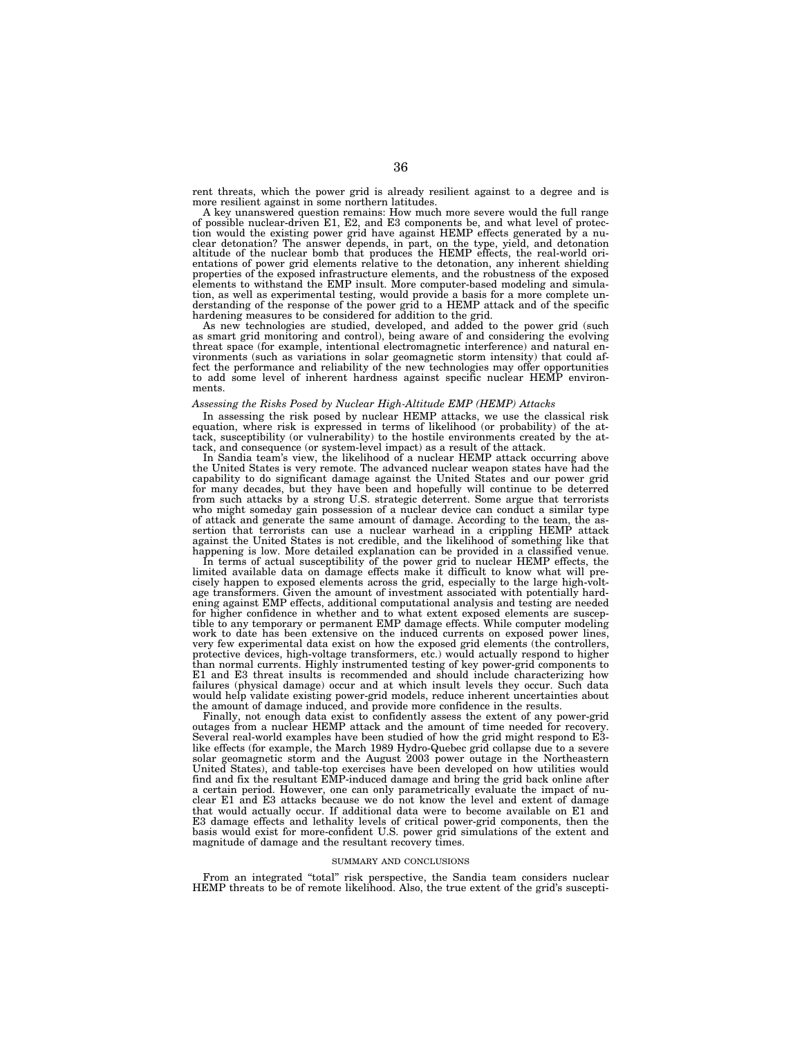rent threats, which the power grid is already resilient against to a degree and is more resilient against in some northern latitudes.

A key unanswered question remains: How much more severe would the full range of possible nuclear-driven E1, E2, and E3 components be, and what level of protection would the existing power grid have against HEMP effects generated by a nuclear detonation? The answer depends, in part, on the type, yield, and detonation altitude of the nuclear bomb that produces the HEMP effects, the real-world orientations of power grid elements relative to the detonation, any inherent shielding properties of the exposed infrastructure elements, and the robustness of the exposed elements to withstand the EMP insult. More computer-based modeling and simulation, as well as experimental testing, would provide a basis for a more complete understanding of the response of the power grid to a HEMP attack and of the specific hardening measures to be considered for addition to the grid.

As new technologies are studied, developed, and added to the power grid (such as smart grid monitoring and control), being aware of and considering the evolving threat space (for example, intentional electromagnetic interference) and natural environments (such as variations in solar geomagnetic storm intensity) that could affect the performance and reliability of the new technologies may offer opportunities to add some level of inherent hardness against specific nuclear HEMP environments.

*Assessing the Risks Posed by Nuclear High-Altitude EMP (HEMP) Attacks*

In assessing the risk posed by nuclear HEMP attacks, we use the classical risk equation, where risk is expressed in terms of likelihood (or probability) of the attack, susceptibility (or vulnerability) to the hostile environments created by the attack, and consequence (or system-level impact) as a result of the attack.

In Sandia team's view, the likelihood of a nuclear HEMP attack occurring above the United States is very remote. The advanced nuclear weapon states have had the capability to do significant damage against the United States and our power grid for many decades, but they have been and hopefully will continue to be deterred from such attacks by a strong U.S. strategic deterrent. Some argue that terrorists who might someday gain possession of a nuclear device can conduct a similar type of attack and generate the same amount of damage. According to the team, the assertion that terrorists can use a nuclear warhead in a crippling HEMP attack against the United States is not credible, and the likelihood of something like that happening is low. More detailed explanation can be provided in a classified venue.

In terms of actual susceptibility of the power grid to nuclear HEMP effects, the limited available data on damage effects make it difficult to know what will precisely happen to exposed elements across the grid, especially to the large high-voltage transformers. Given the amount of investment associated with potentially hardening against EMP effects, additional computational analysis and testing are needed for higher confidence in whether and to what extent exposed elements are susceptible to any temporary or permanent EMP damage effects. While computer modeling work to date has been extensive on the induced currents on exposed power lines, very few experimental data exist on how the exposed grid elements (the controllers, protective devices, high-voltage transformers, etc.) would actually respond to higher than normal currents. Highly instrumented testing of key power-grid components to E1 and E3 threat insults is recommended and should include characterizing how failures (physical damage) occur and at which insult levels they occur. Such data would help validate existing power-grid models, reduce inherent uncertainties about the amount of damage induced, and provide more confidence in the results.

Finally, not enough data exist to confidently assess the extent of any power-grid outages from a nuclear HEMP attack and the amount of time needed for recovery. Several real-world examples have been studied of how the grid might respond to E3-like effects (for example, the March 1989 Hydro-Quebec grid collapse due to a severe solar geomagnetic storm and the August 2003 power outage in the Northeastern United States), and table-top exercises have been developed on how utilities would find and fix the resultant EMP-induced damage and bring the grid back online after a certain period. However, one can only parametrically evaluate the impact of nuclear E1 and E3 attacks because we do not know the level and extent of damage that would actually occur. If additional data were to become available on E1 and E3 damage effects and lethality levels of critical power-grid components, then the basis would exist for more-confident U.S. power grid simulations of the extent and magnitude of damage and the resultant recovery times.

## SUMMARY AND CONCLUSIONS

From an integrated "total" risk perspective, the Sandia team considers nuclear HEMP threats to be of remote likelihood. Also, the true extent of the grid's suscepti-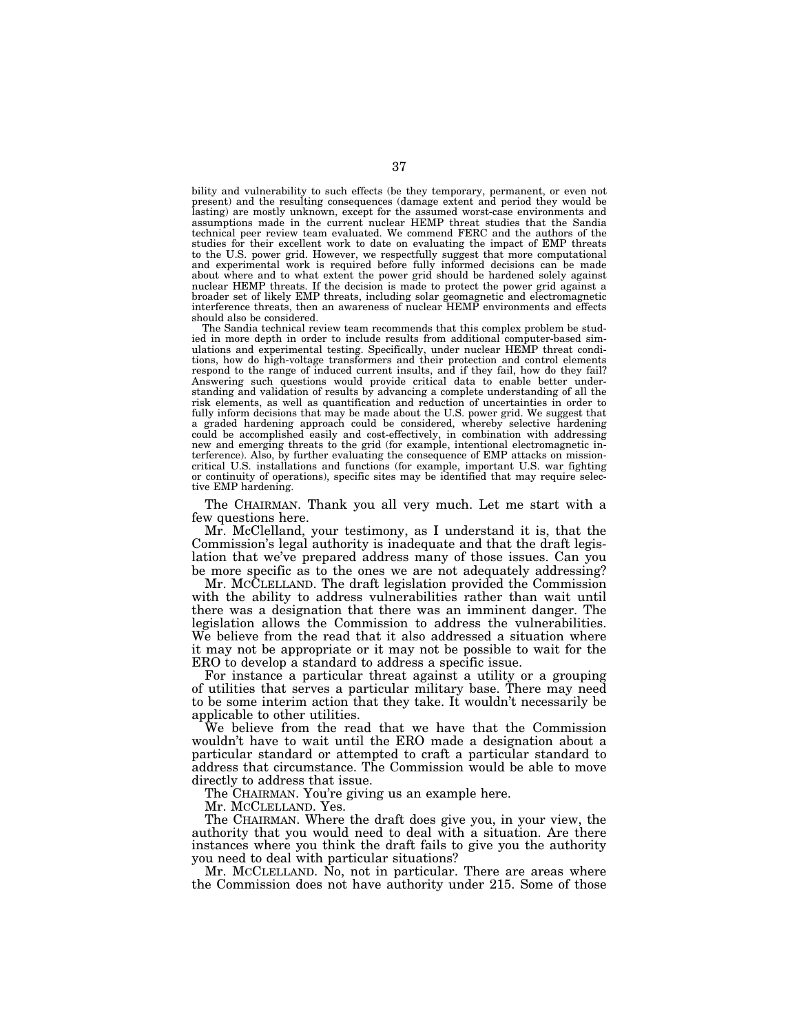bility and vulnerability to such effects (be they temporary, permanent, or even not present) and the resulting consequences (damage extent and period they would be lasting) are mostly unknown, except for the assumed worst-case environments and assumptions made in the current nuclear HEMP threat studies that the Sandia technical peer review team evaluated. We commend FERC and the authors of the studies for their excellent work to date on evaluating the impact of EMP threats to the U.S. power grid. However, we respectfully suggest that more computational and experimental work is required before fully informed decisions can be made about where and to what extent the power grid should be hardened solely against nuclear HEMP threats. If the decision is made to protect the power grid against a broader set of likely EMP threats, including solar geomagnetic and electromagnetic interference threats, then an awareness of nuclear HEMP environments and effects should also be considered.

The Sandia technical review team recommends that this complex problem be studied in more depth in order to include results from additional computer-based simulations and experimental testing. Specifically, under nuclear HEMP threat conditions, how do high-voltage transformers and their protection and control elements respond to the range of induced current insults, and if they fail, how do they fail? Answering such questions would provide critical data to enable better understanding and validation of results by advancing a complete understanding of all the risk elements, as well as quantification and reduction of uncertainties in order to fully inform decisions that may be made about the U.S. power grid. We suggest that a graded hardening approach could be considered, whereby selective hardening could be accomplished easily and cost-effectively, in combination with addressing new and emerging threats to the grid (for example, intentional electromagnetic interference). Also, by further evaluating the consequence of EMP attacks on mission-critical U.S. installations and functions (for example, important U.S. war fighting or continuity of operations), specific sites may be identified that may require selective EMP hardening.

The CHAIRMAN. Thank you all very much. Let me start with a few questions here.

Mr. McClelland, your testimony, as I understand it is, that the Commission's legal authority is inadequate and that the draft legislation that we've prepared address many of those issues. Can you be more specific as to the ones we are not adequately addressing?

Mr. MCCLELLAND. The draft legislation provided the Commission with the ability to address vulnerabilities rather than wait until there was a designation that there was an imminent danger. The legislation allows the Commission to address the vulnerabilities. We believe from the read that it also addressed a situation where it may not be appropriate or it may not be possible to wait for the ERO to develop a standard to address a specific issue.

For instance a particular threat against a utility or a grouping of utilities that serves a particular military base. There may need to be some interim action that they take. It wouldn't necessarily be applicable to other utilities.

We believe from the read that we have that the Commission wouldn't have to wait until the ERO made a designation about a particular standard or attempted to craft a particular standard to address that circumstance. The Commission would be able to move directly to address that issue.

The CHAIRMAN. You're giving us an example here.

Mr. MCCLELLAND. Yes.

The CHAIRMAN. Where the draft does give you, in your view, the authority that you would need to deal with a situation. Are there instances where you think the draft fails to give you the authority you need to deal with particular situations?

Mr. MCCLELLAND. No, not in particular. There are areas where the Commission does not have authority under 215. Some of those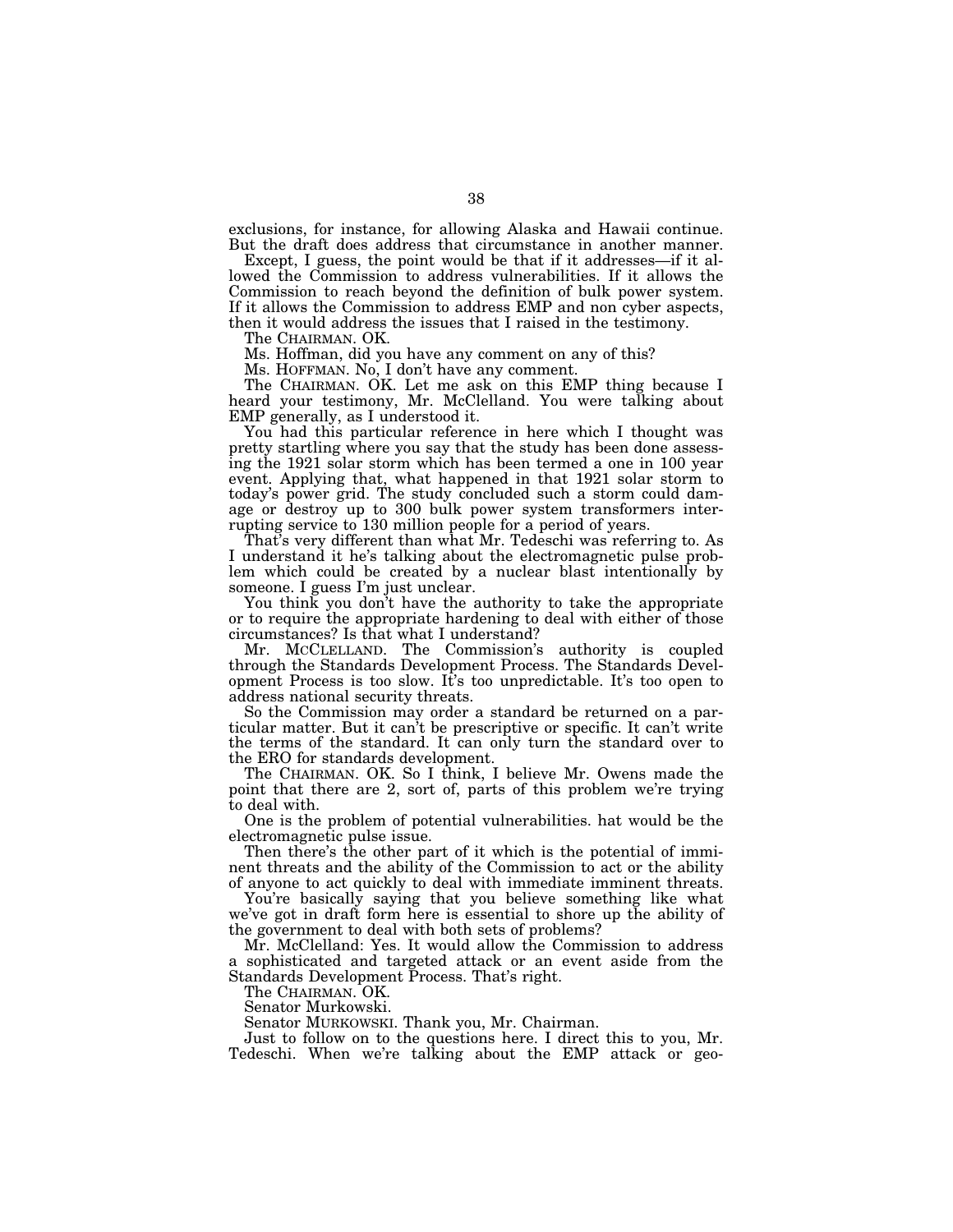exclusions, for instance, for allowing Alaska and Hawaii continue. But the draft does address that circumstance in another manner.

Except, I guess, the point would be that if it addresses—if it allowed the Commission to address vulnerabilities. If it allows the Commission to reach beyond the definition of bulk power system. If it allows the Commission to address EMP and non cyber aspects, then it would address the issues that I raised in the testimony.

The CHAIRMAN. OK.

Ms. Hoffman, did you have any comment on any of this?

Ms. HOFFMAN. No, I don't have any comment.

The CHAIRMAN. OK. Let me ask on this EMP thing because I heard your testimony, Mr. McClelland. You were talking about EMP generally, as I understood it.

You had this particular reference in here which I thought was pretty startling where you say that the study has been done assessing the 1921 solar storm which has been termed a one in 100 year event. Applying that, what happened in that 1921 solar storm to today's power grid. The study concluded such a storm could damage or destroy up to 300 bulk power system transformers interrupting service to 130 million people for a period of years.

That's very different than what Mr. Tedeschi was referring to. As I understand it he's talking about the electromagnetic pulse problem which could be created by a nuclear blast intentionally by someone. I guess I'm just unclear.

You think you don't have the authority to take the appropriate or to require the appropriate hardening to deal with either of those circumstances? Is that what I understand?

Mr. MCCLELLAND. The Commission's authority is coupled through the Standards Development Process. The Standards Development Process is too slow. It's too unpredictable. It's too open to address national security threats.

So the Commission may order a standard be returned on a particular matter. But it can't be prescriptive or specific. It can't write the terms of the standard. It can only turn the standard over to the ERO for standards development.

The CHAIRMAN. OK. So I think, I believe Mr. Owens made the point that there are 2, sort of, parts of this problem we're trying to deal with.

One is the problem of potential vulnerabilities. hat would be the electromagnetic pulse issue.

Then there's the other part of it which is the potential of imminent threats and the ability of the Commission to act or the ability of anyone to act quickly to deal with immediate imminent threats.

You're basically saying that you believe something like what we've got in draft form here is essential to shore up the ability of the government to deal with both sets of problems?

Mr. McClelland: Yes. It would allow the Commission to address a sophisticated and targeted attack or an event aside from the Standards Development Process. That's right.

The CHAIRMAN. OK.

Senator Murkowski.

Senator MURKOWSKI. Thank you, Mr. Chairman.

Just to follow on to the questions here. I direct this to you, Mr. Tedeschi. When we're talking about the EMP attack or geo-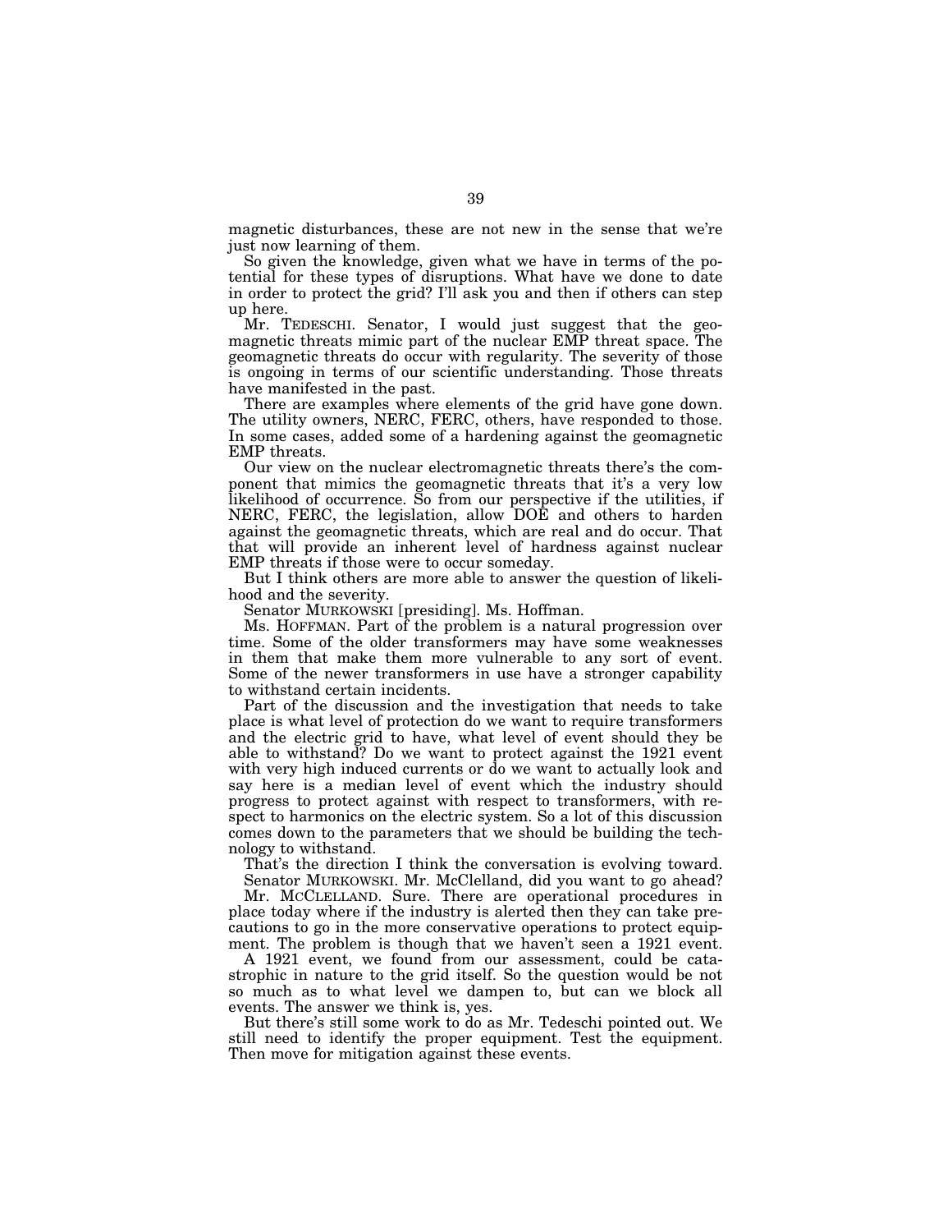magnetic disturbances, these are not new in the sense that we're just now learning of them.

So given the knowledge, given what we have in terms of the potential for these types of disruptions. What have we done to date in order to protect the grid? I'll ask you and then if others can step up here.

Mr. TEDESCHI. Senator, I would just suggest that the geomagnetic threats mimic part of the nuclear EMP threat space. The geomagnetic threats do occur with regularity. The severity of those is ongoing in terms of our scientific understanding. Those threats have manifested in the past.

There are examples where elements of the grid have gone down. The utility owners, NERC, FERC, others, have responded to those. In some cases, added some of a hardening against the geomagnetic EMP threats.

Our view on the nuclear electromagnetic threats there's the component that mimics the geomagnetic threats that it's a very low likelihood of occurrence. So from our perspective if the utilities, if NERC, FERC, the legislation, allow DOE and others to harden against the geomagnetic threats, which are real and do occur. That that will provide an inherent level of hardness against nuclear EMP threats if those were to occur someday.

But I think others are more able to answer the question of likelihood and the severity.

Senator MURKOWSKI [presiding]. Ms. Hoffman.

Ms. HOFFMAN. Part of the problem is a natural progression over time. Some of the older transformers may have some weaknesses in them that make them more vulnerable to any sort of event. Some of the newer transformers in use have a stronger capability to withstand certain incidents.

Part of the discussion and the investigation that needs to take place is what level of protection do we want to require transformers and the electric grid to have, what level of event should they be able to withstand? Do we want to protect against the 1921 event with very high induced currents or do we want to actually look and say here is a median level of event which the industry should progress to protect against with respect to transformers, with respect to harmonics on the electric system. So a lot of this discussion comes down to the parameters that we should be building the technology to withstand.

That's the direction I think the conversation is evolving toward.

Senator MURKOWSKI. Mr. McClelland, did you want to go ahead?

Mr. MCCLELLAND. Sure. There are operational procedures in place today where if the industry is alerted then they can take precautions to go in the more conservative operations to protect equipment. The problem is though that we haven't seen a 1921 event.

A 1921 event, we found from our assessment, could be catastrophic in nature to the grid itself. So the question would be not so much as to what level we dampen to, but can we block all events. The answer we think is, yes.

But there's still some work to do as Mr. Tedeschi pointed out. We still need to identify the proper equipment. Test the equipment. Then move for mitigation against these events.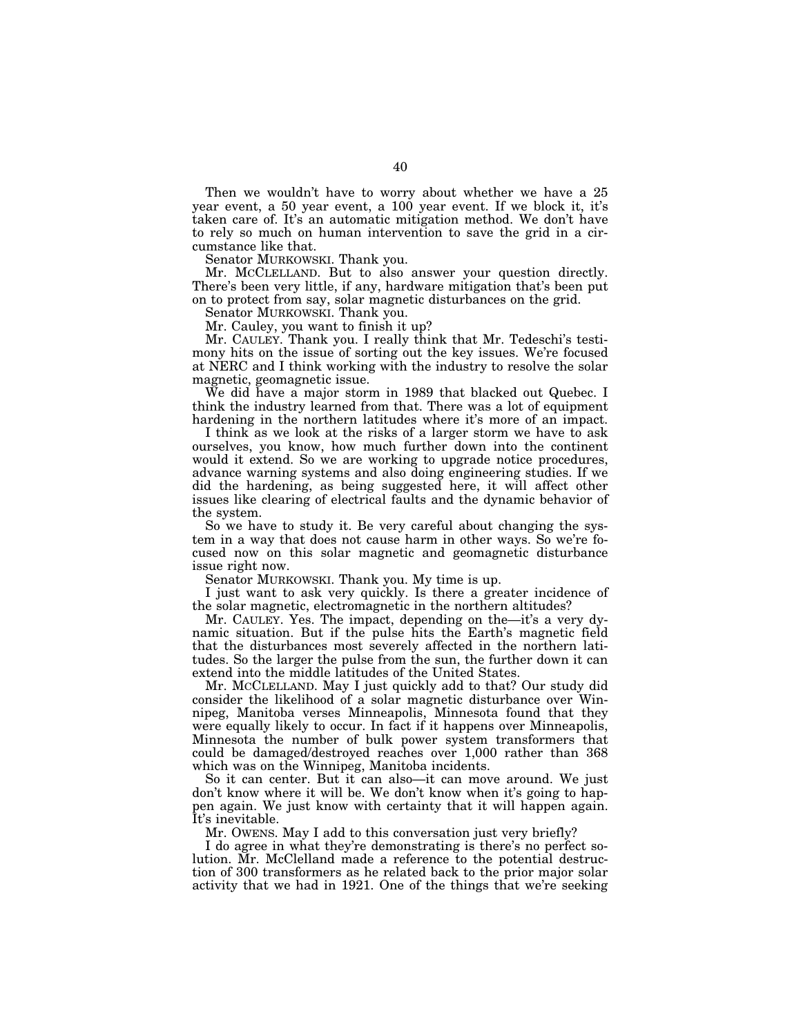Then we wouldn't have to worry about whether we have a 25 year event, a 50 year event, a 100 year event. If we block it, it's taken care of. It's an automatic mitigation method. We don't have to rely so much on human intervention to save the grid in a circumstance like that.

Senator MURKOWSKI. Thank you.

Mr. MCCLELLAND. But to also answer your question directly. There's been very little, if any, hardware mitigation that's been put on to protect from say, solar magnetic disturbances on the grid.

Senator MURKOWSKI. Thank you.

Mr. Cauley, you want to finish it up?

Mr. CAULEY. Thank you. I really think that Mr. Tedeschi's testimony hits on the issue of sorting out the key issues. We're focused at NERC and I think working with the industry to resolve the solar magnetic, geomagnetic issue.

We did have a major storm in 1989 that blacked out Quebec. I think the industry learned from that. There was a lot of equipment hardening in the northern latitudes where it's more of an impact.

I think as we look at the risks of a larger storm we have to ask ourselves, you know, how much further down into the continent would it extend. So we are working to upgrade notice procedures, advance warning systems and also doing engineering studies. If we did the hardening, as being suggested here, it will affect other issues like clearing of electrical faults and the dynamic behavior of the system.

So we have to study it. Be very careful about changing the system in a way that does not cause harm in other ways. So we're focused now on this solar magnetic and geomagnetic disturbance issue right now.

Senator MURKOWSKI. Thank you. My time is up.

I just want to ask very quickly. Is there a greater incidence of the solar magnetic, electromagnetic in the northern altitudes?

Mr. CAULEY. Yes. The impact, depending on the—it's a very dynamic situation. But if the pulse hits the Earth's magnetic field that the disturbances most severely affected in the northern latitudes. So the larger the pulse from the sun, the further down it can extend into the middle latitudes of the United States.

Mr. MCCLELLAND. May I just quickly add to that? Our study did consider the likelihood of a solar magnetic disturbance over Winnipeg, Manitoba verses Minneapolis, Minnesota found that they were equally likely to occur. In fact if it happens over Minneapolis, Minnesota the number of bulk power system transformers that could be damaged/destroyed reaches over 1,000 rather than 368 which was on the Winnipeg, Manitoba incidents.

So it can center. But it can also—it can move around. We just don't know where it will be. We don't know when it's going to happen again. We just know with certainty that it will happen again. It's inevitable.

Mr. OWENS. May I add to this conversation just very briefly?

I do agree in what they're demonstrating is there's no perfect solution. Mr. McClelland made a reference to the potential destruction of 300 transformers as he related back to the prior major solar activity that we had in 1921. One of the things that we're seeking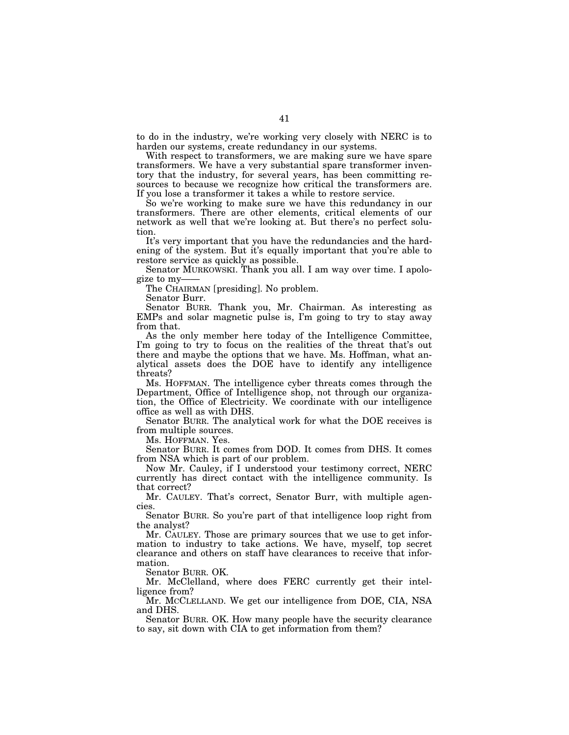to do in the industry, we're working very closely with NERC is to harden our systems, create redundancy in our systems.

With respect to transformers, we are making sure we have spare transformers. We have a very substantial spare transformer inventory that the industry, for several years, has been committing resources to because we recognize how critical the transformers are. If you lose a transformer it takes a while to restore service.

So we're working to make sure we have this redundancy in our transformers. There are other elements, critical elements of our network as well that we're looking at. But there's no perfect solution.

It's very important that you have the redundancies and the hardening of the system. But it's equally important that you're able to restore service as quickly as possible.

Senator MURKOWSKI. Thank you all. I am way over time. I apologize to my——

The CHAIRMAN [presiding]. No problem.

Senator Burr.

Senator BURR. Thank you, Mr. Chairman. As interesting as EMPs and solar magnetic pulse is, I'm going to try to stay away from that.

As the only member here today of the Intelligence Committee, I'm going to try to focus on the realities of the threat that's out there and maybe the options that we have. Ms. Hoffman, what analytical assets does the DOE have to identify any intelligence threats?

Ms. HOFFMAN. The intelligence cyber threats comes through the Department, Office of Intelligence shop, not through our organization, the Office of Electricity. We coordinate with our intelligence office as well as with DHS.

Senator BURR. The analytical work for what the DOE receives is from multiple sources.

Ms. HOFFMAN. Yes.

Senator BURR. It comes from DOD. It comes from DHS. It comes from NSA which is part of our problem.

Now Mr. Cauley, if I understood your testimony correct, NERC currently has direct contact with the intelligence community. Is that correct?

Mr. CAULEY. That's correct, Senator Burr, with multiple agencies.

Senator BURR. So you're part of that intelligence loop right from the analyst?

Mr. CAULEY. Those are primary sources that we use to get information to industry to take actions. We have, myself, top secret clearance and others on staff have clearances to receive that information.

Senator BURR. OK.

Mr. McClelland, where does FERC currently get their intelligence from?

Mr. MCCLELLAND. We get our intelligence from DOE, CIA, NSA and DHS.

Senator BURR. OK. How many people have the security clearance to say, sit down with CIA to get information from them?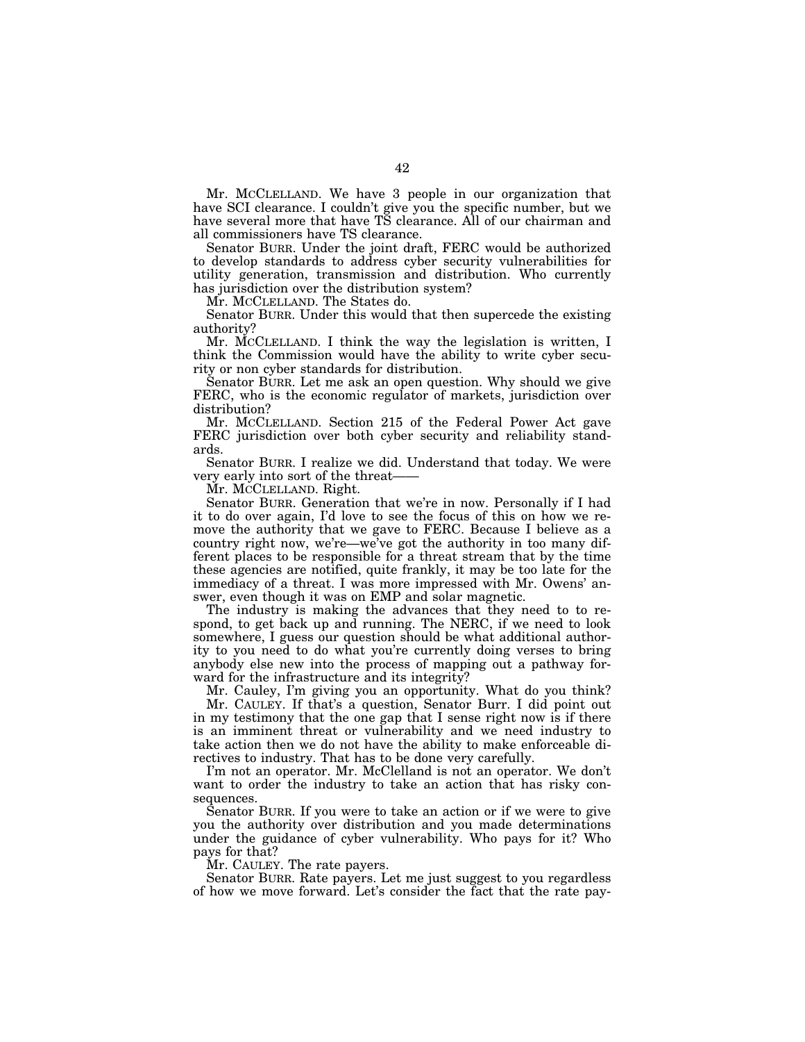Mr. McCLELLAND. We have 3 people in our organization that have SCI clearance. I couldn't give you the specific number, but we have several more that have TS clearance. All of our chairman and all commissioners have TS clearance.

Senator BURR. Under the joint draft, FERC would be authorized to develop standards to address cyber security vulnerabilities for utility generation, transmission and distribution. Who currently has jurisdiction over the distribution system?

Mr. McCLELLAND. The States do.

Senator BURR. Under this would that then supercede the existing authority?

Mr. McCLELLAND. I think the way the legislation is written, I think the Commission would have the ability to write cyber security or non cyber standards for distribution.

Senator BURR. Let me ask an open question. Why should we give FERC, who is the economic regulator of markets, jurisdiction over distribution?

Mr. McCLELLAND. Section 215 of the Federal Power Act gave FERC jurisdiction over both cyber security and reliability standards.

Senator BURR. I realize we did. Understand that today. We were very early into sort of the threat——

Mr. McCLELLAND. Right.

Senator BURR. Generation that we're in now. Personally if I had it to do over again, I'd love to see the focus of this on how we remove the authority that we gave to FERC. Because I believe as a country right now, we're—we've got the authority in too many different places to be responsible for a threat stream that by the time these agencies are notified, quite frankly, it may be too late for the immediacy of a threat. I was more impressed with Mr. Owens' answer, even though it was on EMP and solar magnetic.

The industry is making the advances that they need to to respond, to get back up and running. The NERC, if we need to look somewhere, I guess our question should be what additional authority to you need to do what you're currently doing verses to bring anybody else new into the process of mapping out a pathway forward for the infrastructure and its integrity?

Mr. Cauley, I'm giving you an opportunity. What do you think?

Mr. CAULEY. If that's a question, Senator Burr. I did point out in my testimony that the one gap that I sense right now is if there is an imminent threat or vulnerability and we need industry to take action then we do not have the ability to make enforceable directives to industry. That has to be done very carefully.

I'm not an operator. Mr. McClelland is not an operator. We don't want to order the industry to take an action that has risky consequences.

Senator BURR. If you were to take an action or if we were to give you the authority over distribution and you made determinations under the guidance of cyber vulnerability. Who pays for it? Who pays for that?

Mr. CAULEY. The rate payers.

Senator BURR. Rate payers. Let me just suggest to you regardless of how we move forward. Let's consider the fact that the rate pay-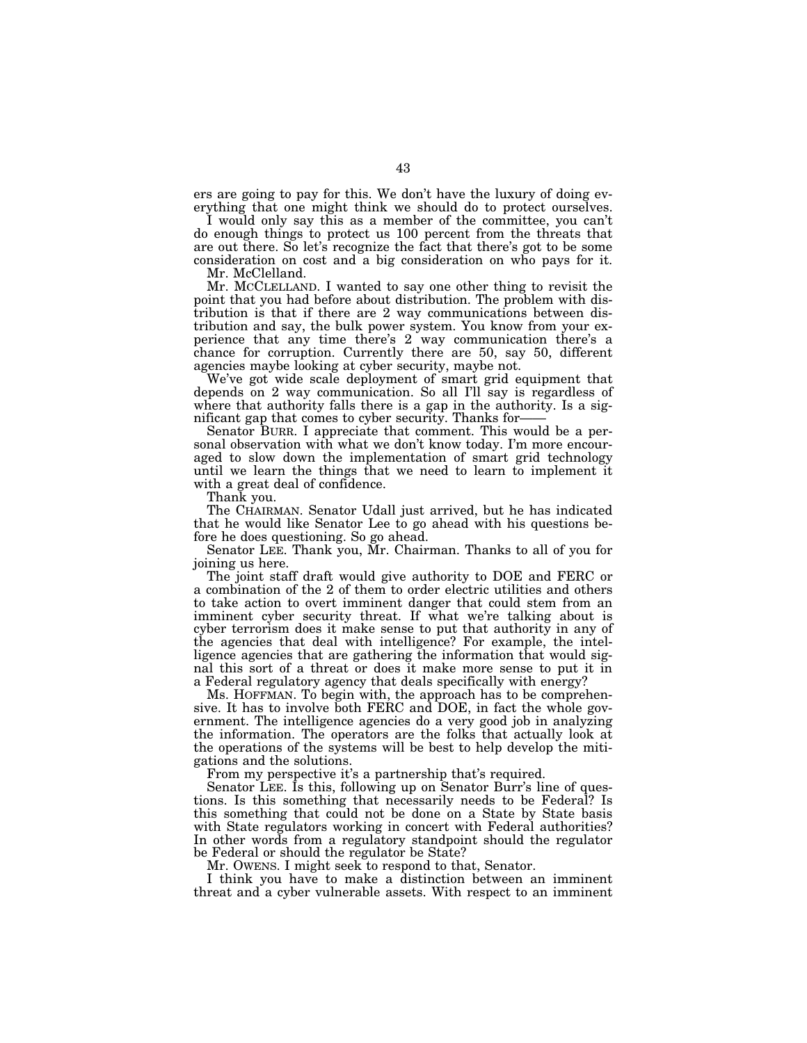ers are going to pay for this. We don't have the luxury of doing everything that one might think we should do to protect ourselves.

I would only say this as a member of the committee, you can't do enough things to protect us 100 percent from the threats that are out there. So let's recognize the fact that there's got to be some consideration on cost and a big consideration on who pays for it.

Mr. McClelland.

Mr. MCCLELLAND. I wanted to say one other thing to revisit the point that you had before about distribution. The problem with distribution is that if there are 2 way communications between distribution and say, the bulk power system. You know from your experience that any time there's 2 way communication there's a chance for corruption. Currently there are 50, say 50, different agencies maybe looking at cyber security, maybe not.

We've got wide scale deployment of smart grid equipment that depends on 2 way communication. So all I'll say is regardless of where that authority falls there is a gap in the authority. Is a significant gap that comes to cyber security. Thanks for——

Senator BURR. I appreciate that comment. This would be a personal observation with what we don't know today. I'm more encouraged to slow down the implementation of smart grid technology until we learn the things that we need to learn to implement it with a great deal of confidence.

Thank you.

The CHAIRMAN. Senator Udall just arrived, but he has indicated that he would like Senator Lee to go ahead with his questions before he does questioning. So go ahead.

Senator LEE. Thank you, Mr. Chairman. Thanks to all of you for joining us here.

The joint staff draft would give authority to DOE and FERC or a combination of the 2 of them to order electric utilities and others to take action to overt imminent danger that could stem from an imminent cyber security threat. If what we're talking about is cyber terrorism does it make sense to put that authority in any of the agencies that deal with intelligence? For example, the intelligence agencies that are gathering the information that would signal this sort of a threat or does it make more sense to put it in a Federal regulatory agency that deals specifically with energy?

Ms. HOFFMAN. To begin with, the approach has to be comprehensive. It has to involve both FERC and DOE, in fact the whole government. The intelligence agencies do a very good job in analyzing the information. The operators are the folks that actually look at the operations of the systems will be best to help develop the mitigations and the solutions.

From my perspective it's a partnership that's required.

Senator LEE. Is this, following up on Senator Burr's line of questions. Is this something that necessarily needs to be Federal? Is this something that could not be done on a State by State basis with State regulators working in concert with Federal authorities? In other words from a regulatory standpoint should the regulator be Federal or should the regulator be State?

Mr. OWENS. I might seek to respond to that, Senator.

I think you have to make a distinction between an imminent threat and a cyber vulnerable assets. With respect to an imminent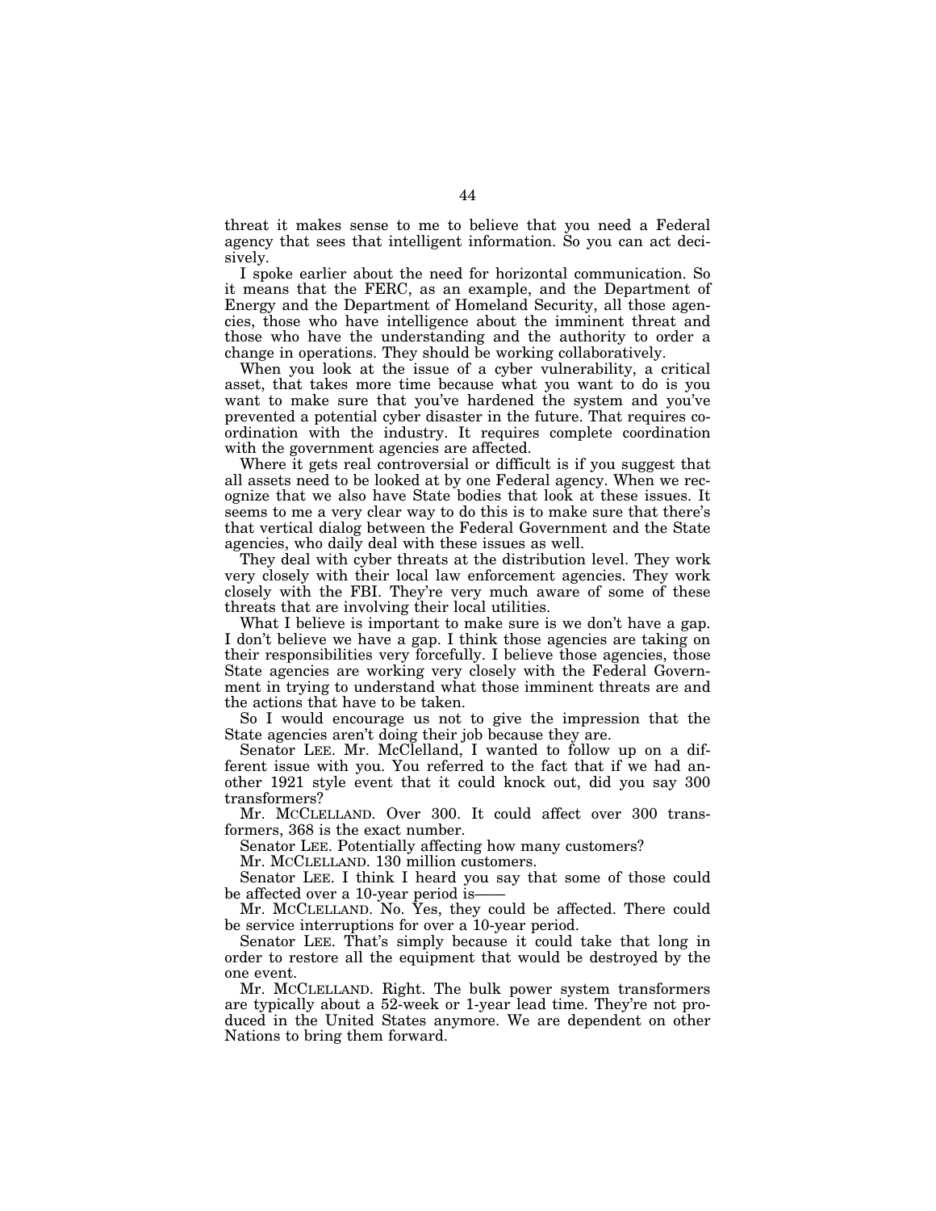threat it makes sense to me to believe that you need a Federal agency that sees that intelligent information. So you can act decisively.

I spoke earlier about the need for horizontal communication. So it means that the FERC, as an example, and the Department of Energy and the Department of Homeland Security, all those agencies, those who have intelligence about the imminent threat and those who have the understanding and the authority to order a change in operations. They should be working collaboratively.

When you look at the issue of a cyber vulnerability, a critical asset, that takes more time because what you want to do is you want to make sure that you've hardened the system and you've prevented a potential cyber disaster in the future. That requires coordination with the industry. It requires complete coordination with the government agencies are affected.

Where it gets real controversial or difficult is if you suggest that all assets need to be looked at by one Federal agency. When we recognize that we also have State bodies that look at these issues. It seems to me a very clear way to do this is to make sure that there's that vertical dialog between the Federal Government and the State agencies, who daily deal with these issues as well.

They deal with cyber threats at the distribution level. They work very closely with their local law enforcement agencies. They work closely with the FBI. They're very much aware of some of these threats that are involving their local utilities.

What I believe is important to make sure is we don't have a gap. I don't believe we have a gap. I think those agencies are taking on their responsibilities very forcefully. I believe those agencies, those State agencies are working very closely with the Federal Government in trying to understand what those imminent threats are and the actions that have to be taken.

So I would encourage us not to give the impression that the State agencies aren't doing their job because they are.

Senator LEE. Mr. McClelland, I wanted to follow up on a different issue with you. You referred to the fact that if we had another 1921 style event that it could knock out, did you say 300 transformers?

Mr. MCCLELLAND. Over 300. It could affect over 300 transformers, 368 is the exact number.

Senator LEE. Potentially affecting how many customers?

Mr. MCCLELLAND. 130 million customers.

Senator LEE. I think I heard you say that some of those could be affected over a 10-year period is——

Mr. MCCLELLAND. No. Yes, they could be affected. There could be service interruptions for over a 10-year period.

Senator LEE. That's simply because it could take that long in order to restore all the equipment that would be destroyed by the one event.

Mr. MCCLELLAND. Right. The bulk power system transformers are typically about a 52-week or 1-year lead time. They're not produced in the United States anymore. We are dependent on other Nations to bring them forward.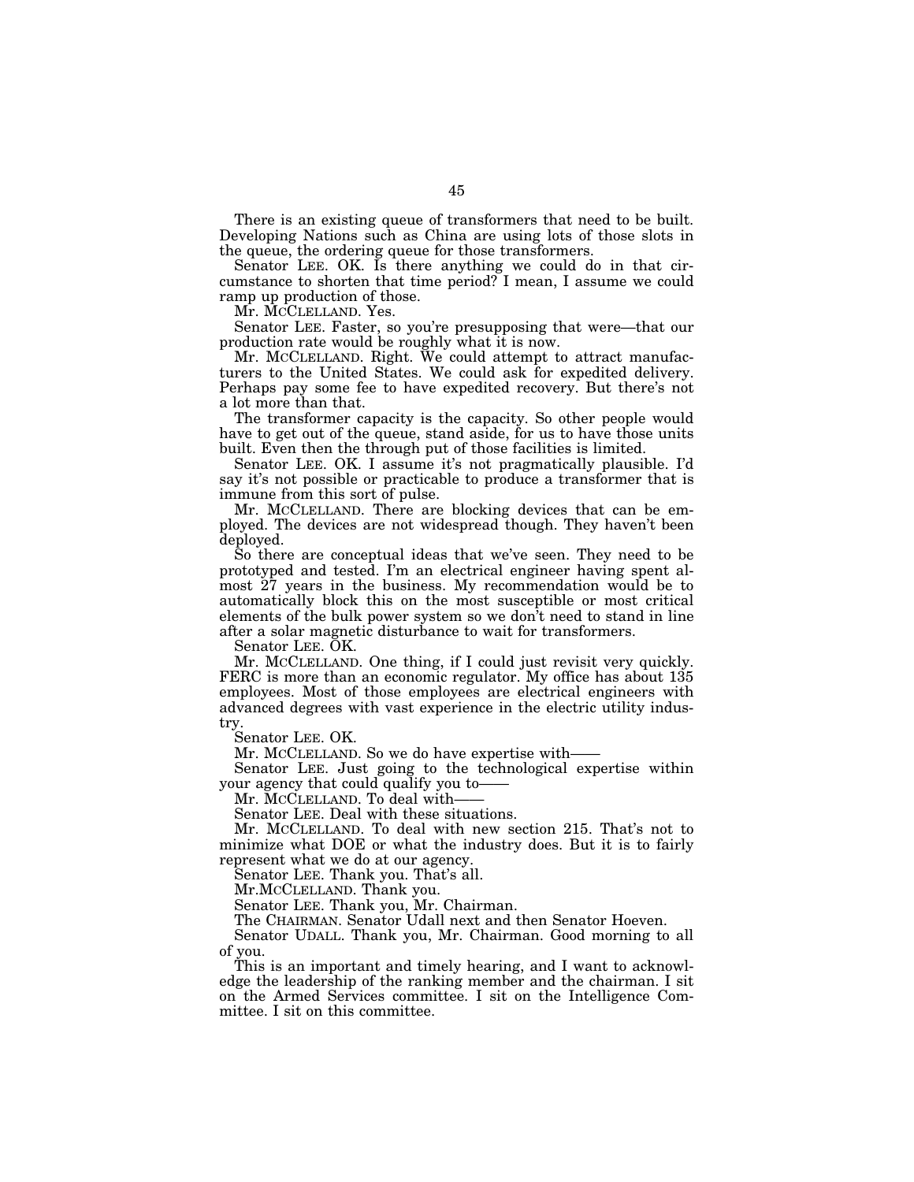There is an existing queue of transformers that need to be built. Developing Nations such as China are using lots of those slots in the queue, the ordering queue for those transformers.

Senator LEE. OK. Is there anything we could do in that circumstance to shorten that time period? I mean, I assume we could ramp up production of those.

Mr. MCCLELLAND. Yes.

Senator LEE. Faster, so you're presupposing that were—that our production rate would be roughly what it is now.

Mr. MCCLELLAND. Right. We could attempt to attract manufacturers to the United States. We could ask for expedited delivery. Perhaps pay some fee to have expedited recovery. But there's not a lot more than that.

The transformer capacity is the capacity. So other people would have to get out of the queue, stand aside, for us to have those units built. Even then the through put of those facilities is limited.

Senator LEE. OK. I assume it's not pragmatically plausible. I'd say it's not possible or practicable to produce a transformer that is immune from this sort of pulse.

Mr. MCCLELLAND. There are blocking devices that can be employed. The devices are not widespread though. They haven't been deployed.

So there are conceptual ideas that we've seen. They need to be prototyped and tested. I'm an electrical engineer having spent almost 27 years in the business. My recommendation would be to automatically block this on the most susceptible or most critical elements of the bulk power system so we don't need to stand in line after a solar magnetic disturbance to wait for transformers.

Senator LEE. OK.

Mr. MCCLELLAND. One thing, if I could just revisit very quickly. FERC is more than an economic regulator. My office has about 135 employees. Most of those employees are electrical engineers with advanced degrees with vast experience in the electric utility industry.

Senator LEE. OK.

Mr. MCCLELLAND. So we do have expertise with——

Senator LEE. Just going to the technological expertise within your agency that could qualify you to——

Mr. MCCLELLAND. To deal with——

Senator LEE. Deal with these situations.

Mr. MCCLELLAND. To deal with new section 215. That's not to minimize what DOE or what the industry does. But it is to fairly represent what we do at our agency.

Senator LEE. Thank you. That's all.

Mr.MCCLELLAND. Thank you.

Senator LEE. Thank you, Mr. Chairman.

The CHAIRMAN. Senator Udall next and then Senator Hoeven.

Senator UDALL. Thank you, Mr. Chairman. Good morning to all of you.

This is an important and timely hearing, and I want to acknowledge the leadership of the ranking member and the chairman. I sit on the Armed Services committee. I sit on the Intelligence Committee. I sit on this committee.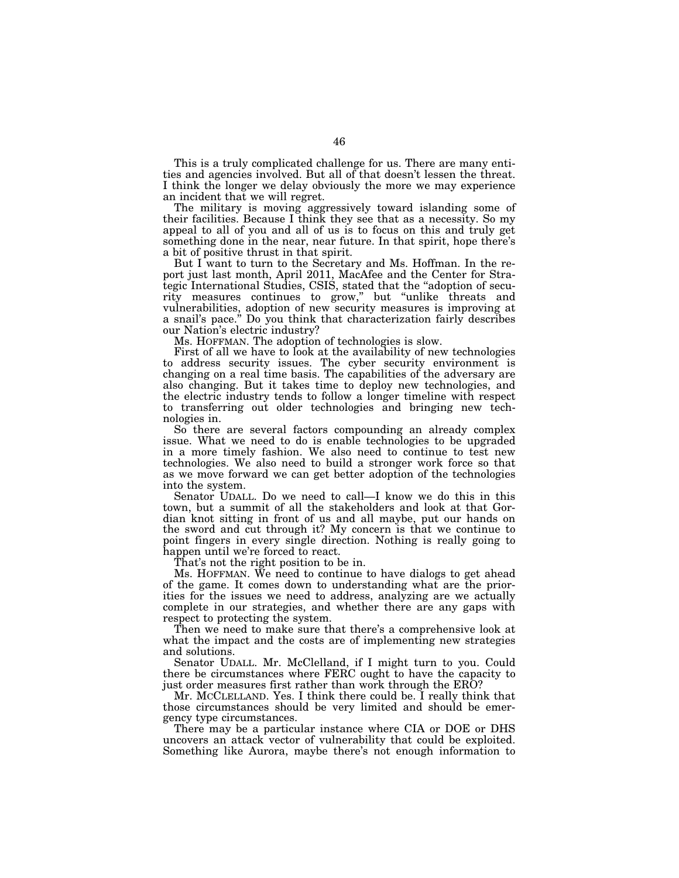This is a truly complicated challenge for us. There are many entities and agencies involved. But all of that doesn't lessen the threat. I think the longer we delay obviously the more we may experience an incident that we will regret.

The military is moving aggressively toward islanding some of their facilities. Because I think they see that as a necessity. So my appeal to all of you and all of us is to focus on this and truly get something done in the near, near future. In that spirit, hope there's a bit of positive thrust in that spirit.

But I want to turn to the Secretary and Ms. Hoffman. In the report just last month, April 2011, MacAfee and the Center for Strategic International Studies, CSIS, stated that the "adoption of security measures continues to grow," but "unlike threats and vulnerabilities, adoption of new security measures is improving at a snail's pace." Do you think that characterization fairly describes our Nation's electric industry?

Ms. HOFFMAN. The adoption of technologies is slow.

First of all we have to look at the availability of new technologies to address security issues. The cyber security environment is changing on a real time basis. The capabilities of the adversary are also changing. But it takes time to deploy new technologies, and the electric industry tends to follow a longer timeline with respect to transferring out older technologies and bringing new technologies in.

So there are several factors compounding an already complex issue. What we need to do is enable technologies to be upgraded in a more timely fashion. We also need to continue to test new technologies. We also need to build a stronger work force so that as we move forward we can get better adoption of the technologies into the system.

Senator UDALL. Do we need to call—I know we do this in this town, but a summit of all the stakeholders and look at that Gordian knot sitting in front of us and all maybe, put our hands on the sword and cut through it? My concern is that we continue to point fingers in every single direction. Nothing is really going to happen until we're forced to react.

That's not the right position to be in.

Ms. HOFFMAN. We need to continue to have dialogs to get ahead of the game. It comes down to understanding what are the priorities for the issues we need to address, analyzing are we actually complete in our strategies, and whether there are any gaps with respect to protecting the system.

Then we need to make sure that there's a comprehensive look at what the impact and the costs are of implementing new strategies and solutions.

Senator UDALL. Mr. McClelland, if I might turn to you. Could there be circumstances where FERC ought to have the capacity to just order measures first rather than work through the ERO?

Mr. MCCLELLAND. Yes. I think there could be. I really think that those circumstances should be very limited and should be emergency type circumstances.

There may be a particular instance where CIA or DOE or DHS uncovers an attack vector of vulnerability that could be exploited. Something like Aurora, maybe there's not enough information to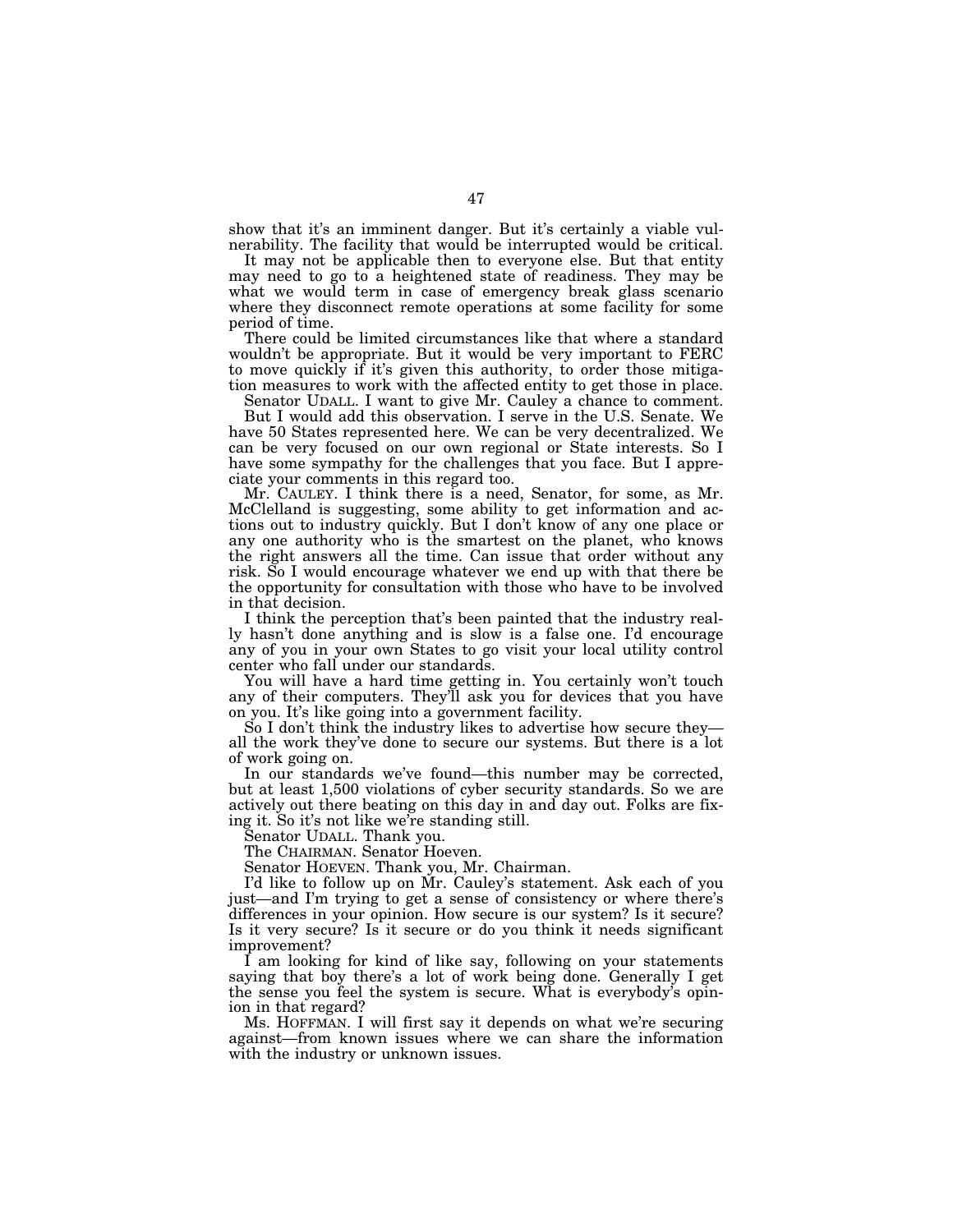show that it's an imminent danger. But it's certainly a viable vulnerability. The facility that would be interrupted would be critical.

It may not be applicable then to everyone else. But that entity may need to go to a heightened state of readiness. They may be what we would term in case of emergency break glass scenario where they disconnect remote operations at some facility for some period of time.

There could be limited circumstances like that where a standard wouldn't be appropriate. But it would be very important to FERC to move quickly if it's given this authority, to order those mitigation measures to work with the affected entity to get those in place.

Senator UDALL. I want to give Mr. Cauley a chance to comment.

But I would add this observation. I serve in the U.S. Senate. We have 50 States represented here. We can be very decentralized. We can be very focused on our own regional or State interests. So I have some sympathy for the challenges that you face. But I appreciate your comments in this regard too.

Mr. CAULEY. I think there is a need, Senator, for some, as Mr. McClelland is suggesting, some ability to get information and actions out to industry quickly. But I don't know of any one place or any one authority who is the smartest on the planet, who knows the right answers all the time. Can issue that order without any risk. So I would encourage whatever we end up with that there be the opportunity for consultation with those who have to be involved in that decision.

I think the perception that's been painted that the industry really hasn't done anything and is slow is a false one. I'd encourage any of you in your own States to go visit your local utility control center who fall under our standards.

You will have a hard time getting in. You certainly won't touch any of their computers. They'll ask you for devices that you have on you. It's like going into a government facility.

So I don't think the industry likes to advertise how secure they—all the work they've done to secure our systems. But there is a lot of work going on.

In our standards we've found—this number may be corrected, but at least 1,500 violations of cyber security standards. So we are actively out there beating on this day in and day out. Folks are fixing it. So it's not like we're standing still.

Senator UDALL. Thank you.

The CHAIRMAN. Senator Hoeven.

Senator HOEVEN. Thank you, Mr. Chairman.

I'd like to follow up on Mr. Cauley's statement. Ask each of you just—and I'm trying to get a sense of consistency or where there's differences in your opinion. How secure is our system? Is it secure? Is it very secure? Is it secure or do you think it needs significant improvement?

I am looking for kind of like say, following on your statements saying that boy there's a lot of work being done. Generally I get the sense you feel the system is secure. What is everybody's opinion in that regard?

Ms. HOFFMAN. I will first say it depends on what we're securing against—from known issues where we can share the information with the industry or unknown issues.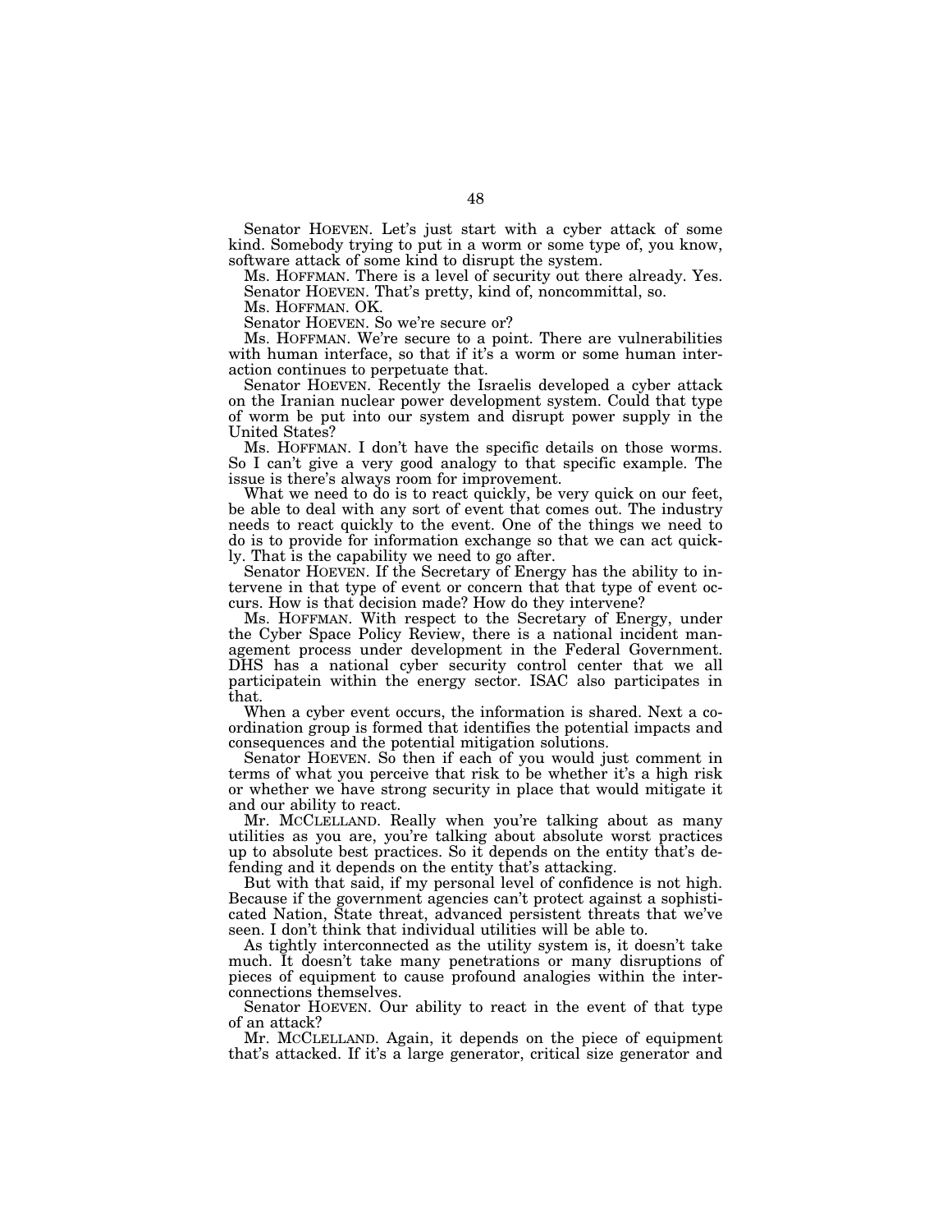Senator HOEVEN. Let's just start with a cyber attack of some kind. Somebody trying to put in a worm or some type of, you know, software attack of some kind to disrupt the system.

Ms. HOFFMAN. There is a level of security out there already. Yes.

Senator HOEVEN. That's pretty, kind of, noncommittal, so.

Ms. HOFFMAN. OK.

Senator HOEVEN. So we're secure or?

Ms. HOFFMAN. We're secure to a point. There are vulnerabilities with human interface, so that if it's a worm or some human interaction continues to perpetuate that.

Senator HOEVEN. Recently the Israelis developed a cyber attack on the Iranian nuclear power development system. Could that type of worm be put into our system and disrupt power supply in the United States?

Ms. HOFFMAN. I don't have the specific details on those worms. So I can't give a very good analogy to that specific example. The issue is there's always room for improvement.

What we need to do is to react quickly, be very quick on our feet, be able to deal with any sort of event that comes out. The industry needs to react quickly to the event. One of the things we need to do is to provide for information exchange so that we can act quickly. That is the capability we need to go after.

Senator HOEVEN. If the Secretary of Energy has the ability to intervene in that type of event or concern that that type of event occurs. How is that decision made? How do they intervene?

Ms. HOFFMAN. With respect to the Secretary of Energy, under the Cyber Space Policy Review, there is a national incident management process under development in the Federal Government. DHS has a national cyber security control center that we all participatein within the energy sector. ISAC also participates in that.

When a cyber event occurs, the information is shared. Next a coordination group is formed that identifies the potential impacts and consequences and the potential mitigation solutions.

Senator HOEVEN. So then if each of you would just comment in terms of what you perceive that risk to be whether it's a high risk or whether we have strong security in place that would mitigate it and our ability to react.

Mr. MCCLELLAND. Really when you're talking about as many utilities as you are, you're talking about absolute worst practices up to absolute best practices. So it depends on the entity that's defending and it depends on the entity that's attacking.

But with that said, if my personal level of confidence is not high. Because if the government agencies can't protect against a sophisticated Nation, State threat, advanced persistent threats that we've seen. I don't think that individual utilities will be able to.

As tightly interconnected as the utility system is, it doesn't take much. It doesn't take many penetrations or many disruptions of pieces of equipment to cause profound analogies within the interconnections themselves.

Senator HOEVEN. Our ability to react in the event of that type of an attack?

Mr. MCCLELLAND. Again, it depends on the piece of equipment that's attacked. If it's a large generator, critical size generator and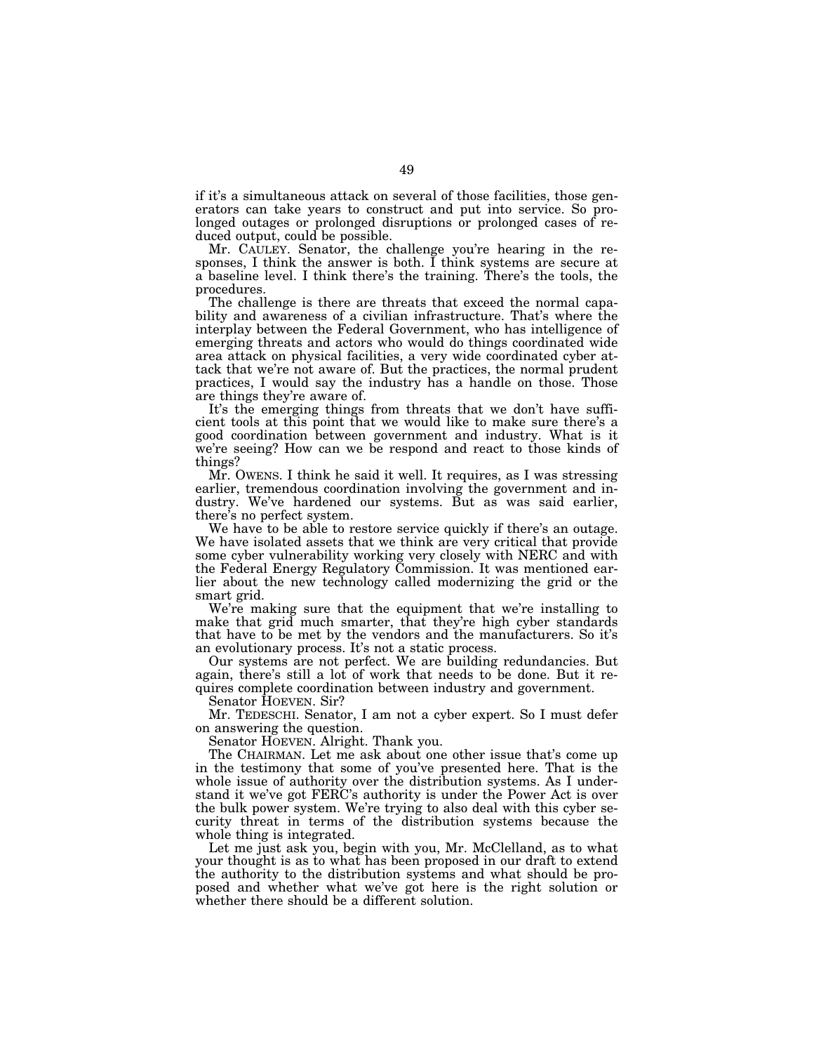if it's a simultaneous attack on several of those facilities, those generators can take years to construct and put into service. So prolonged outages or prolonged disruptions or prolonged cases of reduced output, could be possible.

Mr. CAULEY. Senator, the challenge you're hearing in the responses, I think the answer is both. I think systems are secure at a baseline level. I think there's the training. There's the tools, the procedures.

The challenge is there are threats that exceed the normal capability and awareness of a civilian infrastructure. That's where the interplay between the Federal Government, who has intelligence of emerging threats and actors who would do things coordinated wide area attack on physical facilities, a very wide coordinated cyber attack that we're not aware of. But the practices, the normal prudent practices, I would say the industry has a handle on those. Those are things they're aware of.

It's the emerging things from threats that we don't have sufficient tools at this point that we would like to make sure there's a good coordination between government and industry. What is it we're seeing? How can we be respond and react to those kinds of things?

Mr. OWENS. I think he said it well. It requires, as I was stressing earlier, tremendous coordination involving the government and industry. We've hardened our systems. But as was said earlier, there's no perfect system.

We have to be able to restore service quickly if there's an outage. We have isolated assets that we think are very critical that provide some cyber vulnerability working very closely with NERC and with the Federal Energy Regulatory Commission. It was mentioned earlier about the new technology called modernizing the grid or the smart grid.

We're making sure that the equipment that we're installing to make that grid much smarter, that they're high cyber standards that have to be met by the vendors and the manufacturers. So it's an evolutionary process. It's not a static process.

Our systems are not perfect. We are building redundancies. But again, there's still a lot of work that needs to be done. But it requires complete coordination between industry and government.

Senator HOEVEN. Sir?

Mr. TEDESCHI. Senator, I am not a cyber expert. So I must defer on answering the question.

Senator HOEVEN. Alright. Thank you.

The CHAIRMAN. Let me ask about one other issue that's come up in the testimony that some of you've presented here. That is the whole issue of authority over the distribution systems. As I understand it we've got FERC's authority is under the Power Act is over the bulk power system. We're trying to also deal with this cyber security threat in terms of the distribution systems because the whole thing is integrated.

Let me just ask you, begin with you, Mr. McClelland, as to what your thought is as to what has been proposed in our draft to extend the authority to the distribution systems and what should be proposed and whether what we've got here is the right solution or whether there should be a different solution.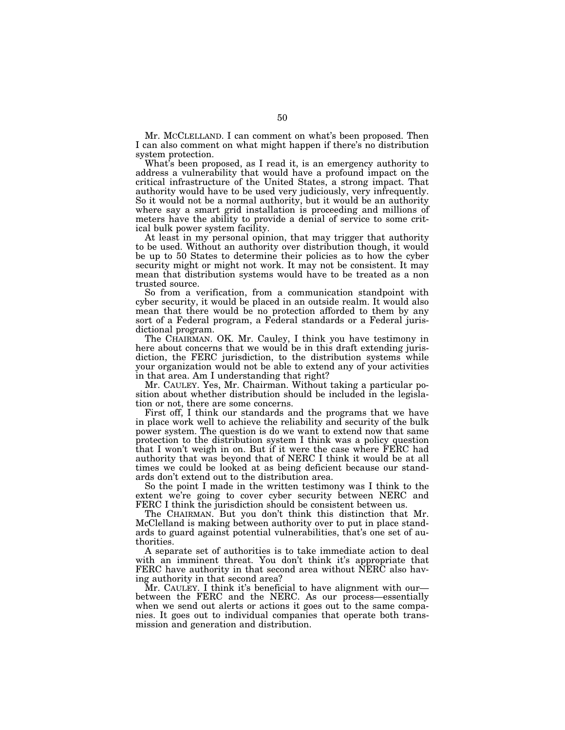Mr. McCLELLAND. I can comment on what's been proposed. Then I can also comment on what might happen if there's no distribution system protection.

What's been proposed, as I read it, is an emergency authority to address a vulnerability that would have a profound impact on the critical infrastructure of the United States, a strong impact. That authority would have to be used very judiciously, very infrequently. So it would not be a normal authority, but it would be an authority where say a smart grid installation is proceeding and millions of meters have the ability to provide a denial of service to some critical bulk power system facility.

At least in my personal opinion, that may trigger that authority to be used. Without an authority over distribution though, it would be up to 50 States to determine their policies as to how the cyber security might or might not work. It may not be consistent. It may mean that distribution systems would have to be treated as a non trusted source.

So from a verification, from a communication standpoint with cyber security, it would be placed in an outside realm. It would also mean that there would be no protection afforded to them by any sort of a Federal program, a Federal standards or a Federal jurisdictional program.

The CHAIRMAN. OK. Mr. Cauley, I think you have testimony in here about concerns that we would be in this draft extending jurisdiction, the FERC jurisdiction, to the distribution systems while your organization would not be able to extend any of your activities in that area. Am I understanding that right?

Mr. CAULEY. Yes, Mr. Chairman. Without taking a particular position about whether distribution should be included in the legislation or not, there are some concerns.

First off, I think our standards and the programs that we have in place work well to achieve the reliability and security of the bulk power system. The question is do we want to extend now that same protection to the distribution system I think was a policy question that I won't weigh in on. But if it were the case where FERC had authority that was beyond that of NERC I think it would be at all times we could be looked at as being deficient because our standards don't extend out to the distribution area.

So the point I made in the written testimony was I think to the extent we're going to cover cyber security between NERC and FERC I think the jurisdiction should be consistent between us.

The CHAIRMAN. But you don't think this distinction that Mr. McClelland is making between authority over to put in place standards to guard against potential vulnerabilities, that's one set of authorities.

A separate set of authorities is to take immediate action to deal with an imminent threat. You don't think it's appropriate that FERC have authority in that second area without NERC also having authority in that second area?

Mr. CAULEY. I think it's beneficial to have alignment with our— between the FERC and the NERC. As our process—essentially when we send out alerts or actions it goes out to the same companies. It goes out to individual companies that operate both transmission and generation and distribution.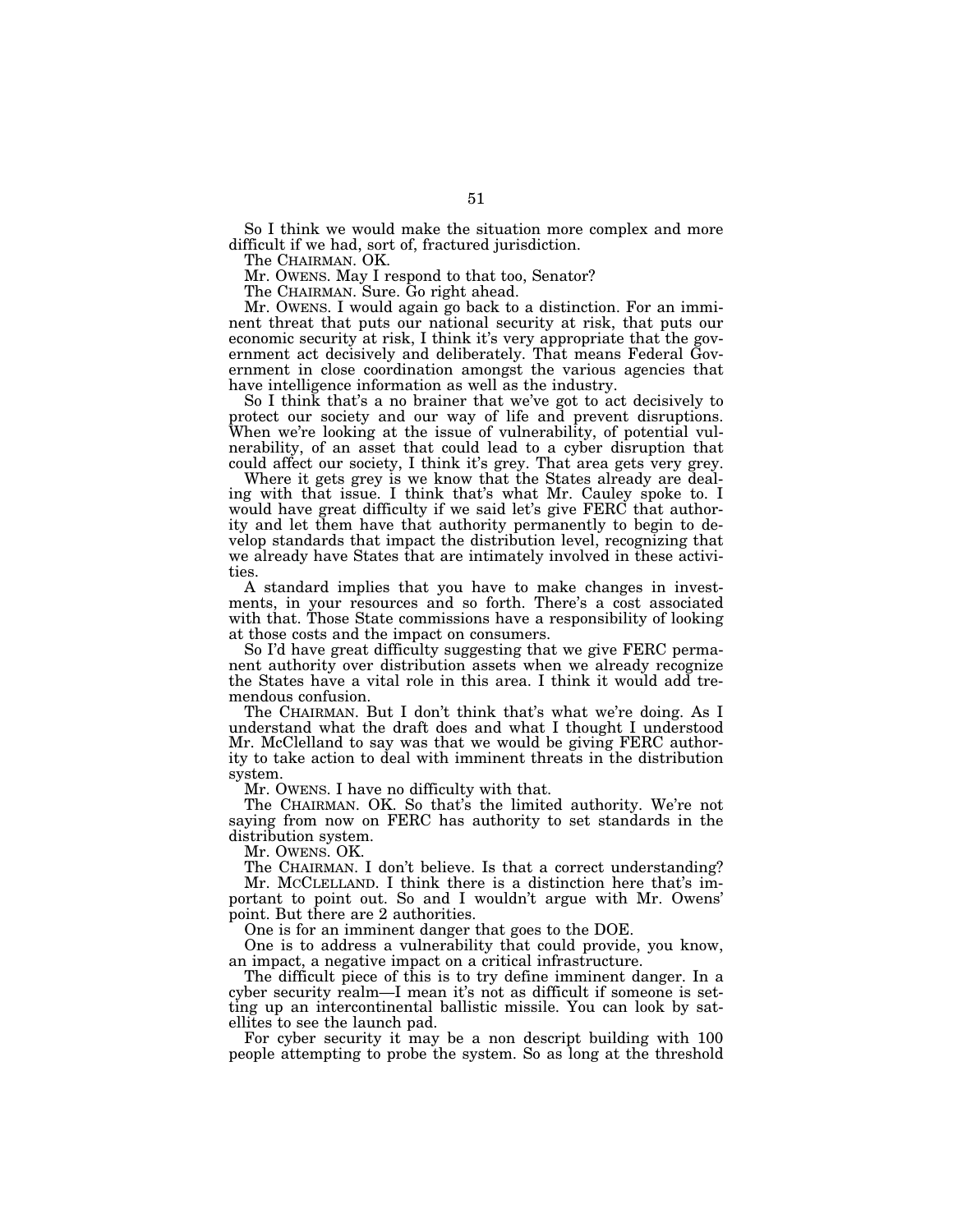So I think we would make the situation more complex and more difficult if we had, sort of, fractured jurisdiction.

The CHAIRMAN. OK.

Mr. OWENS. May I respond to that too, Senator?

The CHAIRMAN. Sure. Go right ahead.

Mr. OWENS. I would again go back to a distinction. For an imminent threat that puts our national security at risk, that puts our economic security at risk, I think it's very appropriate that the government act decisively and deliberately. That means Federal Government in close coordination amongst the various agencies that have intelligence information as well as the industry.

So I think that's a no brainer that we've got to act decisively to protect our society and our way of life and prevent disruptions. When we're looking at the issue of vulnerability, of potential vulnerability, of an asset that could lead to a cyber disruption that could affect our society, I think it's grey. That area gets very grey.

Where it gets grey is we know that the States already are dealing with that issue. I think that's what Mr. Cauley spoke to. I would have great difficulty if we said let's give FERC that authority and let them have that authority permanently to begin to develop standards that impact the distribution level, recognizing that we already have States that are intimately involved in these activities.

A standard implies that you have to make changes in investments, in your resources and so forth. There's a cost associated with that. Those State commissions have a responsibility of looking at those costs and the impact on consumers.

So I'd have great difficulty suggesting that we give FERC permanent authority over distribution assets when we already recognize the States have a vital role in this area. I think it would add tremendous confusion.

The CHAIRMAN. But I don't think that's what we're doing. As I understand what the draft does and what I thought I understood Mr. McClelland to say was that we would be giving FERC authority to take action to deal with imminent threats in the distribution system.

Mr. OWENS. I have no difficulty with that.

The CHAIRMAN. OK. So that's the limited authority. We're not saying from now on FERC has authority to set standards in the distribution system.

Mr. OWENS. OK.

The CHAIRMAN. I don't believe. Is that a correct understanding?

Mr. MCCLELLAND. I think there is a distinction here that's important to point out. So and I wouldn't argue with Mr. Owens' point. But there are 2 authorities.

One is for an imminent danger that goes to the DOE.

One is to address a vulnerability that could provide, you know, an impact, a negative impact on a critical infrastructure.

The difficult piece of this is to try define imminent danger. In a cyber security realm—I mean it's not as difficult if someone is setting up an intercontinental ballistic missile. You can look by satellites to see the launch pad.

For cyber security it may be a non descript building with 100 people attempting to probe the system. So as long at the threshold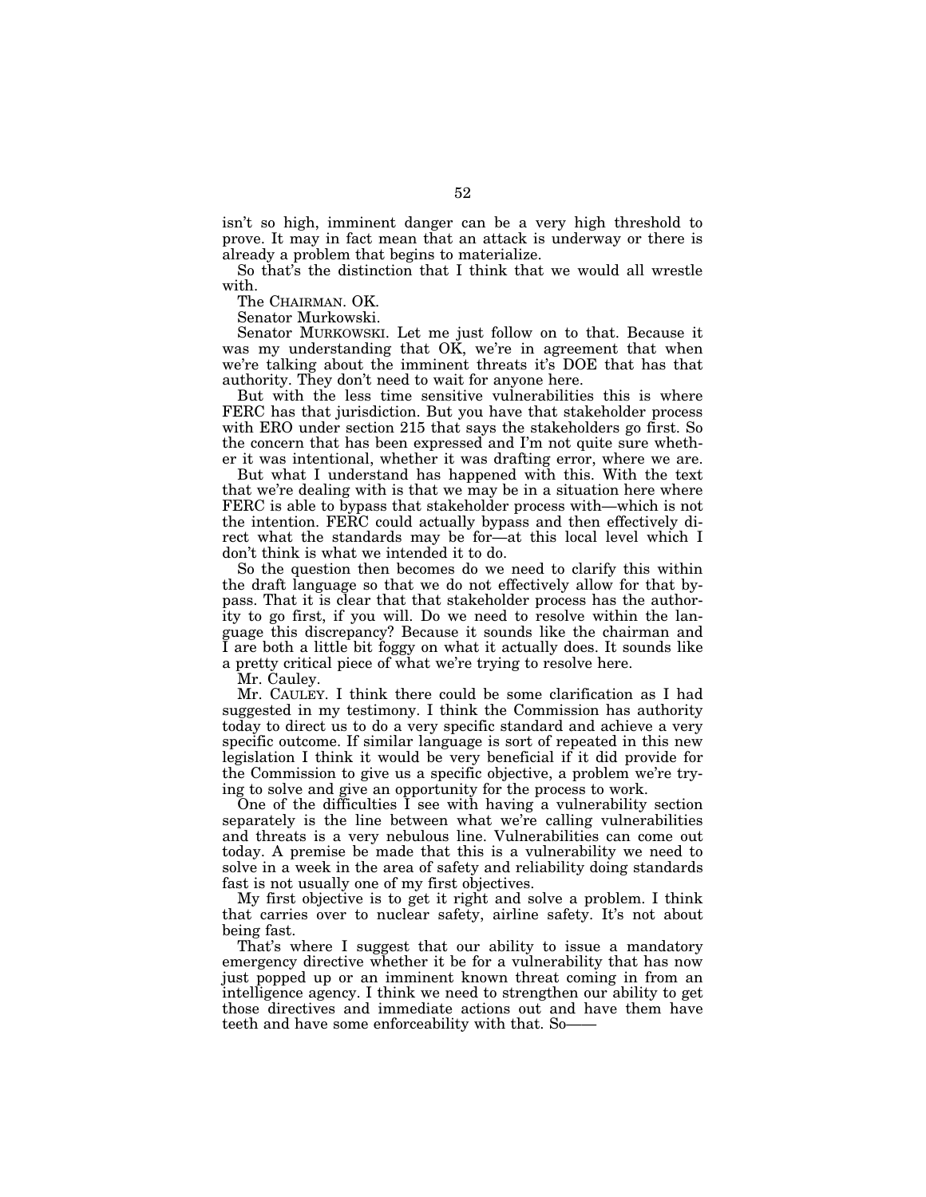isn't so high, imminent danger can be a very high threshold to prove. It may in fact mean that an attack is underway or there is already a problem that begins to materialize.

So that's the distinction that I think that we would all wrestle with.

The CHAIRMAN. OK.

Senator Murkowski.

Senator MURKOWSKI. Let me just follow on to that. Because it was my understanding that OK, we're in agreement that when we're talking about the imminent threats it's DOE that has that authority. They don't need to wait for anyone here.

But with the less time sensitive vulnerabilities this is where FERC has that jurisdiction. But you have that stakeholder process with ERO under section 215 that says the stakeholders go first. So the concern that has been expressed and I'm not quite sure whether it was intentional, whether it was drafting error, where we are.

But what I understand has happened with this. With the text that we're dealing with is that we may be in a situation here where FERC is able to bypass that stakeholder process with—which is not the intention. FERC could actually bypass and then effectively direct what the standards may be for—at this local level which I don't think is what we intended it to do.

So the question then becomes do we need to clarify this within the draft language so that we do not effectively allow for that bypass. That it is clear that that stakeholder process has the authority to go first, if you will. Do we need to resolve within the language this discrepancy? Because it sounds like the chairman and I are both a little bit foggy on what it actually does. It sounds like a pretty critical piece of what we're trying to resolve here.

Mr. Cauley.

Mr. CAULEY. I think there could be some clarification as I had suggested in my testimony. I think the Commission has authority today to direct us to do a very specific standard and achieve a very specific outcome. If similar language is sort of repeated in this new legislation I think it would be very beneficial if it did provide for the Commission to give us a specific objective, a problem we're trying to solve and give an opportunity for the process to work.

One of the difficulties I see with having a vulnerability section separately is the line between what we're calling vulnerabilities and threats is a very nebulous line. Vulnerabilities can come out today. A premise be made that this is a vulnerability we need to solve in a week in the area of safety and reliability doing standards fast is not usually one of my first objectives.

My first objective is to get it right and solve a problem. I think that carries over to nuclear safety, airline safety. It's not about being fast.

That's where I suggest that our ability to issue a mandatory emergency directive whether it be for a vulnerability that has now just popped up or an imminent known threat coming in from an intelligence agency. I think we need to strengthen our ability to get those directives and immediate actions out and have them have teeth and have some enforceability with that. So——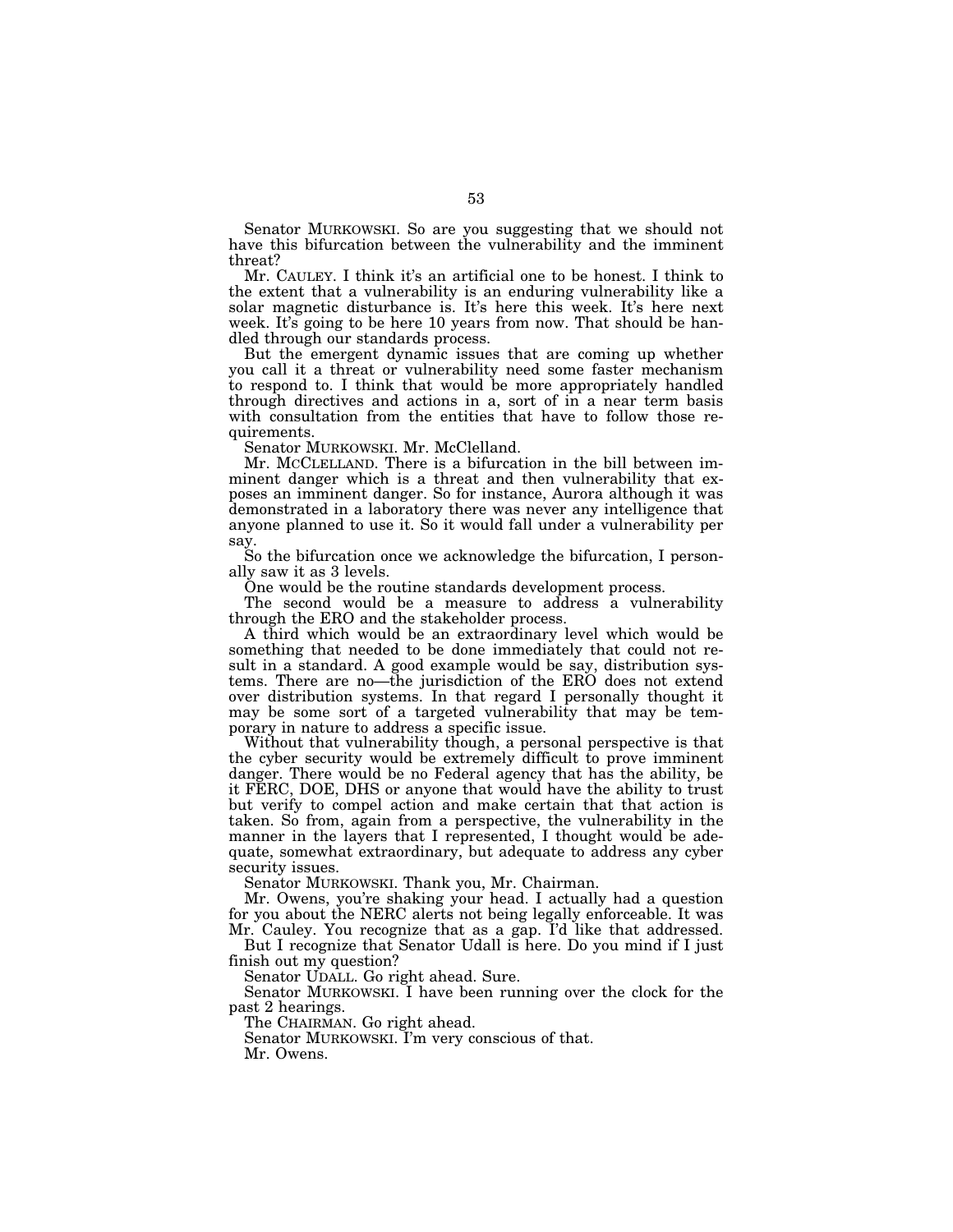Senator MURKOWSKI. So are you suggesting that we should not have this bifurcation between the vulnerability and the imminent threat?

Mr. CAULEY. I think it's an artificial one to be honest. I think to the extent that a vulnerability is an enduring vulnerability like a solar magnetic disturbance is. It's here this week. It's here next week. It's going to be here 10 years from now. That should be handled through our standards process.

But the emergent dynamic issues that are coming up whether you call it a threat or vulnerability need some faster mechanism to respond to. I think that would be more appropriately handled through directives and actions in a, sort of in a near term basis with consultation from the entities that have to follow those requirements.

Senator MURKOWSKI. Mr. McClelland.

Mr. MCCLELLAND. There is a bifurcation in the bill between imminent danger which is a threat and then vulnerability that exposes an imminent danger. So for instance, Aurora although it was demonstrated in a laboratory there was never any intelligence that anyone planned to use it. So it would fall under a vulnerability per say.

So the bifurcation once we acknowledge the bifurcation, I personally saw it as 3 levels.

One would be the routine standards development process.

The second would be a measure to address a vulnerability through the ERO and the stakeholder process.

A third which would be an extraordinary level which would be something that needed to be done immediately that could not result in a standard. A good example would be say, distribution systems. There are no—the jurisdiction of the ERO does not extend over distribution systems. In that regard I personally thought it may be some sort of a targeted vulnerability that may be temporary in nature to address a specific issue.

Without that vulnerability though, a personal perspective is that the cyber security would be extremely difficult to prove imminent danger. There would be no Federal agency that has the ability, be it FERC, DOE, DHS or anyone that would have the ability to trust but verify to compel action and make certain that that action is taken. So from, again from a perspective, the vulnerability in the manner in the layers that I represented, I thought would be adequate, somewhat extraordinary, but adequate to address any cyber security issues.

Senator MURKOWSKI. Thank you, Mr. Chairman.

Mr. Owens, you're shaking your head. I actually had a question for you about the NERC alerts not being legally enforceable. It was Mr. Cauley. You recognize that as a gap. I'd like that addressed.

But I recognize that Senator Udall is here. Do you mind if I just finish out my question?

Senator UDALL. Go right ahead. Sure.

Senator MURKOWSKI. I have been running over the clock for the past 2 hearings.

The CHAIRMAN. Go right ahead.

Senator MURKOWSKI. I'm very conscious of that.

Mr. Owens.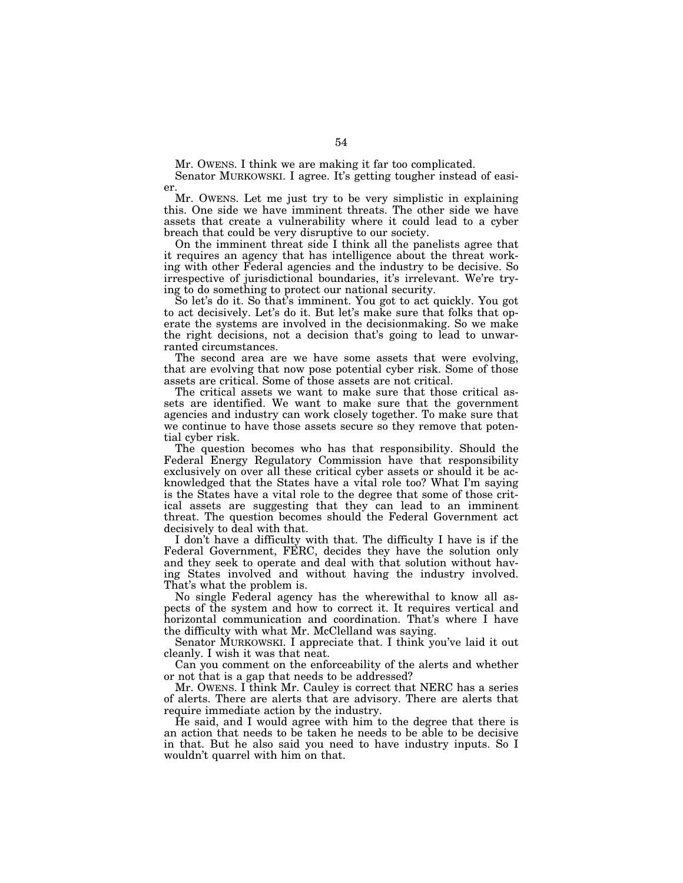Mr. OWENS. I think we are making it far too complicated.

Senator MURKOWSKI. I agree. It's getting tougher instead of easier.

Mr. OWENS. Let me just try to be very simplistic in explaining this. One side we have imminent threats. The other side we have assets that create a vulnerability where it could lead to a cyber breach that could be very disruptive to our society.

On the imminent threat side I think all the panelists agree that it requires an agency that has intelligence about the threat working with other Federal agencies and the industry to be decisive. So irrespective of jurisdictional boundaries, it's irrelevant. We're trying to do something to protect our national security.

So let's do it. So that's imminent. You got to act quickly. You got to act decisively. Let's do it. But let's make sure that folks that operate the systems are involved in the decisionmaking. So we make the right decisions, not a decision that's going to lead to unwarranted circumstances.

The second area are we have some assets that were evolving, that are evolving that now pose potential cyber risk. Some of those assets are critical. Some of those assets are not critical.

The critical assets we want to make sure that those critical assets are identified. We want to make sure that the government agencies and industry can work closely together. To make sure that we continue to have those assets secure so they remove that potential cyber risk.

The question becomes who has that responsibility. Should the Federal Energy Regulatory Commission have that responsibility exclusively on over all these critical cyber assets or should it be acknowledged that the States have a vital role too? What I'm saying is the States have a vital role to the degree that some of those critical assets are suggesting that they can lead to an imminent threat. The question becomes should the Federal Government act decisively to deal with that.

I don't have a difficulty with that. The difficulty I have is if the Federal Government, FERC, decides they have the solution only and they seek to operate and deal with that solution without having States involved and without having the industry involved. That's what the problem is.

No single Federal agency has the wherewithal to know all aspects of the system and how to correct it. It requires vertical and horizontal communication and coordination. That's where I have the difficulty with what Mr. McClelland was saying.

Senator MURKOWSKI. I appreciate that. I think you've laid it out cleanly. I wish it was that neat.

Can you comment on the enforceability of the alerts and whether or not that is a gap that needs to be addressed?

Mr. OWENS. I think Mr. Cauley is correct that NERC has a series of alerts. There are alerts that are advisory. There are alerts that require immediate action by the industry.

He said, and I would agree with him to the degree that there is an action that needs to be taken he needs to be able to be decisive in that. But he also said you need to have industry inputs. So I wouldn't quarrel with him on that.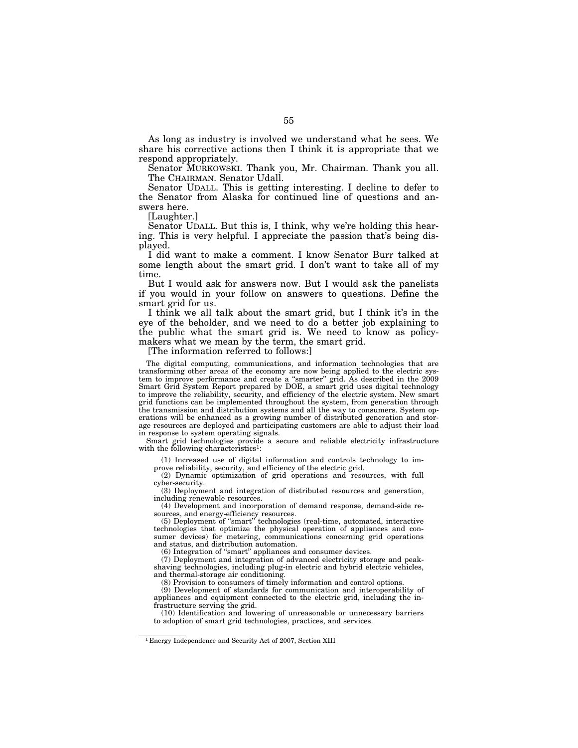As long as industry is involved we understand what he sees. We share his corrective actions then I think it is appropriate that we respond appropriately.

Senator MURKOWSKI. Thank you, Mr. Chairman. Thank you all.

The CHAIRMAN. Senator Udall.

Senator UDALL. This is getting interesting. I decline to defer to the Senator from Alaska for continued line of questions and answers here.

[Laughter.]

Senator UDALL. But this is, I think, why we're holding this hearing. This is very helpful. I appreciate the passion that's being displayed.

I did want to make a comment. I know Senator Burr talked at some length about the smart grid. I don't want to take all of my time.

But I would ask for answers now. But I would ask the panelists if you would in your follow on answers to questions. Define the smart grid for us.

I think we all talk about the smart grid, but I think it's in the eye of the beholder, and we need to do a better job explaining to the public what the smart grid is. We need to know as policymakers what we mean by the term, the smart grid.

[The information referred to follows:]

The digital computing, communications, and information technologies that are transforming other areas of the economy are now being applied to the electric system to improve performance and create a "smarter" grid. As described in the 2009 Smart Grid System Report prepared by DOE, a smart grid uses digital technology to improve the reliability, security, and efficiency of the electric system. New smart grid functions can be implemented throughout the system, from generation through the transmission and distribution systems and all the way to consumers. System operations will be enhanced as a growing number of distributed generation and storage resources are deployed and participating customers are able to adjust their load in response to system operating signals.

Smart grid technologies provide a secure and reliable electricity infrastructure with the following characteristics[1]:

(1) Increased use of digital information and controls technology to improve reliability, security, and efficiency of the electric grid.

(2) Dynamic optimization of grid operations and resources, with full cyber-security.

(3) Deployment and integration of distributed resources and generation, including renewable resources.

(4) Development and incorporation of demand response, demand-side resources, and energy-efficiency resources.

(5) Deployment of "smart" technologies (real-time, automated, interactive technologies that optimize the physical operation of appliances and consumer devices) for metering, communications concerning grid operations and status, and distribution automation.

(6) Integration of "smart" appliances and consumer devices.

(7) Deployment and integration of advanced electricity storage and peak-shaving technologies, including plug-in electric and hybrid electric vehicles, and thermal-storage air conditioning.

(8) Provision to consumers of timely information and control options.

(9) Development of standards for communication and interoperability of appliances and equipment connected to the electric grid, including the infrastructure serving the grid.

(10) Identification and lowering of unreasonable or unnecessary barriers to adoption of smart grid technologies, practices, and services.

---

[1] Energy Independence and Security Act of 2007, Section XIII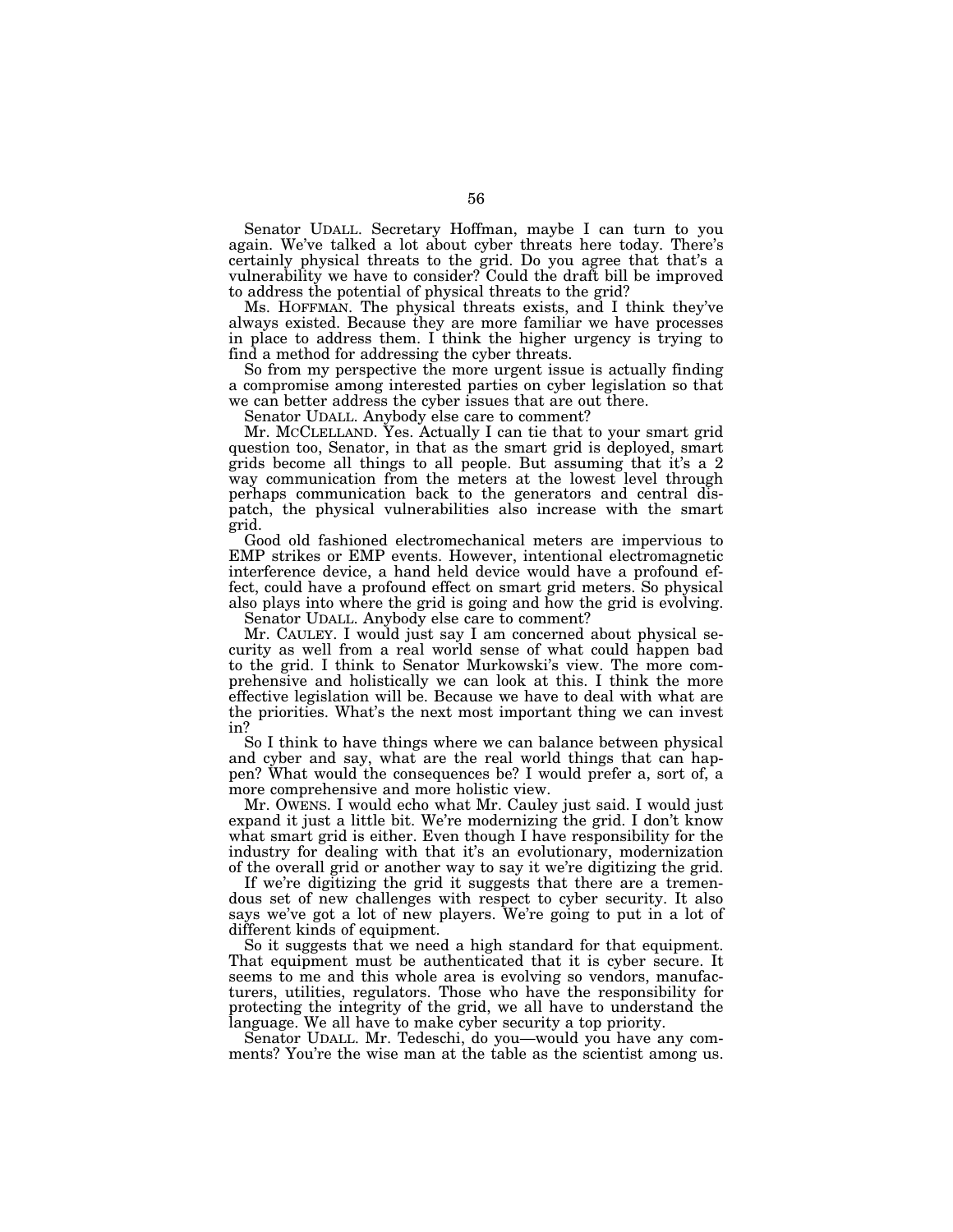Senator UDALL. Secretary Hoffman, maybe I can turn to you again. We've talked a lot about cyber threats here today. There's certainly physical threats to the grid. Do you agree that that's a vulnerability we have to consider? Could the draft bill be improved to address the potential of physical threats to the grid?

Ms. HOFFMAN. The physical threats exists, and I think they've always existed. Because they are more familiar we have processes in place to address them. I think the higher urgency is trying to find a method for addressing the cyber threats.

So from my perspective the more urgent issue is actually finding a compromise among interested parties on cyber legislation so that we can better address the cyber issues that are out there.

Senator UDALL. Anybody else care to comment?

Mr. MCCLELLAND. Yes. Actually I can tie that to your smart grid question too, Senator, in that as the smart grid is deployed, smart grids become all things to all people. But assuming that it's a 2 way communication from the meters at the lowest level through perhaps communication back to the generators and central dispatch, the physical vulnerabilities also increase with the smart grid.

Good old fashioned electromechanical meters are impervious to EMP strikes or EMP events. However, intentional electromagnetic interference device, a hand held device would have a profound effect, could have a profound effect on smart grid meters. So physical also plays into where the grid is going and how the grid is evolving.

Senator UDALL. Anybody else care to comment?

Mr. CAULEY. I would just say I am concerned about physical security as well from a real world sense of what could happen bad to the grid. I think to Senator Murkowski's view. The more comprehensive and holistically we can look at this. I think the more effective legislation will be. Because we have to deal with what are the priorities. What's the next most important thing we can invest in?

So I think to have things where we can balance between physical and cyber and say, what are the real world things that can happen? What would the consequences be? I would prefer a, sort of, a more comprehensive and more holistic view.

Mr. OWENS. I would echo what Mr. Cauley just said. I would just expand it just a little bit. We're modernizing the grid. I don't know what smart grid is either. Even though I have responsibility for the industry for dealing with that it's an evolutionary, modernization of the overall grid or another way to say it we're digitizing the grid.

If we're digitizing the grid it suggests that there are a tremendous set of new challenges with respect to cyber security. It also says we've got a lot of new players. We're going to put in a lot of different kinds of equipment.

So it suggests that we need a high standard for that equipment. That equipment must be authenticated that it is cyber secure. It seems to me and this whole area is evolving so vendors, manufacturers, utilities, regulators. Those who have the responsibility for protecting the integrity of the grid, we all have to understand the language. We all have to make cyber security a top priority.

Senator UDALL. Mr. Tedeschi, do you—would you have any comments? You're the wise man at the table as the scientist among us.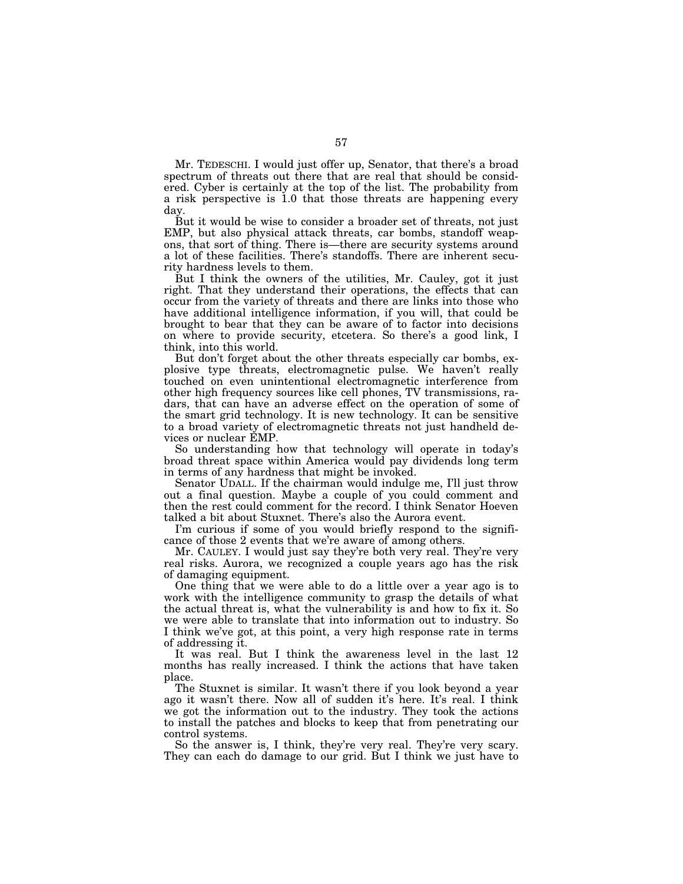Mr. TEDESCHI. I would just offer up, Senator, that there's a broad spectrum of threats out there that are real that should be considered. Cyber is certainly at the top of the list. The probability from a risk perspective is 1.0 that those threats are happening every day.

But it would be wise to consider a broader set of threats, not just EMP, but also physical attack threats, car bombs, standoff weapons, that sort of thing. There is—there are security systems around a lot of these facilities. There's standoffs. There are inherent security hardness levels to them.

But I think the owners of the utilities, Mr. Cauley, got it just right. That they understand their operations, the effects that can occur from the variety of threats and there are links into those who have additional intelligence information, if you will, that could be brought to bear that they can be aware of to factor into decisions on where to provide security, etcetera. So there's a good link, I think, into this world.

But don't forget about the other threats especially car bombs, explosive type threats, electromagnetic pulse. We haven't really touched on even unintentional electromagnetic interference from other high frequency sources like cell phones, TV transmissions, radars, that can have an adverse effect on the operation of some of the smart grid technology. It is new technology. It can be sensitive to a broad variety of electromagnetic threats not just handheld devices or nuclear EMP.

So understanding how that technology will operate in today's broad threat space within America would pay dividends long term in terms of any hardness that might be invoked.

Senator UDALL. If the chairman would indulge me, I'll just throw out a final question. Maybe a couple of you could comment and then the rest could comment for the record. I think Senator Hoeven talked a bit about Stuxnet. There's also the Aurora event.

I'm curious if some of you would briefly respond to the significance of those 2 events that we're aware of among others.

Mr. CAULEY. I would just say they're both very real. They're very real risks. Aurora, we recognized a couple years ago has the risk of damaging equipment.

One thing that we were able to do a little over a year ago is to work with the intelligence community to grasp the details of what the actual threat is, what the vulnerability is and how to fix it. So we were able to translate that into information out to industry. So I think we've got, at this point, a very high response rate in terms of addressing it.

It was real. But I think the awareness level in the last 12 months has really increased. I think the actions that have taken place.

The Stuxnet is similar. It wasn't there if you look beyond a year ago it wasn't there. Now all of sudden it's here. It's real. I think we got the information out to the industry. They took the actions to install the patches and blocks to keep that from penetrating our control systems.

So the answer is, I think, they're very real. They're very scary. They can each do damage to our grid. But I think we just have to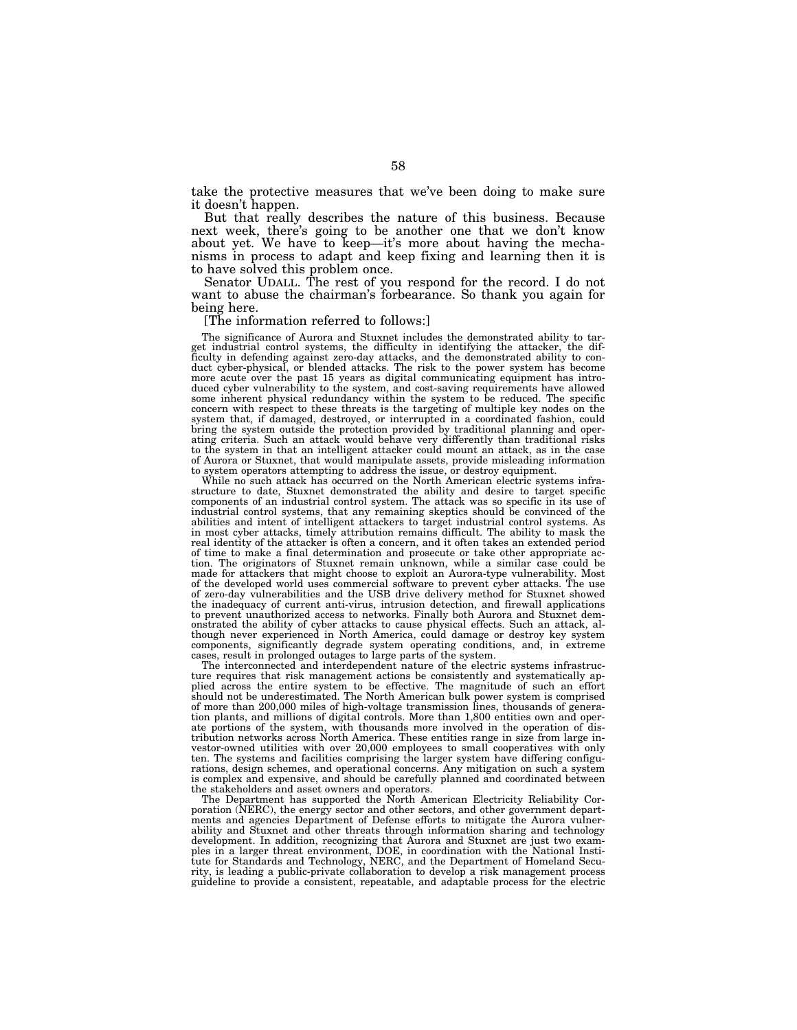take the protective measures that we've been doing to make sure it doesn't happen.

But that really describes the nature of this business. Because next week, there's going to be another one that we don't know about yet. We have to keep—it's more about having the mechanisms in process to adapt and keep fixing and learning then it is to have solved this problem once.

Senator UDALL. The rest of you respond for the record. I do not want to abuse the chairman's forbearance. So thank you again for being here.

[The information referred to follows:]

The significance of Aurora and Stuxnet includes the demonstrated ability to target industrial control systems, the difficulty in identifying the attacker, the difficulty in defending against zero-day attacks, and the demonstrated ability to conduct cyber-physical, or blended attacks. The risk to the power system has become more acute over the past 15 years as digital communicating equipment has introduced cyber vulnerability to the system, and cost-saving requirements have allowed some inherent physical redundancy within the system to be reduced. The specific concern with respect to these threats is the targeting of multiple key nodes on the system that, if damaged, destroyed, or interrupted in a coordinated fashion, could bring the system outside the protection provided by traditional planning and operating criteria. Such an attack would behave very differently than traditional risks to the system in that an intelligent attacker could mount an attack, as in the case of Aurora or Stuxnet, that would manipulate assets, provide misleading information to system operators attempting to address the issue, or destroy equipment.

While no such attack has occurred on the North American electric systems infrastructure to date, Stuxnet demonstrated the ability and desire to target specific components of an industrial control system. The attack was so specific in its use of industrial control systems, that any remaining skeptics should be convinced of the abilities and intent of intelligent attackers to target industrial control systems. As in most cyber attacks, timely attribution remains difficult. The ability to mask the real identity of the attacker is often a concern, and it often takes an extended period of time to make a final determination and prosecute or take other appropriate action. The originators of Stuxnet remain unknown, while a similar case could be made for attackers that might choose to exploit an Aurora-type vulnerability. Most of the developed world uses commercial software to prevent cyber attacks. The use of zero-day vulnerabilities and the USB drive delivery method for Stuxnet showed the inadequacy of current anti-virus, intrusion detection, and firewall applications to prevent unauthorized access to networks. Finally both Aurora and Stuxnet demonstrated the ability of cyber attacks to cause physical effects. Such an attack, although never experienced in North America, could damage or destroy key system components, significantly degrade system operating conditions, and, in extreme cases, result in prolonged outages to large parts of the system.

The interconnected and interdependent nature of the electric systems infrastructure requires that risk management actions be consistently and systematically applied across the entire system to be effective. The magnitude of such an effort should not be underestimated. The North American bulk power system is comprised of more than 200,000 miles of high-voltage transmission lines, thousands of generation plants, and millions of digital controls. More than 1,800 entities own and operate portions of the system, with thousands more involved in the operation of distribution networks across North America. These entities range in size from large investor-owned utilities with over 20,000 employees to small cooperatives with only ten. The systems and facilities comprising the larger system have differing configurations, design schemes, and operational concerns. Any mitigation on such a system is complex and expensive, and should be carefully planned and coordinated between the stakeholders and asset owners and operators.

The Department has supported the North American Electricity Reliability Corporation (NERC), the energy sector and other sectors, and other government departments and agencies Department of Defense efforts to mitigate the Aurora vulnerability and Stuxnet and other threats through information sharing and technology development. In addition, recognizing that Aurora and Stuxnet are just two examples in a larger threat environment, DOE, in coordination with the National Institute for Standards and Technology, NERC, and the Department of Homeland Security, is leading a public-private collaboration to develop a risk management process guideline to provide a consistent, repeatable, and adaptable process for the electric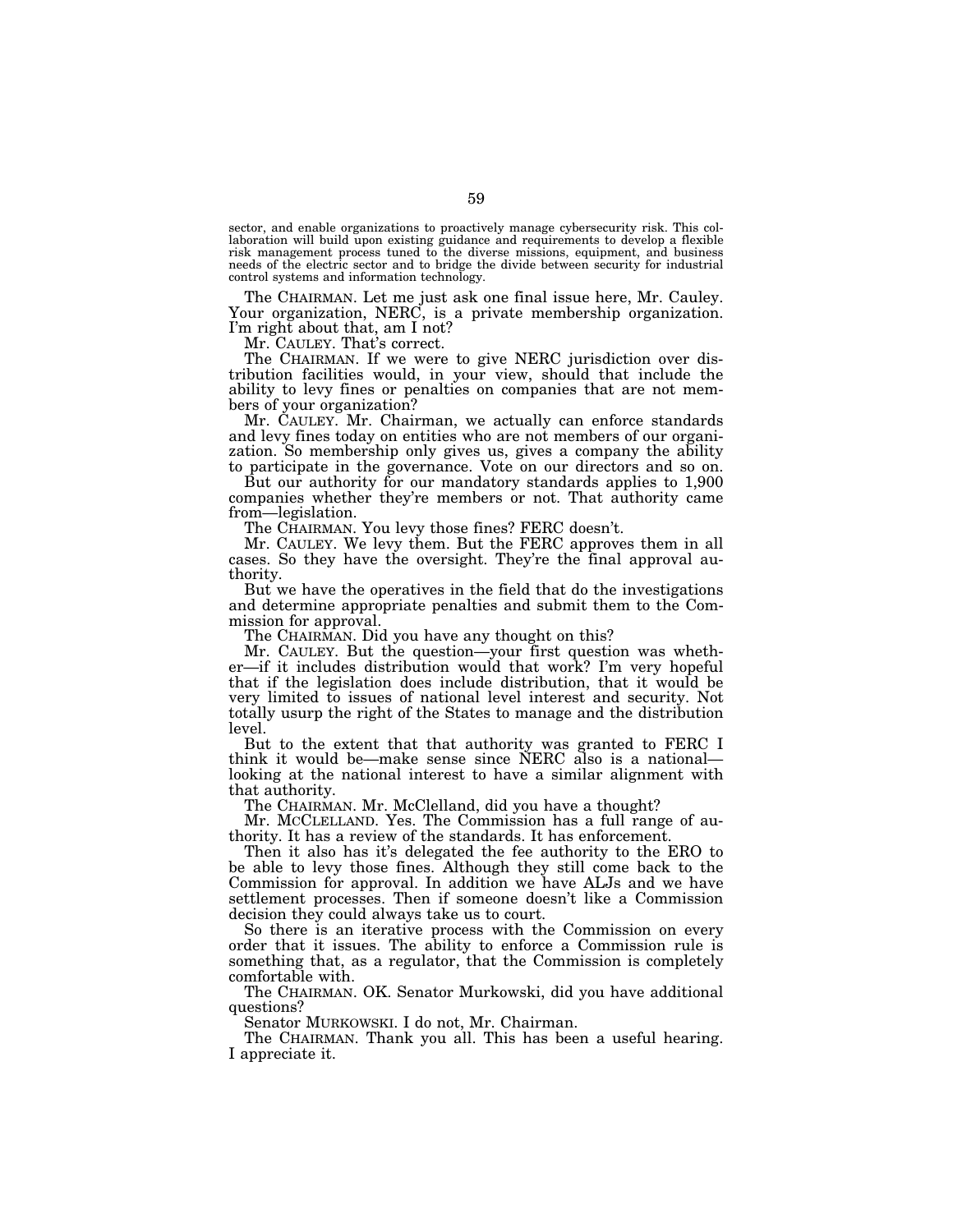sector, and enable organizations to proactively manage cybersecurity risk. This collaboration will build upon existing guidance and requirements to develop a flexible risk management process tuned to the diverse missions, equipment, and business needs of the electric sector and to bridge the divide between security for industrial control systems and information technology.

The CHAIRMAN. Let me just ask one final issue here, Mr. Cauley. Your organization, NERC, is a private membership organization. I'm right about that, am I not?

Mr. CAULEY. That's correct.

The CHAIRMAN. If we were to give NERC jurisdiction over distribution facilities would, in your view, should that include the ability to levy fines or penalties on companies that are not members of your organization?

Mr. CAULEY. Mr. Chairman, we actually can enforce standards and levy fines today on entities who are not members of our organization. So membership only gives us, gives a company the ability to participate in the governance. Vote on our directors and so on.

But our authority for our mandatory standards applies to 1,900 companies whether they're members or not. That authority came from—legislation.

The CHAIRMAN. You levy those fines? FERC doesn't.

Mr. CAULEY. We levy them. But the FERC approves them in all cases. So they have the oversight. They're the final approval authority.

But we have the operatives in the field that do the investigations and determine appropriate penalties and submit them to the Commission for approval.

The CHAIRMAN. Did you have any thought on this?

Mr. CAULEY. But the question—your first question was whether—if it includes distribution would that work? I'm very hopeful that if the legislation does include distribution, that it would be very limited to issues of national level interest and security. Not totally usurp the right of the States to manage and the distribution level.

But to the extent that that authority was granted to FERC I think it would be—make sense since NERC also is a national—looking at the national interest to have a similar alignment with that authority.

The CHAIRMAN. Mr. McClelland, did you have a thought?

Mr. MCCLELLAND. Yes. The Commission has a full range of authority. It has a review of the standards. It has enforcement.

Then it also has it's delegated the fee authority to the ERO to be able to levy those fines. Although they still come back to the Commission for approval. In addition we have ALJs and we have settlement processes. Then if someone doesn't like a Commission decision they could always take us to court.

So there is an iterative process with the Commission on every order that it issues. The ability to enforce a Commission rule is something that, as a regulator, that the Commission is completely comfortable with.

The CHAIRMAN. OK. Senator Murkowski, did you have additional questions?

Senator MURKOWSKI. I do not, Mr. Chairman.

The CHAIRMAN. Thank you all. This has been a useful hearing. I appreciate it.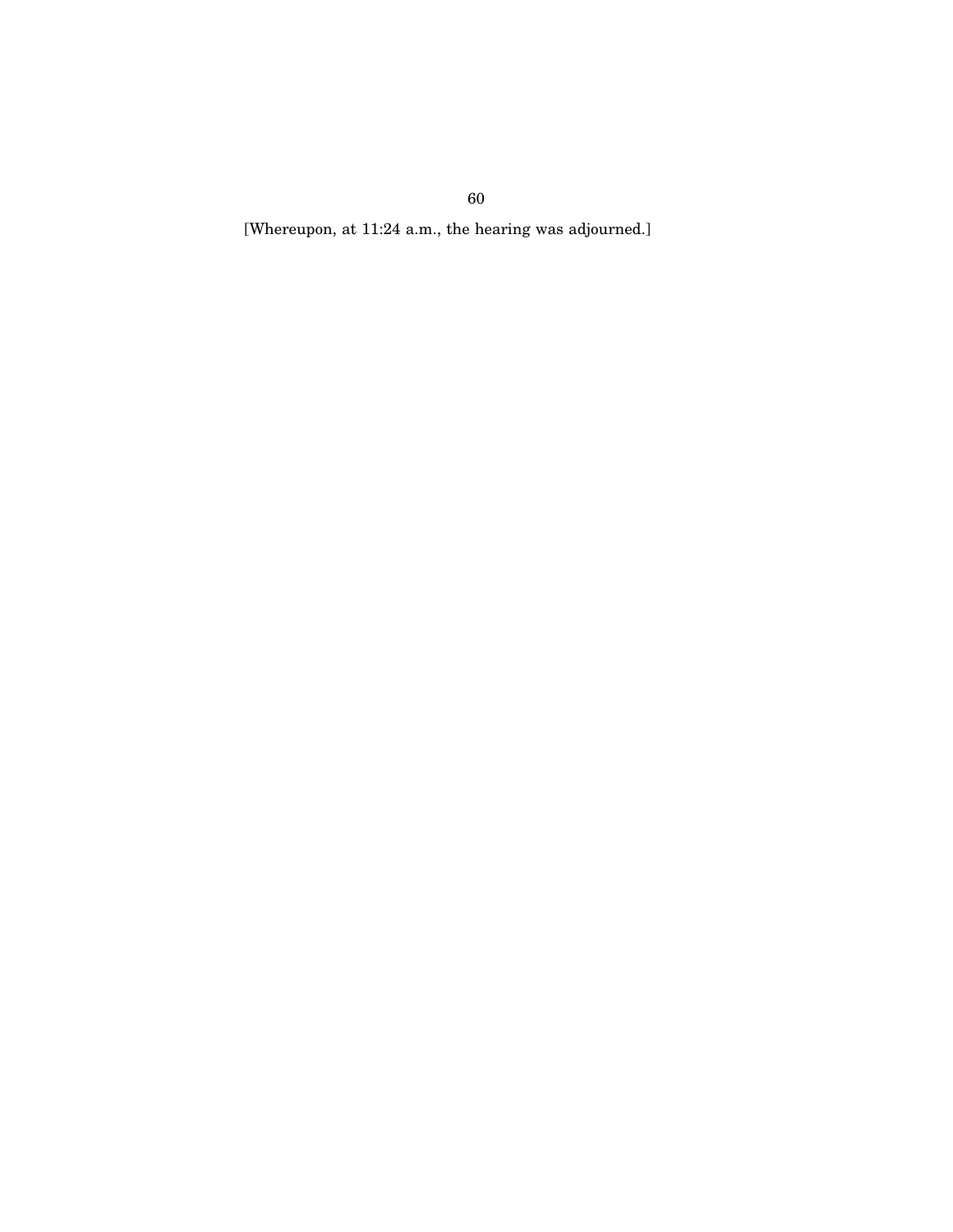[Whereupon, at 11:24 a.m., the hearing was adjourned.]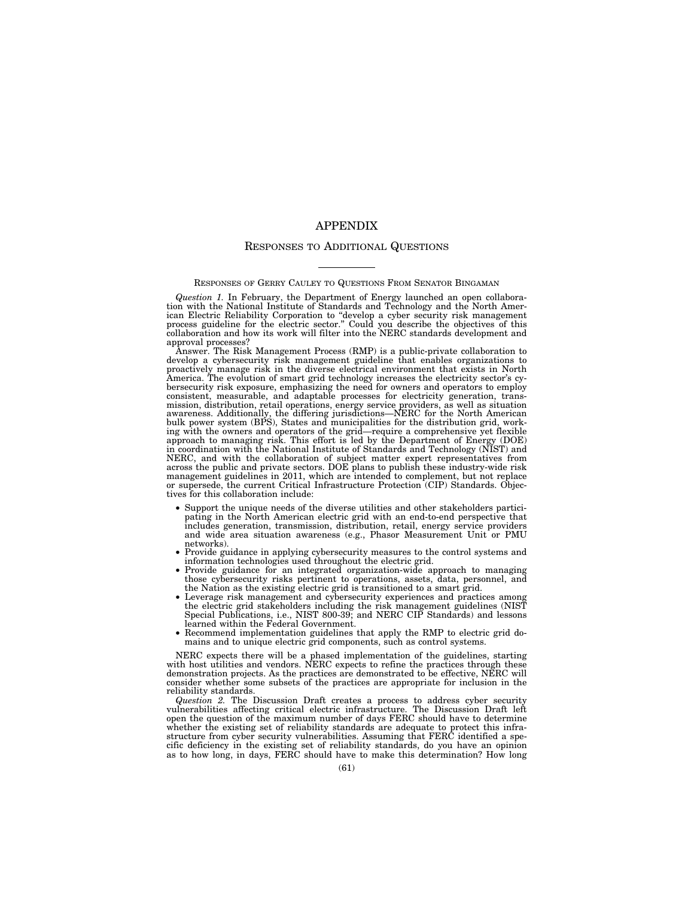# APPENDIX

## Responses to Additional Questions

Responses of Gerry Cauley to Questions From Senator Bingaman

*Question 1.* In February, the Department of Energy launched an open collaboration with the National Institute of Standards and Technology and the North American Electric Reliability Corporation to "develop a cyber security risk management process guideline for the electric sector." Could you describe the objectives of this collaboration and how its work will filter into the NERC standards development and approval processes?

Answer. The Risk Management Process (RMP) is a public-private collaboration to develop a cybersecurity risk management guideline that enables organizations to proactively manage risk in the diverse electrical environment that exists in North America. The evolution of smart grid technology increases the electricity sector's cybersecurity risk exposure, emphasizing the need for owners and operators to employ consistent, measurable, and adaptable processes for electricity generation, transmission, distribution, retail operations, energy service providers, as well as situation awareness. Additionally, the differing jurisdictions—NERC for the North American bulk power system (BPS), States and municipalities for the distribution grid, working with the owners and operators of the grid—require a comprehensive yet flexible approach to managing risk. This effort is led by the Department of Energy (DOE) in coordination with the National Institute of Standards and Technology (NIST) and NERC, and with the collaboration of subject matter expert representatives from across the public and private sectors. DOE plans to publish these industry-wide risk management guidelines in 2011, which are intended to complement, but not replace or supersede, the current Critical Infrastructure Protection (CIP) Standards. Objectives for this collaboration include:

- Support the unique needs of the diverse utilities and other stakeholders participating in the North American electric grid with an end-to-end perspective that includes generation, transmission, distribution, retail, energy service providers and wide area situation awareness (e.g., Phasor Measurement Unit or PMU networks).
- Provide guidance in applying cybersecurity measures to the control systems and information technologies used throughout the electric grid.
- Provide guidance for an integrated organization-wide approach to managing those cybersecurity risks pertinent to operations, assets, data, personnel, and the Nation as the existing electric grid is transitioned to a smart grid.
- Leverage risk management and cybersecurity experiences and practices among the electric grid stakeholders including the risk management guidelines (NIST Special Publications, i.e., NIST 800-39; and NERC CIP Standards) and lessons learned within the Federal Government.
- Recommend implementation guidelines that apply the RMP to electric grid domains and to unique electric grid components, such as control systems.

NERC expects there will be a phased implementation of the guidelines, starting with host utilities and vendors. NERC expects to refine the practices through these demonstration projects. As the practices are demonstrated to be effective, NERC will consider whether some subsets of the practices are appropriate for inclusion in the reliability standards.

*Question 2.* The Discussion Draft creates a process to address cyber security vulnerabilities affecting critical electric infrastructure. The Discussion Draft left open the question of the maximum number of days FERC should have to determine whether the existing set of reliability standards are adequate to protect this infrastructure from cyber security vulnerabilities. Assuming that FERC identified a specific deficiency in the existing set of reliability standards, do you have an opinion as to how long, in days, FERC should have to make this determination? How long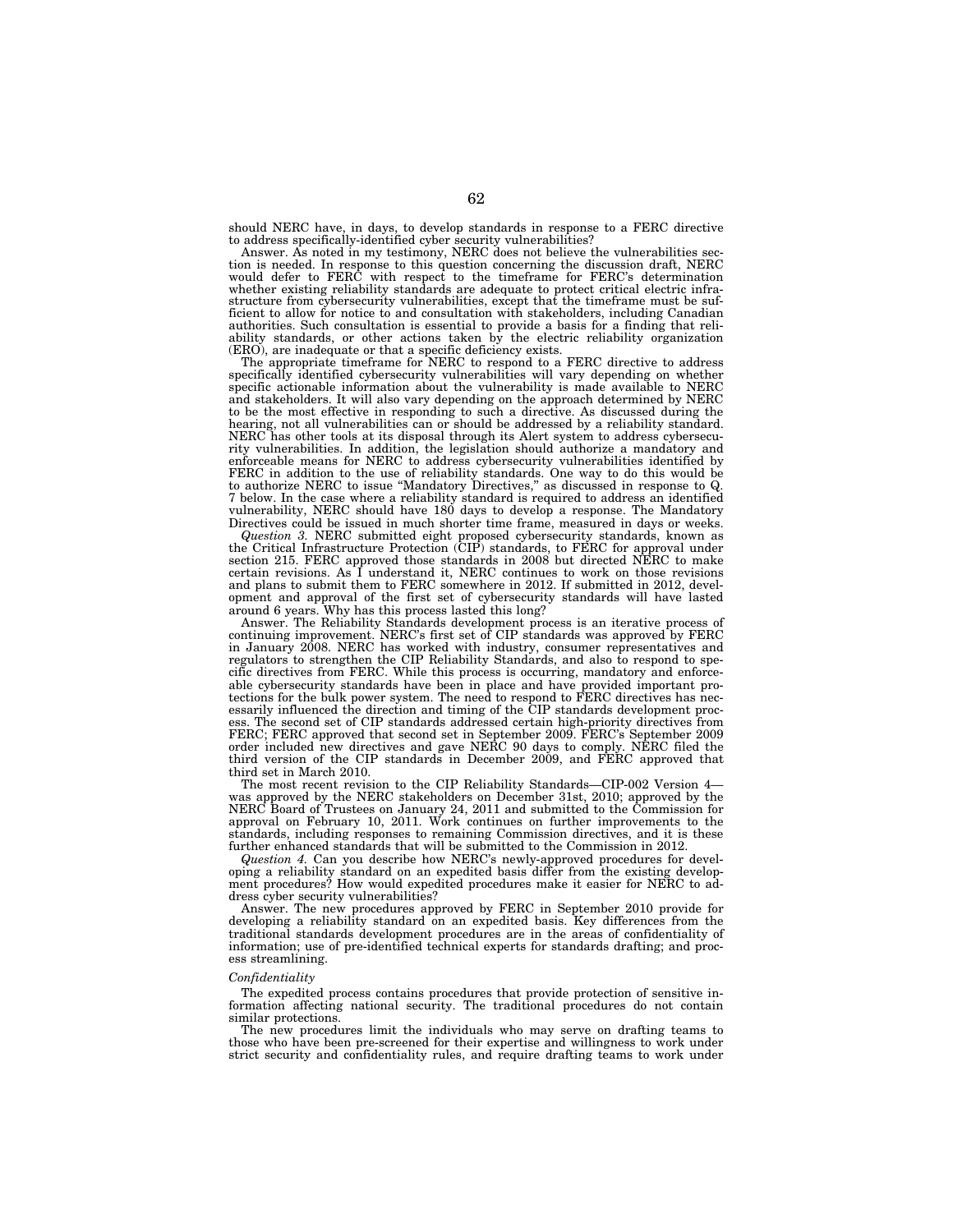should NERC have, in days, to develop standards in response to a FERC directive to address specifically-identified cyber security vulnerabilities?

Answer. As noted in my testimony, NERC does not believe the vulnerabilities section is needed. In response to this question concerning the discussion draft, NERC would defer to FERC with respect to the timeframe for FERC's determination whether existing reliability standards are adequate to protect critical electric infrastructure from cybersecurity vulnerabilities, except that the timeframe must be sufficient to allow for notice to and consultation with stakeholders, including Canadian authorities. Such consultation is essential to provide a basis for a finding that reliability standards, or other actions taken by the electric reliability organization (ERO), are inadequate or that a specific deficiency exists.

The appropriate timeframe for NERC to respond to a FERC directive to address specifically identified cybersecurity vulnerabilities will vary depending on whether specific actionable information about the vulnerability is made available to NERC and stakeholders. It will also vary depending on the approach determined by NERC to be the most effective in responding to such a directive. As discussed during the hearing, not all vulnerabilities can or should be addressed by a reliability standard. NERC has other tools at its disposal through its Alert system to address cybersecurity vulnerabilities. In addition, the legislation should authorize a mandatory and enforceable means for NERC to address cybersecurity vulnerabilities identified by FERC in addition to the use of reliability standards. One way to do this would be to authorize NERC to issue "Mandatory Directives," as discussed in response to Q. 7 below. In the case where a reliability standard is required to address an identified vulnerability, NERC should have 180 days to develop a response. The Mandatory Directives could be issued in much shorter time frame, measured in days or weeks.

*Question 3.* NERC submitted eight proposed cybersecurity standards, known as the Critical Infrastructure Protection (CIP) standards, to FERC for approval under section 215. FERC approved those standards in 2008 but directed NERC to make certain revisions. As I understand it, NERC continues to work on those revisions and plans to submit them to FERC somewhere in 2012. If submitted in 2012, development and approval of the first set of cybersecurity standards will have lasted around 6 years. Why has this process lasted this long?

Answer. The Reliability Standards development process is an iterative process of continuing improvement. NERC's first set of CIP standards was approved by FERC in January 2008. NERC has worked with industry, consumer representatives and regulators to strengthen the CIP Reliability Standards, and also to respond to specific directives from FERC. While this process is occurring, mandatory and enforceable cybersecurity standards have been in place and have provided important protections for the bulk power system. The need to respond to FERC directives has necessarily influenced the direction and timing of the CIP standards development process. The second set of CIP standards addressed certain high-priority directives from FERC; FERC approved that second set in September 2009. FERC's September 2009 order included new directives and gave NERC 90 days to comply. NERC filed the third version of the CIP standards in December 2009, and FERC approved that third set in March 2010.

The most recent revision to the CIP Reliability Standards—CIP-002 Version 4—was approved by the NERC stakeholders on December 31st, 2010; approved by the NERC Board of Trustees on January 24, 2011 and submitted to the Commission for approval on February 10, 2011. Work continues on further improvements to the standards, including responses to remaining Commission directives, and it is these further enhanced standards that will be submitted to the Commission in 2012.

*Question 4.* Can you describe how NERC's newly-approved procedures for developing a reliability standard on an expedited basis differ from the existing development procedures? How would expedited procedures make it easier for NERC to address cyber security vulnerabilities?

Answer. The new procedures approved by FERC in September 2010 provide for developing a reliability standard on an expedited basis. Key differences from the traditional standards development procedures are in the areas of confidentiality of information; use of pre-identified technical experts for standards drafting; and process streamlining.

*Confidentiality*

The expedited process contains procedures that provide protection of sensitive information affecting national security. The traditional procedures do not contain similar protections.

The new procedures limit the individuals who may serve on drafting teams to those who have been pre-screened for their expertise and willingness to work under strict security and confidentiality rules, and require drafting teams to work under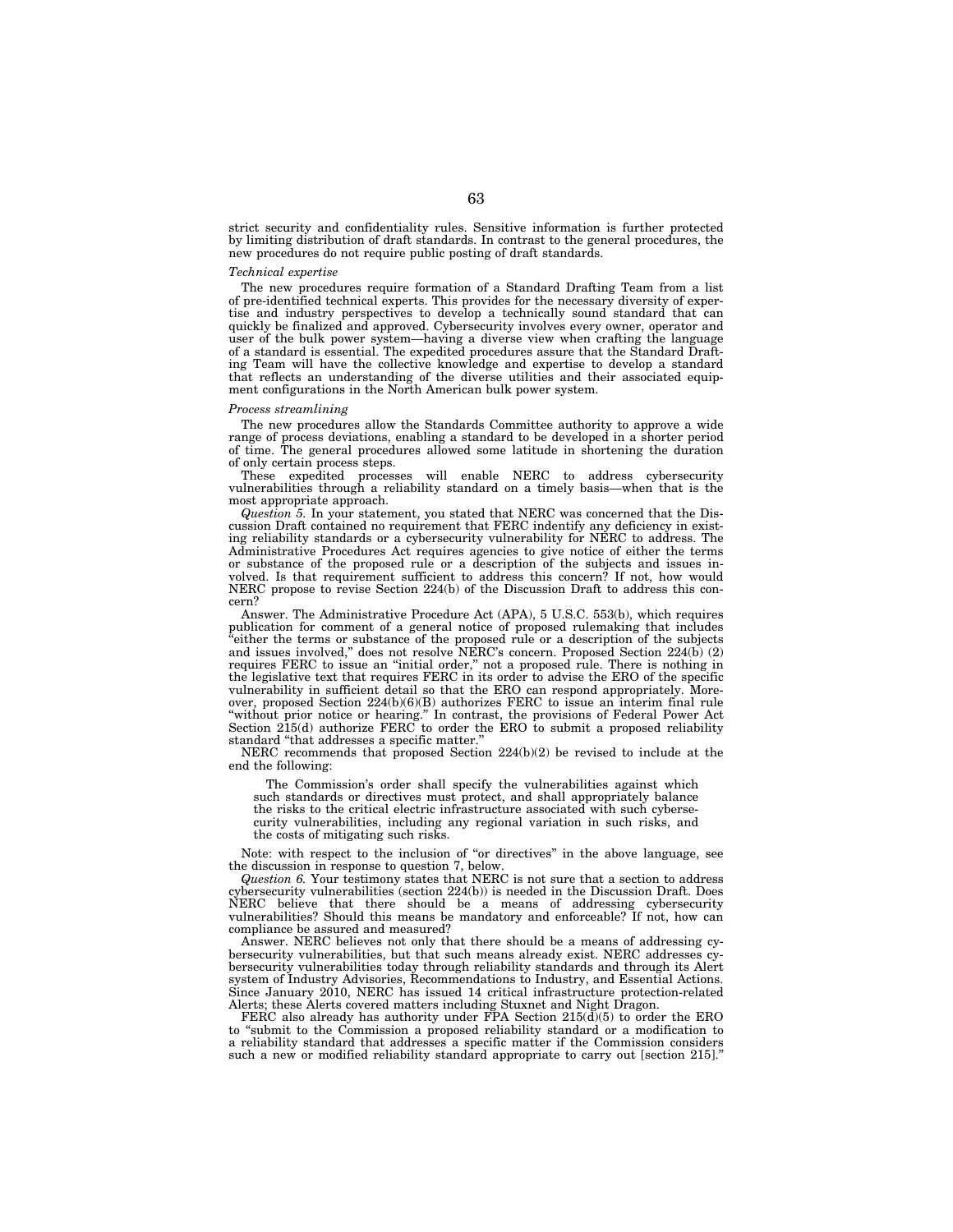strict security and confidentiality rules. Sensitive information is further protected by limiting distribution of draft standards. In contrast to the general procedures, the new procedures do not require public posting of draft standards.

*Technical expertise*

The new procedures require formation of a Standard Drafting Team from a list of pre-identified technical experts. This provides for the necessary diversity of expertise and industry perspectives to develop a technically sound standard that can quickly be finalized and approved. Cybersecurity involves every owner, operator and user of the bulk power system—having a diverse view when crafting the language of a standard is essential. The expedited procedures assure that the Standard Drafting Team will have the collective knowledge and expertise to develop a standard that reflects an understanding of the diverse utilities and their associated equipment configurations in the North American bulk power system.

*Process streamlining*

The new procedures allow the Standards Committee authority to approve a wide range of process deviations, enabling a standard to be developed in a shorter period of time. The general procedures allowed some latitude in shortening the duration of only certain process steps.

These expedited processes will enable NERC to address cybersecurity vulnerabilities through a reliability standard on a timely basis—when that is the most appropriate approach.

*Question 5.* In your statement, you stated that NERC was concerned that the Discussion Draft contained no requirement that FERC indentify any deficiency in existing reliability standards or a cybersecurity vulnerability for NERC to address. The Administrative Procedures Act requires agencies to give notice of either the terms or substance of the proposed rule or a description of the subjects and issues involved. Is that requirement sufficient to address this concern? If not, how would NERC propose to revise Section 224(b) of the Discussion Draft to address this concern?

Answer. The Administrative Procedure Act (APA), 5 U.S.C. 553(b), which requires publication for comment of a general notice of proposed rulemaking that includes "either the terms or substance of the proposed rule or a description of the subjects and issues involved," does not resolve NERC's concern. Proposed Section 224(b) (2) requires FERC to issue an "initial order," not a proposed rule. There is nothing in the legislative text that requires FERC in its order to advise the ERO of the specific vulnerability in sufficient detail so that the ERO can respond appropriately. Moreover, proposed Section 224(b)(6)(B) authorizes FERC to issue an interim final rule "without prior notice or hearing." In contrast, the provisions of Federal Power Act Section 215(d) authorize FERC to order the ERO to submit a proposed reliability standard "that addresses a specific matter."

NERC recommends that proposed Section 224(b)(2) be revised to include at the end the following:

> The Commission's order shall specify the vulnerabilities against which such standards or directives must protect, and shall appropriately balance the risks to the critical electric infrastructure associated with such cybersecurity vulnerabilities, including any regional variation in such risks, and the costs of mitigating such risks.

Note: with respect to the inclusion of "or directives" in the above language, see the discussion in response to question 7, below.

*Question 6.* Your testimony states that NERC is not sure that a section to address cybersecurity vulnerabilities (section 224(b)) is needed in the Discussion Draft. Does NERC believe that there should be a means of addressing cybersecurity vulnerabilities? Should this means be mandatory and enforceable? If not, how can compliance be assured and measured?

Answer. NERC believes not only that there should be a means of addressing cybersecurity vulnerabilities, but that such means already exist. NERC addresses cybersecurity vulnerabilities today through reliability standards and through its Alert system of Industry Advisories, Recommendations to Industry, and Essential Actions. Since January 2010, NERC has issued 14 critical infrastructure protection-related Alerts; these Alerts covered matters including Stuxnet and Night Dragon.

FERC also already has authority under FPA Section 215(d)(5) to order the ERO to "submit to the Commission a proposed reliability standard or a modification to a reliability standard that addresses a specific matter if the Commission considers such a new or modified reliability standard appropriate to carry out [section 215]."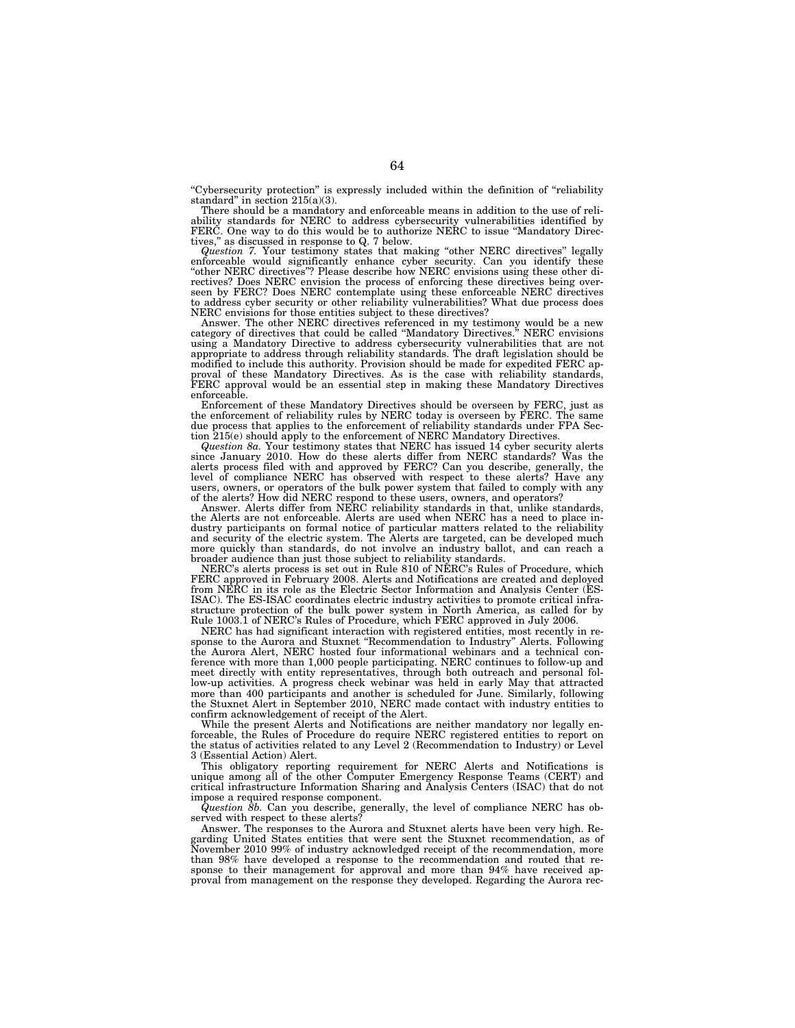"Cybersecurity protection" is expressly included within the definition of "reliability standard" in section 215(a)(3).

There should be a mandatory and enforceable means in addition to the use of reliability standards for NERC to address cybersecurity vulnerabilities identified by FERC. One way to do this would be to authorize NERC to issue "Mandatory Directives," as discussed in response to Q. 7 below.

*Question 7.* Your testimony states that making "other NERC directives" legally enforceable would significantly enhance cyber security. Can you identify these "other NERC directives"? Please describe how NERC envisions using these other directives? Does NERC envision the process of enforcing these directives being overseen by FERC? Does NERC contemplate using these enforceable NERC directives to address cyber security or other reliability vulnerabilities? What due process does NERC envisions for those entities subject to these directives?

Answer. The other NERC directives referenced in my testimony would be a new category of directives that could be called "Mandatory Directives." NERC envisions using a Mandatory Directive to address cybersecurity vulnerabilities that are not appropriate to address through reliability standards. The draft legislation should be modified to include this authority. Provision should be made for expedited FERC approval of these Mandatory Directives. As is the case with reliability standards, FERC approval would be an essential step in making these Mandatory Directives enforceable.

Enforcement of these Mandatory Directives should be overseen by FERC, just as the enforcement of reliability rules by NERC today is overseen by FERC. The same due process that applies to the enforcement of reliability standards under FPA Section 215(e) should apply to the enforcement of NERC Mandatory Directives.

*Question 8a.* Your testimony states that NERC has issued 14 cyber security alerts since January 2010. How do these alerts differ from NERC standards? Was the alerts process filed with and approved by FERC? Can you describe, generally, the level of compliance NERC has observed with respect to these alerts? Have any users, owners, or operators of the bulk power system that failed to comply with any of the alerts? How did NERC respond to these users, owners, and operators?

Answer. Alerts differ from NERC reliability standards in that, unlike standards, the Alerts are not enforceable. Alerts are used when NERC has a need to place industry participants on formal notice of particular matters related to the reliability and security of the electric system. The Alerts are targeted, can be developed much more quickly than standards, do not involve an industry ballot, and can reach a broader audience than just those subject to reliability standards.

NERC's alerts process is set out in Rule 810 of NERC's Rules of Procedure, which FERC approved in February 2008. Alerts and Notifications are created and deployed from NERC in its role as the Electric Sector Information and Analysis Center (ES-ISAC). The ES-ISAC coordinates electric industry activities to promote critical infrastructure protection of the bulk power system in North America, as called for by Rule 1003.1 of NERC's Rules of Procedure, which FERC approved in July 2006.

NERC has had significant interaction with registered entities, most recently in response to the Aurora and Stuxnet "Recommendation to Industry" Alerts. Following the Aurora Alert, NERC hosted four informational webinars and a technical conference with more than 1,000 people participating. NERC continues to follow-up and meet directly with entity representatives, through both outreach and personal follow-up activities. A progress check webinar was held in early May that attracted more than 400 participants and another is scheduled for June. Similarly, following the Stuxnet Alert in September 2010, NERC made contact with industry entities to confirm acknowledgement of receipt of the Alert.

While the present Alerts and Notifications are neither mandatory nor legally enforceable, the Rules of Procedure do require NERC registered entities to report on the status of activities related to any Level 2 (Recommendation to Industry) or Level 3 (Essential Action) Alert.

This obligatory reporting requirement for NERC Alerts and Notifications is unique among all of the other Computer Emergency Response Teams (CERT) and critical infrastructure Information Sharing and Analysis Centers (ISAC) that do not impose a required response component.

*Question 8b.* Can you describe, generally, the level of compliance NERC has observed with respect to these alerts?

Answer. The responses to the Aurora and Stuxnet alerts have been very high. Regarding United States entities that were sent the Stuxnet recommendation, as of November 2010 99% of industry acknowledged receipt of the recommendation, more than 98% have developed a response to the recommendation and routed that response to their management for approval and more than 94% have received approval from management on the response they developed. Regarding the Aurora rec-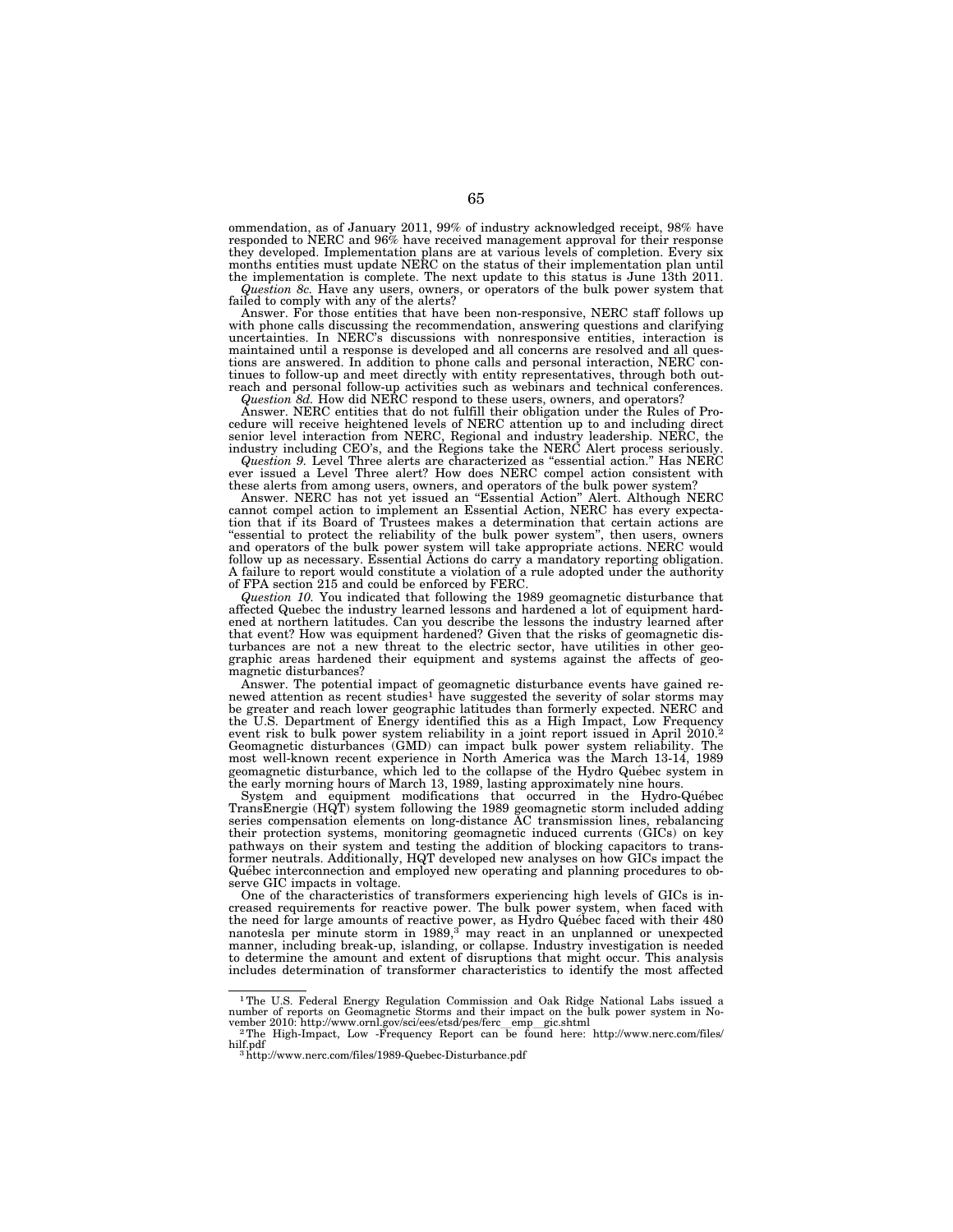ommendation, as of January 2011, 99% of industry acknowledged receipt, 98% have responded to NERC and 96% have received management approval for their response they developed. Implementation plans are at various levels of completion. Every six months entities must update NERC on the status of their implementation plan until the implementation is complete. The next update to this status is June 13th 2011.

*Question 8c.* Have any users, owners, or operators of the bulk power system that failed to comply with any of the alerts?

Answer. For those entities that have been non-responsive, NERC staff follows up with phone calls discussing the recommendation, answering questions and clarifying uncertainties. In NERC's discussions with nonresponsive entities, interaction is maintained until a response is developed and all concerns are resolved and all questions are answered. In addition to phone calls and personal interaction, NERC continues to follow-up and meet directly with entity representatives, through both outreach and personal follow-up activities such as webinars and technical conferences.

*Question 8d.* How did NERC respond to these users, owners, and operators?

Answer. NERC entities that do not fulfill their obligation under the Rules of Procedure will receive heightened levels of NERC attention up to and including direct senior level interaction from NERC, Regional and industry leadership. NERC, the industry including CEO's, and the Regions take the NERC Alert process seriously.

*Question 9.* Level Three alerts are characterized as "essential action." Has NERC ever issued a Level Three alert? How does NERC compel action consistent with these alerts from among users, owners, and operators of the bulk power system?

Answer. NERC has not yet issued an "Essential Action" Alert. Although NERC cannot compel action to implement an Essential Action, NERC has every expectation that if its Board of Trustees makes a determination that certain actions are "essential to protect the reliability of the bulk power system", then users, owners and operators of the bulk power system will take appropriate actions. NERC would follow up as necessary. Essential Actions do carry a mandatory reporting obligation. A failure to report would constitute a violation of a rule adopted under the authority of FPA section 215 and could be enforced by FERC.

*Question 10.* You indicated that following the 1989 geomagnetic disturbance that affected Quebec the industry learned lessons and hardened a lot of equipment hardened at northern latitudes. Can you describe the lessons the industry learned after that event? How was equipment hardened? Given that the risks of geomagnetic disturbances are not a new threat to the electric sector, have utilities in other geographic areas hardened their equipment and systems against the affects of geomagnetic disturbances?

Answer. The potential impact of geomagnetic disturbance events have gained renewed attention as recent studies[1] have suggested the severity of solar storms may be greater and reach lower geographic latitudes than formerly expected. NERC and the U.S. Department of Energy identified this as a High Impact, Low Frequency event risk to bulk power system reliability in a joint report issued in April 2010.[2] Geomagnetic disturbances (GMD) can impact bulk power system reliability. The most well-known recent experience in North America was the March 13-14, 1989 geomagnetic disturbance, which led to the collapse of the Hydro Québec system in the early morning hours of March 13, 1989, lasting approximately nine hours.

System and equipment modifications that occurred in the Hydro-Québec TransEnergie (HQT) system following the 1989 geomagnetic storm included adding series compensation elements on long-distance AC transmission lines, rebalancing their protection systems, monitoring geomagnetic induced currents (GICs) on key pathways on their system and testing the addition of blocking capacitors to transformer neutrals. Additionally, HQT developed new analyses on how GICs impact the Québec interconnection and employed new operating and planning procedures to observe GIC impacts in voltage.

One of the characteristics of transformers experiencing high levels of GICs is increased requirements for reactive power. The bulk power system, when faced with the need for large amounts of reactive power, as Hydro Québec faced with their 480 nanotesla per minute storm in 1989,[3] may react in an unplanned or unexpected manner, including break-up, islanding, or collapse. Industry investigation is needed to determine the amount and extent of disruptions that might occur. This analysis includes determination of transformer characteristics to identify the most affected

---

[1] The U.S. Federal Energy Regulation Commission and Oak Ridge National Labs issued a number of reports on Geomagnetic Storms and their impact on the bulk power system in November 2010: http://www.ornl.gov/sci/ees/etsd/pes/ferc_emp_gic.shtml

[2] The High-Impact, Low -Frequency Report can be found here: http://www.nerc.com/files/hilf.pdf

[3] http://www.nerc.com/files/1989-Quebec-Disturbance.pdf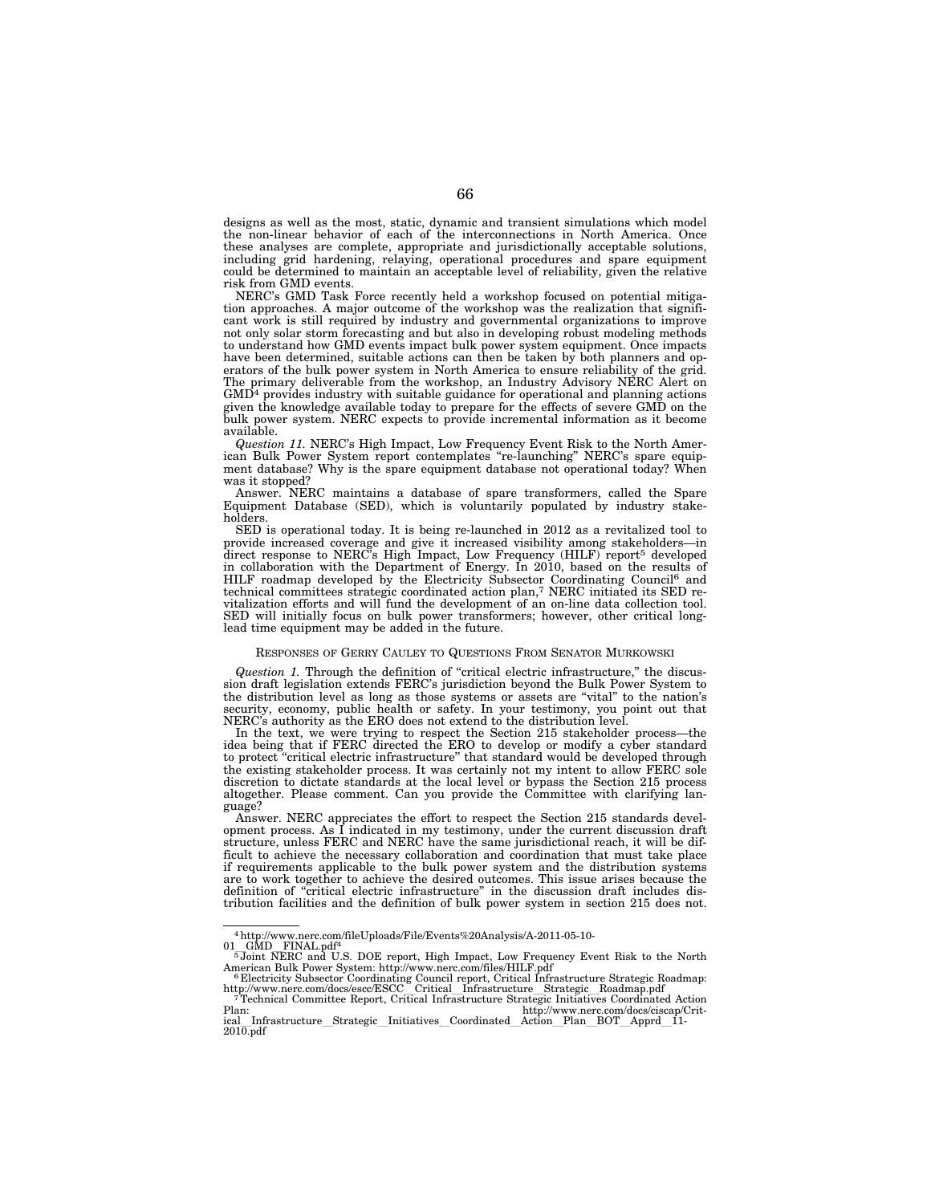designs as well as the most, static, dynamic and transient simulations which model the non-linear behavior of each of the interconnections in North America. Once these analyses are complete, appropriate and jurisdictionally acceptable solutions, including grid hardening, relaying, operational procedures and spare equipment could be determined to maintain an acceptable level of reliability, given the relative risk from GMD events.

NERC's GMD Task Force recently held a workshop focused on potential mitigation approaches. A major outcome of the workshop was the realization that significant work is still required by industry and governmental organizations to improve not only solar storm forecasting and but also in developing robust modeling methods to understand how GMD events impact bulk power system equipment. Once impacts have been determined, suitable actions can then be taken by both planners and operators of the bulk power system in North America to ensure reliability of the grid. The primary deliverable from the workshop, an Industry Advisory NERC Alert on GMD[4] provides industry with suitable guidance for operational and planning actions given the knowledge available today to prepare for the effects of severe GMD on the bulk power system. NERC expects to provide incremental information as it become available.

*Question 11.* NERC's High Impact, Low Frequency Event Risk to the North American Bulk Power System report contemplates "re-launching" NERC's spare equipment database? Why is the spare equipment database not operational today? When was it stopped?

Answer. NERC maintains a database of spare transformers, called the Spare Equipment Database (SED), which is voluntarily populated by industry stakeholders.

SED is operational today. It is being re-launched in 2012 as a revitalized tool to provide increased coverage and give it increased visibility among stakeholders—in direct response to NERC's High Impact, Low Frequency (HILF) report[5] developed in collaboration with the Department of Energy. In 2010, based on the results of HILF roadmap developed by the Electricity Subsector Coordinating Council[6] and technical committees strategic coordinated action plan,[7] NERC initiated its SED revitalization efforts and will fund the development of an on-line data collection tool. SED will initially focus on bulk power transformers; however, other critical long-lead time equipment may be added in the future.

RESPONSES OF GERRY CAULEY TO QUESTIONS FROM SENATOR MURKOWSKI

*Question 1.* Through the definition of "critical electric infrastructure," the discussion draft legislation extends FERC's jurisdiction beyond the Bulk Power System to the distribution level as long as those systems or assets are "vital" to the nation's security, economy, public health or safety. In your testimony, you point out that NERC's authority as the ERO does not extend to the distribution level.

In the text, we were trying to respect the Section 215 stakeholder process—the idea being that if FERC directed the ERO to develop or modify a cyber standard to protect "critical electric infrastructure" that standard would be developed through the existing stakeholder process. It was certainly not my intent to allow FERC sole discretion to dictate standards at the local level or bypass the Section 215 process altogether. Please comment. Can you provide the Committee with clarifying language?

Answer. NERC appreciates the effort to respect the Section 215 standards development process. As I indicated in my testimony, under the current discussion draft structure, unless FERC and NERC have the same jurisdictional reach, it will be difficult to achieve the necessary collaboration and coordination that must take place if requirements applicable to the bulk power system and the distribution systems are to work together to achieve the desired outcomes. This issue arises because the definition of "critical electric infrastructure" in the discussion draft includes distribution facilities and the definition of bulk power system in section 215 does not.

---

[4] http://www.nerc.com/fileUploads/File/Events%20Analysis/A-2011-05-10-01__GMD__FINAL.pdf[4]

[5] Joint NERC and U.S. DOE report, High Impact, Low Frequency Event Risk to the North American Bulk Power System: http://www.nerc.com/files/HILF.pdf

[6] Electricity Subsector Coordinating Council report, Critical Infrastructure Strategic Roadmap: http://www.nerc.com/docs/escc/ESCC__Critical__Infrastructure__Strategic__Roadmap.pdf

[7] Technical Committee Report, Critical Infrastructure Strategic Initiatives Coordinated Action Plan: http://www.nerc.com/docs/ciscap/Critical__Infrastructure__Strategic__Initiatives__Coordinated__Action__Plan__BOT__Apprd__11-2010.pdf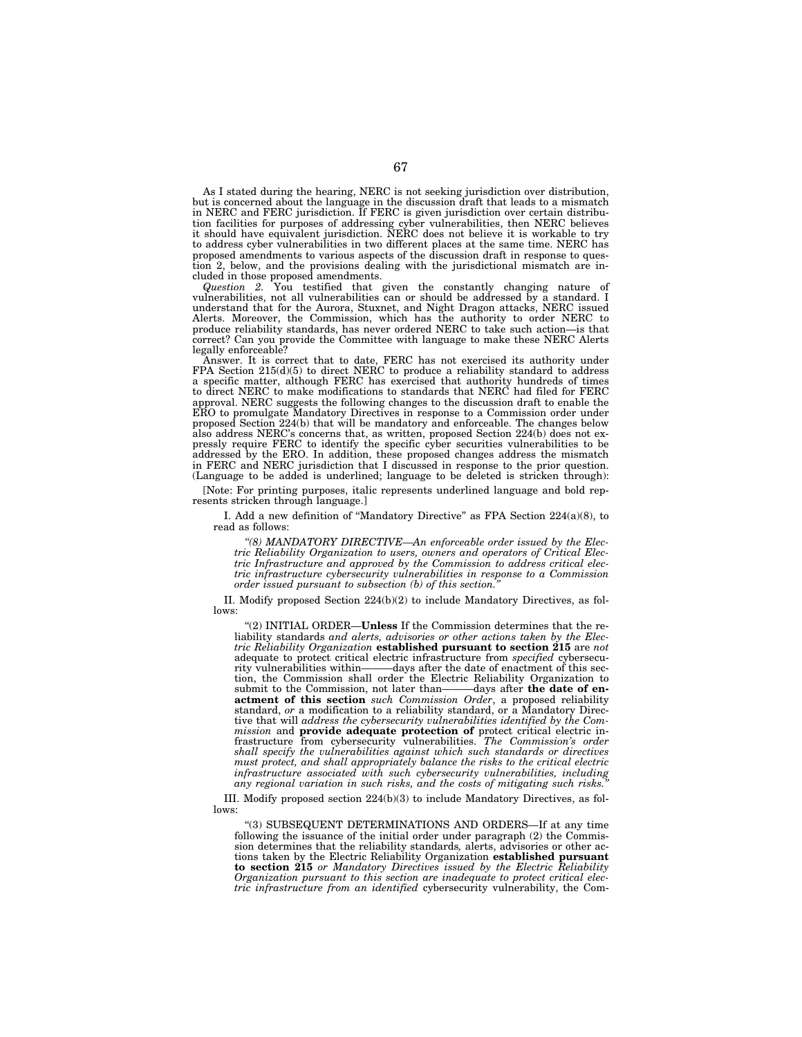As I stated during the hearing, NERC is not seeking jurisdiction over distribution, but is concerned about the language in the discussion draft that leads to a mismatch in NERC and FERC jurisdiction. If FERC is given jurisdiction over certain distribution facilities for purposes of addressing cyber vulnerabilities, then NERC believes it should have equivalent jurisdiction. NERC does not believe it is workable to try to address cyber vulnerabilities in two different places at the same time. NERC has proposed amendments to various aspects of the discussion draft in response to question 2, below, and the provisions dealing with the jurisdictional mismatch are included in those proposed amendments.

*Question 2.* You testified that given the constantly changing nature of vulnerabilities, not all vulnerabilities can or should be addressed by a standard. I understand that for the Aurora, Stuxnet, and Night Dragon attacks, NERC issued Alerts. Moreover, the Commission, which has the authority to order NERC to produce reliability standards, has never ordered NERC to take such action—is that correct? Can you provide the Committee with language to make these NERC Alerts legally enforceable?

Answer. It is correct that to date, FERC has not exercised its authority under FPA Section 215(d)(5) to direct NERC to produce a reliability standard to address a specific matter, although FERC has exercised that authority hundreds of times to direct NERC to make modifications to standards that NERC had filed for FERC approval. NERC suggests the following changes to the discussion draft to enable the ERO to promulgate Mandatory Directives in response to a Commission order under proposed Section 224(b) that will be mandatory and enforceable. The changes below also address NERC's concerns that, as written, proposed Section 224(b) does not expressly require FERC to identify the specific cyber securities vulnerabilities to be addressed by the ERO. In addition, these proposed changes address the mismatch in FERC and NERC jurisdiction that I discussed in response to the prior question. (Language to be added is underlined; language to be deleted is stricken through):

[Note: For printing purposes, italic represents underlined language and bold represents stricken through language.]

I. Add a new definition of "Mandatory Directive" as FPA Section 224(a)(8), to read as follows:

> *"(8) MANDATORY DIRECTIVE—An enforceable order issued by the Electric Reliability Organization to users, owners and operators of Critical Electric Infrastructure and approved by the Commission to address critical electric infrastructure cybersecurity vulnerabilities in response to a Commission order issued pursuant to subsection (b) of this section."*

II. Modify proposed Section 224(b)(2) to include Mandatory Directives, as follows:

> "(2) INITIAL ORDER—**Unless** If the Commission determines that the reliability standards *and alerts, advisories or other actions taken by the Electric Reliability Organization* **established pursuant to section 215** are *not* adequate to protect critical electric infrastructure from *specified* cybersecurity vulnerabilities within———days after the date of enactment of this section, the Commission shall order the Electric Reliability Organization to submit to the Commission, not later than———days after **the date of enactment of this section** *such Commission Order*, a proposed reliability standard, *or* a modification to a reliability standard, or a Mandatory Directive that will *address the cybersecurity vulnerabilities identified by the Commission* and **provide adequate protection of** protect critical electric infrastructure from cybersecurity vulnerabilities. *The Commission's order shall specify the vulnerabilities against which such standards or directives must protect, and shall appropriately balance the risks to the critical electric infrastructure associated with such cybersecurity vulnerabilities, including any regional variation in such risks, and the costs of mitigating such risks."*

III. Modify proposed section 224(b)(3) to include Mandatory Directives, as follows:

> "(3) SUBSEQUENT DETERMINATIONS AND ORDERS—If at any time following the issuance of the initial order under paragraph (2) the Commission determines that the reliability standards*,* alerts, advisories or other actions taken by the Electric Reliability Organization **established pursuant to section 215** *or Mandatory Directives issued by the Electric Reliability Organization pursuant to this section are inadequate to protect critical electric infrastructure from an identified* cybersecurity vulnerability, the Com-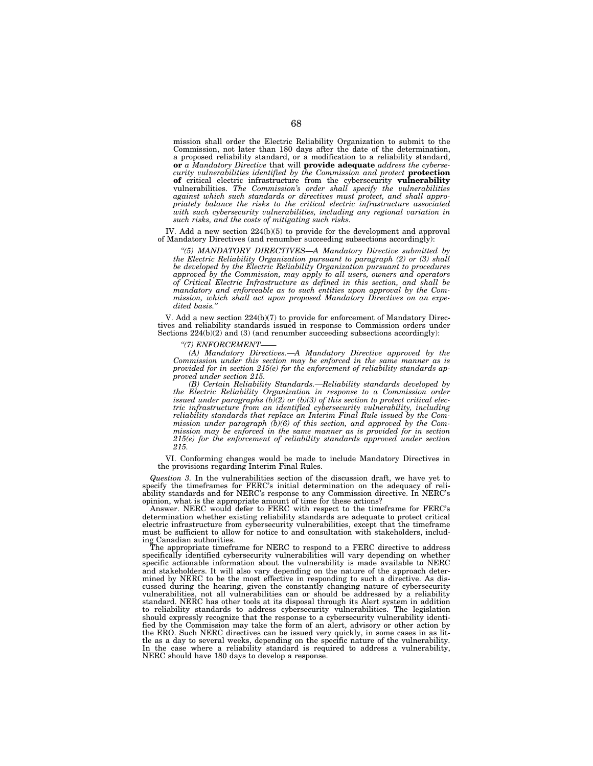mission shall order the Electric Reliability Organization to submit to the Commission, not later than 180 days after the date of the determination, a proposed reliability standard, or a modification to a reliability standard, **or** *a Mandatory Directive* that will **provide adequate** *address the cybersecurity vulnerabilities identified by the Commission and protect* **protection of** critical electric infrastructure from the cybersecurity **vulnerability** vulnerabilities. *The Commission's order shall specify the vulnerabilities against which such standards or directives must protect, and shall appropriately balance the risks to the critical electric infrastructure associated with such cybersecurity vulnerabilities, including any regional variation in such risks, and the costs of mitigating such risks.*

IV. Add a new section 224(b)(5) to provide for the development and approval of Mandatory Directives (and renumber succeeding subsections accordingly):

*"(5) MANDATORY DIRECTIVES—A Mandatory Directive submitted by the Electric Reliability Organization pursuant to paragraph (2) or (3) shall be developed by the Electric Reliability Organization pursuant to procedures approved by the Commission, may apply to all users, owners and operators of Critical Electric Infrastructure as defined in this section, and shall be mandatory and enforceable as to such entities upon approval by the Commission, which shall act upon proposed Mandatory Directives on an expedited basis."*

V. Add a new section 224(b)(7) to provide for enforcement of Mandatory Directives and reliability standards issued in response to Commission orders under Sections 224(b)(2) and (3) (and renumber succeeding subsections accordingly):

*"(7) ENFORCEMENT——*

*(A) Mandatory Directives.—A Mandatory Directive approved by the Commission under this section may be enforced in the same manner as is provided for in section 215(e) for the enforcement of reliability standards approved under section 215.*

*(B) Certain Reliability Standards.—Reliability standards developed by the Electric Reliability Organization in response to a Commission order issued under paragraphs (b)(2) or (b)(3) of this section to protect critical electric infrastructure from an identified cybersecurity vulnerability, including reliability standards that replace an Interim Final Rule issued by the Commission under paragraph (b)(6) of this section, and approved by the Commission may be enforced in the same manner as is provided for in section 215(e) for the enforcement of reliability standards approved under section 215.*

VI. Conforming changes would be made to include Mandatory Directives in the provisions regarding Interim Final Rules.

*Question 3.* In the vulnerabilities section of the discussion draft, we have yet to specify the timeframes for FERC's initial determination on the adequacy of reliability standards and for NERC's response to any Commission directive. In NERC's opinion, what is the appropriate amount of time for these actions?

Answer. NERC would defer to FERC with respect to the timeframe for FERC's determination whether existing reliability standards are adequate to protect critical electric infrastructure from cybersecurity vulnerabilities, except that the timeframe must be sufficient to allow for notice to and consultation with stakeholders, including Canadian authorities.

The appropriate timeframe for NERC to respond to a FERC directive to address specifically identified cybersecurity vulnerabilities will vary depending on whether specific actionable information about the vulnerability is made available to NERC and stakeholders. It will also vary depending on the nature of the approach determined by NERC to be the most effective in responding to such a directive. As discussed during the hearing, given the constantly changing nature of cybersecurity vulnerabilities, not all vulnerabilities can or should be addressed by a reliability standard. NERC has other tools at its disposal through its Alert system in addition to reliability standards to address cybersecurity vulnerabilities. The legislation should expressly recognize that the response to a cybersecurity vulnerability identified by the Commission may take the form of an alert, advisory or other action by the ERO. Such NERC directives can be issued very quickly, in some cases in as little as a day to several weeks, depending on the specific nature of the vulnerability. In the case where a reliability standard is required to address a vulnerability, NERC should have 180 days to develop a response.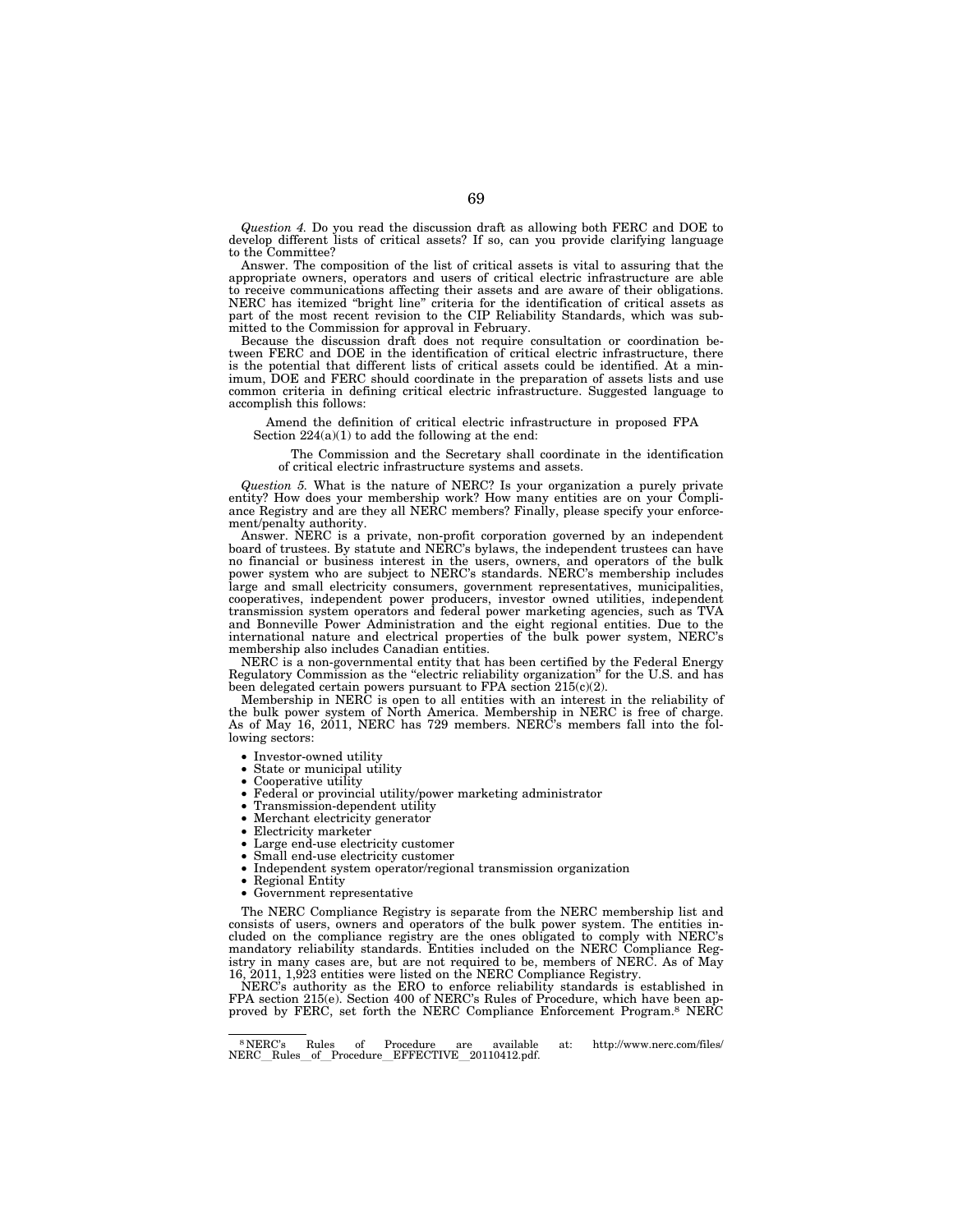*Question 4.* Do you read the discussion draft as allowing both FERC and DOE to develop different lists of critical assets? If so, can you provide clarifying language to the Committee?

Answer. The composition of the list of critical assets is vital to assuring that the appropriate owners, operators and users of critical electric infrastructure are able to receive communications affecting their assets and are aware of their obligations. NERC has itemized "bright line" criteria for the identification of critical assets as part of the most recent revision to the CIP Reliability Standards, which was submitted to the Commission for approval in February.

Because the discussion draft does not require consultation or coordination between FERC and DOE in the identification of critical electric infrastructure, there is the potential that different lists of critical assets could be identified. At a minimum, DOE and FERC should coordinate in the preparation of assets lists and use common criteria in defining critical electric infrastructure. Suggested language to accomplish this follows:

> Amend the definition of critical electric infrastructure in proposed FPA Section 224(a)(1) to add the following at the end:
>
> > The Commission and the Secretary shall coordinate in the identification of critical electric infrastructure systems and assets.

*Question 5.* What is the nature of NERC? Is your organization a purely private entity? How does your membership work? How many entities are on your Compliance Registry and are they all NERC members? Finally, please specify your enforcement/penalty authority.

Answer. NERC is a private, non-profit corporation governed by an independent board of trustees. By statute and NERC's bylaws, the independent trustees can have no financial or business interest in the users, owners, and operators of the bulk power system who are subject to NERC's standards. NERC's membership includes large and small electricity consumers, government representatives, municipalities, cooperatives, independent power producers, investor owned utilities, independent transmission system operators and federal power marketing agencies, such as TVA and Bonneville Power Administration and the eight regional entities. Due to the international nature and electrical properties of the bulk power system, NERC's membership also includes Canadian entities.

NERC is a non-governmental entity that has been certified by the Federal Energy Regulatory Commission as the "electric reliability organization" for the U.S. and has been delegated certain powers pursuant to FPA section 215(c)(2).

Membership in NERC is open to all entities with an interest in the reliability of the bulk power system of North America. Membership in NERC is free of charge. As of May 16, 2011, NERC has 729 members. NERC's members fall into the following sectors:

- Investor-owned utility
- State or municipal utility
- Cooperative utility
- Federal or provincial utility/power marketing administrator
- Transmission-dependent utility
- Merchant electricity generator
- Electricity marketer
- Large end-use electricity customer
- Small end-use electricity customer
- Independent system operator/regional transmission organization
- Regional Entity
- Government representative

The NERC Compliance Registry is separate from the NERC membership list and consists of users, owners and operators of the bulk power system. The entities included on the compliance registry are the ones obligated to comply with NERC's mandatory reliability standards. Entities included on the NERC Compliance Registry in many cases are, but are not required to be, members of NERC. As of May 16, 2011, 1,923 entities were listed on the NERC Compliance Registry.

NERC's authority as the ERO to enforce reliability standards is established in FPA section 215(e). Section 400 of NERC's Rules of Procedure, which have been approved by FERC, set forth the NERC Compliance Enforcement Program.[8] NERC

[8] NERC's Rules of Procedure are available at: http://www.nerc.com/files/NERC_Rules_of_Procedure_EFFECTIVE_20110412.pdf.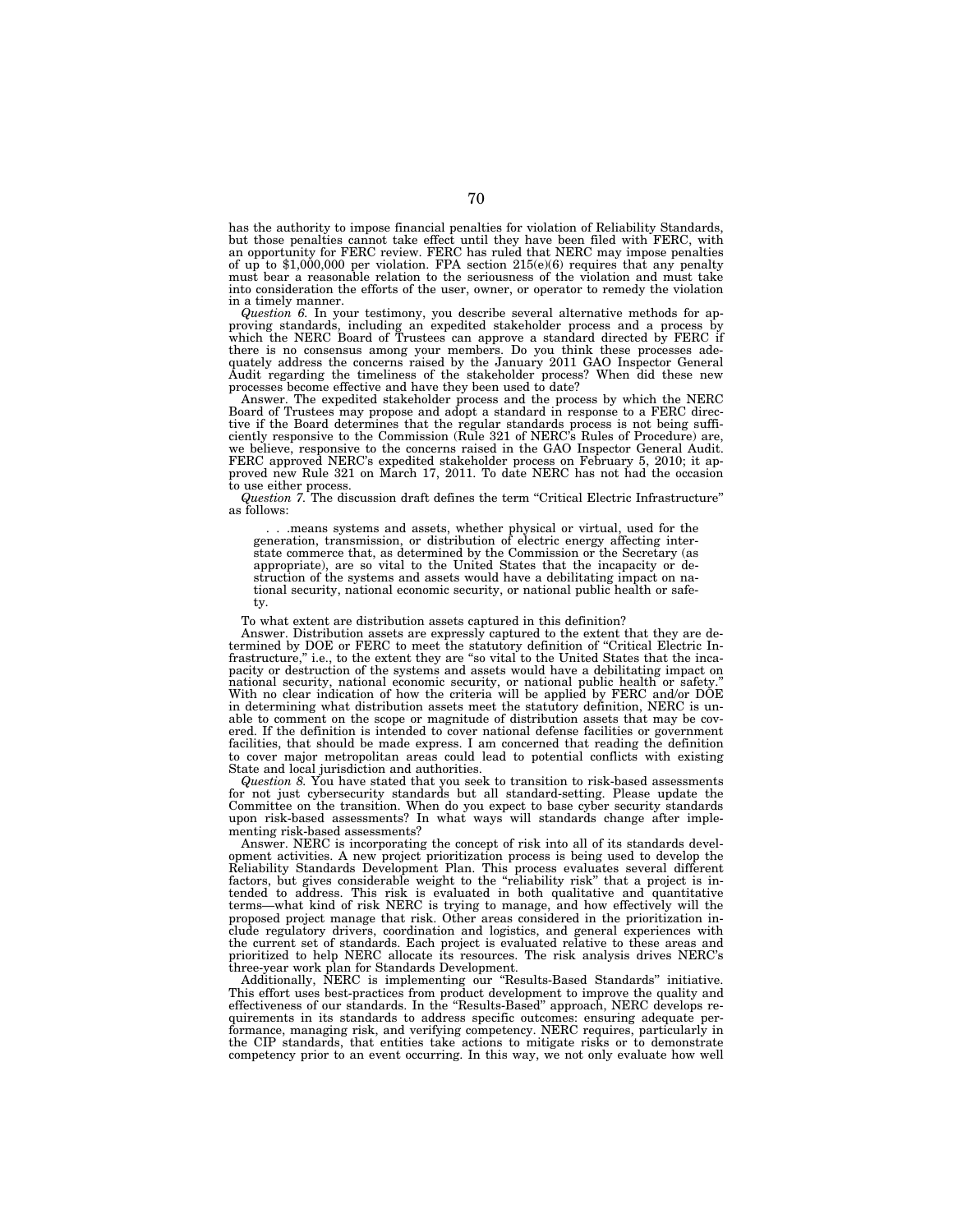has the authority to impose financial penalties for violation of Reliability Standards, but those penalties cannot take effect until they have been filed with FERC, with an opportunity for FERC review. FERC has ruled that NERC may impose penalties of up to $1,000,000 per violation. FPA section 215(e)(6) requires that any penalty must bear a reasonable relation to the seriousness of the violation and must take into consideration the efforts of the user, owner, or operator to remedy the violation in a timely manner.

*Question 6.* In your testimony, you describe several alternative methods for approving standards, including an expedited stakeholder process and a process by which the NERC Board of Trustees can approve a standard directed by FERC if there is no consensus among your members. Do you think these processes adequately address the concerns raised by the January 2011 GAO Inspector General Audit regarding the timeliness of the stakeholder process? When did these new processes become effective and have they been used to date?

Answer. The expedited stakeholder process and the process by which the NERC Board of Trustees may propose and adopt a standard in response to a FERC directive if the Board determines that the regular standards process is not being sufficiently responsive to the Commission (Rule 321 of NERC's Rules of Procedure) are, we believe, responsive to the concerns raised in the GAO Inspector General Audit. FERC approved NERC's expedited stakeholder process on February 5, 2010; it approved new Rule 321 on March 17, 2011. To date NERC has not had the occasion to use either process.

*Question 7.* The discussion draft defines the term "Critical Electric Infrastructure" as follows:

> . . .means systems and assets, whether physical or virtual, used for the generation, transmission, or distribution of electric energy affecting interstate commerce that, as determined by the Commission or the Secretary (as appropriate), are so vital to the United States that the incapacity or destruction of the systems and assets would have a debilitating impact on national security, national economic security, or national public health or safety.

To what extent are distribution assets captured in this definition?

Answer. Distribution assets are expressly captured to the extent that they are determined by DOE or FERC to meet the statutory definition of "Critical Electric Infrastructure," i.e., to the extent they are "so vital to the United States that the incapacity or destruction of the systems and assets would have a debilitating impact on national security, national economic security, or national public health or safety." With no clear indication of how the criteria will be applied by FERC and/or DOE in determining what distribution assets meet the statutory definition, NERC is unable to comment on the scope or magnitude of distribution assets that may be covered. If the definition is intended to cover national defense facilities or government facilities, that should be made express. I am concerned that reading the definition to cover major metropolitan areas could lead to potential conflicts with existing State and local jurisdiction and authorities.

*Question 8.* You have stated that you seek to transition to risk-based assessments for not just cybersecurity standards but all standard-setting. Please update the Committee on the transition. When do you expect to base cyber security standards upon risk-based assessments? In what ways will standards change after implementing risk-based assessments?

Answer. NERC is incorporating the concept of risk into all of its standards development activities. A new project prioritization process is being used to develop the Reliability Standards Development Plan. This process evaluates several different factors, but gives considerable weight to the "reliability risk" that a project is intended to address. This risk is evaluated in both qualitative and quantitative terms—what kind of risk NERC is trying to manage, and how effectively will the proposed project manage that risk. Other areas considered in the prioritization include regulatory drivers, coordination and logistics, and general experiences with the current set of standards. Each project is evaluated relative to these areas and prioritized to help NERC allocate its resources. The risk analysis drives NERC's three-year work plan for Standards Development.

Additionally, NERC is implementing our "Results-Based Standards" initiative. This effort uses best-practices from product development to improve the quality and effectiveness of our standards. In the "Results-Based" approach, NERC develops requirements in its standards to address specific outcomes: ensuring adequate performance, managing risk, and verifying competency. NERC requires, particularly in the CIP standards, that entities take actions to mitigate risks or to demonstrate competency prior to an event occurring. In this way, we not only evaluate how well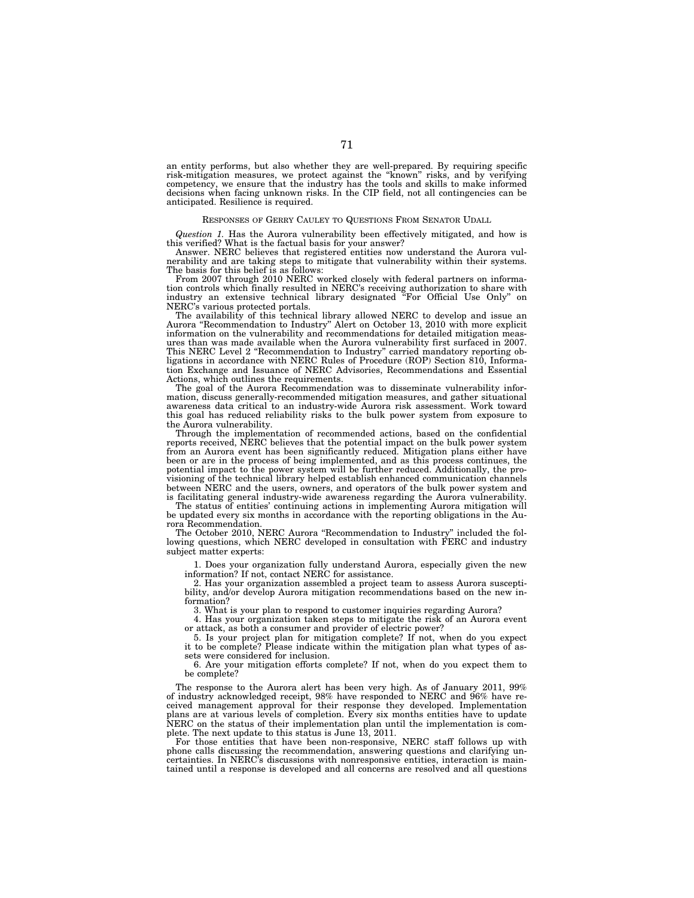an entity performs, but also whether they are well-prepared. By requiring specific risk-mitigation measures, we protect against the "known" risks, and by verifying competency, we ensure that the industry has the tools and skills to make informed decisions when facing unknown risks. In the CIP field, not all contingencies can be anticipated. Resilience is required.

## RESPONSES OF GERRY CAULEY TO QUESTIONS FROM SENATOR UDALL

*Question 1.* Has the Aurora vulnerability been effectively mitigated, and how is this verified? What is the factual basis for your answer?

Answer. NERC believes that registered entities now understand the Aurora vulnerability and are taking steps to mitigate that vulnerability within their systems. The basis for this belief is as follows:

From 2007 through 2010 NERC worked closely with federal partners on information controls which finally resulted in NERC's receiving authorization to share with industry an extensive technical library designated "For Official Use Only" on NERC's various protected portals.

The availability of this technical library allowed NERC to develop and issue an Aurora "Recommendation to Industry" Alert on October 13, 2010 with more explicit information on the vulnerability and recommendations for detailed mitigation measures than was made available when the Aurora vulnerability first surfaced in 2007. This NERC Level 2 "Recommendation to Industry" carried mandatory reporting obligations in accordance with NERC Rules of Procedure (ROP) Section 810, Information Exchange and Issuance of NERC Advisories, Recommendations and Essential Actions, which outlines the requirements.

The goal of the Aurora Recommendation was to disseminate vulnerability information, discuss generally-recommended mitigation measures, and gather situational awareness data critical to an industry-wide Aurora risk assessment. Work toward this goal has reduced reliability risks to the bulk power system from exposure to the Aurora vulnerability.

Through the implementation of recommended actions, based on the confidential reports received, NERC believes that the potential impact on the bulk power system from an Aurora event has been significantly reduced. Mitigation plans either have been or are in the process of being implemented, and as this process continues, the potential impact to the power system will be further reduced. Additionally, the provisioning of the technical library helped establish enhanced communication channels between NERC and the users, owners, and operators of the bulk power system and is facilitating general industry-wide awareness regarding the Aurora vulnerability.

The status of entities' continuing actions in implementing Aurora mitigation will be updated every six months in accordance with the reporting obligations in the Aurora Recommendation.

The October 2010, NERC Aurora "Recommendation to Industry" included the following questions, which NERC developed in consultation with FERC and industry subject matter experts:

1. Does your organization fully understand Aurora, especially given the new information? If not, contact NERC for assistance.
2. Has your organization assembled a project team to assess Aurora susceptibility, and/or develop Aurora mitigation recommendations based on the new information?
3. What is your plan to respond to customer inquiries regarding Aurora?
4. Has your organization taken steps to mitigate the risk of an Aurora event or attack, as both a consumer and provider of electric power?
5. Is your project plan for mitigation complete? If not, when do you expect it to be complete? Please indicate within the mitigation plan what types of assets were considered for inclusion.
6. Are your mitigation efforts complete? If not, when do you expect them to be complete?

The response to the Aurora alert has been very high. As of January 2011, 99% of industry acknowledged receipt, 98% have responded to NERC and 96% have received management approval for their response they developed. Implementation plans are at various levels of completion. Every six months entities have to update NERC on the status of their implementation plan until the implementation is complete. The next update to this status is June 13, 2011.

For those entities that have been non-responsive, NERC staff follows up with phone calls discussing the recommendation, answering questions and clarifying uncertainties. In NERC's discussions with nonresponsive entities, interaction is maintained until a response is developed and all concerns are resolved and all questions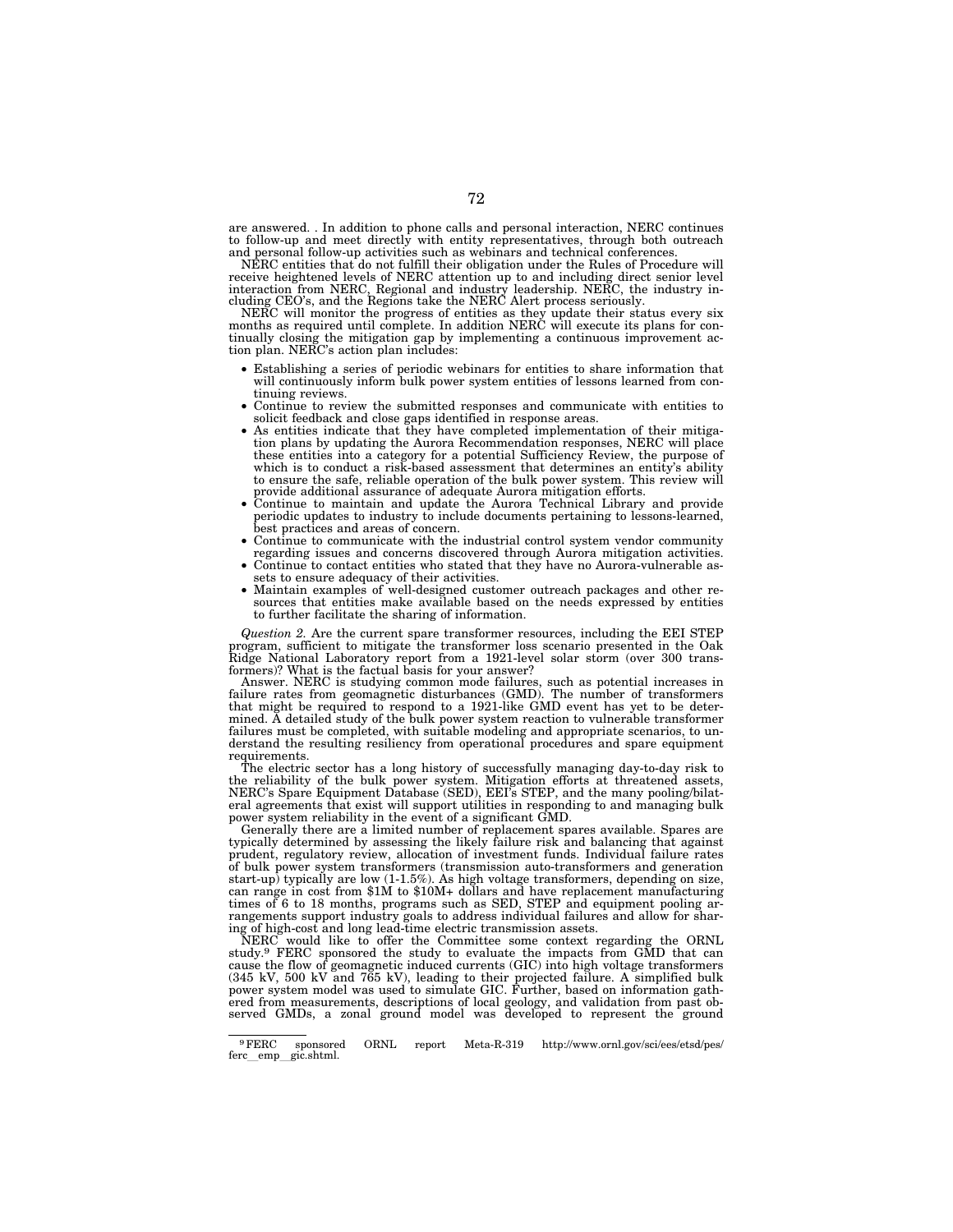are answered. . In addition to phone calls and personal interaction, NERC continues to follow-up and meet directly with entity representatives, through both outreach and personal follow-up activities such as webinars and technical conferences.

NERC entities that do not fulfill their obligation under the Rules of Procedure will receive heightened levels of NERC attention up to and including direct senior level interaction from NERC, Regional and industry leadership. NERC, the industry including CEO's, and the Regions take the NERC Alert process seriously.

NERC will monitor the progress of entities as they update their status every six months as required until complete. In addition NERC will execute its plans for continually closing the mitigation gap by implementing a continuous improvement action plan. NERC's action plan includes:

- Establishing a series of periodic webinars for entities to share information that will continuously inform bulk power system entities of lessons learned from continuing reviews.
- Continue to review the submitted responses and communicate with entities to solicit feedback and close gaps identified in response areas.
- As entities indicate that they have completed implementation of their mitigation plans by updating the Aurora Recommendation responses, NERC will place these entities into a category for a potential Sufficiency Review, the purpose of which is to conduct a risk-based assessment that determines an entity's ability to ensure the safe, reliable operation of the bulk power system. This review will provide additional assurance of adequate Aurora mitigation efforts.
- Continue to maintain and update the Aurora Technical Library and provide periodic updates to industry to include documents pertaining to lessons-learned, best practices and areas of concern.
- Continue to communicate with the industrial control system vendor community regarding issues and concerns discovered through Aurora mitigation activities.
- Continue to contact entities who stated that they have no Aurora-vulnerable assets to ensure adequacy of their activities.
- Maintain examples of well-designed customer outreach packages and other resources that entities make available based on the needs expressed by entities to further facilitate the sharing of information.

*Question 2.* Are the current spare transformer resources, including the EEI STEP program, sufficient to mitigate the transformer loss scenario presented in the Oak Ridge National Laboratory report from a 1921-level solar storm (over 300 transformers)? What is the factual basis for your answer?

Answer. NERC is studying common mode failures, such as potential increases in failure rates from geomagnetic disturbances (GMD). The number of transformers that might be required to respond to a 1921-like GMD event has yet to be determined. A detailed study of the bulk power system reaction to vulnerable transformer failures must be completed, with suitable modeling and appropriate scenarios, to understand the resulting resiliency from operational procedures and spare equipment requirements.

The electric sector has a long history of successfully managing day-to-day risk to the reliability of the bulk power system. Mitigation efforts at threatened assets, NERC's Spare Equipment Database (SED), EEI's STEP, and the many pooling/bilateral agreements that exist will support utilities in responding to and managing bulk power system reliability in the event of a significant GMD.

Generally there are a limited number of replacement spares available. Spares are typically determined by assessing the likely failure risk and balancing that against prudent, regulatory review, allocation of investment funds. Individual failure rates of bulk power system transformers (transmission auto-transformers and generation start-up) typically are low (1-1.5%). As high voltage transformers, depending on size, can range in cost from $1M to $10M+ dollars and have replacement manufacturing times of 6 to 18 months, programs such as SED, STEP and equipment pooling arrangements support industry goals to address individual failures and allow for sharing of high-cost and long lead-time electric transmission assets.

NERC would like to offer the Committee some context regarding the ORNL study.[9] FERC sponsored the study to evaluate the impacts from GMD that can cause the flow of geomagnetic induced currents (GIC) into high voltage transformers (345 kV, 500 kV and 765 kV), leading to their projected failure. A simplified bulk power system model was used to simulate GIC. Further, based on information gathered from measurements, descriptions of local geology, and validation from past observed GMDs, a zonal ground model was developed to represent the ground

[9] FERC sponsored ORNL report Meta-R-319 http://www.ornl.gov/sci/ees/etsd/pes/ferc_emp_gic.shtml.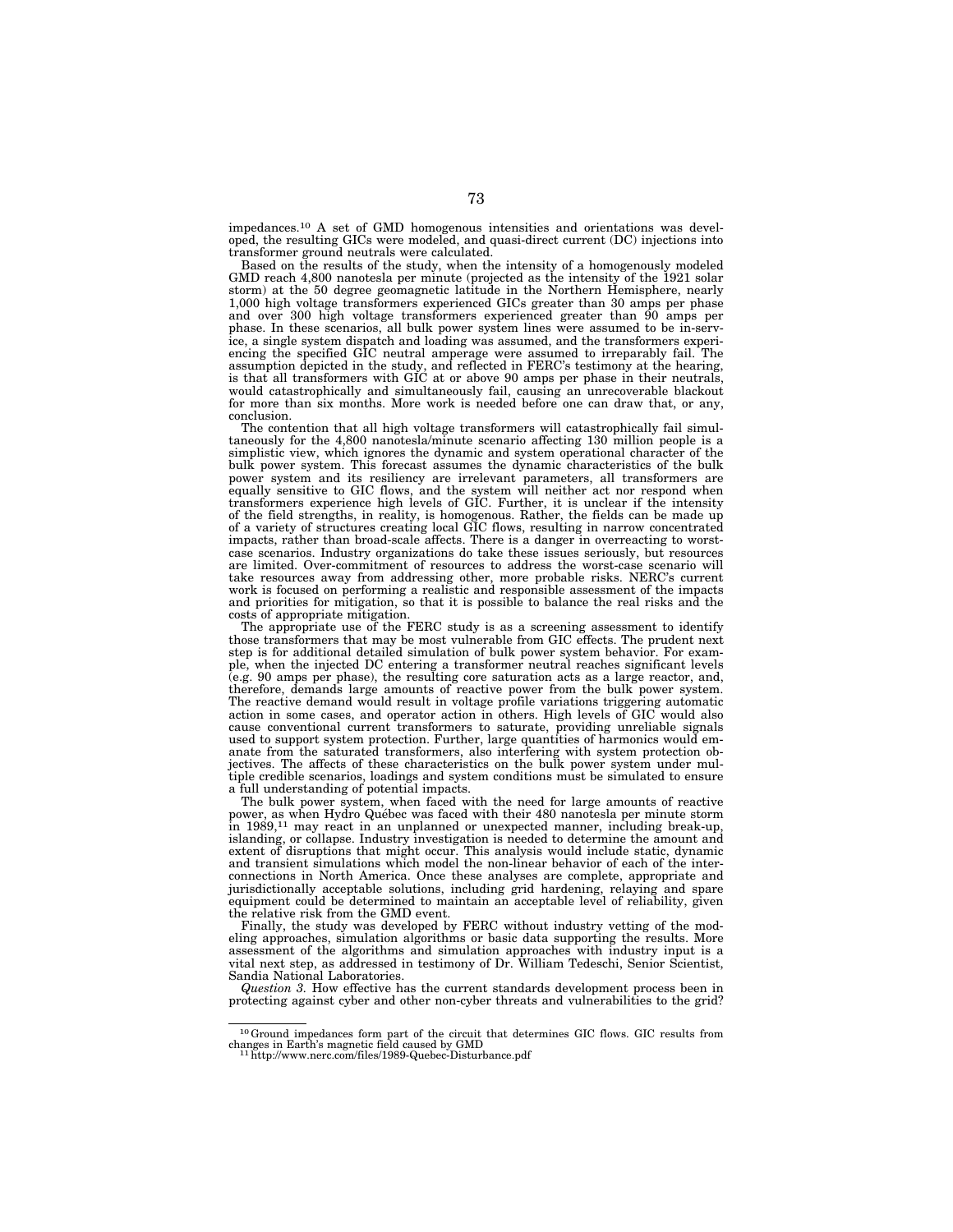impedances.[10] A set of GMD homogenous intensities and orientations was developed, the resulting GICs were modeled, and quasi-direct current (DC) injections into transformer ground neutrals were calculated.

Based on the results of the study, when the intensity of a homogenously modeled GMD reach 4,800 nanotesla per minute (projected as the intensity of the 1921 solar storm) at the 50 degree geomagnetic latitude in the Northern Hemisphere, nearly 1,000 high voltage transformers experienced GICs greater than 30 amps per phase and over 300 high voltage transformers experienced greater than 90 amps per phase. In these scenarios, all bulk power system lines were assumed to be in-service, a single system dispatch and loading was assumed, and the transformers experiencing the specified GIC neutral amperage were assumed to irreparably fail. The assumption depicted in the study, and reflected in FERC's testimony at the hearing, is that all transformers with GIC at or above 90 amps per phase in their neutrals, would catastrophically and simultaneously fail, causing an unrecoverable blackout for more than six months. More work is needed before one can draw that, or any, conclusion.

The contention that all high voltage transformers will catastrophically fail simultaneously for the 4,800 nanotesla/minute scenario affecting 130 million people is a simplistic view, which ignores the dynamic and system operational character of the bulk power system. This forecast assumes the dynamic characteristics of the bulk power system and its resiliency are irrelevant parameters, all transformers are equally sensitive to GIC flows, and the system will neither act nor respond when transformers experience high levels of GIC. Further, it is unclear if the intensity of the field strengths, in reality, is homogenous. Rather, the fields can be made up of a variety of structures creating local GIC flows, resulting in narrow concentrated impacts, rather than broad-scale affects. There is a danger in overreacting to worst-case scenarios. Industry organizations do take these issues seriously, but resources are limited. Over-commitment of resources to address the worst-case scenario will take resources away from addressing other, more probable risks. NERC's current work is focused on performing a realistic and responsible assessment of the impacts and priorities for mitigation, so that it is possible to balance the real risks and the costs of appropriate mitigation.

The appropriate use of the FERC study is as a screening assessment to identify those transformers that may be most vulnerable from GIC effects. The prudent next step is for additional detailed simulation of bulk power system behavior. For example, when the injected DC entering a transformer neutral reaches significant levels (e.g. 90 amps per phase), the resulting core saturation acts as a large reactor, and, therefore, demands large amounts of reactive power from the bulk power system. The reactive demand would result in voltage profile variations triggering automatic action in some cases, and operator action in others. High levels of GIC would also cause conventional current transformers to saturate, providing unreliable signals used to support system protection. Further, large quantities of harmonics would emanate from the saturated transformers, also interfering with system protection objectives. The affects of these characteristics on the bulk power system under multiple credible scenarios, loadings and system conditions must be simulated to ensure a full understanding of potential impacts.

The bulk power system, when faced with the need for large amounts of reactive power, as when Hydro Québec was faced with their 480 nanotesla per minute storm in 1989,[11] may react in an unplanned or unexpected manner, including break-up, islanding, or collapse. Industry investigation is needed to determine the amount and extent of disruptions that might occur. This analysis would include static, dynamic and transient simulations which model the non-linear behavior of each of the interconnections in North America. Once these analyses are complete, appropriate and jurisdictionally acceptable solutions, including grid hardening, relaying and spare equipment could be determined to maintain an acceptable level of reliability, given the relative risk from the GMD event.

Finally, the study was developed by FERC without industry vetting of the modeling approaches, simulation algorithms or basic data supporting the results. More assessment of the algorithms and simulation approaches with industry input is a vital next step, as addressed in testimony of Dr. William Tedeschi, Senior Scientist, Sandia National Laboratories.

*Question 3.* How effective has the current standards development process been in protecting against cyber and other non-cyber threats and vulnerabilities to the grid?

---

[10] Ground impedances form part of the circuit that determines GIC flows. GIC results from changes in Earth's magnetic field caused by GMD

[11] http://www.nerc.com/files/1989-Quebec-Disturbance.pdf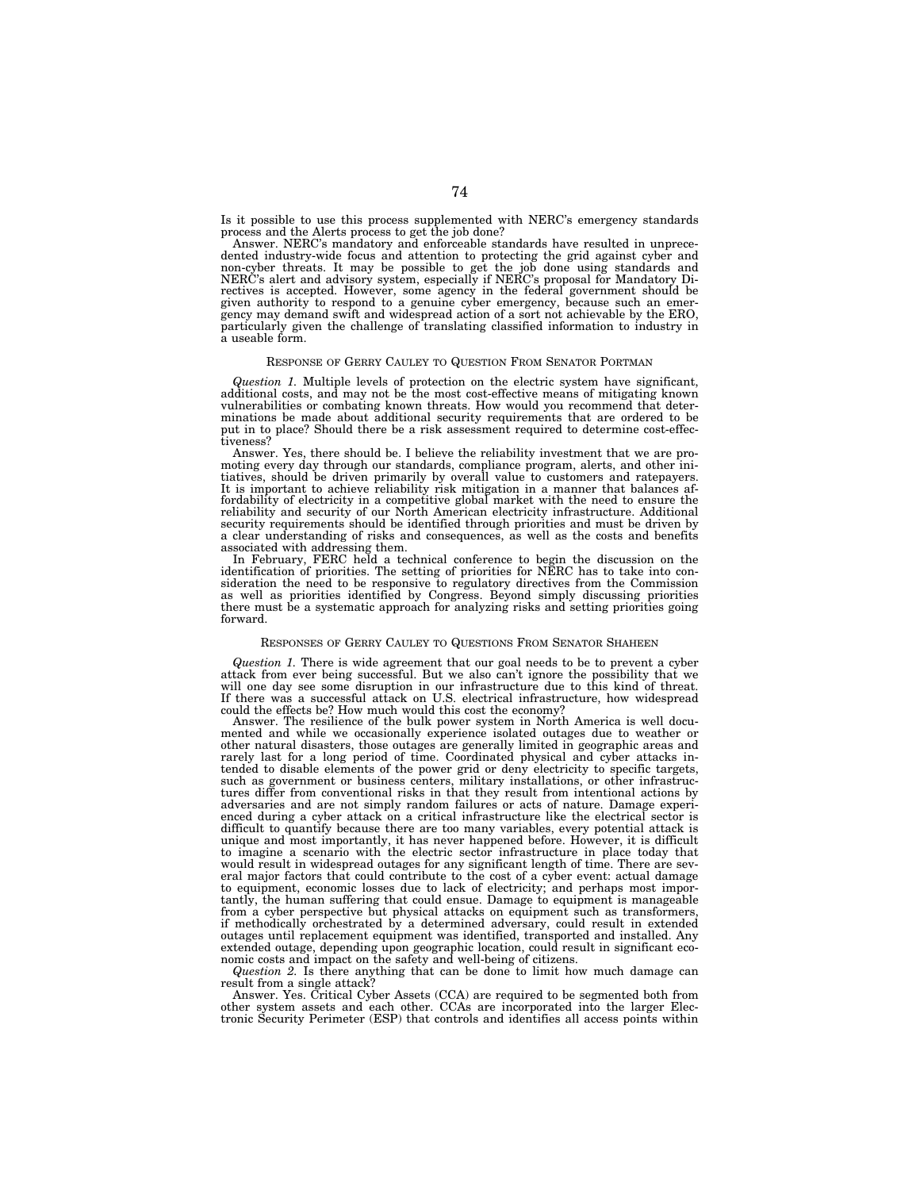Is it possible to use this process supplemented with NERC's emergency standards process and the Alerts process to get the job done?

Answer. NERC's mandatory and enforceable standards have resulted in unprecedented industry-wide focus and attention to protecting the grid against cyber and non-cyber threats. It may be possible to get the job done using standards and NERC's alert and advisory system, especially if NERC's proposal for Mandatory Directives is accepted. However, some agency in the federal government should be given authority to respond to a genuine cyber emergency, because such an emergency may demand swift and widespread action of a sort not achievable by the ERO, particularly given the challenge of translating classified information to industry in a useable form.

### RESPONSE OF GERRY CAULEY TO QUESTION FROM SENATOR PORTMAN

*Question 1.* Multiple levels of protection on the electric system have significant, additional costs, and may not be the most cost-effective means of mitigating known vulnerabilities or combating known threats. How would you recommend that determinations be made about additional security requirements that are ordered to be put in to place? Should there be a risk assessment required to determine cost-effectiveness?

Answer. Yes, there should be. I believe the reliability investment that we are promoting every day through our standards, compliance program, alerts, and other initiatives, should be driven primarily by overall value to customers and ratepayers. It is important to achieve reliability risk mitigation in a manner that balances affordability of electricity in a competitive global market with the need to ensure the reliability and security of our North American electricity infrastructure. Additional security requirements should be identified through priorities and must be driven by a clear understanding of risks and consequences, as well as the costs and benefits associated with addressing them.

In February, FERC held a technical conference to begin the discussion on the identification of priorities. The setting of priorities for NERC has to take into consideration the need to be responsive to regulatory directives from the Commission as well as priorities identified by Congress. Beyond simply discussing priorities there must be a systematic approach for analyzing risks and setting priorities going forward.

### RESPONSES OF GERRY CAULEY TO QUESTIONS FROM SENATOR SHAHEEN

*Question 1.* There is wide agreement that our goal needs to be to prevent a cyber attack from ever being successful. But we also can't ignore the possibility that we will one day see some disruption in our infrastructure due to this kind of threat. If there was a successful attack on U.S. electrical infrastructure, how widespread could the effects be? How much would this cost the economy?

Answer. The resilience of the bulk power system in North America is well documented and while we occasionally experience isolated outages due to weather or other natural disasters, those outages are generally limited in geographic areas and rarely last for a long period of time. Coordinated physical and cyber attacks intended to disable elements of the power grid or deny electricity to specific targets, such as government or business centers, military installations, or other infrastructures differ from conventional risks in that they result from intentional actions by adversaries and are not simply random failures or acts of nature. Damage experienced during a cyber attack on a critical infrastructure like the electrical sector is difficult to quantify because there are too many variables, every potential attack is unique and most importantly, it has never happened before. However, it is difficult to imagine a scenario with the electric sector infrastructure in place today that would result in widespread outages for any significant length of time. There are several major factors that could contribute to the cost of a cyber event: actual damage to equipment, economic losses due to lack of electricity; and perhaps most importantly, the human suffering that could ensue. Damage to equipment is manageable from a cyber perspective but physical attacks on equipment such as transformers, if methodically orchestrated by a determined adversary, could result in extended outages until replacement equipment was identified, transported and installed. Any extended outage, depending upon geographic location, could result in significant economic costs and impact on the safety and well-being of citizens.

*Question 2.* Is there anything that can be done to limit how much damage can result from a single attack?

Answer. Yes. Critical Cyber Assets (CCA) are required to be segmented both from other system assets and each other. CCAs are incorporated into the larger Electronic Security Perimeter (ESP) that controls and identifies all access points within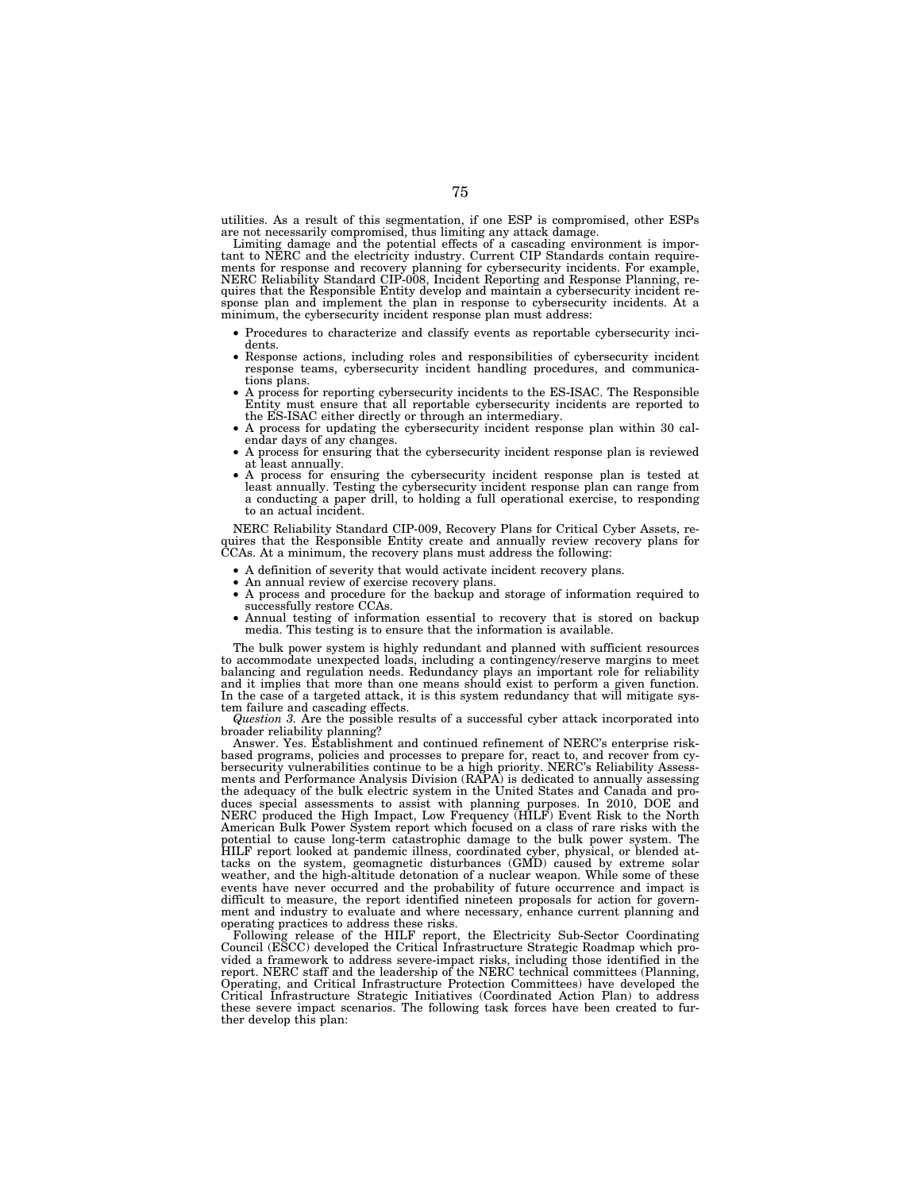utilities. As a result of this segmentation, if one ESP is compromised, other ESPs are not necessarily compromised, thus limiting any attack damage.

Limiting damage and the potential effects of a cascading environment is important to NERC and the electricity industry. Current CIP Standards contain requirements for response and recovery planning for cybersecurity incidents. For example, NERC Reliability Standard CIP-008, Incident Reporting and Response Planning, requires that the Responsible Entity develop and maintain a cybersecurity incident response plan and implement the plan in response to cybersecurity incidents. At a minimum, the cybersecurity incident response plan must address:

- Procedures to characterize and classify events as reportable cybersecurity incidents.
- Response actions, including roles and responsibilities of cybersecurity incident response teams, cybersecurity incident handling procedures, and communications plans.
- A process for reporting cybersecurity incidents to the ES-ISAC. The Responsible Entity must ensure that all reportable cybersecurity incidents are reported to the ES-ISAC either directly or through an intermediary.
- A process for updating the cybersecurity incident response plan within 30 calendar days of any changes.
- A process for ensuring that the cybersecurity incident response plan is reviewed at least annually.
- A process for ensuring the cybersecurity incident response plan is tested at least annually. Testing the cybersecurity incident response plan can range from a conducting a paper drill, to holding a full operational exercise, to responding to an actual incident.

NERC Reliability Standard CIP-009, Recovery Plans for Critical Cyber Assets, requires that the Responsible Entity create and annually review recovery plans for CCAs. At a minimum, the recovery plans must address the following:

- A definition of severity that would activate incident recovery plans.
- An annual review of exercise recovery plans.
- A process and procedure for the backup and storage of information required to successfully restore CCAs.
- Annual testing of information essential to recovery that is stored on backup media. This testing is to ensure that the information is available.

The bulk power system is highly redundant and planned with sufficient resources to accommodate unexpected loads, including a contingency/reserve margins to meet balancing and regulation needs. Redundancy plays an important role for reliability and it implies that more than one means should exist to perform a given function. In the case of a targeted attack, it is this system redundancy that will mitigate system failure and cascading effects.

*Question 3.* Are the possible results of a successful cyber attack incorporated into broader reliability planning?

Answer. Yes. Establishment and continued refinement of NERC's enterprise risk-based programs, policies and processes to prepare for, react to, and recover from cybersecurity vulnerabilities continue to be a high priority. NERC's Reliability Assessments and Performance Analysis Division (RAPA) is dedicated to annually assessing the adequacy of the bulk electric system in the United States and Canada and produces special assessments to assist with planning purposes. In 2010, DOE and NERC produced the High Impact, Low Frequency (HILF) Event Risk to the North American Bulk Power System report which focused on a class of rare risks with the potential to cause long-term catastrophic damage to the bulk power system. The HILF report looked at pandemic illness, coordinated cyber, physical, or blended attacks on the system, geomagnetic disturbances (GMD) caused by extreme solar weather, and the high-altitude detonation of a nuclear weapon. While some of these events have never occurred and the probability of future occurrence and impact is difficult to measure, the report identified nineteen proposals for action for government and industry to evaluate and where necessary, enhance current planning and operating practices to address these risks.

Following release of the HILF report, the Electricity Sub-Sector Coordinating Council (ESCC) developed the Critical Infrastructure Strategic Roadmap which provided a framework to address severe-impact risks, including those identified in the report. NERC staff and the leadership of the NERC technical committees (Planning, Operating, and Critical Infrastructure Protection Committees) have developed the Critical Infrastructure Strategic Initiatives (Coordinated Action Plan) to address these severe impact scenarios. The following task forces have been created to further develop this plan: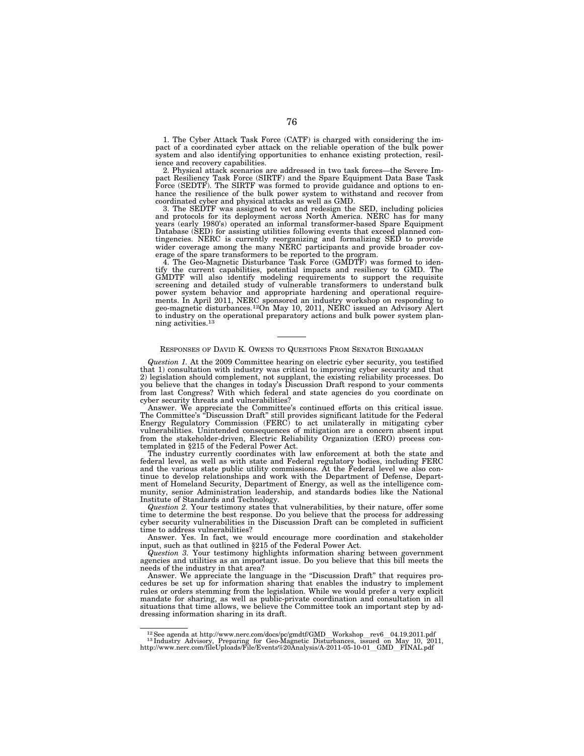1. The Cyber Attack Task Force (CATF) is charged with considering the impact of a coordinated cyber attack on the reliable operation of the bulk power system and also identifying opportunities to enhance existing protection, resilience and recovery capabilities.

2. Physical attack scenarios are addressed in two task forces—the Severe Impact Resiliency Task Force (SIRTF) and the Spare Equipment Data Base Task Force (SEDTF). The SIRTF was formed to provide guidance and options to enhance the resilience of the bulk power system to withstand and recover from coordinated cyber and physical attacks as well as GMD.

3. The SEDTF was assigned to vet and redesign the SED, including policies and protocols for its deployment across North America. NERC has for many years (early 1980's) operated an informal transformer-based Spare Equipment Database (SED) for assisting utilities following events that exceed planned contingencies. NERC is currently reorganizing and formalizing SED to provide wider coverage among the many NERC participants and provide broader coverage of the spare transformers to be reported to the program.

4. The Geo-Magnetic Disturbance Task Force (GMDTF) was formed to identify the current capabilities, potential impacts and resiliency to GMD. The GMDTF will also identify modeling requirements to support the requisite screening and detailed study of vulnerable transformers to understand bulk power system behavior and appropriate hardening and operational requirements. In April 2011, NERC sponsored an industry workshop on responding to geo-magnetic disturbances.[12] On May 10, 2011, NERC issued an Advisory Alert to industry on the operational preparatory actions and bulk power system planning activities.[13]

---

## RESPONSES OF DAVID K. OWENS TO QUESTIONS FROM SENATOR BINGAMAN

*Question 1.* At the 2009 Committee hearing on electric cyber security, you testified that 1) consultation with industry was critical to improving cyber security and that 2) legislation should complement, not supplant, the existing reliability processes. Do you believe that the changes in today's Discussion Draft respond to your comments from last Congress? With which federal and state agencies do you coordinate on cyber security threats and vulnerabilities?

Answer. We appreciate the Committee's continued efforts on this critical issue. The Committee's "Discussion Draft" still provides significant latitude for the Federal Energy Regulatory Commission (FERC) to act unilaterally in mitigating cyber vulnerabilities. Unintended consequences of mitigation are a concern absent input from the stakeholder-driven, Electric Reliability Organization (ERO) process contemplated in §215 of the Federal Power Act.

The industry currently coordinates with law enforcement at both the state and federal level, as well as with state and Federal regulatory bodies, including FERC and the various state public utility commissions. At the Federal level we also continue to develop relationships and work with the Department of Defense, Department of Homeland Security, Department of Energy, as well as the intelligence community, senior Administration leadership, and standards bodies like the National Institute of Standards and Technology.

*Question 2.* Your testimony states that vulnerabilities, by their nature, offer some time to determine the best response. Do you believe that the process for addressing cyber security vulnerabilities in the Discussion Draft can be completed in sufficient time to address vulnerabilities?

Answer. Yes. In fact, we would encourage more coordination and stakeholder input, such as that outlined in §215 of the Federal Power Act.

*Question 3.* Your testimony highlights information sharing between government agencies and utilities as an important issue. Do you believe that this bill meets the needs of the industry in that area?

Answer. We appreciate the language in the "Discussion Draft" that requires procedures be set up for information sharing that enables the industry to implement rules or orders stemming from the legislation. While we would prefer a very explicit mandate for sharing, as well as public-private coordination and consultation in all situations that time allows, we believe the Committee took an important step by addressing information sharing in its draft.

---

[12] See agenda at http://www.nerc.com/docs/pc/gmdtf/GMD__Workshop__rev6__04.19.2011.pdf

[13] Industry Advisory, Preparing for Geo-Magnetic Disturbances, issued on May 10, 2011, http://www.nerc.com/fileUploads/File/Events%20Analysis/A-2011-05-10-01__GMD__FINAL.pdf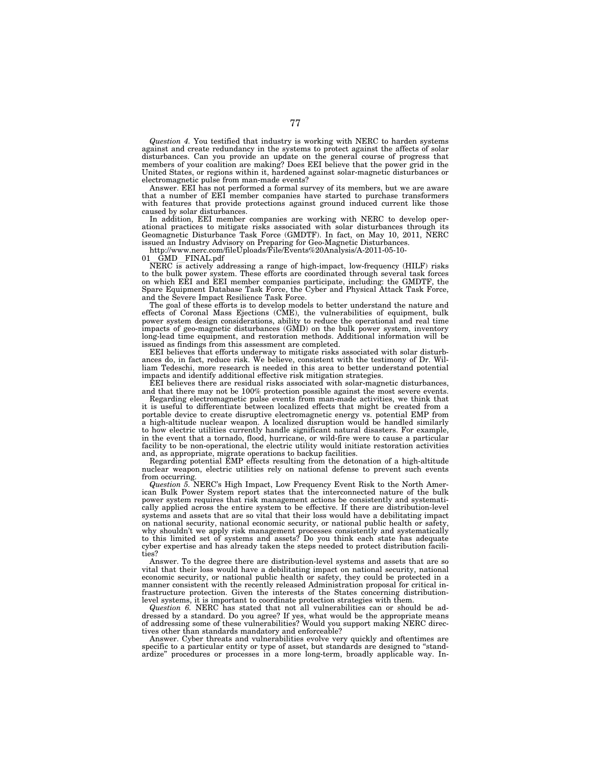*Question 4.* You testified that industry is working with NERC to harden systems against and create redundancy in the systems to protect against the affects of solar disturbances. Can you provide an update on the general course of progress that members of your coalition are making? Does EEI believe that the power grid in the United States, or regions within it, hardened against solar-magnetic disturbances or electromagnetic pulse from man-made events?

Answer. EEI has not performed a formal survey of its members, but we are aware that a number of EEI member companies have started to purchase transformers with features that provide protections against ground induced current like those caused by solar disturbances.

In addition, EEI member companies are working with NERC to develop operational practices to mitigate risks associated with solar disturbances through its Geomagnetic Disturbance Task Force (GMDTF). In fact, on May 10, 2011, NERC issued an Industry Advisory on Preparing for Geo-Magnetic Disturbances.

http://www.nerc.com/fileUploads/File/Events%20Analysis/A-2011-05-10-01__GMD__FINAL.pdf

NERC is actively addressing a range of high-impact, low-frequency (HILF) risks to the bulk power system. These efforts are coordinated through several task forces on which EEI and EEI member companies participate, including: the GMDTF, the Spare Equipment Database Task Force, the Cyber and Physical Attack Task Force, and the Severe Impact Resilience Task Force.

The goal of these efforts is to develop models to better understand the nature and effects of Coronal Mass Ejections (CME), the vulnerabilities of equipment, bulk power system design considerations, ability to reduce the operational and real time impacts of geo-magnetic disturbances (GMD) on the bulk power system, inventory long-lead time equipment, and restoration methods. Additional information will be issued as findings from this assessment are completed.

EEI believes that efforts underway to mitigate risks associated with solar disturbances do, in fact, reduce risk. We believe, consistent with the testimony of Dr. William Tedeschi, more research is needed in this area to better understand potential impacts and identify additional effective risk mitigation strategies.

EEI believes there are residual risks associated with solar-magnetic disturbances, and that there may not be 100% protection possible against the most severe events.

Regarding electromagnetic pulse events from man-made activities, we think that it is useful to differentiate between localized effects that might be created from a portable device to create disruptive electromagnetic energy vs. potential EMP from a high-altitude nuclear weapon. A localized disruption would be handled similarly to how electric utilities currently handle significant natural disasters. For example, in the event that a tornado, flood, hurricane, or wild-fire were to cause a particular facility to be non-operational, the electric utility would initiate restoration activities and, as appropriate, migrate operations to backup facilities.

Regarding potential EMP effects resulting from the detonation of a high-altitude nuclear weapon, electric utilities rely on national defense to prevent such events from occurring.

*Question 5.* NERC's High Impact, Low Frequency Event Risk to the North American Bulk Power System report states that the interconnected nature of the bulk power system requires that risk management actions be consistently and systematically applied across the entire system to be effective. If there are distribution-level systems and assets that are so vital that their loss would have a debilitating impact on national security, national economic security, or national public health or safety, why shouldn't we apply risk management processes consistently and systematically to this limited set of systems and assets? Do you think each state has adequate cyber expertise and has already taken the steps needed to protect distribution facilities?

Answer. To the degree there are distribution-level systems and assets that are so vital that their loss would have a debilitating impact on national security, national economic security, or national public health or safety, they could be protected in a manner consistent with the recently released Administration proposal for critical infrastructure protection. Given the interests of the States concerning distribution-level systems, it is important to coordinate protection strategies with them.

*Question 6.* NERC has stated that not all vulnerabilities can or should be addressed by a standard. Do you agree? If yes, what would be the appropriate means of addressing some of these vulnerabilities? Would you support making NERC directives other than standards mandatory and enforceable?

Answer. Cyber threats and vulnerabilities evolve very quickly and oftentimes are specific to a particular entity or type of asset, but standards are designed to "standardize" procedures or processes in a more long-term, broadly applicable way. In-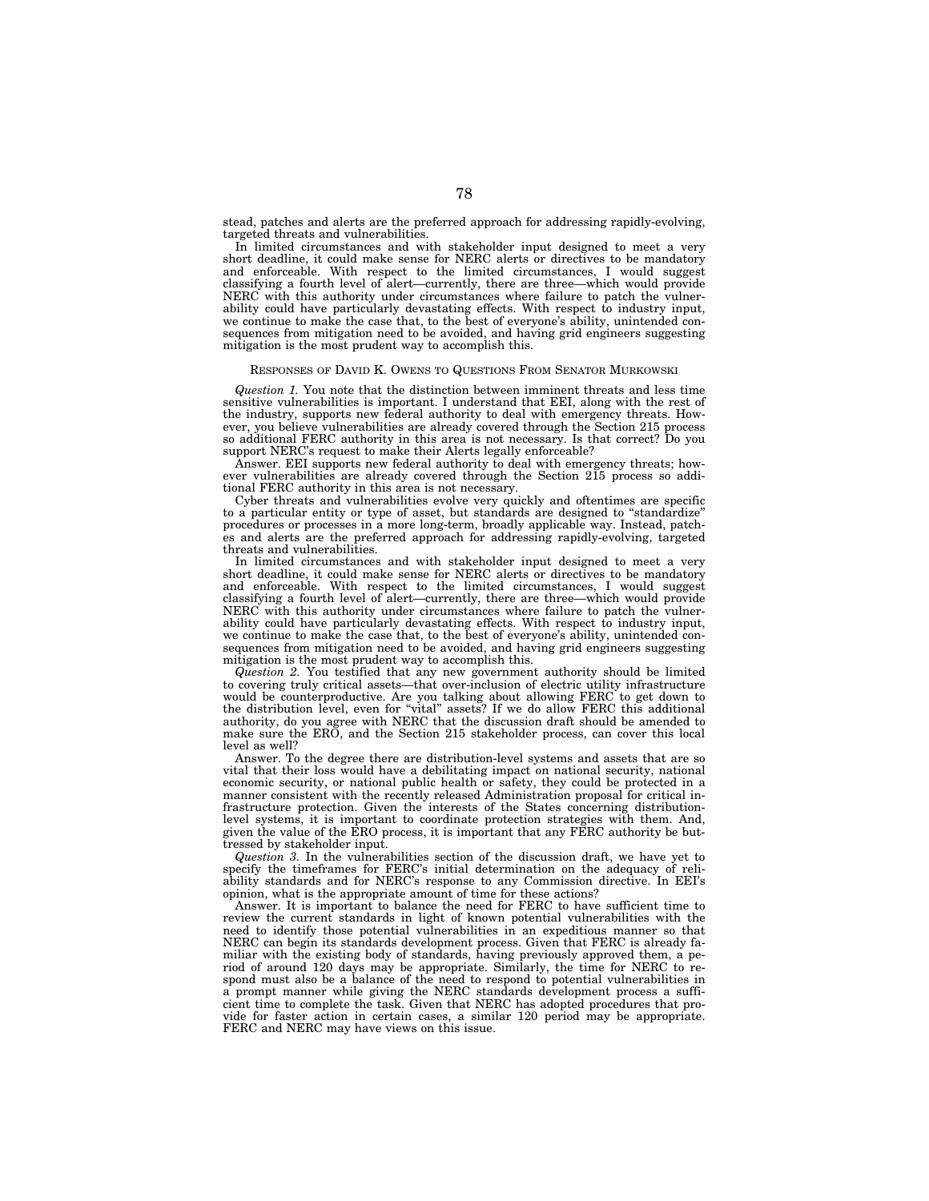stead, patches and alerts are the preferred approach for addressing rapidly-evolving, targeted threats and vulnerabilities.

In limited circumstances and with stakeholder input designed to meet a very short deadline, it could make sense for NERC alerts or directives to be mandatory and enforceable. With respect to the limited circumstances, I would suggest classifying a fourth level of alert—currently, there are three—which would provide NERC with this authority under circumstances where failure to patch the vulnerability could have particularly devastating effects. With respect to industry input, we continue to make the case that, to the best of everyone's ability, unintended consequences from mitigation need to be avoided, and having grid engineers suggesting mitigation is the most prudent way to accomplish this.

RESPONSES OF DAVID K. OWENS TO QUESTIONS FROM SENATOR MURKOWSKI

*Question 1.* You note that the distinction between imminent threats and less time sensitive vulnerabilities is important. I understand that EEI, along with the rest of the industry, supports new federal authority to deal with emergency threats. However, you believe vulnerabilities are already covered through the Section 215 process so additional FERC authority in this area is not necessary. Is that correct? Do you support NERC's request to make their Alerts legally enforceable?

Answer. EEI supports new federal authority to deal with emergency threats; however vulnerabilities are already covered through the Section 215 process so additional FERC authority in this area is not necessary.

Cyber threats and vulnerabilities evolve very quickly and oftentimes are specific to a particular entity or type of asset, but standards are designed to "standardize" procedures or processes in a more long-term, broadly applicable way. Instead, patches and alerts are the preferred approach for addressing rapidly-evolving, targeted threats and vulnerabilities.

In limited circumstances and with stakeholder input designed to meet a very short deadline, it could make sense for NERC alerts or directives to be mandatory and enforceable. With respect to the limited circumstances, I would suggest classifying a fourth level of alert—currently, there are three—which would provide NERC with this authority under circumstances where failure to patch the vulnerability could have particularly devastating effects. With respect to industry input, we continue to make the case that, to the best of everyone's ability, unintended consequences from mitigation need to be avoided, and having grid engineers suggesting mitigation is the most prudent way to accomplish this.

*Question 2.* You testified that any new government authority should be limited to covering truly critical assets—that over-inclusion of electric utility infrastructure would be counterproductive. Are you talking about allowing FERC to get down to the distribution level, even for "vital" assets? If we do allow FERC this additional authority, do you agree with NERC that the discussion draft should be amended to make sure the ERO, and the Section 215 stakeholder process, can cover this local level as well?

Answer. To the degree there are distribution-level systems and assets that are so vital that their loss would have a debilitating impact on national security, national economic security, or national public health or safety, they could be protected in a manner consistent with the recently released Administration proposal for critical infrastructure protection. Given the interests of the States concerning distribution-level systems, it is important to coordinate protection strategies with them. And, given the value of the ERO process, it is important that any FERC authority be buttressed by stakeholder input.

*Question 3.* In the vulnerabilities section of the discussion draft, we have yet to specify the timeframes for FERC's initial determination on the adequacy of reliability standards and for NERC's response to any Commission directive. In EEI's opinion, what is the appropriate amount of time for these actions?

Answer. It is important to balance the need for FERC to have sufficient time to review the current standards in light of known potential vulnerabilities with the need to identify those potential vulnerabilities in an expeditious manner so that NERC can begin its standards development process. Given that FERC is already familiar with the existing body of standards, having previously approved them, a period of around 120 days may be appropriate. Similarly, the time for NERC to respond must also be a balance of the need to respond to potential vulnerabilities in a prompt manner while giving the NERC standards development process a sufficient time to complete the task. Given that NERC has adopted procedures that provide for faster action in certain cases, a similar 120 period may be appropriate. FERC and NERC may have views on this issue.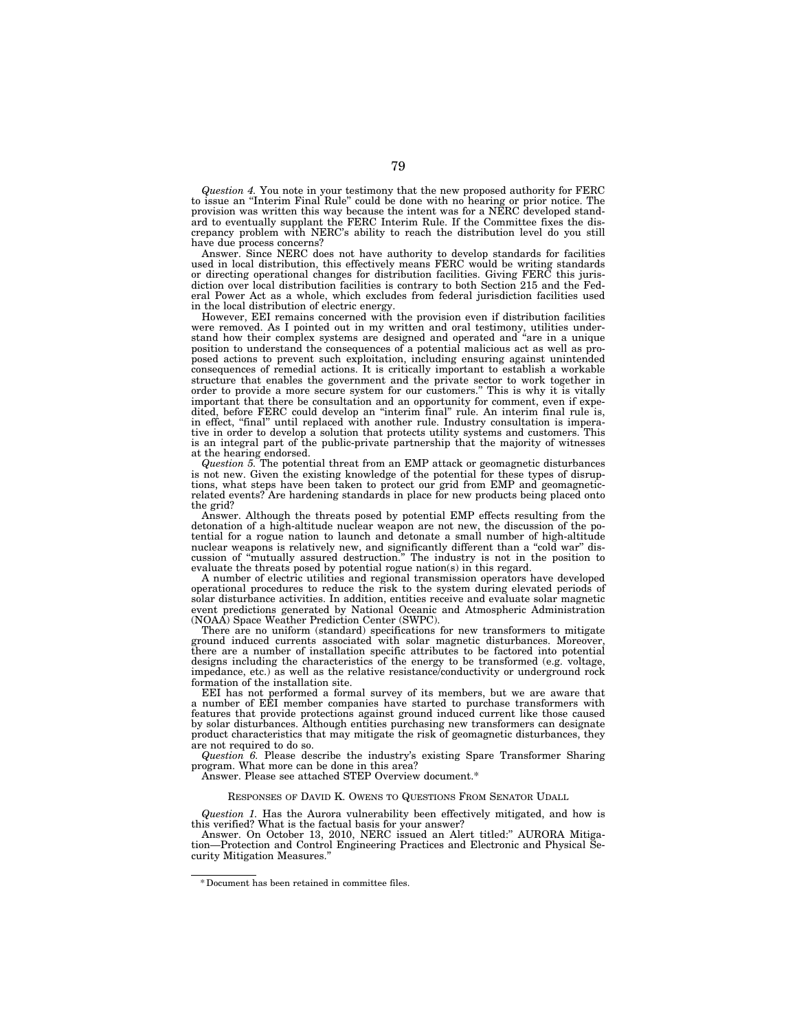*Question 4.* You note in your testimony that the new proposed authority for FERC to issue an "Interim Final Rule" could be done with no hearing or prior notice. The provision was written this way because the intent was for a NERC developed standard to eventually supplant the FERC Interim Rule. If the Committee fixes the discrepancy problem with NERC's ability to reach the distribution level do you still have due process concerns?

Answer. Since NERC does not have authority to develop standards for facilities used in local distribution, this effectively means FERC would be writing standards or directing operational changes for distribution facilities. Giving FERC this jurisdiction over local distribution facilities is contrary to both Section 215 and the Federal Power Act as a whole, which excludes from federal jurisdiction facilities used in the local distribution of electric energy.

However, EEI remains concerned with the provision even if distribution facilities were removed. As I pointed out in my written and oral testimony, utilities understand how their complex systems are designed and operated and "are in a unique position to understand the consequences of a potential malicious act as well as proposed actions to prevent such exploitation, including ensuring against unintended consequences of remedial actions. It is critically important to establish a workable structure that enables the government and the private sector to work together in order to provide a more secure system for our customers." This is why it is vitally important that there be consultation and an opportunity for comment, even if expedited, before FERC could develop an "interim final" rule. An interim final rule is, in effect, "final" until replaced with another rule. Industry consultation is imperative in order to develop a solution that protects utility systems and customers. This is an integral part of the public-private partnership that the majority of witnesses at the hearing endorsed.

*Question 5.* The potential threat from an EMP attack or geomagnetic disturbances is not new. Given the existing knowledge of the potential for these types of disruptions, what steps have been taken to protect our grid from EMP and geomagnetic-related events? Are hardening standards in place for new products being placed onto the grid?

Answer. Although the threats posed by potential EMP effects resulting from the detonation of a high-altitude nuclear weapon are not new, the discussion of the potential for a rogue nation to launch and detonate a small number of high-altitude nuclear weapons is relatively new, and significantly different than a "cold war" discussion of "mutually assured destruction." The industry is not in the position to evaluate the threats posed by potential rogue nation(s) in this regard.

A number of electric utilities and regional transmission operators have developed operational procedures to reduce the risk to the system during elevated periods of solar disturbance activities. In addition, entities receive and evaluate solar magnetic event predictions generated by National Oceanic and Atmospheric Administration (NOAA) Space Weather Prediction Center (SWPC).

There are no uniform (standard) specifications for new transformers to mitigate ground induced currents associated with solar magnetic disturbances. Moreover, there are a number of installation specific attributes to be factored into potential designs including the characteristics of the energy to be transformed (e.g. voltage, impedance, etc.) as well as the relative resistance/conductivity or underground rock formation of the installation site.

EEI has not performed a formal survey of its members, but we are aware that a number of EEI member companies have started to purchase transformers with features that provide protections against ground induced current like those caused by solar disturbances. Although entities purchasing new transformers can designate product characteristics that may mitigate the risk of geomagnetic disturbances, they are not required to do so.

*Question 6.* Please describe the industry's existing Spare Transformer Sharing program. What more can be done in this area?

Answer. Please see attached STEP Overview document.*

RESPONSES OF DAVID K. OWENS TO QUESTIONS FROM SENATOR UDALL

*Question 1.* Has the Aurora vulnerability been effectively mitigated, and how is this verified? What is the factual basis for your answer?

Answer. On October 13, 2010, NERC issued an Alert titled:" AURORA Mitigation—Protection and Control Engineering Practices and Electronic and Physical Security Mitigation Measures."

---

* Document has been retained in committee files.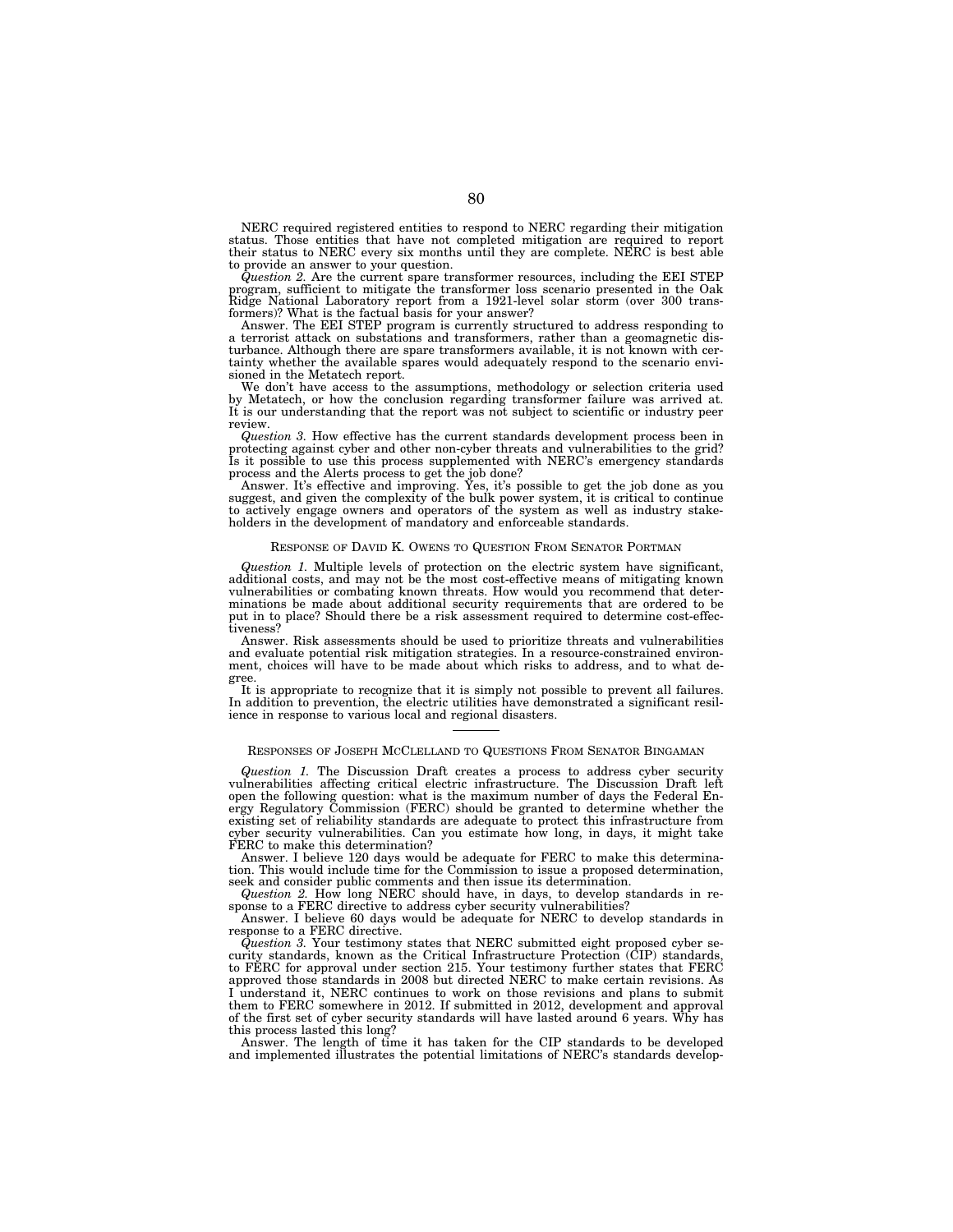NERC required registered entities to respond to NERC regarding their mitigation status. Those entities that have not completed mitigation are required to report their status to NERC every six months until they are complete. NERC is best able to provide an answer to your question.

*Question 2.* Are the current spare transformer resources, including the EEI STEP program, sufficient to mitigate the transformer loss scenario presented in the Oak Ridge National Laboratory report from a 1921-level solar storm (over 300 transformers)? What is the factual basis for your answer?

Answer. The EEI STEP program is currently structured to address responding to a terrorist attack on substations and transformers, rather than a geomagnetic disturbance. Although there are spare transformers available, it is not known with certainty whether the available spares would adequately respond to the scenario envisioned in the Metatech report.

We don't have access to the assumptions, methodology or selection criteria used by Metatech, or how the conclusion regarding transformer failure was arrived at. It is our understanding that the report was not subject to scientific or industry peer review.

*Question 3.* How effective has the current standards development process been in protecting against cyber and other non-cyber threats and vulnerabilities to the grid? Is it possible to use this process supplemented with NERC's emergency standards process and the Alerts process to get the job done?

Answer. It's effective and improving. Yes, it's possible to get the job done as you suggest, and given the complexity of the bulk power system, it is critical to continue to actively engage owners and operators of the system as well as industry stakeholders in the development of mandatory and enforceable standards.

## RESPONSE OF DAVID K. OWENS TO QUESTION FROM SENATOR PORTMAN

*Question 1.* Multiple levels of protection on the electric system have significant, additional costs, and may not be the most cost-effective means of mitigating known vulnerabilities or combating known threats. How would you recommend that determinations be made about additional security requirements that are ordered to be put in to place? Should there be a risk assessment required to determine cost-effectiveness?

Answer. Risk assessments should be used to prioritize threats and vulnerabilities and evaluate potential risk mitigation strategies. In a resource-constrained environment, choices will have to be made about which risks to address, and to what degree.

It is appropriate to recognize that it is simply not possible to prevent all failures. In addition to prevention, the electric utilities have demonstrated a significant resilience in response to various local and regional disasters.

---

## RESPONSES OF JOSEPH MCCLELLAND TO QUESTIONS FROM SENATOR BINGAMAN

*Question 1.* The Discussion Draft creates a process to address cyber security vulnerabilities affecting critical electric infrastructure. The Discussion Draft left open the following question: what is the maximum number of days the Federal Energy Regulatory Commission (FERC) should be granted to determine whether the existing set of reliability standards are adequate to protect this infrastructure from cyber security vulnerabilities. Can you estimate how long, in days, it might take FERC to make this determination?

Answer. I believe 120 days would be adequate for FERC to make this determination. This would include time for the Commission to issue a proposed determination, seek and consider public comments and then issue its determination.

*Question 2.* How long NERC should have, in days, to develop standards in response to a FERC directive to address cyber security vulnerabilities?

Answer. I believe 60 days would be adequate for NERC to develop standards in response to a FERC directive.

*Question 3.* Your testimony states that NERC submitted eight proposed cyber security standards, known as the Critical Infrastructure Protection (CIP) standards, to FERC for approval under section 215. Your testimony further states that FERC approved those standards in 2008 but directed NERC to make certain revisions. As I understand it, NERC continues to work on those revisions and plans to submit them to FERC somewhere in 2012. If submitted in 2012, development and approval of the first set of cyber security standards will have lasted around 6 years. Why has this process lasted this long?

Answer. The length of time it has taken for the CIP standards to be developed and implemented illustrates the potential limitations of NERC's standards develop-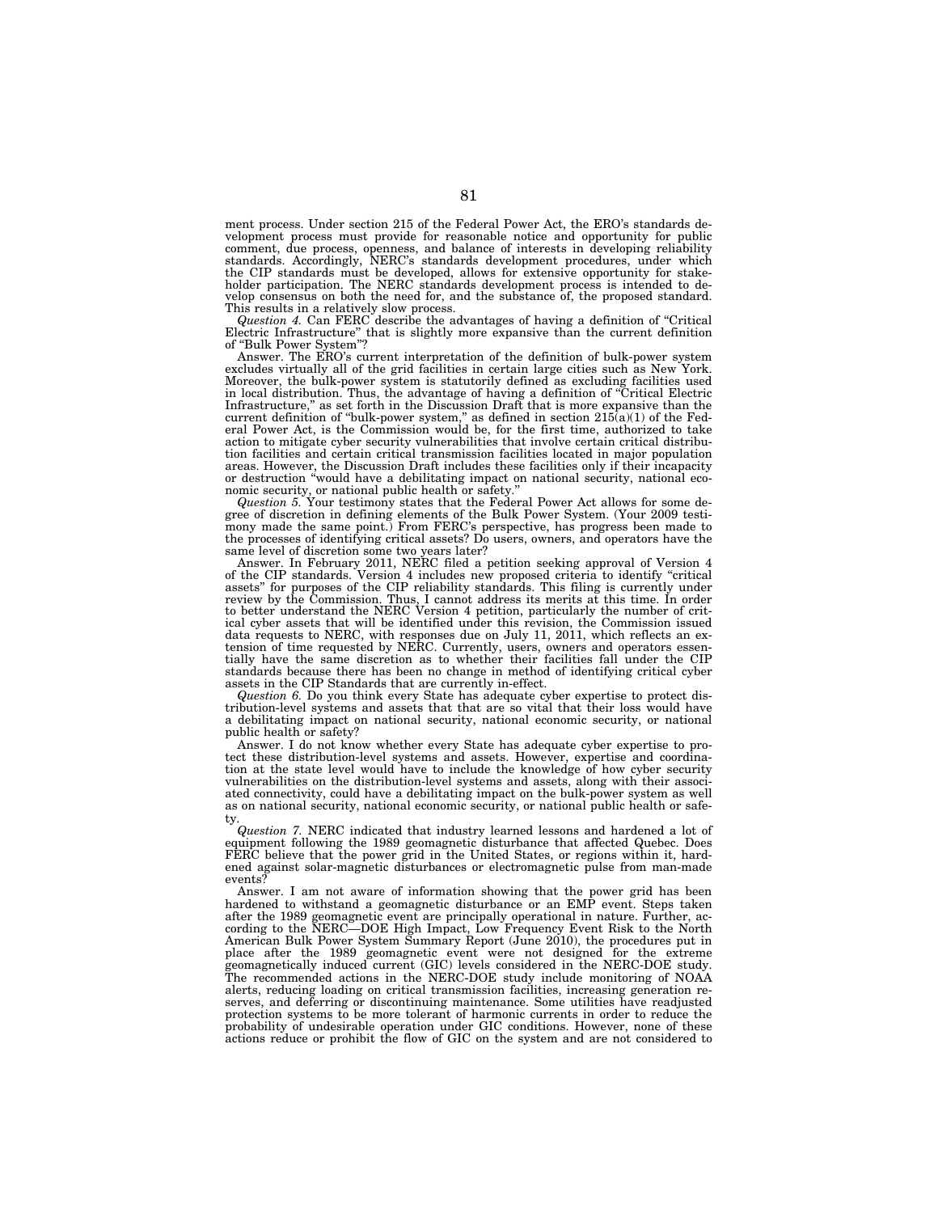ment process. Under section 215 of the Federal Power Act, the ERO's standards development process must provide for reasonable notice and opportunity for public comment, due process, openness, and balance of interests in developing reliability standards. Accordingly, NERC's standards development procedures, under which the CIP standards must be developed, allows for extensive opportunity for stakeholder participation. The NERC standards development process is intended to develop consensus on both the need for, and the substance of, the proposed standard. This results in a relatively slow process.

*Question 4.* Can FERC describe the advantages of having a definition of "Critical Electric Infrastructure" that is slightly more expansive than the current definition of "Bulk Power System"?

Answer. The ERO's current interpretation of the definition of bulk-power system excludes virtually all of the grid facilities in certain large cities such as New York. Moreover, the bulk-power system is statutorily defined as excluding facilities used in local distribution. Thus, the advantage of having a definition of "Critical Electric Infrastructure," as set forth in the Discussion Draft that is more expansive than the current definition of "bulk-power system," as defined in section 215(a)(1) of the Federal Power Act, is the Commission would be, for the first time, authorized to take action to mitigate cyber security vulnerabilities that involve certain critical distribution facilities and certain critical transmission facilities located in major population areas. However, the Discussion Draft includes these facilities only if their incapacity or destruction "would have a debilitating impact on national security, national economic security, or national public health or safety."

*Question 5.* Your testimony states that the Federal Power Act allows for some degree of discretion in defining elements of the Bulk Power System. (Your 2009 testimony made the same point.) From FERC's perspective, has progress been made to the processes of identifying critical assets? Do users, owners, and operators have the same level of discretion some two years later?

Answer. In February 2011, NERC filed a petition seeking approval of Version 4 of the CIP standards. Version 4 includes new proposed criteria to identify "critical assets" for purposes of the CIP reliability standards. This filing is currently under review by the Commission. Thus, I cannot address its merits at this time. In order to better understand the NERC Version 4 petition, particularly the number of critical cyber assets that will be identified under this revision, the Commission issued data requests to NERC, with responses due on July 11, 2011, which reflects an extension of time requested by NERC. Currently, users, owners and operators essentially have the same discretion as to whether their facilities fall under the CIP standards because there has been no change in method of identifying critical cyber assets in the CIP Standards that are currently in-effect.

*Question 6.* Do you think every State has adequate cyber expertise to protect distribution-level systems and assets that that are so vital that their loss would have a debilitating impact on national security, national economic security, or national public health or safety?

Answer. I do not know whether every State has adequate cyber expertise to protect these distribution-level systems and assets. However, expertise and coordination at the state level would have to include the knowledge of how cyber security vulnerabilities on the distribution-level systems and assets, along with their associated connectivity, could have a debilitating impact on the bulk-power system as well as on national security, national economic security, or national public health or safety.

*Question 7.* NERC indicated that industry learned lessons and hardened a lot of equipment following the 1989 geomagnetic disturbance that affected Quebec. Does FERC believe that the power grid in the United States, or regions within it, hardened against solar-magnetic disturbances or electromagnetic pulse from man-made events?

Answer. I am not aware of information showing that the power grid has been hardened to withstand a geomagnetic disturbance or an EMP event. Steps taken after the 1989 geomagnetic event are principally operational in nature. Further, according to the NERC—DOE High Impact, Low Frequency Event Risk to the North American Bulk Power System Summary Report (June 2010), the procedures put in place after the 1989 geomagnetic event were not designed for the extreme geomagnetically induced current (GIC) levels considered in the NERC-DOE study. The recommended actions in the NERC-DOE study include monitoring of NOAA alerts, reducing loading on critical transmission facilities, increasing generation reserves, and deferring or discontinuing maintenance. Some utilities have readjusted protection systems to be more tolerant of harmonic currents in order to reduce the probability of undesirable operation under GIC conditions. However, none of these actions reduce or prohibit the flow of GIC on the system and are not considered to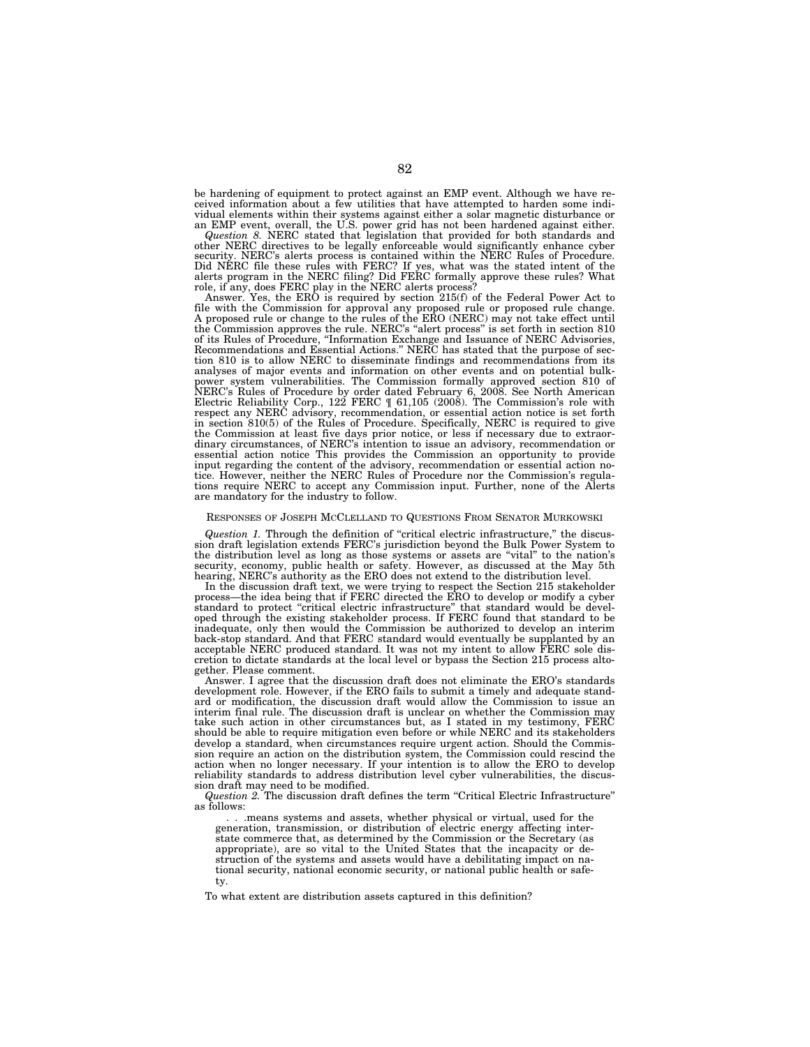be hardening of equipment to protect against an EMP event. Although we have received information about a few utilities that have attempted to harden some individual elements within their systems against either a solar magnetic disturbance or an EMP event, overall, the U.S. power grid has not been hardened against either.

*Question 8.* NERC stated that legislation that provided for both standards and other NERC directives to be legally enforceable would significantly enhance cyber security. NERC's alerts process is contained within the NERC Rules of Procedure. Did NERC file these rules with FERC? If yes, what was the stated intent of the alerts program in the NERC filing? Did FERC formally approve these rules? What role, if any, does FERC play in the NERC alerts process?

Answer. Yes, the ERO is required by section 215(f) of the Federal Power Act to file with the Commission for approval any proposed rule or proposed rule change. A proposed rule or change to the rules of the ERO (NERC) may not take effect until the Commission approves the rule. NERC's "alert process" is set forth in section 810 of its Rules of Procedure, "Information Exchange and Issuance of NERC Advisories, Recommendations and Essential Actions." NERC has stated that the purpose of section 810 is to allow NERC to disseminate findings and recommendations from its analyses of major events and information on other events and on potential bulk-power system vulnerabilities. The Commission formally approved section 810 of NERC's Rules of Procedure by order dated February 6, 2008. See North American Electric Reliability Corp., 122 FERC ¶ 61,105 (2008). The Commission's role with respect any NERC advisory, recommendation, or essential action notice is set forth in section 810(5) of the Rules of Procedure. Specifically, NERC is required to give the Commission at least five days prior notice, or less if necessary due to extraordinary circumstances, of NERC's intention to issue an advisory, recommendation or essential action notice This provides the Commission an opportunity to provide input regarding the content of the advisory, recommendation or essential action notice. However, neither the NERC Rules of Procedure nor the Commission's regulations require NERC to accept any Commission input. Further, none of the Alerts are mandatory for the industry to follow.

## RESPONSES OF JOSEPH MCCLELLAND TO QUESTIONS FROM SENATOR MURKOWSKI

*Question 1.* Through the definition of "critical electric infrastructure," the discussion draft legislation extends FERC's jurisdiction beyond the Bulk Power System to the distribution level as long as those systems or assets are "vital" to the nation's security, economy, public health or safety. However, as discussed at the May 5th hearing, NERC's authority as the ERO does not extend to the distribution level.

In the discussion draft text, we were trying to respect the Section 215 stakeholder process—the idea being that if FERC directed the ERO to develop or modify a cyber standard to protect "critical electric infrastructure" that standard would be developed through the existing stakeholder process. If FERC found that standard to be inadequate, only then would the Commission be authorized to develop an interim back-stop standard. And that FERC standard would eventually be supplanted by an acceptable NERC produced standard. It was not my intent to allow FERC sole discretion to dictate standards at the local level or bypass the Section 215 process altogether. Please comment.

Answer. I agree that the discussion draft does not eliminate the ERO's standards development role. However, if the ERO fails to submit a timely and adequate standard or modification, the discussion draft would allow the Commission to issue an interim final rule. The discussion draft is unclear on whether the Commission may take such action in other circumstances but, as I stated in my testimony, FERC should be able to require mitigation even before or while NERC and its stakeholders develop a standard, when circumstances require urgent action. Should the Commission require an action on the distribution system, the Commission could rescind the action when no longer necessary. If your intention is to allow the ERO to develop reliability standards to address distribution level cyber vulnerabilities, the discussion draft may need to be modified.

*Question 2.* The discussion draft defines the term "Critical Electric Infrastructure" as follows:

> . . .means systems and assets, whether physical or virtual, used for the generation, transmission, or distribution of electric energy affecting interstate commerce that, as determined by the Commission or the Secretary (as appropriate), are so vital to the United States that the incapacity or destruction of the systems and assets would have a debilitating impact on national security, national economic security, or national public health or safety.

To what extent are distribution assets captured in this definition?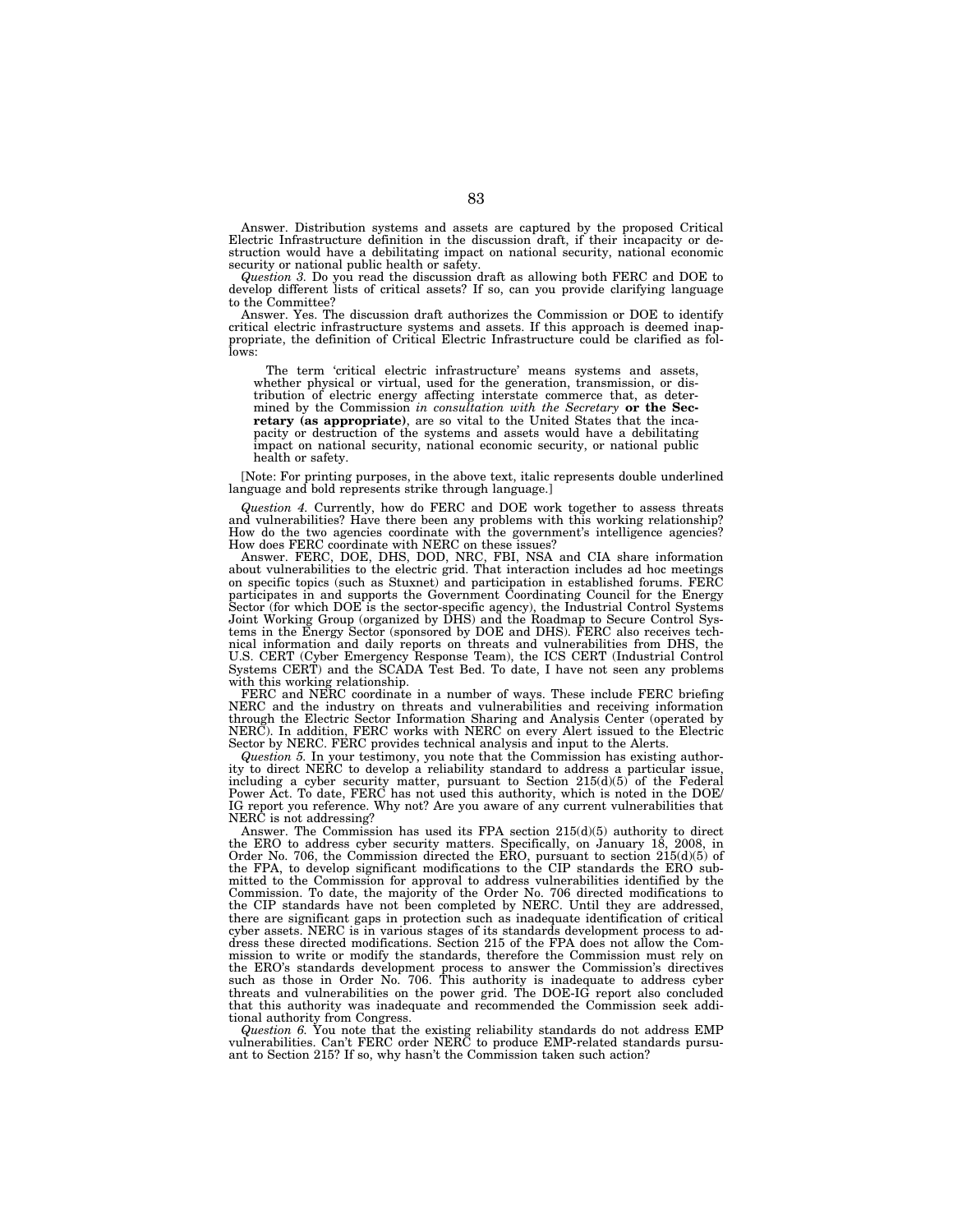Answer. Distribution systems and assets are captured by the proposed Critical Electric Infrastructure definition in the discussion draft, if their incapacity or destruction would have a debilitating impact on national security, national economic security or national public health or safety.

*Question 3.* Do you read the discussion draft as allowing both FERC and DOE to develop different lists of critical assets? If so, can you provide clarifying language to the Committee?

Answer. Yes. The discussion draft authorizes the Commission or DOE to identify critical electric infrastructure systems and assets. If this approach is deemed inappropriate, the definition of Critical Electric Infrastructure could be clarified as follows:

> The term 'critical electric infrastructure' means systems and assets, whether physical or virtual, used for the generation, transmission, or distribution of electric energy affecting interstate commerce that, as determined by the Commission *in consultation with the Secretary* **or the Secretary (as appropriate)**, are so vital to the United States that the incapacity or destruction of the systems and assets would have a debilitating impact on national security, national economic security, or national public health or safety.

[Note: For printing purposes, in the above text, italic represents double underlined language and bold represents strike through language.]

*Question 4.* Currently, how do FERC and DOE work together to assess threats and vulnerabilities? Have there been any problems with this working relationship? How do the two agencies coordinate with the government's intelligence agencies? How does FERC coordinate with NERC on these issues?

Answer. FERC, DOE, DHS, DOD, NRC, FBI, NSA and CIA share information about vulnerabilities to the electric grid. That interaction includes ad hoc meetings on specific topics (such as Stuxnet) and participation in established forums. FERC participates in and supports the Government Coordinating Council for the Energy Sector (for which DOE is the sector-specific agency), the Industrial Control Systems Joint Working Group (organized by DHS) and the Roadmap to Secure Control Systems in the Energy Sector (sponsored by DOE and DHS). FERC also receives technical information and daily reports on threats and vulnerabilities from DHS, the U.S. CERT (Cyber Emergency Response Team), the ICS CERT (Industrial Control Systems CERT) and the SCADA Test Bed. To date, I have not seen any problems with this working relationship.

FERC and NERC coordinate in a number of ways. These include FERC briefing NERC and the industry on threats and vulnerabilities and receiving information through the Electric Sector Information Sharing and Analysis Center (operated by NERC). In addition, FERC works with NERC on every Alert issued to the Electric Sector by NERC. FERC provides technical analysis and input to the Alerts.

*Question 5.* In your testimony, you note that the Commission has existing authority to direct NERC to develop a reliability standard to address a particular issue, including a cyber security matter, pursuant to Section 215(d)(5) of the Federal Power Act. To date, FERC has not used this authority, which is noted in the DOE/IG report you reference. Why not? Are you aware of any current vulnerabilities that NERC is not addressing?

Answer. The Commission has used its FPA section 215(d)(5) authority to direct the ERO to address cyber security matters. Specifically, on January 18, 2008, in Order No. 706, the Commission directed the ERO, pursuant to section 215(d)(5) of the FPA, to develop significant modifications to the CIP standards the ERO submitted to the Commission for approval to address vulnerabilities identified by the Commission. To date, the majority of the Order No. 706 directed modifications to the CIP standards have not been completed by NERC. Until they are addressed, there are significant gaps in protection such as inadequate identification of critical cyber assets. NERC is in various stages of its standards development process to address these directed modifications. Section 215 of the FPA does not allow the Commission to write or modify the standards, therefore the Commission must rely on the ERO's standards development process to answer the Commission's directives such as those in Order No. 706. This authority is inadequate to address cyber threats and vulnerabilities on the power grid. The DOE-IG report also concluded that this authority was inadequate and recommended the Commission seek additional authority from Congress.

*Question 6.* You note that the existing reliability standards do not address EMP vulnerabilities. Can't FERC order NERC to produce EMP-related standards pursuant to Section 215? If so, why hasn't the Commission taken such action?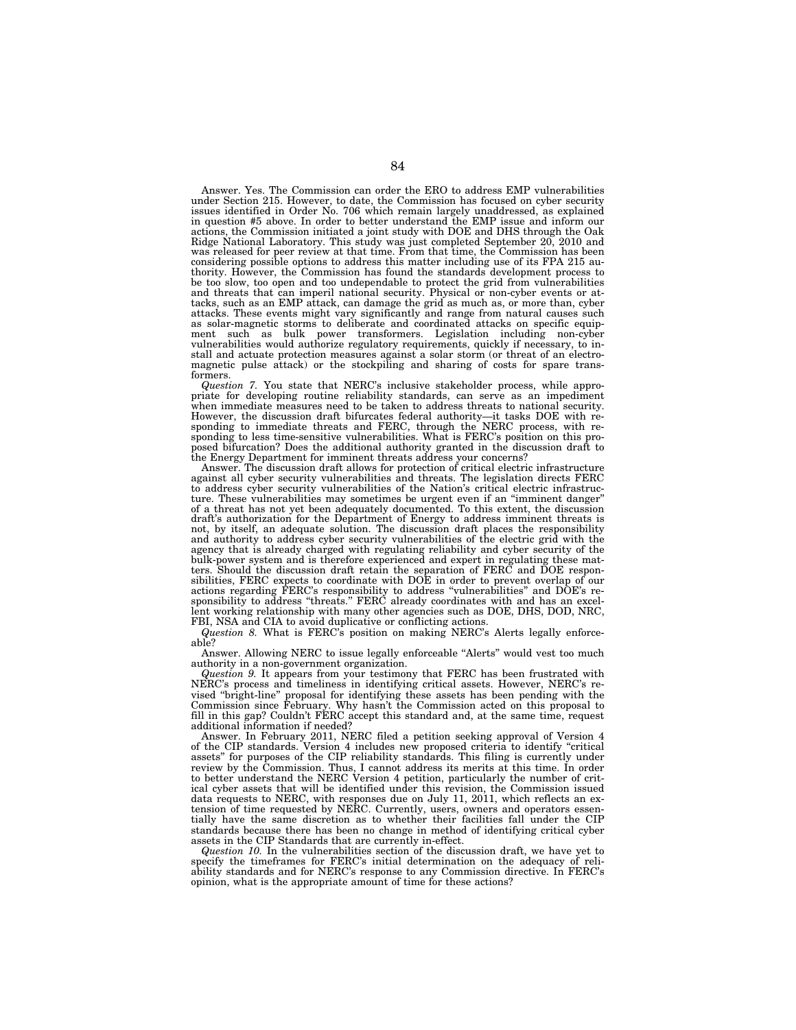Answer. Yes. The Commission can order the ERO to address EMP vulnerabilities under Section 215. However, to date, the Commission has focused on cyber security issues identified in Order No. 706 which remain largely unaddressed, as explained in question #5 above. In order to better understand the EMP issue and inform our actions, the Commission initiated a joint study with DOE and DHS through the Oak Ridge National Laboratory. This study was just completed September 20, 2010 and was released for peer review at that time. From that time, the Commission has been considering possible options to address this matter including use of its FPA 215 authority. However, the Commission has found the standards development process to be too slow, too open and too undependable to protect the grid from vulnerabilities and threats that can imperil national security. Physical or non-cyber events or attacks, such as an EMP attack, can damage the grid as much as, or more than, cyber attacks. These events might vary significantly and range from natural causes such as solar-magnetic storms to deliberate and coordinated attacks on specific equipment such as bulk power transformers. Legislation including non-cyber vulnerabilities would authorize regulatory requirements, quickly if necessary, to install and actuate protection measures against a solar storm (or threat of an electromagnetic pulse attack) or the stockpiling and sharing of costs for spare transformers.

*Question 7.* You state that NERC's inclusive stakeholder process, while appropriate for developing routine reliability standards, can serve as an impediment when immediate measures need to be taken to address threats to national security. However, the discussion draft bifurcates federal authority—it tasks DOE with responding to immediate threats and FERC, through the NERC process, with responding to less time-sensitive vulnerabilities. What is FERC's position on this proposed bifurcation? Does the additional authority granted in the discussion draft to the Energy Department for imminent threats address your concerns?

Answer. The discussion draft allows for protection of critical electric infrastructure against all cyber security vulnerabilities and threats. The legislation directs FERC to address cyber security vulnerabilities of the Nation's critical electric infrastructure. These vulnerabilities may sometimes be urgent even if an "imminent danger" of a threat has not yet been adequately documented. To this extent, the discussion draft's authorization for the Department of Energy to address imminent threats is not, by itself, an adequate solution. The discussion draft places the responsibility and authority to address cyber security vulnerabilities of the electric grid with the agency that is already charged with regulating reliability and cyber security of the bulk-power system and is therefore experienced and expert in regulating these matters. Should the discussion draft retain the separation of FERC and DOE responsibilities, FERC expects to coordinate with DOE in order to prevent overlap of our actions regarding FERC's responsibility to address "vulnerabilities" and DOE's responsibility to address "threats." FERC already coordinates with and has an excellent working relationship with many other agencies such as DOE, DHS, DOD, NRC, FBI, NSA and CIA to avoid duplicative or conflicting actions.

*Question 8.* What is FERC's position on making NERC's Alerts legally enforceable?

Answer. Allowing NERC to issue legally enforceable "Alerts" would vest too much authority in a non-government organization.

*Question 9.* It appears from your testimony that FERC has been frustrated with NERC's process and timeliness in identifying critical assets. However, NERC's revised "bright-line" proposal for identifying these assets has been pending with the Commission since February. Why hasn't the Commission acted on this proposal to fill in this gap? Couldn't FERC accept this standard and, at the same time, request additional information if needed?

Answer. In February 2011, NERC filed a petition seeking approval of Version 4 of the CIP standards. Version 4 includes new proposed criteria to identify "critical assets" for purposes of the CIP reliability standards. This filing is currently under review by the Commission. Thus, I cannot address its merits at this time. In order to better understand the NERC Version 4 petition, particularly the number of critical cyber assets that will be identified under this revision, the Commission issued data requests to NERC, with responses due on July 11, 2011, which reflects an extension of time requested by NERC. Currently, users, owners and operators essentially have the same discretion as to whether their facilities fall under the CIP standards because there has been no change in method of identifying critical cyber assets in the CIP Standards that are currently in-effect.

*Question 10.* In the vulnerabilities section of the discussion draft, we have yet to specify the timeframes for FERC's initial determination on the adequacy of reliability standards and for NERC's response to any Commission directive. In FERC's opinion, what is the appropriate amount of time for these actions?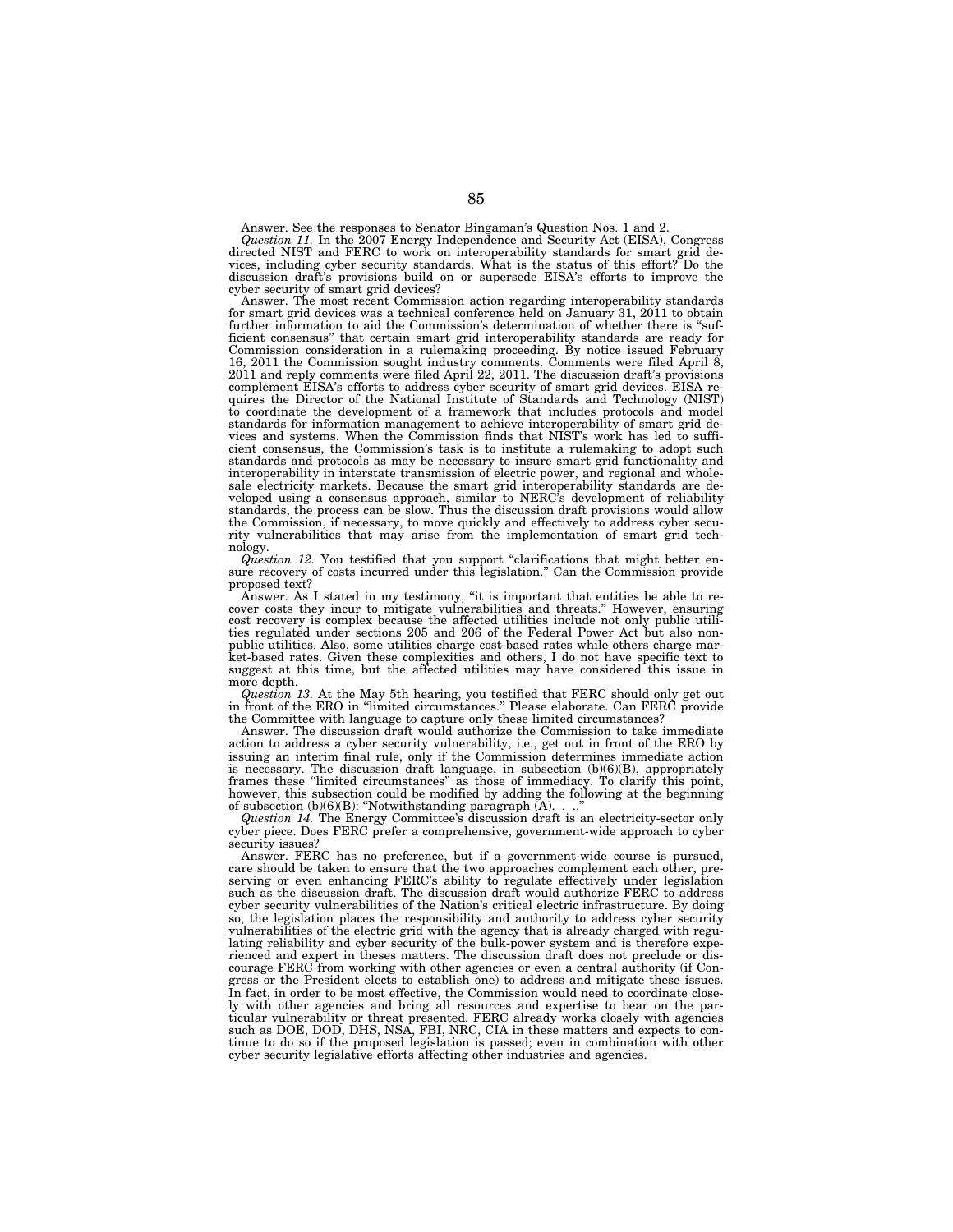Answer. See the responses to Senator Bingaman's Question Nos. 1 and 2.

*Question 11.* In the 2007 Energy Independence and Security Act (EISA), Congress directed NIST and FERC to work on interoperability standards for smart grid devices, including cyber security standards. What is the status of this effort? Do the discussion draft's provisions build on or supersede EISA's efforts to improve the cyber security of smart grid devices?

Answer. The most recent Commission action regarding interoperability standards for smart grid devices was a technical conference held on January 31, 2011 to obtain further information to aid the Commission's determination of whether there is "sufficient consensus" that certain smart grid interoperability standards are ready for Commission consideration in a rulemaking proceeding. By notice issued February 16, 2011 the Commission sought industry comments. Comments were filed April 8, 2011 and reply comments were filed April 22, 2011. The discussion draft's provisions complement EISA's efforts to address cyber security of smart grid devices. EISA requires the Director of the National Institute of Standards and Technology (NIST) to coordinate the development of a framework that includes protocols and model standards for information management to achieve interoperability of smart grid devices and systems. When the Commission finds that NIST's work has led to sufficient consensus, the Commission's task is to institute a rulemaking to adopt such standards and protocols as may be necessary to insure smart grid functionality and interoperability in interstate transmission of electric power, and regional and wholesale electricity markets. Because the smart grid interoperability standards are developed using a consensus approach, similar to NERC's development of reliability standards, the process can be slow. Thus the discussion draft provisions would allow the Commission, if necessary, to move quickly and effectively to address cyber security vulnerabilities that may arise from the implementation of smart grid technology.

*Question 12.* You testified that you support "clarifications that might better ensure recovery of costs incurred under this legislation." Can the Commission provide proposed text?

Answer. As I stated in my testimony, "it is important that entities be able to recover costs they incur to mitigate vulnerabilities and threats." However, ensuring cost recovery is complex because the affected utilities include not only public utilities regulated under sections 205 and 206 of the Federal Power Act but also non-public utilities. Also, some utilities charge cost-based rates while others charge market-based rates. Given these complexities and others, I do not have specific text to suggest at this time, but the affected utilities may have considered this issue in more depth.

*Question 13.* At the May 5th hearing, you testified that FERC should only get out in front of the ERO in "limited circumstances." Please elaborate. Can FERC provide the Committee with language to capture only these limited circumstances?

Answer. The discussion draft would authorize the Commission to take immediate action to address a cyber security vulnerability, i.e., get out in front of the ERO by issuing an interim final rule, only if the Commission determines immediate action is necessary. The discussion draft language, in subsection (b)(6)(B), appropriately frames these "limited circumstances" as those of immediacy. To clarify this point, however, this subsection could be modified by adding the following at the beginning of subsection (b)(6)(B): "Notwithstanding paragraph (A). . .."

*Question 14.* The Energy Committee's discussion draft is an electricity-sector only cyber piece. Does FERC prefer a comprehensive, government-wide approach to cyber security issues?

Answer. FERC has no preference, but if a government-wide course is pursued, care should be taken to ensure that the two approaches complement each other, preserving or even enhancing FERC's ability to regulate effectively under legislation such as the discussion draft. The discussion draft would authorize FERC to address cyber security vulnerabilities of the Nation's critical electric infrastructure. By doing so, the legislation places the responsibility and authority to address cyber security vulnerabilities of the electric grid with the agency that is already charged with regulating reliability and cyber security of the bulk-power system and is therefore experienced and expert in theses matters. The discussion draft does not preclude or discourage FERC from working with other agencies or even a central authority (if Congress or the President elects to establish one) to address and mitigate these issues. In fact, in order to be most effective, the Commission would need to coordinate closely with other agencies and bring all resources and expertise to bear on the particular vulnerability or threat presented. FERC already works closely with agencies such as DOE, DOD, DHS, NSA, FBI, NRC, CIA in these matters and expects to continue to do so if the proposed legislation is passed; even in combination with other cyber security legislative efforts affecting other industries and agencies.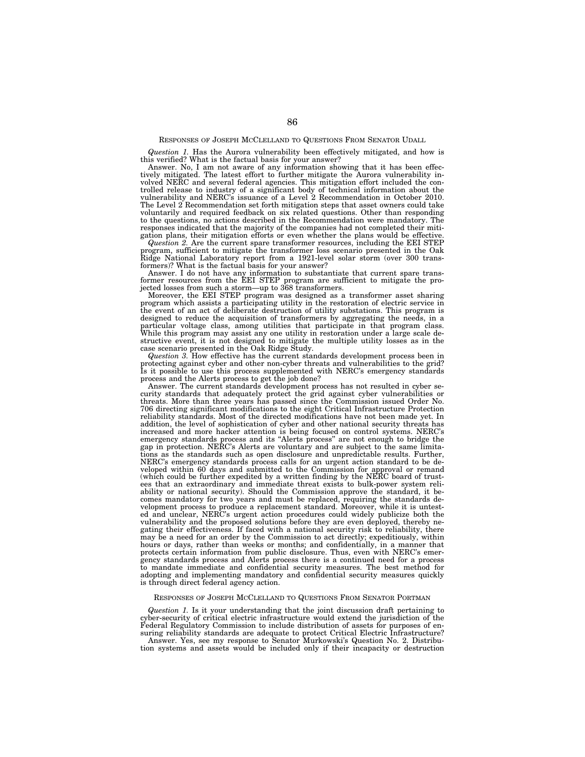## RESPONSES OF JOSEPH MCCLELLAND TO QUESTIONS FROM SENATOR UDALL

*Question 1.* Has the Aurora vulnerability been effectively mitigated, and how is this verified? What is the factual basis for your answer?

Answer. No, I am not aware of any information showing that it has been effectively mitigated. The latest effort to further mitigate the Aurora vulnerability involved NERC and several federal agencies. This mitigation effort included the controlled release to industry of a significant body of technical information about the vulnerability and NERC's issuance of a Level 2 Recommendation in October 2010. The Level 2 Recommendation set forth mitigation steps that asset owners could take voluntarily and required feedback on six related questions. Other than responding to the questions, no actions described in the Recommendation were mandatory. The responses indicated that the majority of the companies had not completed their mitigation plans, their mitigation efforts or even whether the plans would be effective.

*Question 2.* Are the current spare transformer resources, including the EEI STEP program, sufficient to mitigate the transformer loss scenario presented in the Oak Ridge National Laboratory report from a 1921-level solar storm (over 300 transformers)? What is the factual basis for your answer?

Answer. I do not have any information to substantiate that current spare transformer resources from the EEI STEP program are sufficient to mitigate the projected losses from such a storm—up to 368 transformers.

Moreover, the EEI STEP program was designed as a transformer asset sharing program which assists a participating utility in the restoration of electric service in the event of an act of deliberate destruction of utility substations. This program is designed to reduce the acquisition of transformers by aggregating the needs, in a particular voltage class, among utilities that participate in that program class. While this program may assist any one utility in restoration under a large scale destructive event, it is not designed to mitigate the multiple utility losses as in the case scenario presented in the Oak Ridge Study.

*Question 3.* How effective has the current standards development process been in protecting against cyber and other non-cyber threats and vulnerabilities to the grid? Is it possible to use this process supplemented with NERC's emergency standards process and the Alerts process to get the job done?

Answer. The current standards development process has not resulted in cyber security standards that adequately protect the grid against cyber vulnerabilities or threats. More than three years has passed since the Commission issued Order No. 706 directing significant modifications to the eight Critical Infrastructure Protection reliability standards. Most of the directed modifications have not been made yet. In addition, the level of sophistication of cyber and other national security threats has increased and more hacker attention is being focused on control systems. NERC's emergency standards process and its "Alerts process" are not enough to bridge the gap in protection. NERC's Alerts are voluntary and are subject to the same limitations as the standards such as open disclosure and unpredictable results. Further, NERC's emergency standards process calls for an urgent action standard to be developed within 60 days and submitted to the Commission for approval or remand (which could be further expedited by a written finding by the NERC board of trustees that an extraordinary and immediate threat exists to bulk-power system reliability or national security). Should the Commission approve the standard, it becomes mandatory for two years and must be replaced, requiring the standards development process to produce a replacement standard. Moreover, while it is untested and unclear, NERC's urgent action procedures could widely publicize both the vulnerability and the proposed solutions before they are even deployed, thereby negating their effectiveness. If faced with a national security risk to reliability, there may be a need for an order by the Commission to act directly; expeditiously, within hours or days, rather than weeks or months; and confidentially, in a manner that protects certain information from public disclosure. Thus, even with NERC's emergency standards process and Alerts process there is a continued need for a process to mandate immediate and confidential security measures. The best method for adopting and implementing mandatory and confidential security measures quickly is through direct federal agency action.

## RESPONSES OF JOSEPH MCCLELLAND TO QUESTIONS FROM SENATOR PORTMAN

*Question 1.* Is it your understanding that the joint discussion draft pertaining to cyber-security of critical electric infrastructure would extend the jurisdiction of the Federal Regulatory Commission to include distribution of assets for purposes of ensuring reliability standards are adequate to protect Critical Electric Infrastructure?

Answer. Yes, see my response to Senator Murkowski's Question No. 2. Distribution systems and assets would be included only if their incapacity or destruction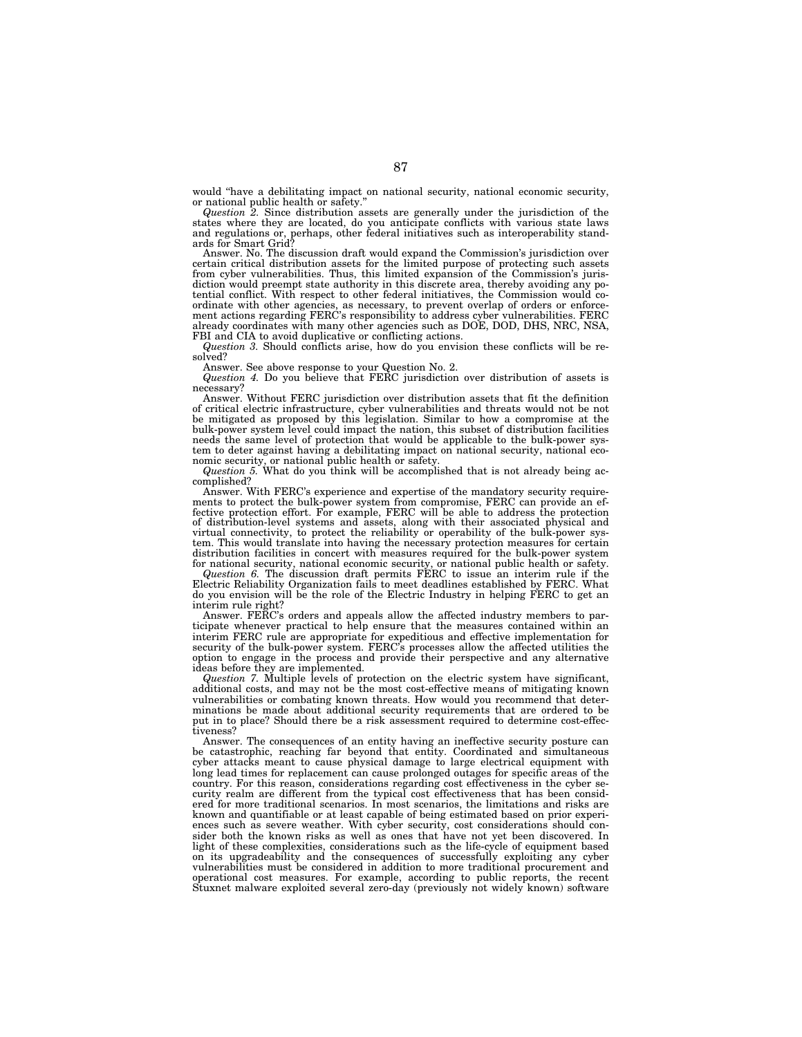would "have a debilitating impact on national security, national economic security, or national public health or safety."

*Question 2.* Since distribution assets are generally under the jurisdiction of the states where they are located, do you anticipate conflicts with various state laws and regulations or, perhaps, other federal initiatives such as interoperability standards for Smart Grid?

Answer. No. The discussion draft would expand the Commission's jurisdiction over certain critical distribution assets for the limited purpose of protecting such assets from cyber vulnerabilities. Thus, this limited expansion of the Commission's jurisdiction would preempt state authority in this discrete area, thereby avoiding any potential conflict. With respect to other federal initiatives, the Commission would coordinate with other agencies, as necessary, to prevent overlap of orders or enforcement actions regarding FERC's responsibility to address cyber vulnerabilities. FERC already coordinates with many other agencies such as DOE, DOD, DHS, NRC, NSA, FBI and CIA to avoid duplicative or conflicting actions.

*Question 3.* Should conflicts arise, how do you envision these conflicts will be resolved?

Answer. See above response to your Question No. 2.

*Question 4.* Do you believe that FERC jurisdiction over distribution of assets is necessary?

Answer. Without FERC jurisdiction over distribution assets that fit the definition of critical electric infrastructure, cyber vulnerabilities and threats would not be not be mitigated as proposed by this legislation. Similar to how a compromise at the bulk-power system level could impact the nation, this subset of distribution facilities needs the same level of protection that would be applicable to the bulk-power system to deter against having a debilitating impact on national security, national economic security, or national public health or safety.

*Question 5.* What do you think will be accomplished that is not already being accomplished?

Answer. With FERC's experience and expertise of the mandatory security requirements to protect the bulk-power system from compromise, FERC can provide an effective protection effort. For example, FERC will be able to address the protection of distribution-level systems and assets, along with their associated physical and virtual connectivity, to protect the reliability or operability of the bulk-power system. This would translate into having the necessary protection measures for certain distribution facilities in concert with measures required for the bulk-power system for national security, national economic security, or national public health or safety.

*Question 6.* The discussion draft permits FERC to issue an interim rule if the Electric Reliability Organization fails to meet deadlines established by FERC. What do you envision will be the role of the Electric Industry in helping FERC to get an interim rule right?

Answer. FERC's orders and appeals allow the affected industry members to participate whenever practical to help ensure that the measures contained within an interim FERC rule are appropriate for expeditious and effective implementation for security of the bulk-power system. FERC's processes allow the affected utilities the option to engage in the process and provide their perspective and any alternative ideas before they are implemented.

*Question 7.* Multiple levels of protection on the electric system have significant, additional costs, and may not be the most cost-effective means of mitigating known vulnerabilities or combating known threats. How would you recommend that determinations be made about additional security requirements that are ordered to be put in to place? Should there be a risk assessment required to determine cost-effectiveness?

Answer. The consequences of an entity having an ineffective security posture can be catastrophic, reaching far beyond that entity. Coordinated and simultaneous cyber attacks meant to cause physical damage to large electrical equipment with long lead times for replacement can cause prolonged outages for specific areas of the country. For this reason, considerations regarding cost effectiveness in the cyber security realm are different from the typical cost effectiveness that has been considered for more traditional scenarios. In most scenarios, the limitations and risks are known and quantifiable or at least capable of being estimated based on prior experiences such as severe weather. With cyber security, cost considerations should consider both the known risks as well as ones that have not yet been discovered. In light of these complexities, considerations such as the life-cycle of equipment based on its upgradeability and the consequences of successfully exploiting any cyber vulnerabilities must be considered in addition to more traditional procurement and operational cost measures. For example, according to public reports, the recent Stuxnet malware exploited several zero-day (previously not widely known) software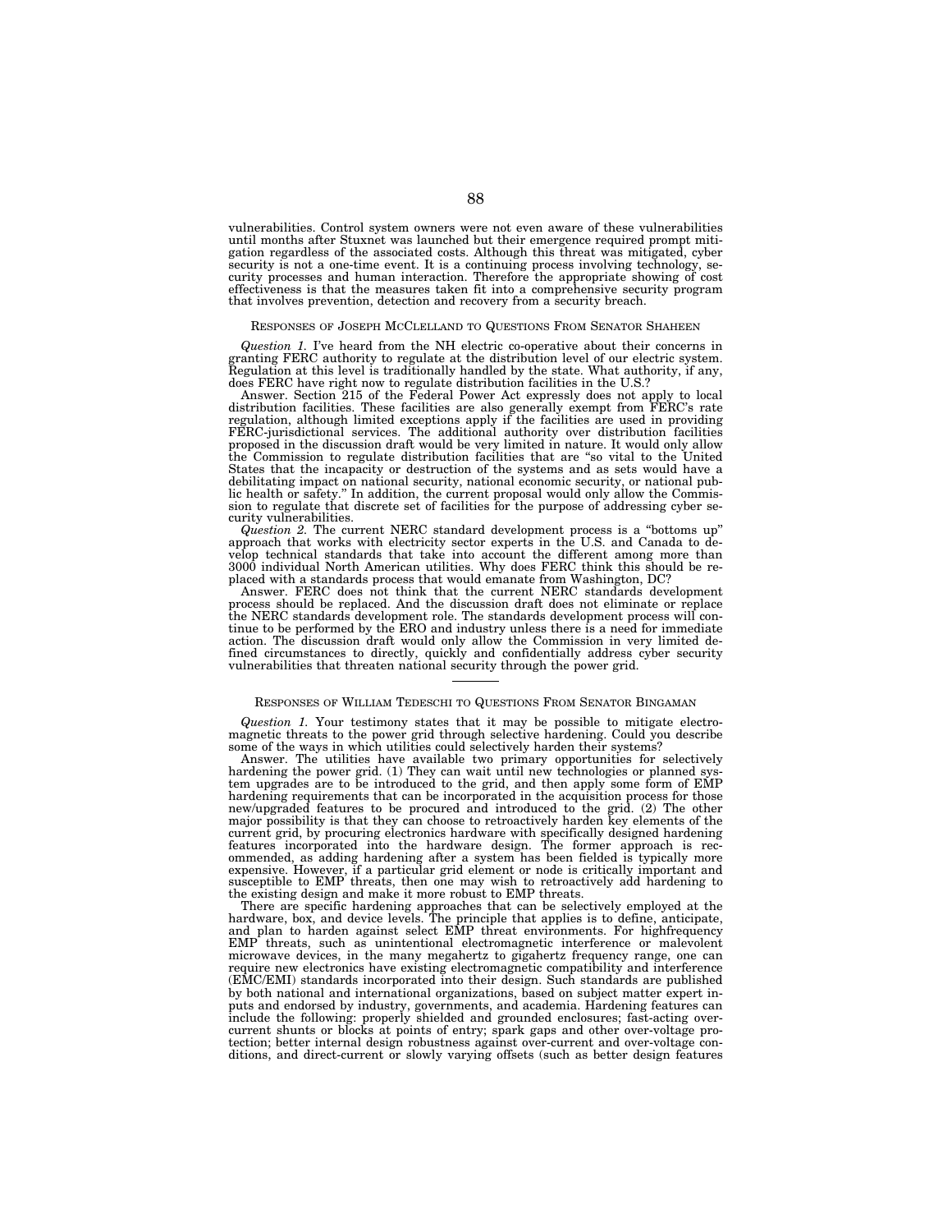vulnerabilities. Control system owners were not even aware of these vulnerabilities until months after Stuxnet was launched but their emergence required prompt mitigation regardless of the associated costs. Although this threat was mitigated, cyber security is not a one-time event. It is a continuing process involving technology, security processes and human interaction. Therefore the appropriate showing of cost effectiveness is that the measures taken fit into a comprehensive security program that involves prevention, detection and recovery from a security breach.

## RESPONSES OF JOSEPH MCCLELLAND TO QUESTIONS FROM SENATOR SHAHEEN

*Question 1.* I've heard from the NH electric co-operative about their concerns in granting FERC authority to regulate at the distribution level of our electric system. Regulation at this level is traditionally handled by the state. What authority, if any, does FERC have right now to regulate distribution facilities in the U.S.?

Answer. Section 215 of the Federal Power Act expressly does not apply to local distribution facilities. These facilities are also generally exempt from FERC's rate regulation, although limited exceptions apply if the facilities are used in providing FERC-jurisdictional services. The additional authority over distribution facilities proposed in the discussion draft would be very limited in nature. It would only allow the Commission to regulate distribution facilities that are "so vital to the United States that the incapacity or destruction of the systems and as sets would have a debilitating impact on national security, national economic security, or national public health or safety." In addition, the current proposal would only allow the Commission to regulate that discrete set of facilities for the purpose of addressing cyber security vulnerabilities.

*Question 2.* The current NERC standard development process is a "bottoms up" approach that works with electricity sector experts in the U.S. and Canada to develop technical standards that take into account the different among more than 3000 individual North American utilities. Why does FERC think this should be replaced with a standards process that would emanate from Washington, DC?

Answer. FERC does not think that the current NERC standards development process should be replaced. And the discussion draft does not eliminate or replace the NERC standards development role. The standards development process will continue to be performed by the ERO and industry unless there is a need for immediate action. The discussion draft would only allow the Commission in very limited defined circumstances to directly, quickly and confidentially address cyber security vulnerabilities that threaten national security through the power grid.

---

## RESPONSES OF WILLIAM TEDESCHI TO QUESTIONS FROM SENATOR BINGAMAN

*Question 1.* Your testimony states that it may be possible to mitigate electromagnetic threats to the power grid through selective hardening. Could you describe some of the ways in which utilities could selectively harden their systems?

Answer. The utilities have available two primary opportunities for selectively hardening the power grid. (1) They can wait until new technologies or planned system upgrades are to be introduced to the grid, and then apply some form of EMP hardening requirements that can be incorporated in the acquisition process for those new/upgraded features to be procured and introduced to the grid. (2) The other major possibility is that they can choose to retroactively harden key elements of the current grid, by procuring electronics hardware with specifically designed hardening features incorporated into the hardware design. The former approach is recommended, as adding hardening after a system has been fielded is typically more expensive. However, if a particular grid element or node is critically important and susceptible to EMP threats, then one may wish to retroactively add hardening to the existing design and make it more robust to EMP threats.

There are specific hardening approaches that can be selectively employed at the hardware, box, and device levels. The principle that applies is to define, anticipate, and plan to harden against select EMP threat environments. For highfrequency EMP threats, such as unintentional electromagnetic interference or malevolent microwave devices, in the many megahertz to gigahertz frequency range, one can require new electronics have existing electromagnetic compatibility and interference (EMC/EMI) standards incorporated into their design. Such standards are published by both national and international organizations, based on subject matter expert inputs and endorsed by industry, governments, and academia. Hardening features can include the following: properly shielded and grounded enclosures; fast-acting over-current shunts or blocks at points of entry; spark gaps and other over-voltage protection; better internal design robustness against over-current and over-voltage conditions, and direct-current or slowly varying offsets (such as better design features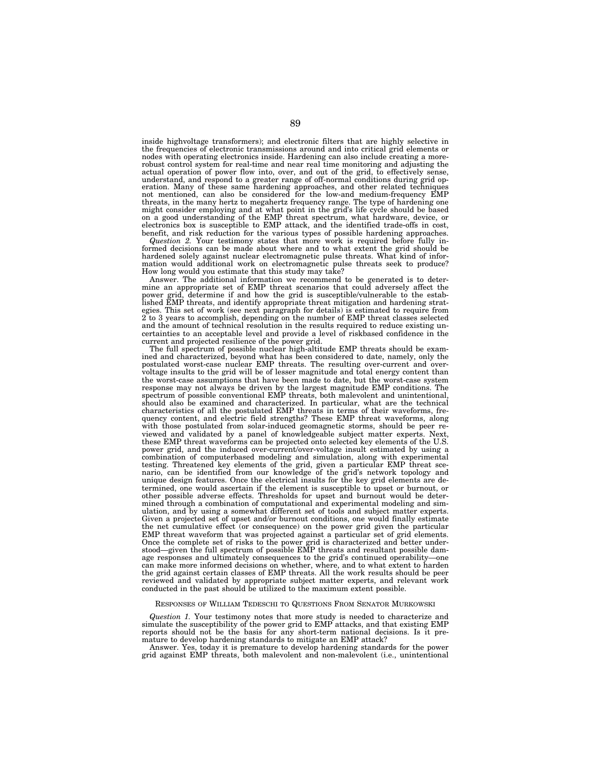inside highvoltage transformers); and electronic filters that are highly selective in the frequencies of electronic transmissions around and into critical grid elements or nodes with operating electronics inside. Hardening can also include creating a more-robust control system for real-time and near real time monitoring and adjusting the actual operation of power flow into, over, and out of the grid, to effectively sense, understand, and respond to a greater range of off-normal conditions during grid operation. Many of these same hardening approaches, and other related techniques not mentioned, can also be considered for the low-and medium-frequency EMP threats, in the many hertz to megahertz frequency range. The type of hardening one might consider employing and at what point in the grid's life cycle should be based on a good understanding of the EMP threat spectrum, what hardware, device, or electronics box is susceptible to EMP attack, and the identified trade-offs in cost, benefit, and risk reduction for the various types of possible hardening approaches.

*Question 2.* Your testimony states that more work is required before fully informed decisions can be made about where and to what extent the grid should be hardened solely against nuclear electromagnetic pulse threats. What kind of information would additional work on electromagnetic pulse threats seek to produce? How long would you estimate that this study may take?

Answer. The additional information we recommend to be generated is to determine an appropriate set of EMP threat scenarios that could adversely affect the power grid, determine if and how the grid is susceptible/vulnerable to the established EMP threats, and identify appropriate threat mitigation and hardening strategies. This set of work (see next paragraph for details) is estimated to require from 2 to 3 years to accomplish, depending on the number of EMP threat classes selected and the amount of technical resolution in the results required to reduce existing uncertainties to an acceptable level and provide a level of riskbased confidence in the current and projected resilience of the power grid.

The full spectrum of possible nuclear high-altitude EMP threats should be examined and characterized, beyond what has been considered to date, namely, only the postulated worst-case nuclear EMP threats. The resulting over-current and over-voltage insults to the grid will be of lesser magnitude and total energy content than the worst-case assumptions that have been made to date, but the worst-case system response may not always be driven by the largest magnitude EMP conditions. The spectrum of possible conventional EMP threats, both malevolent and unintentional, should also be examined and characterized. In particular, what are the technical characteristics of all the postulated EMP threats in terms of their waveforms, frequency content, and electric field strengths? These EMP threat waveforms, along with those postulated from solar-induced geomagnetic storms, should be peer reviewed and validated by a panel of knowledgeable subject matter experts. Next, these EMP threat waveforms can be projected onto selected key elements of the U.S. power grid, and the induced over-current/over-voltage insult estimated by using a combination of computerbased modeling and simulation, along with experimental testing. Threatened key elements of the grid, given a particular EMP threat scenario, can be identified from our knowledge of the grid's network topology and unique design features. Once the electrical insults for the key grid elements are determined, one would ascertain if the element is susceptible to upset or burnout, or other possible adverse effects. Thresholds for upset and burnout would be determined through a combination of computational and experimental modeling and simulation, and by using a somewhat different set of tools and subject matter experts. Given a projected set of upset and/or burnout conditions, one would finally estimate the net cumulative effect (or consequence) on the power grid given the particular EMP threat waveform that was projected against a particular set of grid elements. Once the complete set of risks to the power grid is characterized and better understood—given the full spectrum of possible EMP threats and resultant possible damage responses and ultimately consequences to the grid's continued operability—one can make more informed decisions on whether, where, and to what extent to harden the grid against certain classes of EMP threats. All the work results should be peer reviewed and validated by appropriate subject matter experts, and relevant work conducted in the past should be utilized to the maximum extent possible.

RESPONSES OF WILLIAM TEDESCHI TO QUESTIONS FROM SENATOR MURKOWSKI

*Question 1.* Your testimony notes that more study is needed to characterize and simulate the susceptibility of the power grid to EMP attacks, and that existing EMP reports should not be the basis for any short-term national decisions. Is it premature to develop hardening standards to mitigate an EMP attack?

Answer. Yes, today it is premature to develop hardening standards for the power grid against EMP threats, both malevolent and non-malevolent (i.e., unintentional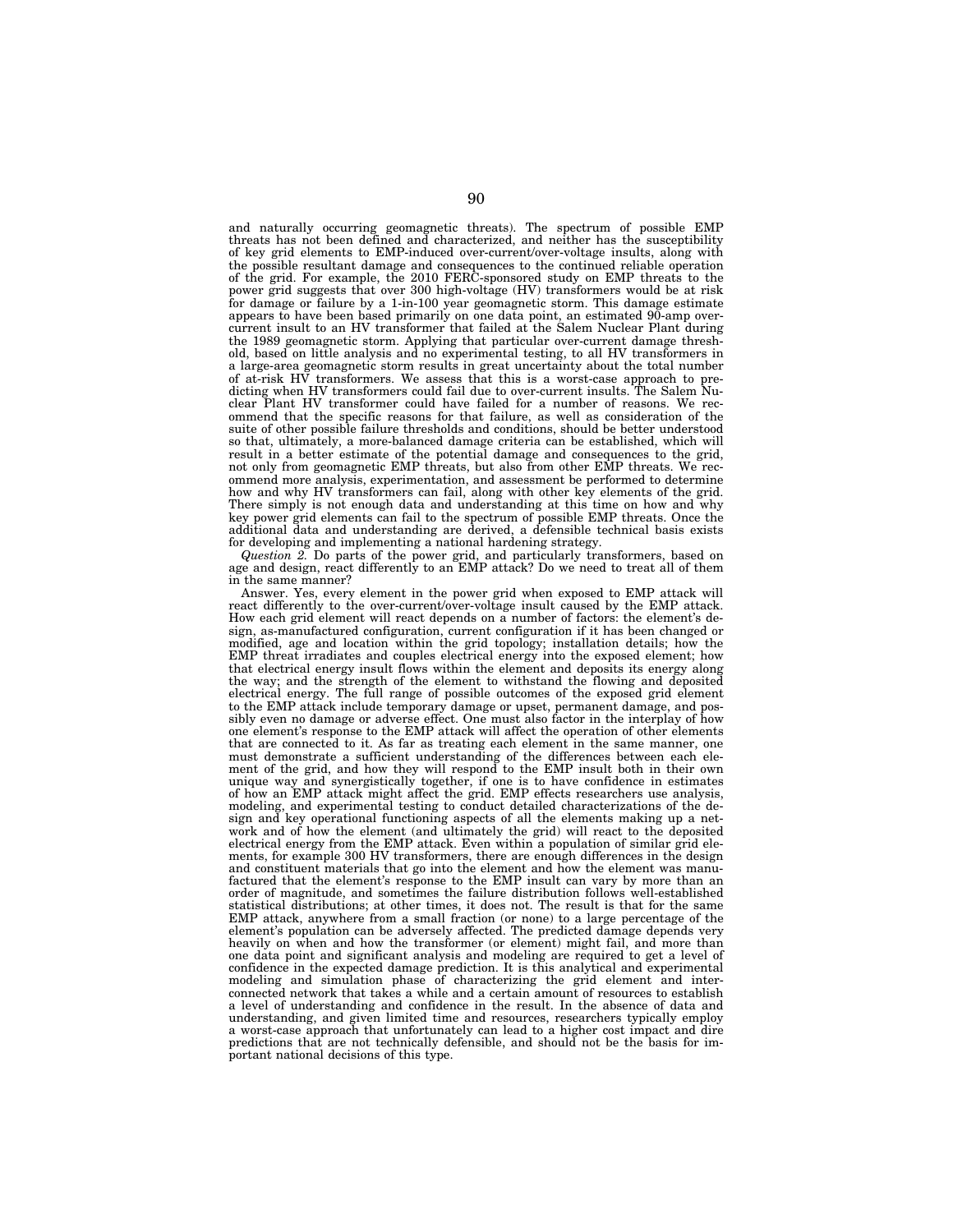and naturally occurring geomagnetic threats). The spectrum of possible EMP threats has not been defined and characterized, and neither has the susceptibility of key grid elements to EMP-induced over-current/over-voltage insults, along with the possible resultant damage and consequences to the continued reliable operation of the grid. For example, the 2010 FERC-sponsored study on EMP threats to the power grid suggests that over 300 high-voltage (HV) transformers would be at risk for damage or failure by a 1-in-100 year geomagnetic storm. This damage estimate appears to have been based primarily on one data point, an estimated 90-amp over-current insult to an HV transformer that failed at the Salem Nuclear Plant during the 1989 geomagnetic storm. Applying that particular over-current damage threshold, based on little analysis and no experimental testing, to all HV transformers in a large-area geomagnetic storm results in great uncertainty about the total number of at-risk HV transformers. We assess that this is a worst-case approach to predicting when HV transformers could fail due to over-current insults. The Salem Nuclear Plant HV transformer could have failed for a number of reasons. We recommend that the specific reasons for that failure, as well as consideration of the suite of other possible failure thresholds and conditions, should be better understood so that, ultimately, a more-balanced damage criteria can be established, which will result in a better estimate of the potential damage and consequences to the grid, not only from geomagnetic EMP threats, but also from other EMP threats. We recommend more analysis, experimentation, and assessment be performed to determine how and why HV transformers can fail, along with other key elements of the grid. There simply is not enough data and understanding at this time on how and why key power grid elements can fail to the spectrum of possible EMP threats. Once the additional data and understanding are derived, a defensible technical basis exists for developing and implementing a national hardening strategy.

*Question 2.* Do parts of the power grid, and particularly transformers, based on age and design, react differently to an EMP attack? Do we need to treat all of them in the same manner?

Answer. Yes, every element in the power grid when exposed to EMP attack will react differently to the over-current/over-voltage insult caused by the EMP attack. How each grid element will react depends on a number of factors: the element's design, as-manufactured configuration, current configuration if it has been changed or modified, age and location within the grid topology; installation details; how the EMP threat irradiates and couples electrical energy into the exposed element; how that electrical energy insult flows within the element and deposits its energy along the way; and the strength of the element to withstand the flowing and deposited electrical energy. The full range of possible outcomes of the exposed grid element to the EMP attack include temporary damage or upset, permanent damage, and possibly even no damage or adverse effect. One must also factor in the interplay of how one element's response to the EMP attack will affect the operation of other elements that are connected to it. As far as treating each element in the same manner, one must demonstrate a sufficient understanding of the differences between each element of the grid, and how they will respond to the EMP insult both in their own unique way and synergistically together, if one is to have confidence in estimates of how an EMP attack might affect the grid. EMP effects researchers use analysis, modeling, and experimental testing to conduct detailed characterizations of the design and key operational functioning aspects of all the elements making up a network and of how the element (and ultimately the grid) will react to the deposited electrical energy from the EMP attack. Even within a population of similar grid elements, for example 300 HV transformers, there are enough differences in the design and constituent materials that go into the element and how the element was manufactured that the element's response to the EMP insult can vary by more than an order of magnitude, and sometimes the failure distribution follows well-established statistical distributions; at other times, it does not. The result is that for the same EMP attack, anywhere from a small fraction (or none) to a large percentage of the element's population can be adversely affected. The predicted damage depends very heavily on when and how the transformer (or element) might fail, and more than one data point and significant analysis and modeling are required to get a level of confidence in the expected damage prediction. It is this analytical and experimental modeling and simulation phase of characterizing the grid element and interconnected network that takes a while and a certain amount of resources to establish a level of understanding and confidence in the result. In the absence of data and understanding, and given limited time and resources, researchers typically employ a worst-case approach that unfortunately can lead to a higher cost impact and dire predictions that are not technically defensible, and should not be the basis for important national decisions of this type.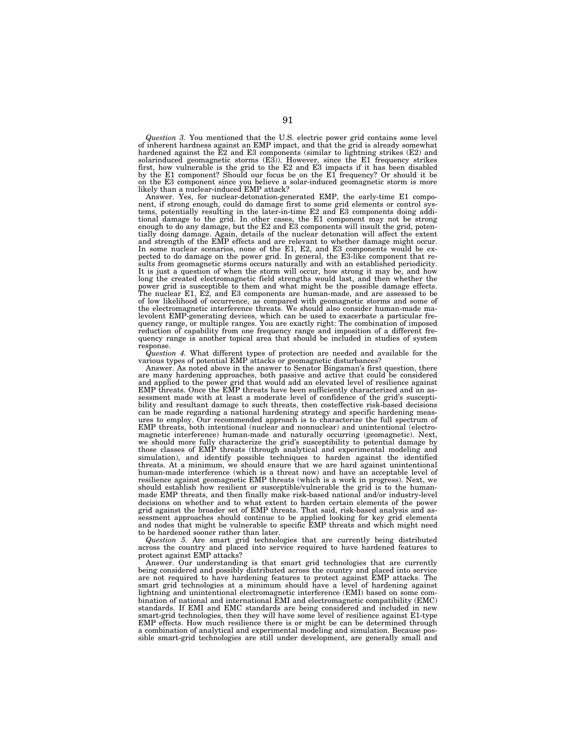*Question 3.* You mentioned that the U.S. electric power grid contains some level of inherent hardness against an EMP impact, and that the grid is already somewhat hardened against the E2 and E3 components (similar to lightning strikes (E2) and solarinduced geomagnetic storms (E3)). However, since the E1 frequency strikes first, how vulnerable is the grid to the E2 and E3 impacts if it has been disabled by the E1 component? Should our focus be on the E1 frequency? Or should it be on the E3 component since you believe a solar-induced geomagnetic storm is more likely than a nuclear-induced EMP attack?

Answer. Yes, for nuclear-detonation-generated EMP, the early-time E1 component, if strong enough, could do damage first to some grid elements or control systems, potentially resulting in the later-in-time E2 and E3 components doing additional damage to the grid. In other cases, the E1 component may not be strong enough to do any damage, but the E2 and E3 components will insult the grid, potentially doing damage. Again, details of the nuclear detonation will affect the extent and strength of the EMP effects and are relevant to whether damage might occur. In some nuclear scenarios, none of the E1, E2, and E3 components would be expected to do damage on the power grid. In general, the E3-like component that results from geomagnetic storms occurs naturally and with an established periodicity. It is just a question of when the storm will occur, how strong it may be, and how long the created electromagnetic field strengths would last, and then whether the power grid is susceptible to them and what might be the possible damage effects. The nuclear E1, E2, and E3 components are human-made, and are assessed to be of low likelihood of occurrence, as compared with geomagnetic storms and some of the electromagnetic interference threats. We should also consider human-made malevolent EMP-generating devices, which can be used to exacerbate a particular frequency range, or multiple ranges. You are exactly right: The combination of imposed reduction of capability from one frequency range and imposition of a different frequency range is another topical area that should be included in studies of system response.

*Question 4.* What different types of protection are needed and available for the various types of potential EMP attacks or geomagnetic disturbances?

Answer. As noted above in the answer to Senator Bingaman's first question, there are many hardening approaches, both passive and active that could be considered and applied to the power grid that would add an elevated level of resilience against EMP threats. Once the EMP threats have been sufficiently characterized and an assessment made with at least a moderate level of confidence of the grid's susceptibility and resultant damage to such threats, then costeffective risk-based decisions can be made regarding a national hardening strategy and specific hardening measures to employ. Our recommended approach is to characterize the full spectrum of EMP threats, both intentional (nuclear and nonnuclear) and unintentional (electromagnetic interference) human-made and naturally occurring (geomagnetic). Next, we should more fully characterize the grid's susceptibility to potential damage by those classes of EMP threats (through analytical and experimental modeling and simulation), and identify possible techniques to harden against the identified threats. At a minimum, we should ensure that we are hard against unintentional human-made interference (which is a threat now) and have an acceptable level of resilience against geomagnetic EMP threats (which is a work in progress). Next, we should establish how resilient or susceptible/vulnerable the grid is to the human-made EMP threats, and then finally make risk-based national and/or industry-level decisions on whether and to what extent to harden certain elements of the power grid against the broader set of EMP threats. That said, risk-based analysis and assessment approaches should continue to be applied looking for key grid elements and nodes that might be vulnerable to specific EMP threats and which might need to be hardened sooner rather than later.

*Question 5.* Are smart grid technologies that are currently being distributed across the country and placed into service required to have hardened features to protect against EMP attacks?

Answer. Our understanding is that smart grid technologies that are currently being considered and possibly distributed across the country and placed into service are not required to have hardening features to protect against EMP attacks. The smart grid technologies at a minimum should have a level of hardening against lightning and unintentional electromagnetic interference (EMI) based on some combination of national and international EMI and electromagnetic compatibility (EMC) standards. If EMI and EMC standards are being considered and included in new smart-grid technologies, then they will have some level of resilience against E1-type EMP effects. How much resilience there is or might be can be determined through a combination of analytical and experimental modeling and simulation. Because possible smart-grid technologies are still under development, are generally small and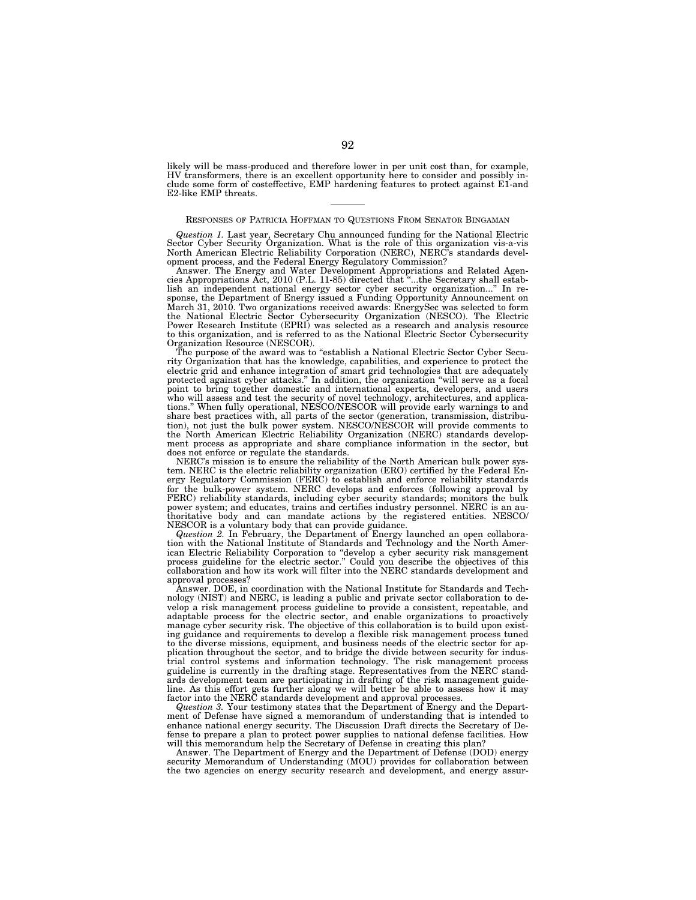likely will be mass-produced and therefore lower in per unit cost than, for example, HV transformers, there is an excellent opportunity here to consider and possibly include some form of costeffective, EMP hardening features to protect against E1-and E2-like EMP threats.

---

RESPONSES OF PATRICIA HOFFMAN TO QUESTIONS FROM SENATOR BINGAMAN

*Question 1.* Last year, Secretary Chu announced funding for the National Electric Sector Cyber Security Organization. What is the role of this organization vis-a-vis North American Electric Reliability Corporation (NERC), NERC's standards development process, and the Federal Energy Regulatory Commission?

Answer. The Energy and Water Development Appropriations and Related Agencies Appropriations Act, 2010 (P.L. 11-85) directed that "...the Secretary shall establish an independent national energy sector cyber security organization..." In response, the Department of Energy issued a Funding Opportunity Announcement on March 31, 2010. Two organizations received awards: EnergySec was selected to form the National Electric Sector Cybersecurity Organization (NESCO). The Electric Power Research Institute (EPRI) was selected as a research and analysis resource to this organization, and is referred to as the National Electric Sector Cybersecurity Organization Resource (NESCOR).

The purpose of the award was to "establish a National Electric Sector Cyber Security Organization that has the knowledge, capabilities, and experience to protect the electric grid and enhance integration of smart grid technologies that are adequately protected against cyber attacks." In addition, the organization "will serve as a focal point to bring together domestic and international experts, developers, and users who will assess and test the security of novel technology, architectures, and applications." When fully operational, NESCO/NESCOR will provide early warnings to and share best practices with, all parts of the sector (generation, transmission, distribution), not just the bulk power system. NESCO/NESCOR will provide comments to the North American Electric Reliability Organization (NERC) standards development process as appropriate and share compliance information in the sector, but does not enforce or regulate the standards.

NERC's mission is to ensure the reliability of the North American bulk power system. NERC is the electric reliability organization (ERO) certified by the Federal Energy Regulatory Commission (FERC) to establish and enforce reliability standards for the bulk-power system. NERC develops and enforces (following approval by FERC) reliability standards, including cyber security standards; monitors the bulk power system; and educates, trains and certifies industry personnel. NERC is an authoritative body and can mandate actions by the registered entities. NESCO/NESCOR is a voluntary body that can provide guidance.

*Question 2.* In February, the Department of Energy launched an open collaboration with the National Institute of Standards and Technology and the North American Electric Reliability Corporation to "develop a cyber security risk management process guideline for the electric sector." Could you describe the objectives of this collaboration and how its work will filter into the NERC standards development and approval processes?

Answer. DOE, in coordination with the National Institute for Standards and Technology (NIST) and NERC, is leading a public and private sector collaboration to develop a risk management process guideline to provide a consistent, repeatable, and adaptable process for the electric sector, and enable organizations to proactively manage cyber security risk. The objective of this collaboration is to build upon existing guidance and requirements to develop a flexible risk management process tuned to the diverse missions, equipment, and business needs of the electric sector for application throughout the sector, and to bridge the divide between security for industrial control systems and information technology. The risk management process guideline is currently in the drafting stage. Representatives from the NERC standards development team are participating in drafting of the risk management guideline. As this effort gets further along we will better be able to assess how it may factor into the NERC standards development and approval processes.

*Question 3.* Your testimony states that the Department of Energy and the Department of Defense have signed a memorandum of understanding that is intended to enhance national energy security. The Discussion Draft directs the Secretary of Defense to prepare a plan to protect power supplies to national defense facilities. How will this memorandum help the Secretary of Defense in creating this plan?

Answer. The Department of Energy and the Department of Defense (DOD) energy security Memorandum of Understanding (MOU) provides for collaboration between the two agencies on energy security research and development, and energy assur-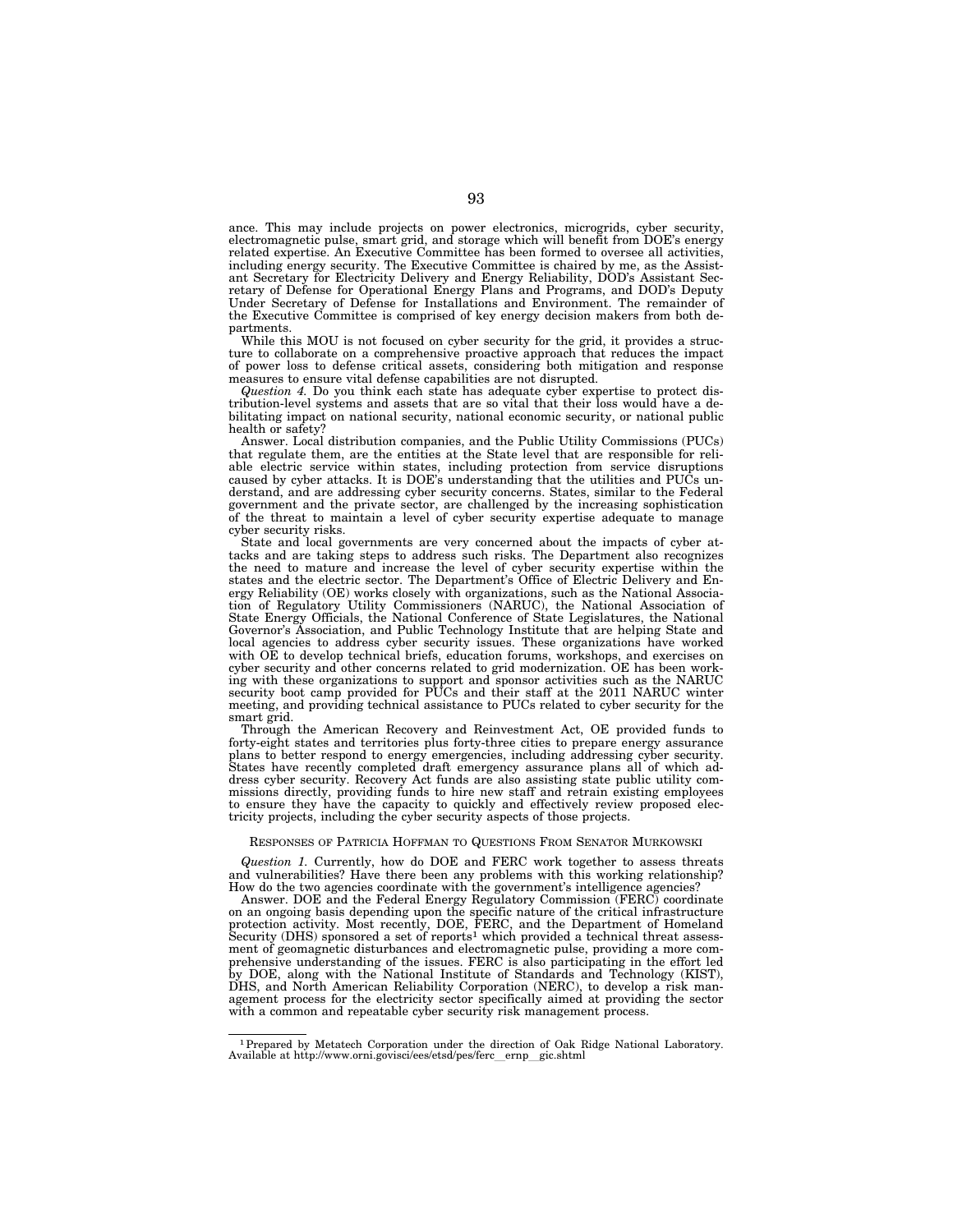ance. This may include projects on power electronics, microgrids, cyber security, electromagnetic pulse, smart grid, and storage which will benefit from DOE's energy related expertise. An Executive Committee has been formed to oversee all activities, including energy security. The Executive Committee is chaired by me, as the Assistant Secretary for Electricity Delivery and Energy Reliability, DOD's Assistant Secretary of Defense for Operational Energy Plans and Programs, and DOD's Deputy Under Secretary of Defense for Installations and Environment. The remainder of the Executive Committee is comprised of key energy decision makers from both departments.

While this MOU is not focused on cyber security for the grid, it provides a structure to collaborate on a comprehensive proactive approach that reduces the impact of power loss to defense critical assets, considering both mitigation and response measures to ensure vital defense capabilities are not disrupted.

*Question 4.* Do you think each state has adequate cyber expertise to protect distribution-level systems and assets that are so vital that their loss would have a debilitating impact on national security, national economic security, or national public health or safety?

Answer. Local distribution companies, and the Public Utility Commissions (PUCs) that regulate them, are the entities at the State level that are responsible for reliable electric service within states, including protection from service disruptions caused by cyber attacks. It is DOE's understanding that the utilities and PUCs understand, and are addressing cyber security concerns. States, similar to the Federal government and the private sector, are challenged by the increasing sophistication of the threat to maintain a level of cyber security expertise adequate to manage cyber security risks.

State and local governments are very concerned about the impacts of cyber attacks and are taking steps to address such risks. The Department also recognizes the need to mature and increase the level of cyber security expertise within the states and the electric sector. The Department's Office of Electric Delivery and Energy Reliability (OE) works closely with organizations, such as the National Association of Regulatory Utility Commissioners (NARUC), the National Association of State Energy Officials, the National Conference of State Legislatures, the National Governor's Association, and Public Technology Institute that are helping State and local agencies to address cyber security issues. These organizations have worked with OE to develop technical briefs, education forums, workshops, and exercises on cyber security and other concerns related to grid modernization. OE has been working with these organizations to support and sponsor activities such as the NARUC security boot camp provided for PUCs and their staff at the 2011 NARUC winter meeting, and providing technical assistance to PUCs related to cyber security for the smart grid.

Through the American Recovery and Reinvestment Act, OE provided funds to forty-eight states and territories plus forty-three cities to prepare energy assurance plans to better respond to energy emergencies, including addressing cyber security. States have recently completed draft emergency assurance plans all of which address cyber security. Recovery Act funds are also assisting state public utility commissions directly, providing funds to hire new staff and retrain existing employees to ensure they have the capacity to quickly and effectively review proposed electricity projects, including the cyber security aspects of those projects.

## Responses of Patricia Hoffman to Questions From Senator Murkowski

*Question 1.* Currently, how do DOE and FERC work together to assess threats and vulnerabilities? Have there been any problems with this working relationship? How do the two agencies coordinate with the government's intelligence agencies?

Answer. DOE and the Federal Energy Regulatory Commission (FERC) coordinate on an ongoing basis depending upon the specific nature of the critical infrastructure protection activity. Most recently, DOE, FERC, and the Department of Homeland Security (DHS) sponsored a set of reports[1] which provided a technical threat assessment of geomagnetic disturbances and electromagnetic pulse, providing a more comprehensive understanding of the issues. FERC is also participating in the effort led by DOE, along with the National Institute of Standards and Technology (KIST), DHS, and North American Reliability Corporation (NERC), to develop a risk management process for the electricity sector specifically aimed at providing the sector with a common and repeatable cyber security risk management process.

---

[1] Prepared by Metatech Corporation under the direction of Oak Ridge National Laboratory. Available at http://www.orni.govisci/ees/etsd/pes/ferc__ernp__gic.shtml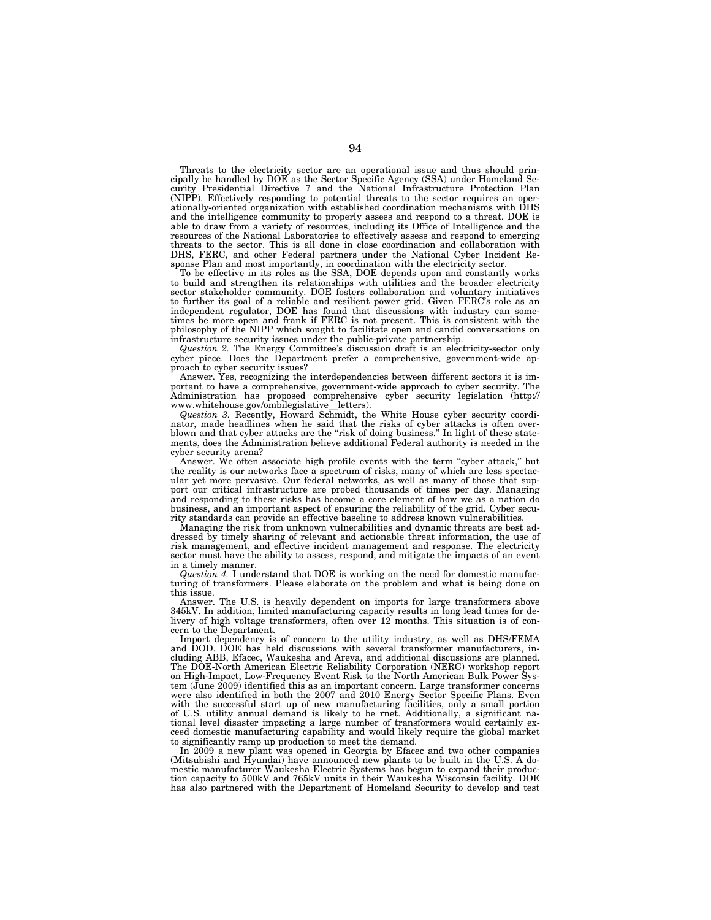Threats to the electricity sector are an operational issue and thus should principally be handled by DOE as the Sector Specific Agency (SSA) under Homeland Security Presidential Directive 7 and the National Infrastructure Protection Plan (NIPP). Effectively responding to potential threats to the sector requires an operationally-oriented organization with established coordination mechanisms with DHS and the intelligence community to properly assess and respond to a threat. DOE is able to draw from a variety of resources, including its Office of Intelligence and the resources of the National Laboratories to effectively assess and respond to emerging threats to the sector. This is all done in close coordination and collaboration with DHS, FERC, and other Federal partners under the National Cyber Incident Response Plan and most importantly, in coordination with the electricity sector.

To be effective in its roles as the SSA, DOE depends upon and constantly works to build and strengthen its relationships with utilities and the broader electricity sector stakeholder community. DOE fosters collaboration and voluntary initiatives to further its goal of a reliable and resilient power grid. Given FERC's role as an independent regulator, DOE has found that discussions with industry can sometimes be more open and frank if FERC is not present. This is consistent with the philosophy of the NIPP which sought to facilitate open and candid conversations on infrastructure security issues under the public-private partnership.

*Question 2.* The Energy Committee's discussion draft is an electricity-sector only cyber piece. Does the Department prefer a comprehensive, government-wide approach to cyber security issues?

Answer. Yes, recognizing the interdependencies between different sectors it is important to have a comprehensive, government-wide approach to cyber security. The Administration has proposed comprehensive cyber security legislation (http://www.whitehouse.gov/ombilegislative_letters).

*Question 3.* Recently, Howard Schmidt, the White House cyber security coordinator, made headlines when he said that the risks of cyber attacks is often overblown and that cyber attacks are the "risk of doing business." In light of these statements, does the Administration believe additional Federal authority is needed in the cyber security arena?

Answer. We often associate high profile events with the term "cyber attack," but the reality is our networks face a spectrum of risks, many of which are less spectacular yet more pervasive. Our federal networks, as well as many of those that support our critical infrastructure are probed thousands of times per day. Managing and responding to these risks has become a core element of how we as a nation do business, and an important aspect of ensuring the reliability of the grid. Cyber security standards can provide an effective baseline to address known vulnerabilities.

Managing the risk from unknown vulnerabilities and dynamic threats are best addressed by timely sharing of relevant and actionable threat information, the use of risk management, and effective incident management and response. The electricity sector must have the ability to assess, respond, and mitigate the impacts of an event in a timely manner.

*Question 4.* I understand that DOE is working on the need for domestic manufacturing of transformers. Please elaborate on the problem and what is being done on this issue.

Answer. The U.S. is heavily dependent on imports for large transformers above 345kV. In addition, limited manufacturing capacity results in long lead times for delivery of high voltage transformers, often over 12 months. This situation is of concern to the Department.

Import dependency is of concern to the utility industry, as well as DHS/FEMA and DOD. DOE has held discussions with several transformer manufacturers, including ABB, Efacec, Waukesha and Areva, and additional discussions are planned. The DOE-North American Electric Reliability Corporation (NERC) workshop report on High-Impact, Low-Frequency Event Risk to the North American Bulk Power System (June 2009) identified this as an important concern. Large transformer concerns were also identified in both the 2007 and 2010 Energy Sector Specific Plans. Even with the successful start up of new manufacturing facilities, only a small portion of U.S. utility annual demand is likely to be rnet. Additionally, a significant national level disaster impacting a large number of transformers would certainly exceed domestic manufacturing capability and would likely require the global market to significantly ramp up production to meet the demand.

In 2009 a new plant was opened in Georgia by Efacec and two other companies (Mitsubishi and Hyundai) have announced new plants to be built in the U.S. A domestic manufacturer Waukesha Electric Systems has begun to expand their production capacity to 500kV and 765kV units in their Waukesha Wisconsin facility. DOE has also partnered with the Department of Homeland Security to develop and test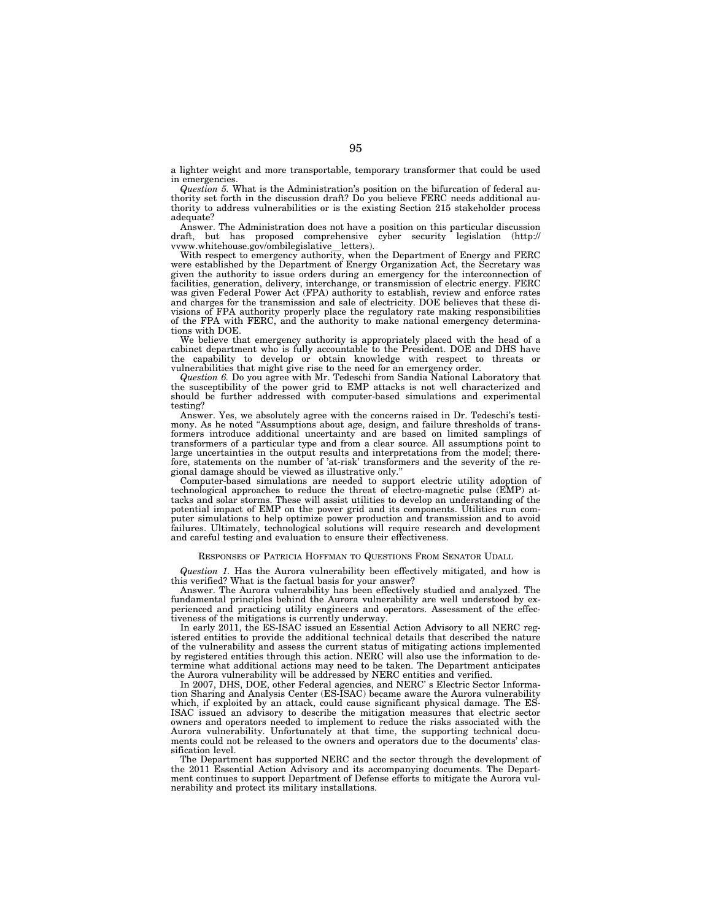a lighter weight and more transportable, temporary transformer that could be used in emergencies.

*Question 5.* What is the Administration's position on the bifurcation of federal authority set forth in the discussion draft? Do you believe FERC needs additional authority to address vulnerabilities or is the existing Section 215 stakeholder process adequate?

Answer. The Administration does not have a position on this particular discussion draft, but has proposed comprehensive cyber security legislation (http://vvww.whitehouse.gov/ombilegislative_letters).

With respect to emergency authority, when the Department of Energy and FERC were established by the Department of Energy Organization Act, the Secretary was given the authority to issue orders during an emergency for the interconnection of facilities, generation, delivery, interchange, or transmission of electric energy. FERC was given Federal Power Act (FPA) authority to establish, review and enforce rates and charges for the transmission and sale of electricity. DOE believes that these divisions of FPA authority properly place the regulatory rate making responsibilities of the FPA with FERC, and the authority to make national emergency determinations with DOE.

We believe that emergency authority is appropriately placed with the head of a cabinet department who is fully accountable to the President. DOE and DHS have the capability to develop or obtain knowledge with respect to threats or vulnerabilities that might give rise to the need for an emergency order.

*Question 6.* Do you agree with Mr. Tedeschi from Sandia National Laboratory that the susceptibility of the power grid to EMP attacks is not well characterized and should be further addressed with computer-based simulations and experimental testing?

Answer. Yes, we absolutely agree with the concerns raised in Dr. Tedeschi's testimony. As he noted "Assumptions about age, design, and failure thresholds of transformers introduce additional uncertainty and are based on limited samplings of transformers of a particular type and from a clear source. All assumptions point to large uncertainties in the output results and interpretations from the model; therefore, statements on the number of 'at-risk' transformers and the severity of the regional damage should be viewed as illustrative only."

Computer-based simulations are needed to support electric utility adoption of technological approaches to reduce the threat of electro-magnetic pulse (EMP) attacks and solar storms. These will assist utilities to develop an understanding of the potential impact of EMP on the power grid and its components. Utilities run computer simulations to help optimize power production and transmission and to avoid failures. Ultimately, technological solutions will require research and development and careful testing and evaluation to ensure their effectiveness.

## RESPONSES OF PATRICIA HOFFMAN TO QUESTIONS FROM SENATOR UDALL

*Question 1.* Has the Aurora vulnerability been effectively mitigated, and how is this verified? What is the factual basis for your answer?

Answer. The Aurora vulnerability has been effectively studied and analyzed. The fundamental principles behind the Aurora vulnerability are well understood by experienced and practicing utility engineers and operators. Assessment of the effectiveness of the mitigations is currently underway.

In early 2011, the ES-ISAC issued an Essential Action Advisory to all NERC registered entities to provide the additional technical details that described the nature of the vulnerability and assess the current status of mitigating actions implemented by registered entities through this action. NERC will also use the information to determine what additional actions may need to be taken. The Department anticipates the Aurora vulnerability will be addressed by NERC entities and verified.

In 2007, DHS, DOE, other Federal agencies, and NERC' s Electric Sector Information Sharing and Analysis Center (ES-ISAC) became aware the Aurora vulnerability which, if exploited by an attack, could cause significant physical damage. The ES-ISAC issued an advisory to describe the mitigation measures that electric sector owners and operators needed to implement to reduce the risks associated with the Aurora vulnerability. Unfortunately at that time, the supporting technical documents could not be released to the owners and operators due to the documents' classification level.

The Department has supported NERC and the sector through the development of the 2011 Essential Action Advisory and its accompanying documents. The Department continues to support Department of Defense efforts to mitigate the Aurora vulnerability and protect its military installations.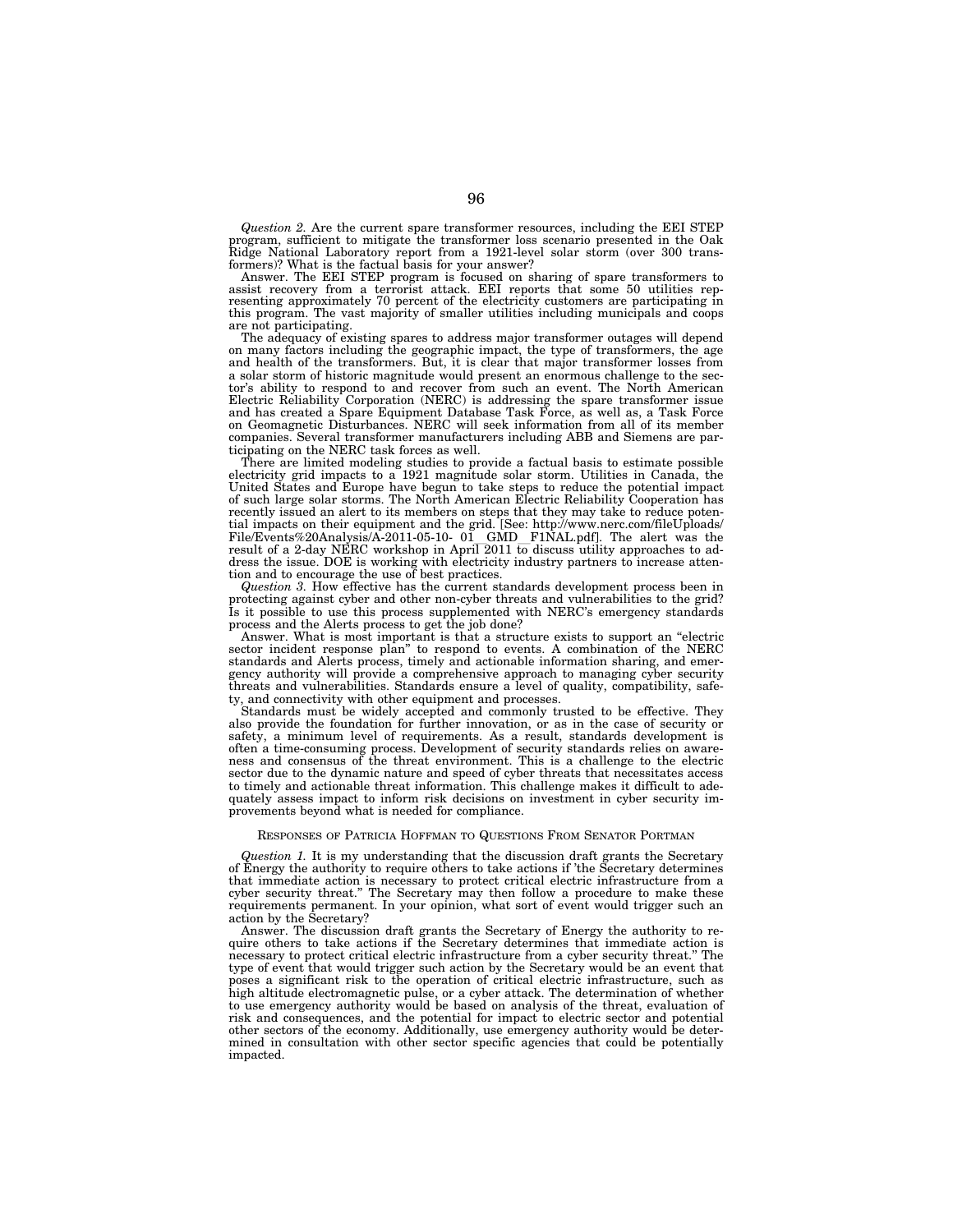*Question 2.* Are the current spare transformer resources, including the EEI STEP program, sufficient to mitigate the transformer loss scenario presented in the Oak Ridge National Laboratory report from a 1921-level solar storm (over 300 transformers)? What is the factual basis for your answer?

Answer. The EEI STEP program is focused on sharing of spare transformers to assist recovery from a terrorist attack. EEI reports that some 50 utilities representing approximately 70 percent of the electricity customers are participating in this program. The vast majority of smaller utilities including municipals and coops are not participating.

The adequacy of existing spares to address major transformer outages will depend on many factors including the geographic impact, the type of transformers, the age and health of the transformers. But, it is clear that major transformer losses from a solar storm of historic magnitude would present an enormous challenge to the sector's ability to respond to and recover from such an event. The North American Electric Reliability Corporation (NERC) is addressing the spare transformer issue and has created a Spare Equipment Database Task Force, as well as, a Task Force on Geomagnetic Disturbances. NERC will seek information from all of its member companies. Several transformer manufacturers including ABB and Siemens are participating on the NERC task forces as well.

There are limited modeling studies to provide a factual basis to estimate possible electricity grid impacts to a 1921 magnitude solar storm. Utilities in Canada, the United States and Europe have begun to take steps to reduce the potential impact of such large solar storms. The North American Electric Reliability Cooperation has recently issued an alert to its members on steps that they may take to reduce potential impacts on their equipment and the grid. [See: http://www.nerc.com/fileUploads/File/Events%20Analysis/A-2011-05-10- 01_GMD_F1NAL.pdf]. The alert was the result of a 2-day NERC workshop in April 2011 to discuss utility approaches to address the issue. DOE is working with electricity industry partners to increase attention and to encourage the use of best practices.

*Question 3.* How effective has the current standards development process been in protecting against cyber and other non-cyber threats and vulnerabilities to the grid? Is it possible to use this process supplemented with NERC's emergency standards process and the Alerts process to get the job done?

Answer. What is most important is that a structure exists to support an "electric sector incident response plan" to respond to events. A combination of the NERC standards and Alerts process, timely and actionable information sharing, and emergency authority will provide a comprehensive approach to managing cyber security threats and vulnerabilities. Standards ensure a level of quality, compatibility, safety, and connectivity with other equipment and processes.

Standards must be widely accepted and commonly trusted to be effective. They also provide the foundation for further innovation, or as in the case of security or safety, a minimum level of requirements. As a result, standards development is often a time-consuming process. Development of security standards relies on awareness and consensus of the threat environment. This is a challenge to the electric sector due to the dynamic nature and speed of cyber threats that necessitates access to timely and actionable threat information. This challenge makes it difficult to adequately assess impact to inform risk decisions on investment in cyber security improvements beyond what is needed for compliance.

RESPONSES OF PATRICIA HOFFMAN TO QUESTIONS FROM SENATOR PORTMAN

*Question 1.* It is my understanding that the discussion draft grants the Secretary of Energy the authority to require others to take actions if 'the Secretary determines that immediate action is necessary to protect critical electric infrastructure from a cyber security threat." The Secretary may then follow a procedure to make these requirements permanent. In your opinion, what sort of event would trigger such an action by the Secretary?

Answer. The discussion draft grants the Secretary of Energy the authority to require others to take actions if the Secretary determines that immediate action is necessary to protect critical electric infrastructure from a cyber security threat." The type of event that would trigger such action by the Secretary would be an event that poses a significant risk to the operation of critical electric infrastructure, such as high altitude electromagnetic pulse, or a cyber attack. The determination of whether to use emergency authority would be based on analysis of the threat, evaluation of risk and consequences, and the potential for impact to electric sector and potential other sectors of the economy. Additionally, use emergency authority would be determined in consultation with other sector specific agencies that could be potentially impacted.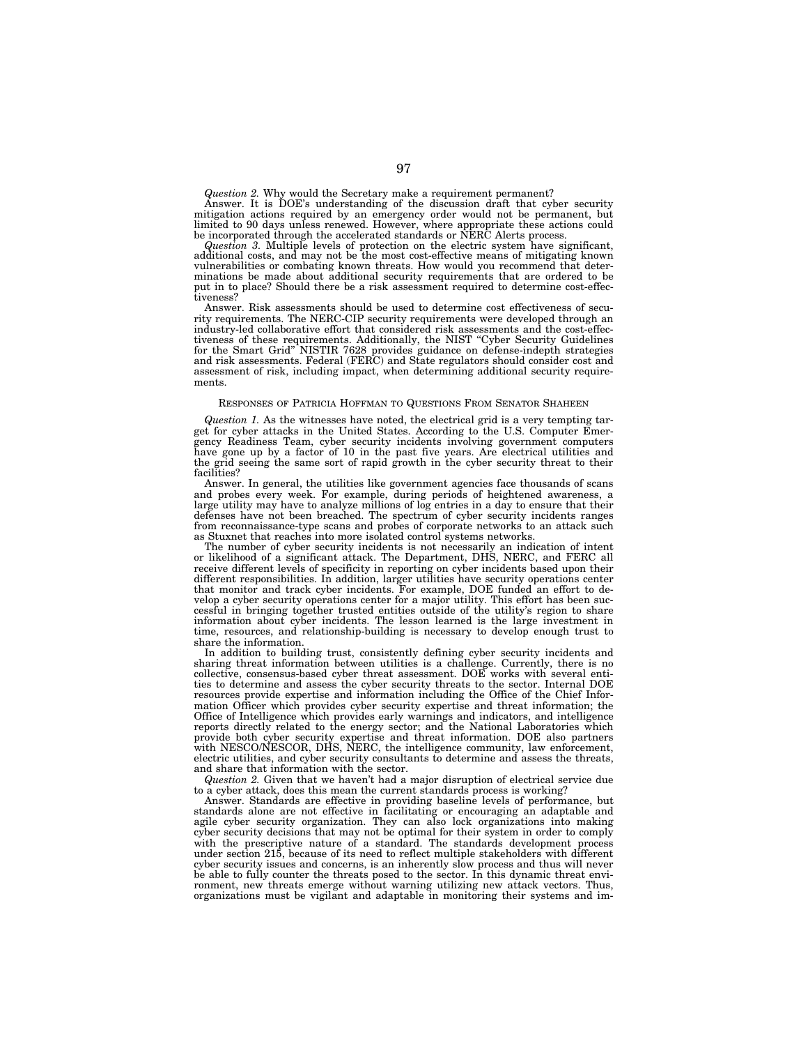*Question 2.* Why would the Secretary make a requirement permanent?

Answer. It is DOE's understanding of the discussion draft that cyber security mitigation actions required by an emergency order would not be permanent, but limited to 90 days unless renewed. However, where appropriate these actions could be incorporated through the accelerated standards or NERC Alerts process.

*Question 3.* Multiple levels of protection on the electric system have significant, additional costs, and may not be the most cost-effective means of mitigating known vulnerabilities or combating known threats. How would you recommend that determinations be made about additional security requirements that are ordered to be put in to place? Should there be a risk assessment required to determine cost-effectiveness?

Answer. Risk assessments should be used to determine cost effectiveness of security requirements. The NERC-CIP security requirements were developed through an industry-led collaborative effort that considered risk assessments and the cost-effectiveness of these requirements. Additionally, the NIST "Cyber Security Guidelines for the Smart Grid" NISTIR 7628 provides guidance on defense-indepth strategies and risk assessments. Federal (FERC) and State regulators should consider cost and assessment of risk, including impact, when determining additional security requirements.

## Responses of Patricia Hoffman to Questions From Senator Shaheen

*Question 1.* As the witnesses have noted, the electrical grid is a very tempting target for cyber attacks in the United States. According to the U.S. Computer Emergency Readiness Team, cyber security incidents involving government computers have gone up by a factor of 10 in the past five years. Are electrical utilities and the grid seeing the same sort of rapid growth in the cyber security threat to their facilities?

Answer. In general, the utilities like government agencies face thousands of scans and probes every week. For example, during periods of heightened awareness, a large utility may have to analyze millions of log entries in a day to ensure that their defenses have not been breached. The spectrum of cyber security incidents ranges from reconnaissance-type scans and probes of corporate networks to an attack such as Stuxnet that reaches into more isolated control systems networks.

The number of cyber security incidents is not necessarily an indication of intent or likelihood of a significant attack. The Department, DHS, NERC, and FERC all receive different levels of specificity in reporting on cyber incidents based upon their different responsibilities. In addition, larger utilities have security operations center that monitor and track cyber incidents. For example, DOE funded an effort to develop a cyber security operations center for a major utility. This effort has been successful in bringing together trusted entities outside of the utility's region to share information about cyber incidents. The lesson learned is the large investment in time, resources, and relationship-building is necessary to develop enough trust to share the information.

In addition to building trust, consistently defining cyber security incidents and sharing threat information between utilities is a challenge. Currently, there is no collective, consensus-based cyber threat assessment. DOE works with several entities to determine and assess the cyber security threats to the sector. Internal DOE resources provide expertise and information including the Office of the Chief Information Officer which provides cyber security expertise and threat information; the Office of Intelligence which provides early warnings and indicators, and intelligence reports directly related to the energy sector; and the National Laboratories which provide both cyber security expertise and threat information. DOE also partners with NESCO/NESCOR, DHS, NERC, the intelligence community, law enforcement, electric utilities, and cyber security consultants to determine and assess the threats, and share that information with the sector.

*Question 2.* Given that we haven't had a major disruption of electrical service due to a cyber attack, does this mean the current standards process is working?

Answer. Standards are effective in providing baseline levels of performance, but standards alone are not effective in facilitating or encouraging an adaptable and agile cyber security organization. They can also lock organizations into making cyber security decisions that may not be optimal for their system in order to comply with the prescriptive nature of a standard. The standards development process under section 215, because of its need to reflect multiple stakeholders with different cyber security issues and concerns, is an inherently slow process and thus will never be able to fully counter the threats posed to the sector. In this dynamic threat environment, new threats emerge without warning utilizing new attack vectors. Thus, organizations must be vigilant and adaptable in monitoring their systems and im-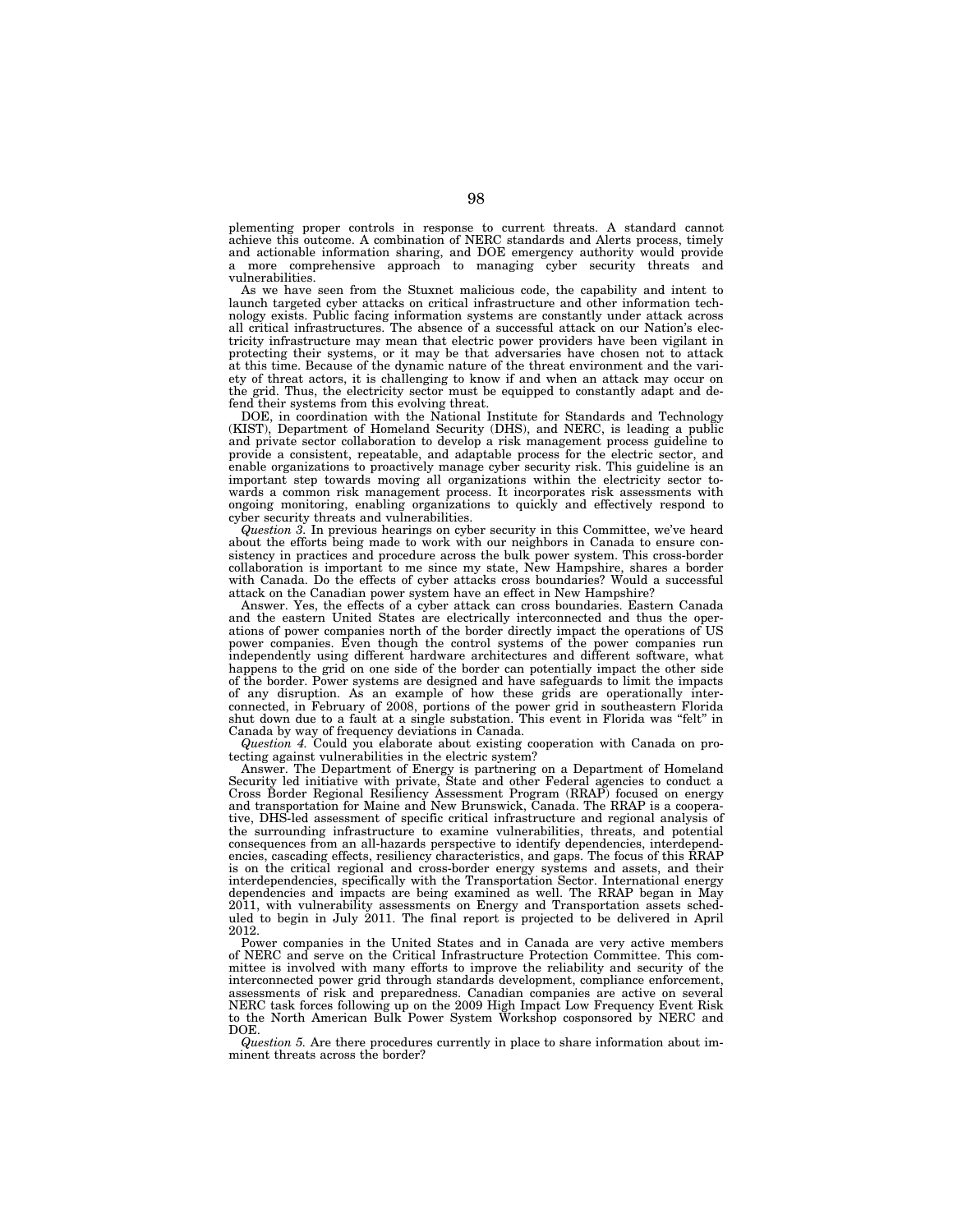plementing proper controls in response to current threats. A standard cannot achieve this outcome. A combination of NERC standards and Alerts process, timely and actionable information sharing, and DOE emergency authority would provide a more comprehensive approach to managing cyber security threats and vulnerabilities.

As we have seen from the Stuxnet malicious code, the capability and intent to launch targeted cyber attacks on critical infrastructure and other information technology exists. Public facing information systems are constantly under attack across all critical infrastructures. The absence of a successful attack on our Nation's electricity infrastructure may mean that electric power providers have been vigilant in protecting their systems, or it may be that adversaries have chosen not to attack at this time. Because of the dynamic nature of the threat environment and the variety of threat actors, it is challenging to know if and when an attack may occur on the grid. Thus, the electricity sector must be equipped to constantly adapt and defend their systems from this evolving threat.

DOE, in coordination with the National Institute for Standards and Technology (KIST), Department of Homeland Security (DHS), and NERC, is leading a public and private sector collaboration to develop a risk management process guideline to provide a consistent, repeatable, and adaptable process for the electric sector, and enable organizations to proactively manage cyber security risk. This guideline is an important step towards moving all organizations within the electricity sector towards a common risk management process. It incorporates risk assessments with ongoing monitoring, enabling organizations to quickly and effectively respond to cyber security threats and vulnerabilities.

*Question 3.* In previous hearings on cyber security in this Committee, we've heard about the efforts being made to work with our neighbors in Canada to ensure consistency in practices and procedure across the bulk power system. This cross-border collaboration is important to me since my state, New Hampshire, shares a border with Canada. Do the effects of cyber attacks cross boundaries? Would a successful attack on the Canadian power system have an effect in New Hampshire?

Answer. Yes, the effects of a cyber attack can cross boundaries. Eastern Canada and the eastern United States are electrically interconnected and thus the operations of power companies north of the border directly impact the operations of US power companies. Even though the control systems of the power companies run independently using different hardware architectures and different software, what happens to the grid on one side of the border can potentially impact the other side of the border. Power systems are designed and have safeguards to limit the impacts of any disruption. As an example of how these grids are operationally interconnected, in February of 2008, portions of the power grid in southeastern Florida shut down due to a fault at a single substation. This event in Florida was "felt" in Canada by way of frequency deviations in Canada.

*Question 4.* Could you elaborate about existing cooperation with Canada on protecting against vulnerabilities in the electric system?

Answer. The Department of Energy is partnering on a Department of Homeland Security led initiative with private, State and other Federal agencies to conduct a Cross Border Regional Resiliency Assessment Program (RRAP) focused on energy and transportation for Maine and New Brunswick, Canada. The RRAP is a cooperative, DHS-led assessment of specific critical infrastructure and regional analysis of the surrounding infrastructure to examine vulnerabilities, threats, and potential consequences from an all-hazards perspective to identify dependencies, interdependencies, cascading effects, resiliency characteristics, and gaps. The focus of this RRAP is on the critical regional and cross-border energy systems and assets, and their interdependencies, specifically with the Transportation Sector. International energy dependencies and impacts are being examined as well. The RRAP began in May 2011, with vulnerability assessments on Energy and Transportation assets scheduled to begin in July 2011. The final report is projected to be delivered in April 2012.

Power companies in the United States and in Canada are very active members of NERC and serve on the Critical Infrastructure Protection Committee. This committee is involved with many efforts to improve the reliability and security of the interconnected power grid through standards development, compliance enforcement, assessments of risk and preparedness. Canadian companies are active on several NERC task forces following up on the 2009 High Impact Low Frequency Event Risk to the North American Bulk Power System Workshop cosponsored by NERC and DOE.

*Question 5.* Are there procedures currently in place to share information about imminent threats across the border?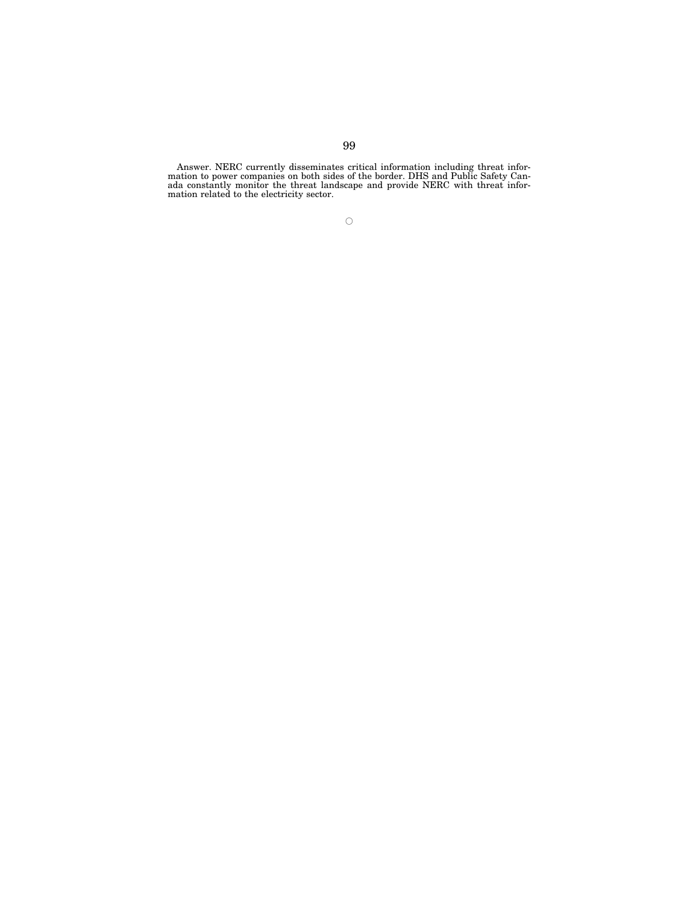Answer. NERC currently disseminates critical information including threat information to power companies on both sides of the border. DHS and Public Safety Canada constantly monitor the threat landscape and provide NERC with threat information related to the electricity sector.

○